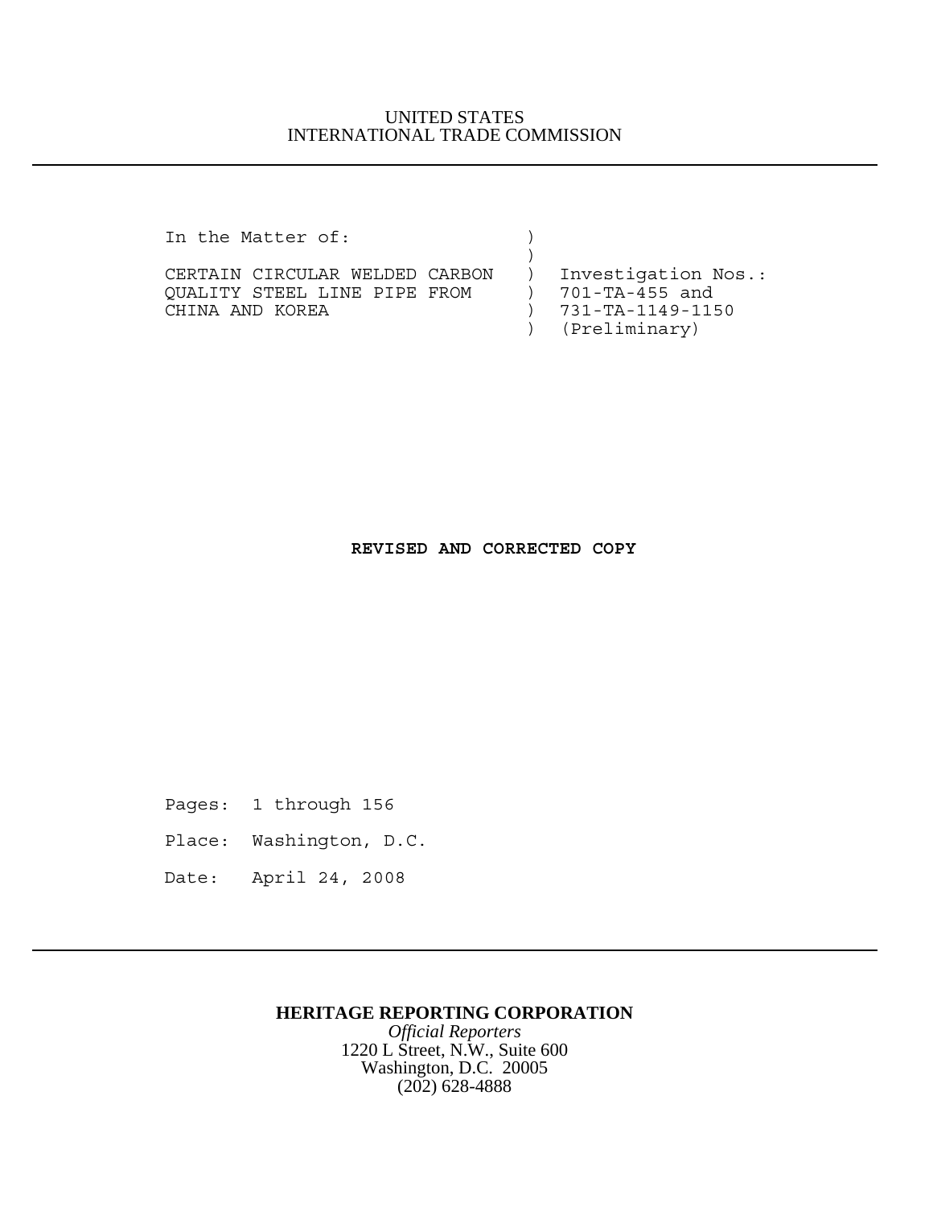UNITED STATES
INTERNATIONAL TRADE COMMISSION

---

```
In the Matter of:                 )
                                  )
CERTAIN CIRCULAR WELDED CARBON    )  Investigation Nos.:
QUALITY STEEL LINE PIPE FROM      )  701-TA-455 and
CHINA AND KOREA                   )  731-TA-1149-1150
                                  )  (Preliminary)
```

**REVISED AND CORRECTED COPY**

Pages: 1 through 156

Place: Washington, D.C.

Date: April 24, 2008

---

**HERITAGE REPORTING CORPORATION**
*Official Reporters*
1220 L Street, N.W., Suite 600
Washington, D.C. 20005
(202) 628-4888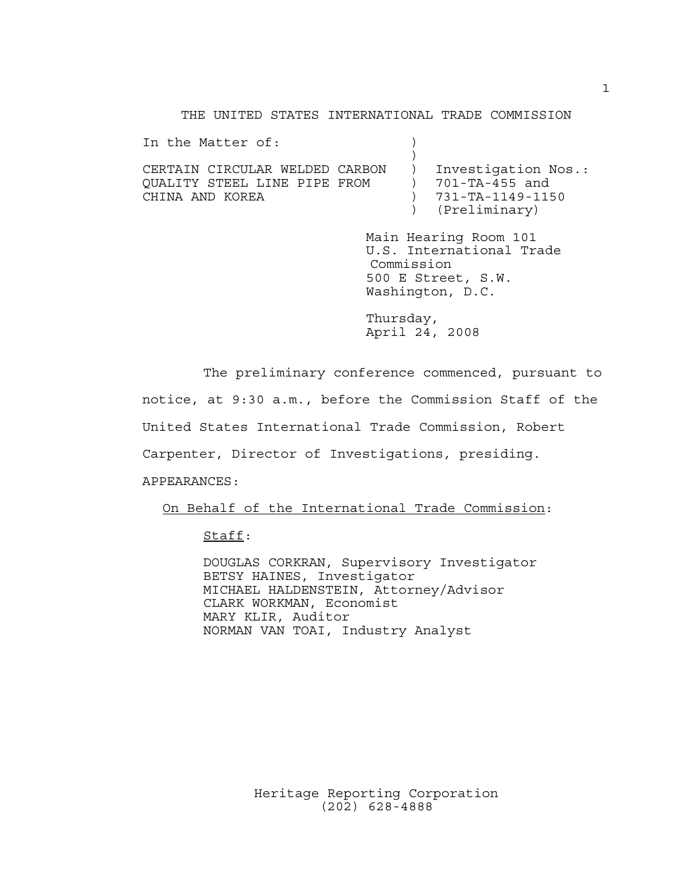THE UNITED STATES INTERNATIONAL TRADE COMMISSION

| In the Matter of: | | |
|---|---|---|
| | ) | |
| CERTAIN CIRCULAR WELDED CARBON QUALITY STEEL LINE PIPE FROM CHINA AND KOREA | ) | Investigation Nos.: 701-TA-455 and 731-TA-1149-1150 (Preliminary) |

Main Hearing Room 101
U.S. International Trade Commission
500 E Street, S.W.
Washington, D.C.

Thursday,
April 24, 2008

The preliminary conference commenced, pursuant to notice, at 9:30 a.m., before the Commission Staff of the United States International Trade Commission, Robert Carpenter, Director of Investigations, presiding.

APPEARANCES:

On Behalf of the International Trade Commission:

Staff:

DOUGLAS CORKRAN, Supervisory Investigator
BETSY HAINES, Investigator
MICHAEL HALDENSTEIN, Attorney/Advisor
CLARK WORKMAN, Economist
MARY KLIR, Auditor
NORMAN VAN TOAI, Industry Analyst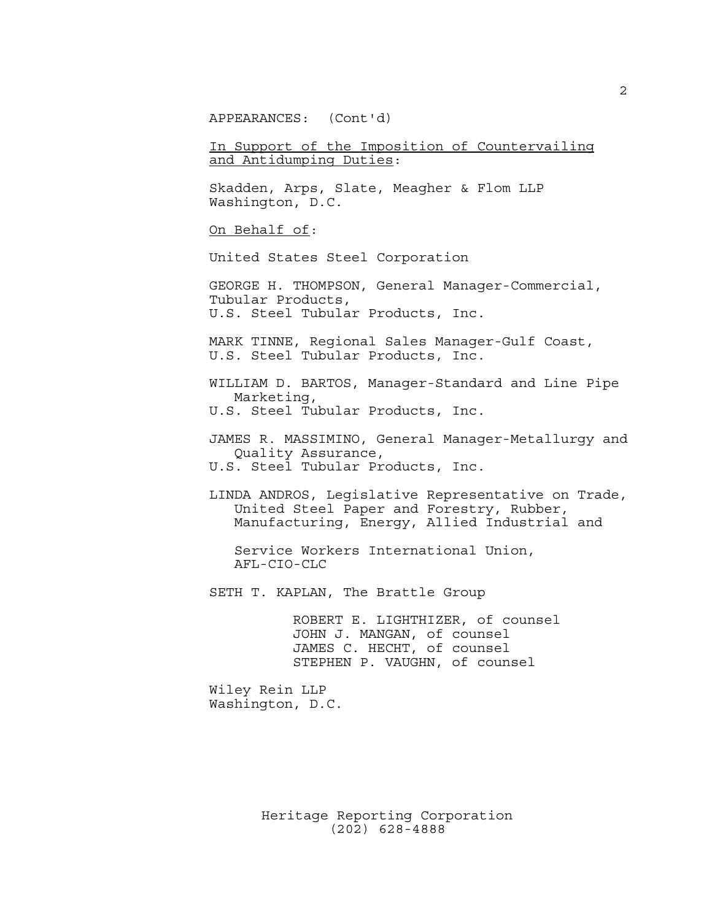APPEARANCES: (Cont'd)

In Support of the Imposition of Countervailing and Antidumping Duties:

Skadden, Arps, Slate, Meagher & Flom LLP
Washington, D.C.

On Behalf of:

United States Steel Corporation

GEORGE H. THOMPSON, General Manager-Commercial, Tubular Products,
U.S. Steel Tubular Products, Inc.

MARK TINNE, Regional Sales Manager-Gulf Coast,
U.S. Steel Tubular Products, Inc.

WILLIAM D. BARTOS, Manager-Standard and Line Pipe Marketing,
U.S. Steel Tubular Products, Inc.

JAMES R. MASSIMINO, General Manager-Metallurgy and Quality Assurance,
U.S. Steel Tubular Products, Inc.

LINDA ANDROS, Legislative Representative on Trade, United Steel Paper and Forestry, Rubber, Manufacturing, Energy, Allied Industrial and Service Workers International Union, AFL-CIO-CLC

SETH T. KAPLAN, The Brattle Group

ROBERT E. LIGHTHIZER, of counsel
JOHN J. MANGAN, of counsel
JAMES C. HECHT, of counsel
STEPHEN P. VAUGHN, of counsel

Wiley Rein LLP
Washington, D.C.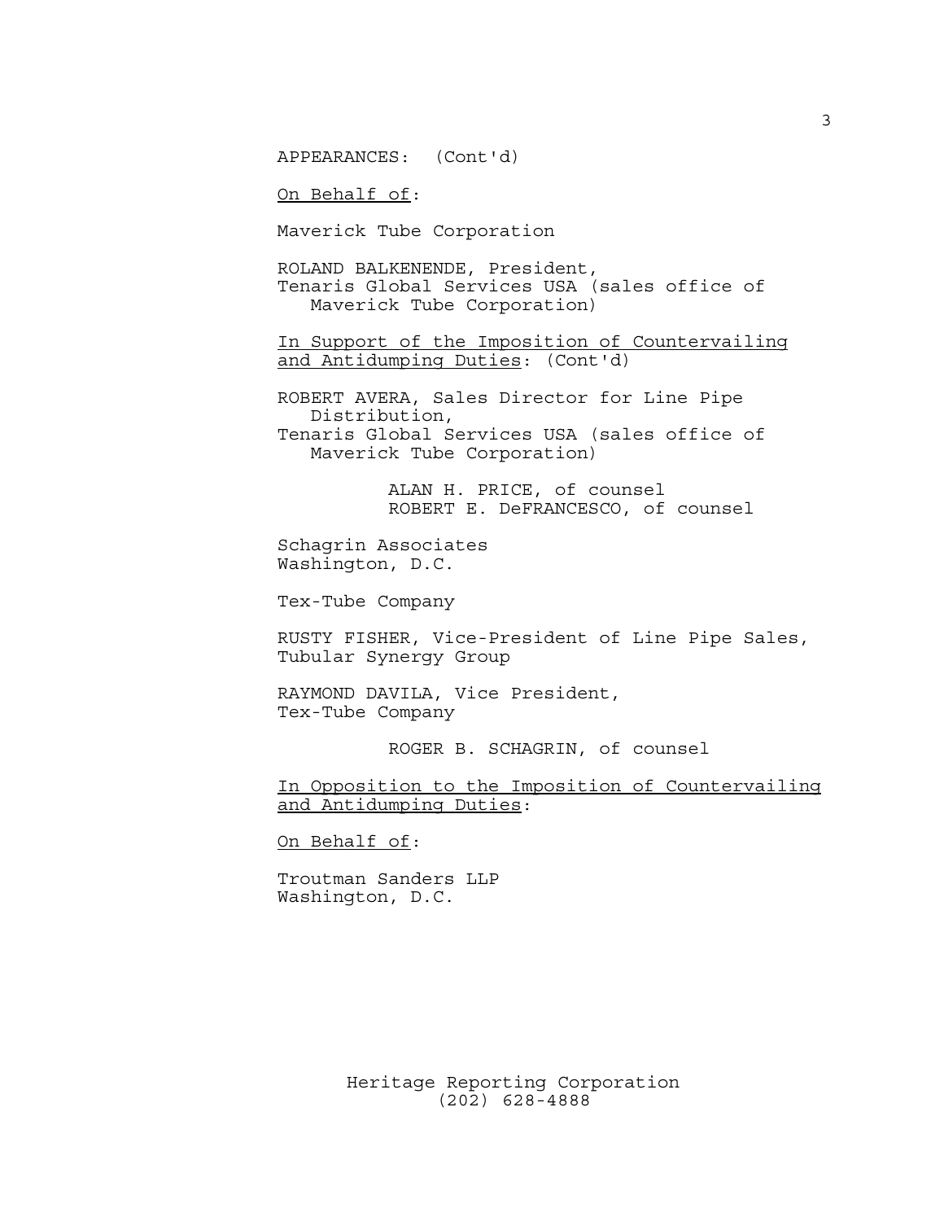APPEARANCES: (Cont'd)

On Behalf of:

Maverick Tube Corporation

ROLAND BALKENENDE, President,
Tenaris Global Services USA (sales office of
Maverick Tube Corporation)

In Support of the Imposition of Countervailing and Antidumping Duties: (Cont'd)

ROBERT AVERA, Sales Director for Line Pipe
Distribution,
Tenaris Global Services USA (sales office of
Maverick Tube Corporation)

ALAN H. PRICE, of counsel
ROBERT E. DeFRANCESCO, of counsel

Schagrin Associates
Washington, D.C.

Tex-Tube Company

RUSTY FISHER, Vice-President of Line Pipe Sales,
Tubular Synergy Group

RAYMOND DAVILA, Vice President,
Tex-Tube Company

ROGER B. SCHAGRIN, of counsel

In Opposition to the Imposition of Countervailing and Antidumping Duties:

On Behalf of:

Troutman Sanders LLP
Washington, D.C.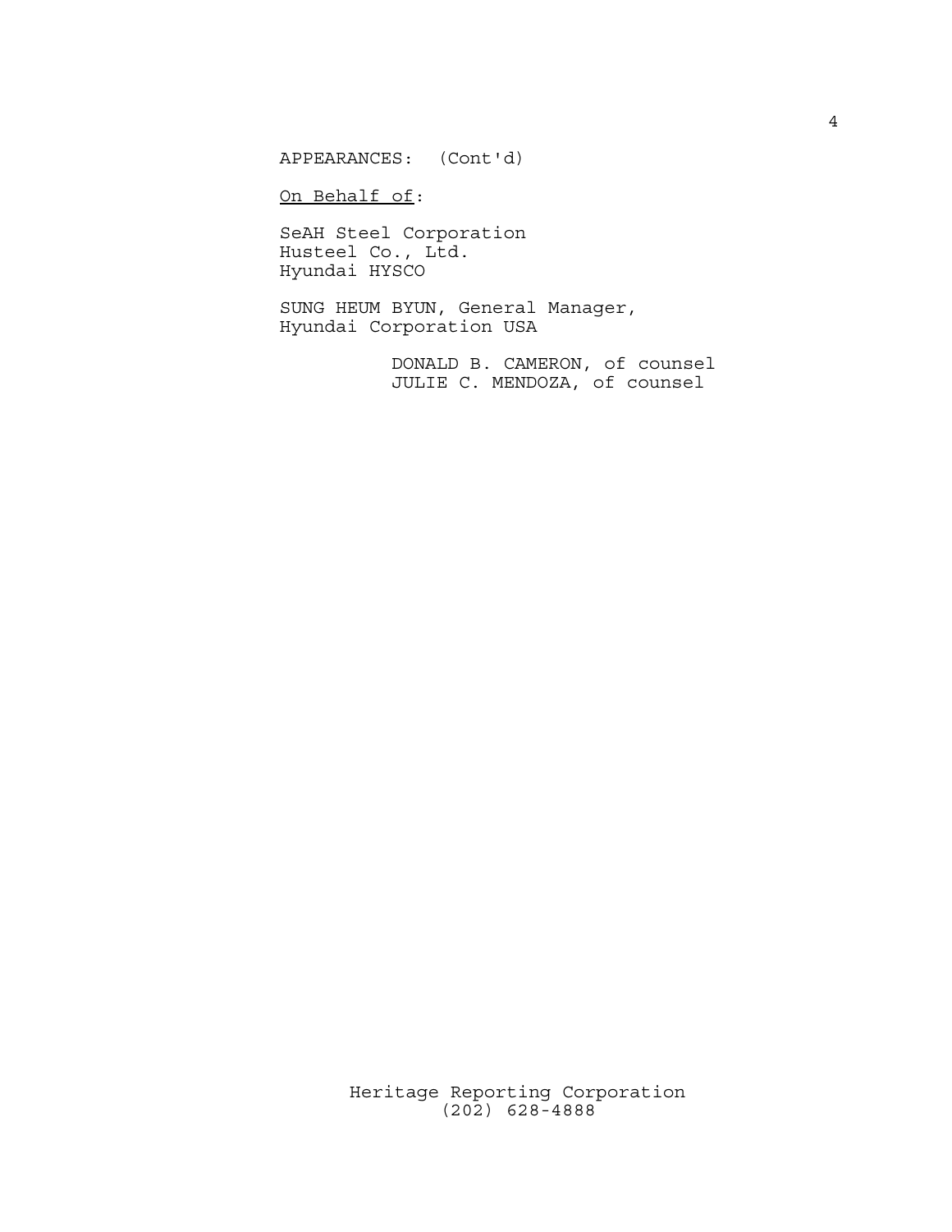APPEARANCES: (Cont'd)

<u>On Behalf of</u>:

SeAH Steel Corporation
Husteel Co., Ltd.
Hyundai HYSCO

SUNG HEUM BYUN, General Manager,
Hyundai Corporation USA

DONALD B. CAMERON, of counsel
JULIE C. MENDOZA, of counsel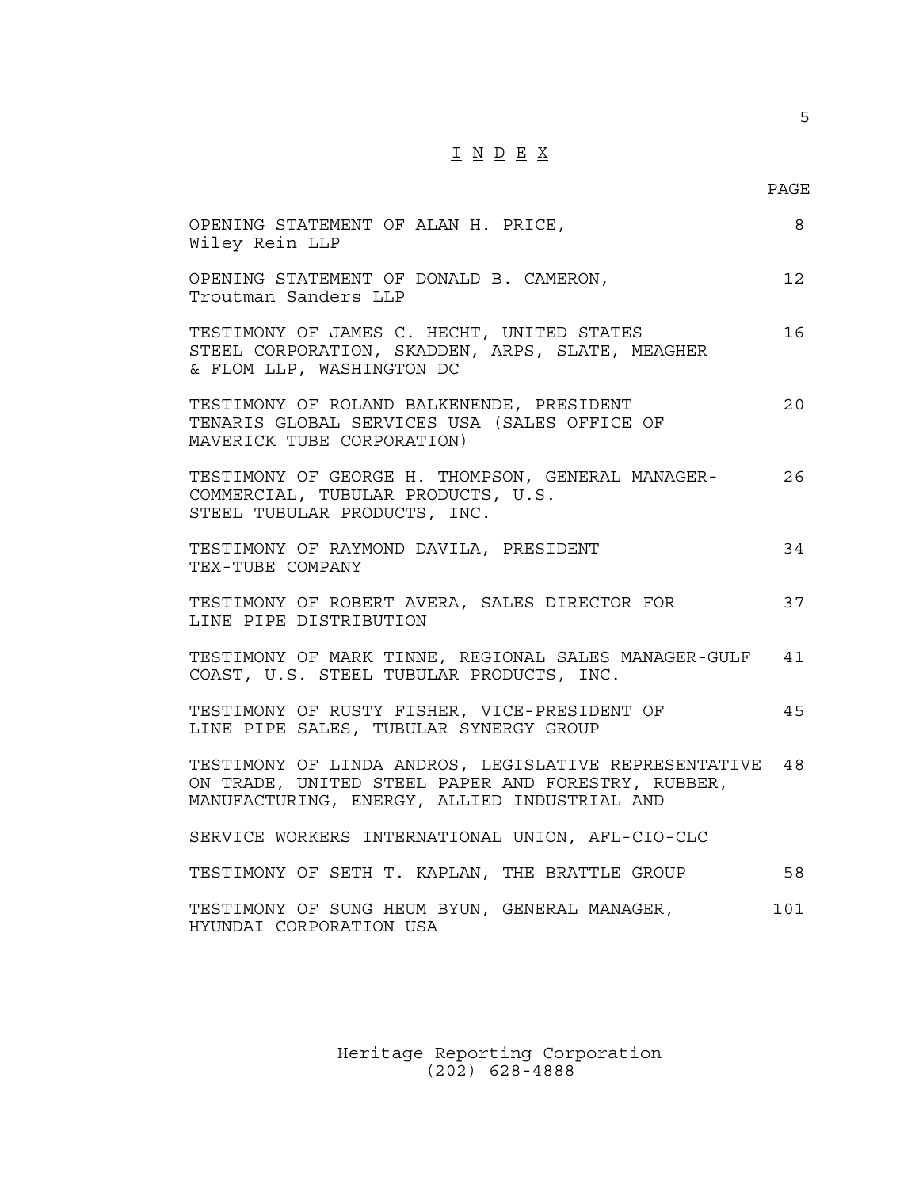# I N D E X

| | PAGE |
|---|---|
| OPENING STATEMENT OF ALAN H. PRICE, Wiley Rein LLP | 8 |
| OPENING STATEMENT OF DONALD B. CAMERON, Troutman Sanders LLP | 12 |
| TESTIMONY OF JAMES C. HECHT, UNITED STATES STEEL CORPORATION, SKADDEN, ARPS, SLATE, MEAGHER & FLOM LLP, WASHINGTON DC | 16 |
| TESTIMONY OF ROLAND BALKENENDE, PRESIDENT TENARIS GLOBAL SERVICES USA (SALES OFFICE OF MAVERICK TUBE CORPORATION) | 20 |
| TESTIMONY OF GEORGE H. THOMPSON, GENERAL MANAGER-COMMERCIAL, TUBULAR PRODUCTS, U.S. STEEL TUBULAR PRODUCTS, INC. | 26 |
| TESTIMONY OF RAYMOND DAVILA, PRESIDENT TEX-TUBE COMPANY | 34 |
| TESTIMONY OF ROBERT AVERA, SALES DIRECTOR FOR LINE PIPE DISTRIBUTION | 37 |
| TESTIMONY OF MARK TINNE, REGIONAL SALES MANAGER-GULF COAST, U.S. STEEL TUBULAR PRODUCTS, INC. | 41 |
| TESTIMONY OF RUSTY FISHER, VICE-PRESIDENT OF LINE PIPE SALES, TUBULAR SYNERGY GROUP | 45 |
| TESTIMONY OF LINDA ANDROS, LEGISLATIVE REPRESENTATIVE ON TRADE, UNITED STEEL PAPER AND FORESTRY, RUBBER, MANUFACTURING, ENERGY, ALLIED INDUSTRIAL AND SERVICE WORKERS INTERNATIONAL UNION, AFL-CIO-CLC | 48 |
| TESTIMONY OF SETH T. KAPLAN, THE BRATTLE GROUP | 58 |
| TESTIMONY OF SUNG HEUM BYUN, GENERAL MANAGER, HYUNDAI CORPORATION USA | 101 |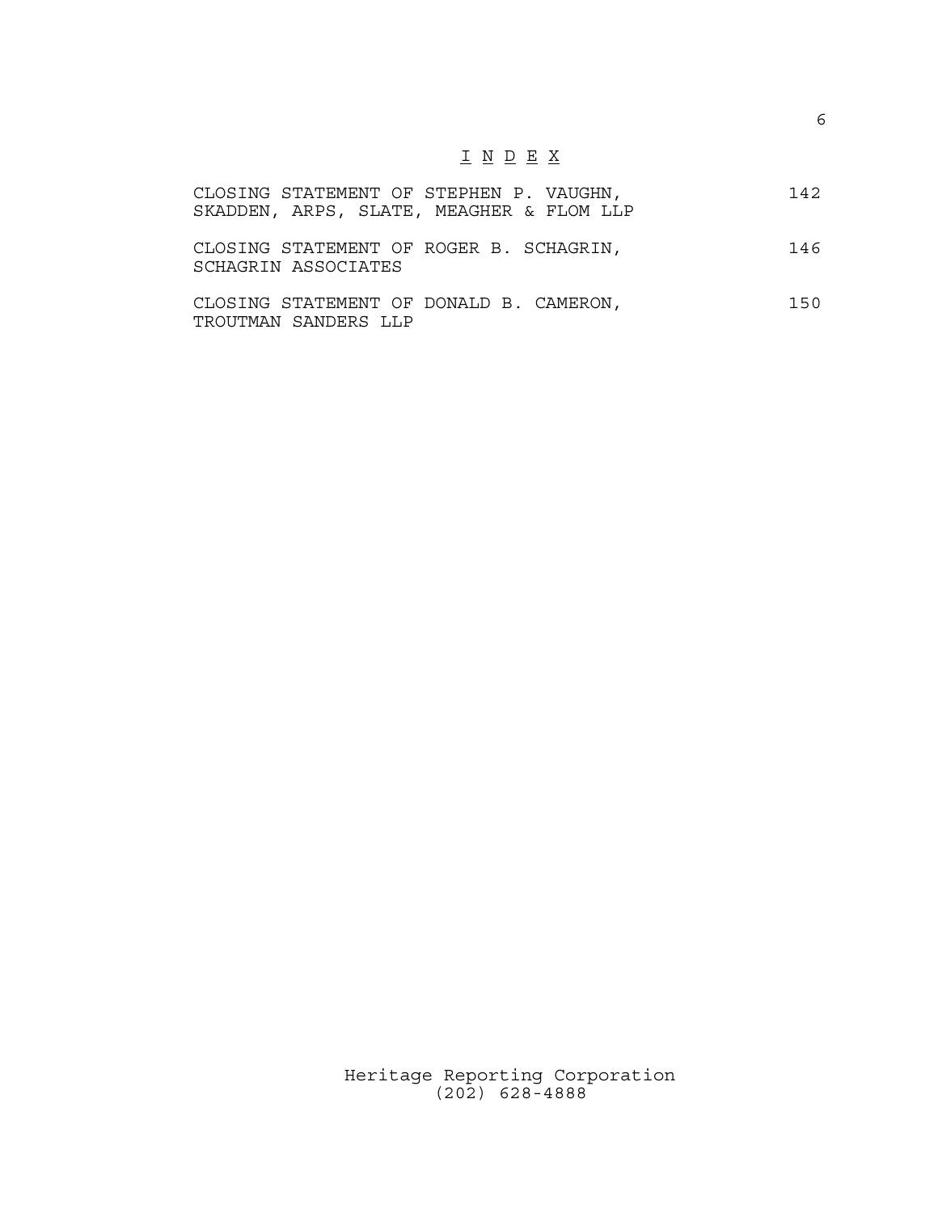# I N D E X

| | |
|---|---|
| CLOSING STATEMENT OF STEPHEN P. VAUGHN, SKADDEN, ARPS, SLATE, MEAGHER & FLOM LLP | 142 |
| CLOSING STATEMENT OF ROGER B. SCHAGRIN, SCHAGRIN ASSOCIATES | 146 |
| CLOSING STATEMENT OF DONALD B. CAMERON, TROUTMAN SANDERS LLP | 150 |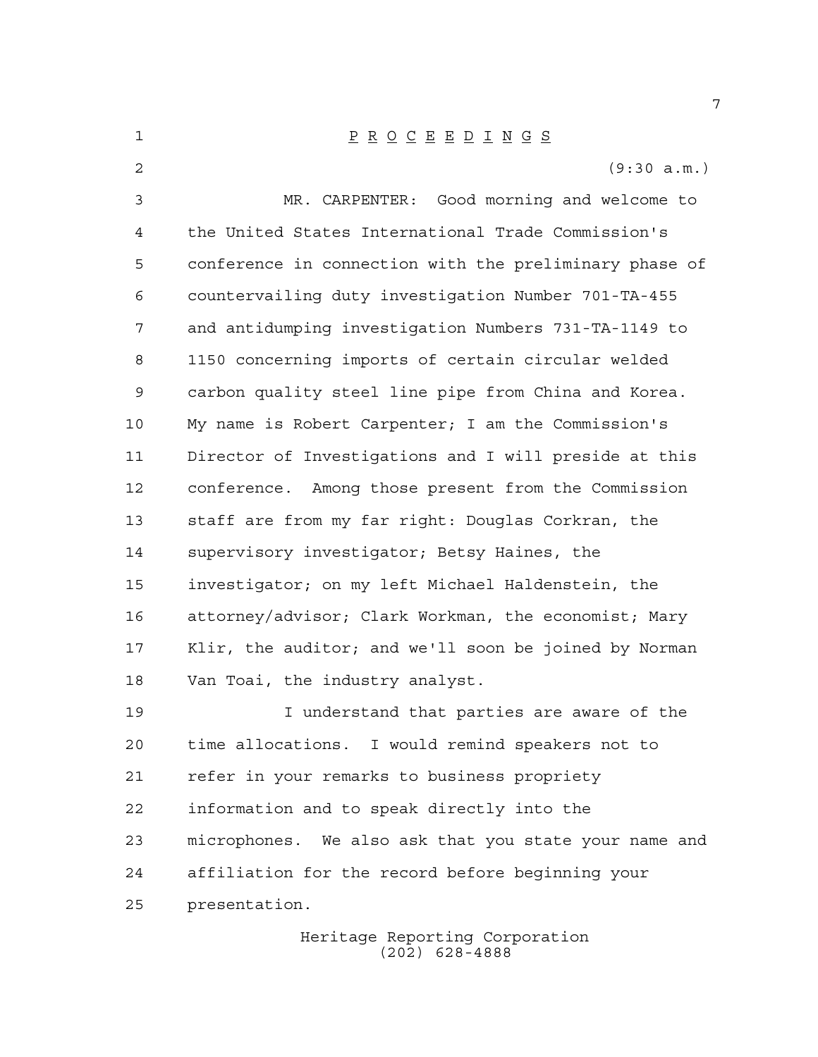P R O C E E D I N G S

(9:30 a.m.)

MR. CARPENTER: Good morning and welcome to the United States International Trade Commission's conference in connection with the preliminary phase of countervailing duty investigation Number 701-TA-455 and antidumping investigation Numbers 731-TA-1149 to 1150 concerning imports of certain circular welded carbon quality steel line pipe from China and Korea. My name is Robert Carpenter; I am the Commission's Director of Investigations and I will preside at this conference. Among those present from the Commission staff are from my far right: Douglas Corkran, the supervisory investigator; Betsy Haines, the investigator; on my left Michael Haldenstein, the attorney/advisor; Clark Workman, the economist; Mary Klir, the auditor; and we'll soon be joined by Norman Van Toai, the industry analyst.

I understand that parties are aware of the time allocations. I would remind speakers not to refer in your remarks to business propriety information and to speak directly into the microphones. We also ask that you state your name and affiliation for the record before beginning your presentation.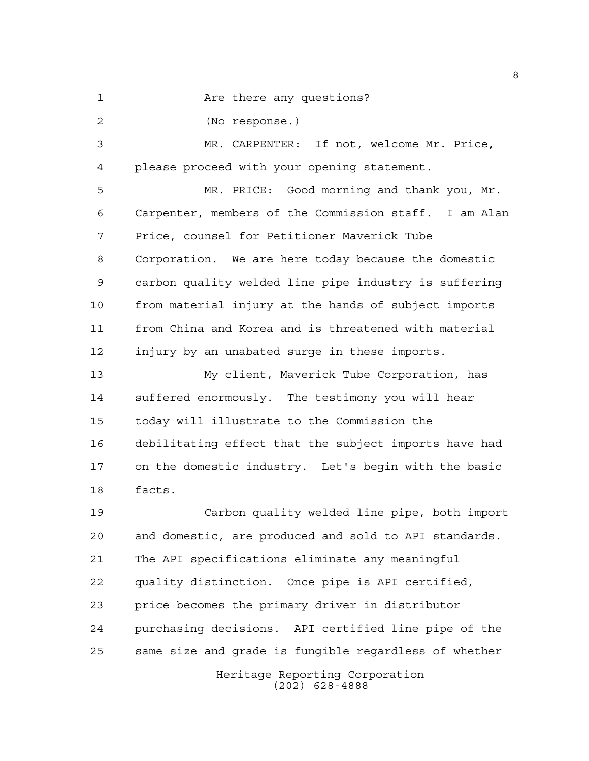Are there any questions?

(No response.)

MR. CARPENTER: If not, welcome Mr. Price, please proceed with your opening statement.

MR. PRICE: Good morning and thank you, Mr. Carpenter, members of the Commission staff. I am Alan Price, counsel for Petitioner Maverick Tube Corporation. We are here today because the domestic carbon quality welded line pipe industry is suffering from material injury at the hands of subject imports from China and Korea and is threatened with material injury by an unabated surge in these imports.

My client, Maverick Tube Corporation, has suffered enormously. The testimony you will hear today will illustrate to the Commission the debilitating effect that the subject imports have had on the domestic industry. Let's begin with the basic facts.

Carbon quality welded line pipe, both import and domestic, are produced and sold to API standards. The API specifications eliminate any meaningful quality distinction. Once pipe is API certified, price becomes the primary driver in distributor purchasing decisions. API certified line pipe of the same size and grade is fungible regardless of whether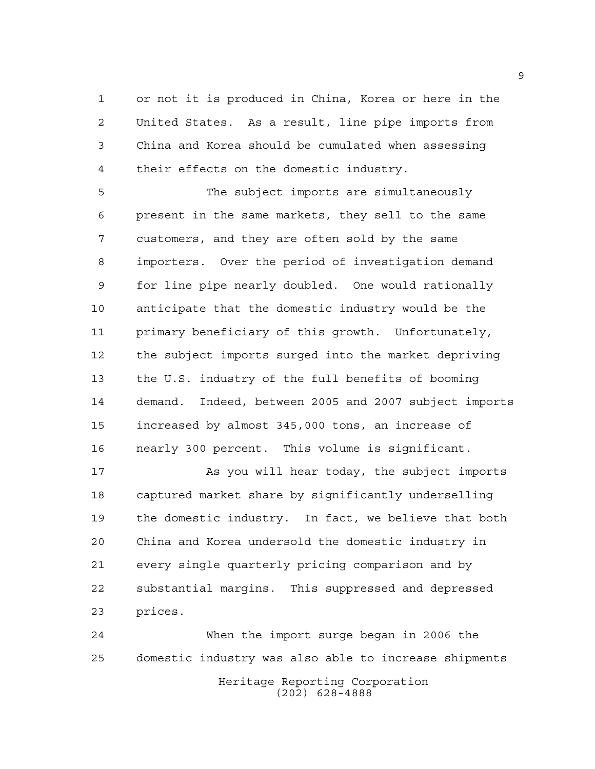or not it is produced in China, Korea or here in the United States. As a result, line pipe imports from China and Korea should be cumulated when assessing their effects on the domestic industry.

The subject imports are simultaneously present in the same markets, they sell to the same customers, and they are often sold by the same importers. Over the period of investigation demand for line pipe nearly doubled. One would rationally anticipate that the domestic industry would be the primary beneficiary of this growth. Unfortunately, the subject imports surged into the market depriving the U.S. industry of the full benefits of booming demand. Indeed, between 2005 and 2007 subject imports increased by almost 345,000 tons, an increase of nearly 300 percent. This volume is significant.

As you will hear today, the subject imports captured market share by significantly underselling the domestic industry. In fact, we believe that both China and Korea undersold the domestic industry in every single quarterly pricing comparison and by substantial margins. This suppressed and depressed prices.

When the import surge began in 2006 the domestic industry was also able to increase shipments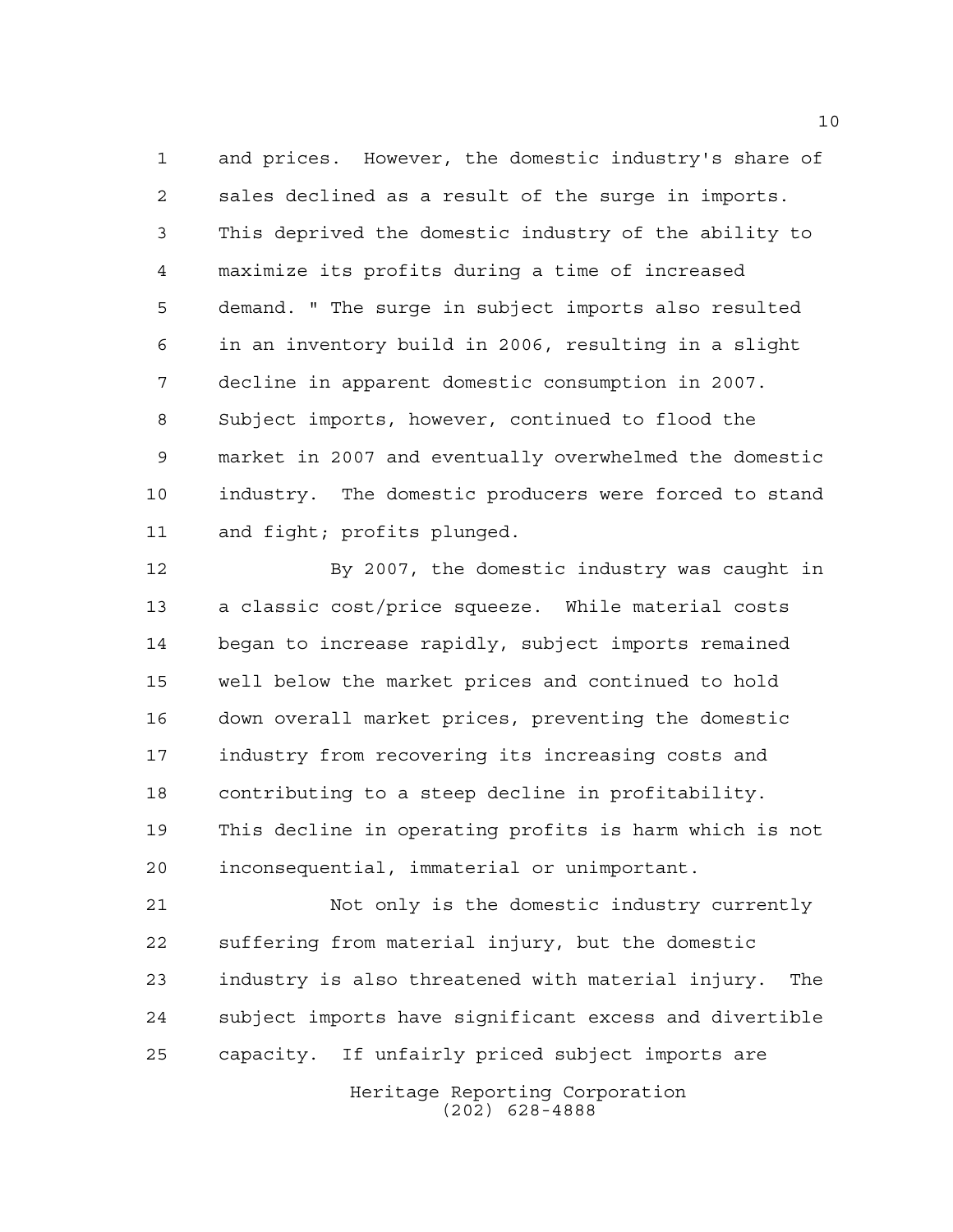and prices. However, the domestic industry's share of sales declined as a result of the surge in imports. This deprived the domestic industry of the ability to maximize its profits during a time of increased demand. " The surge in subject imports also resulted in an inventory build in 2006, resulting in a slight decline in apparent domestic consumption in 2007. Subject imports, however, continued to flood the market in 2007 and eventually overwhelmed the domestic industry. The domestic producers were forced to stand and fight; profits plunged.

By 2007, the domestic industry was caught in a classic cost/price squeeze. While material costs began to increase rapidly, subject imports remained well below the market prices and continued to hold down overall market prices, preventing the domestic industry from recovering its increasing costs and contributing to a steep decline in profitability. This decline in operating profits is harm which is not inconsequential, immaterial or unimportant.

Not only is the domestic industry currently suffering from material injury, but the domestic industry is also threatened with material injury. The subject imports have significant excess and divertible capacity. If unfairly priced subject imports are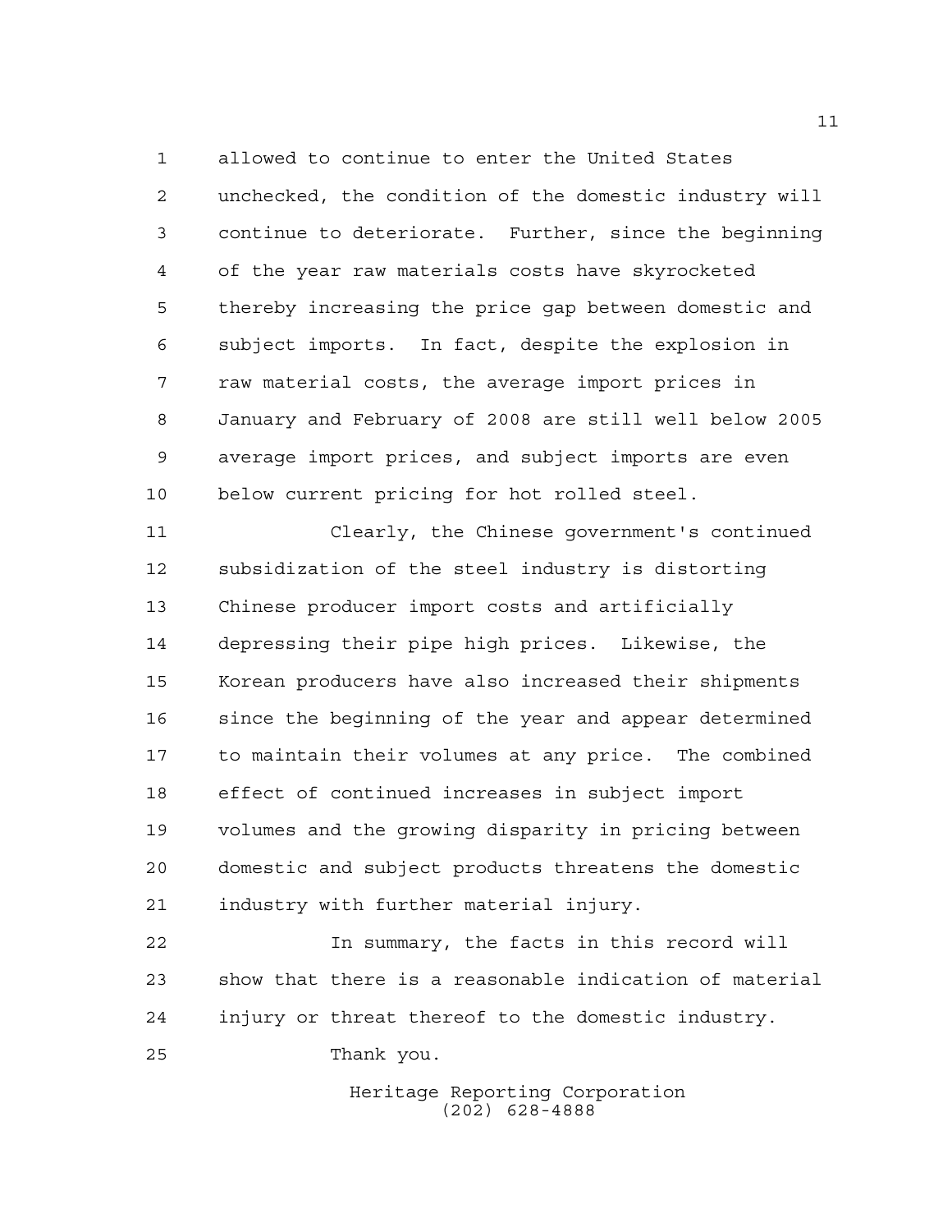allowed to continue to enter the United States unchecked, the condition of the domestic industry will continue to deteriorate. Further, since the beginning of the year raw materials costs have skyrocketed thereby increasing the price gap between domestic and subject imports. In fact, despite the explosion in raw material costs, the average import prices in January and February of 2008 are still well below 2005 average import prices, and subject imports are even below current pricing for hot rolled steel.

Clearly, the Chinese government's continued subsidization of the steel industry is distorting Chinese producer import costs and artificially depressing their pipe high prices. Likewise, the Korean producers have also increased their shipments since the beginning of the year and appear determined to maintain their volumes at any price. The combined effect of continued increases in subject import volumes and the growing disparity in pricing between domestic and subject products threatens the domestic industry with further material injury.

In summary, the facts in this record will show that there is a reasonable indication of material injury or threat thereof to the domestic industry.

Thank you.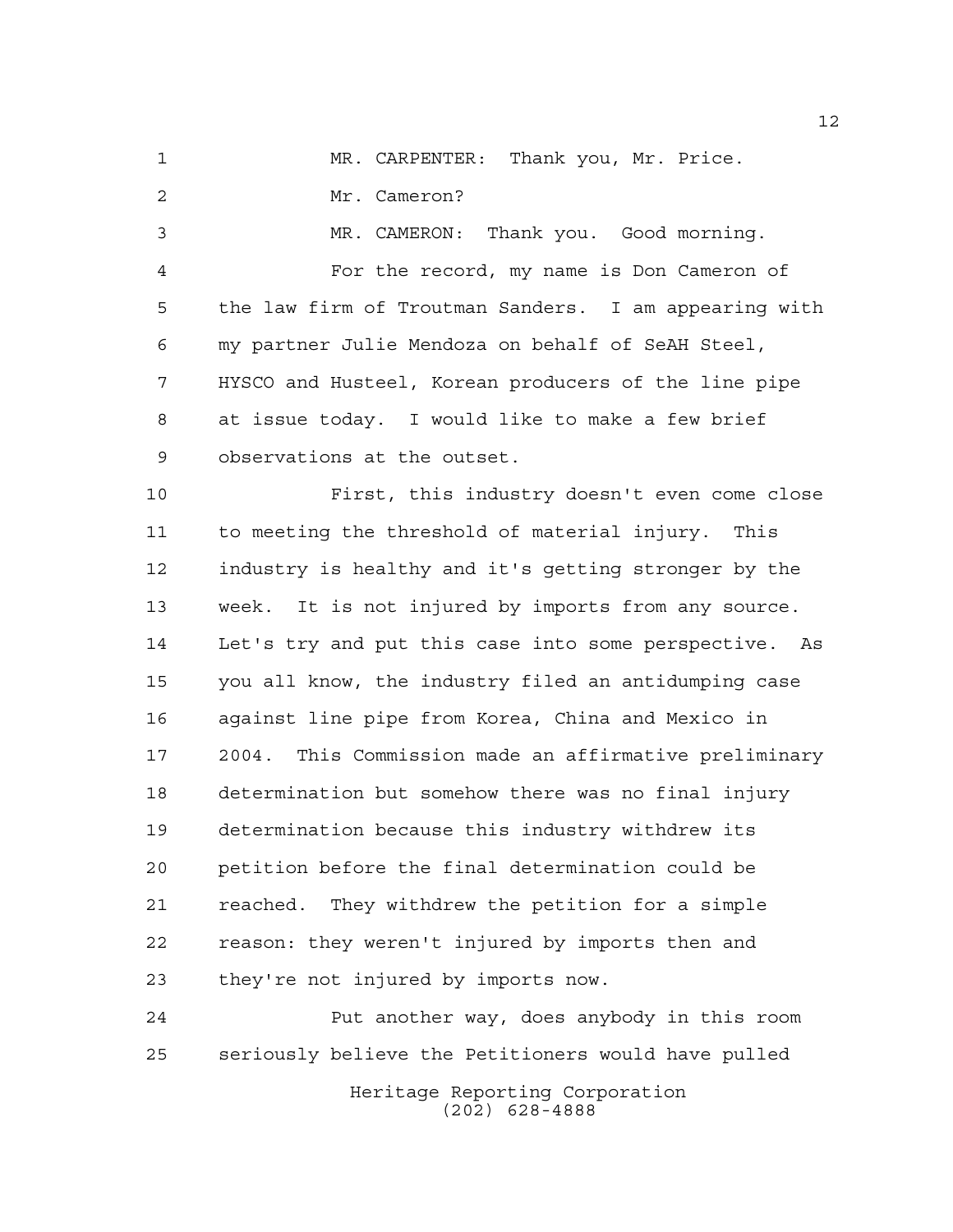MR. CARPENTER: Thank you, Mr. Price.

Mr. Cameron?

MR. CAMERON: Thank you. Good morning.

For the record, my name is Don Cameron of the law firm of Troutman Sanders. I am appearing with my partner Julie Mendoza on behalf of SeAH Steel, HYSCO and Husteel, Korean producers of the line pipe at issue today. I would like to make a few brief observations at the outset.

First, this industry doesn't even come close to meeting the threshold of material injury. This industry is healthy and it's getting stronger by the week. It is not injured by imports from any source. Let's try and put this case into some perspective. As you all know, the industry filed an antidumping case against line pipe from Korea, China and Mexico in 2004. This Commission made an affirmative preliminary determination but somehow there was no final injury determination because this industry withdrew its petition before the final determination could be reached. They withdrew the petition for a simple reason: they weren't injured by imports then and they're not injured by imports now.

Put another way, does anybody in this room seriously believe the Petitioners would have pulled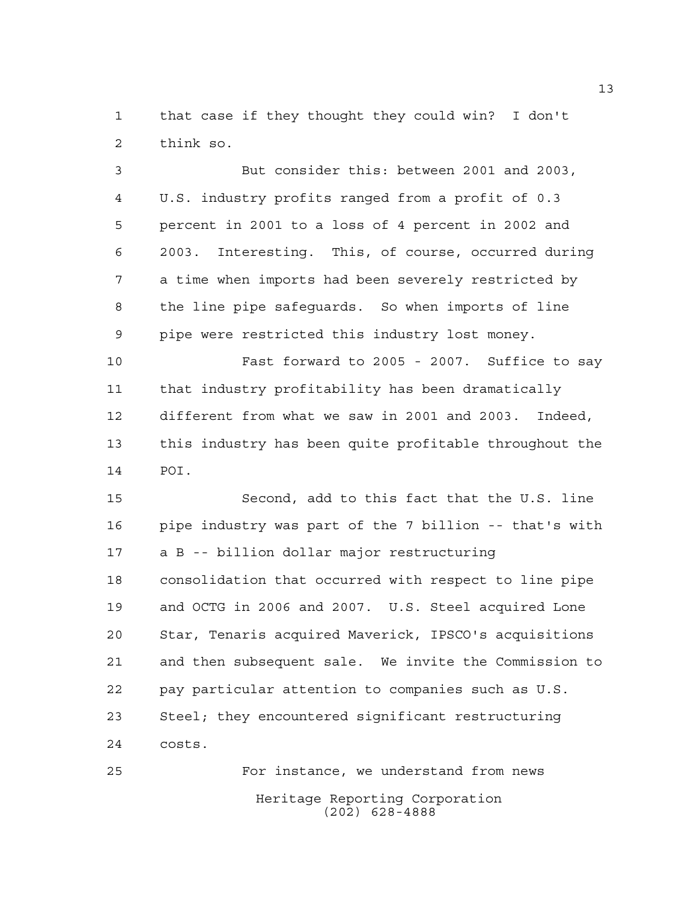that case if they thought they could win? I don't think so.

But consider this: between 2001 and 2003, U.S. industry profits ranged from a profit of 0.3 percent in 2001 to a loss of 4 percent in 2002 and 2003. Interesting. This, of course, occurred during a time when imports had been severely restricted by the line pipe safeguards. So when imports of line pipe were restricted this industry lost money.

Fast forward to 2005 - 2007. Suffice to say that industry profitability has been dramatically different from what we saw in 2001 and 2003. Indeed, this industry has been quite profitable throughout the POI.

Second, add to this fact that the U.S. line pipe industry was part of the 7 billion -- that's with a B -- billion dollar major restructuring consolidation that occurred with respect to line pipe and OCTG in 2006 and 2007. U.S. Steel acquired Lone Star, Tenaris acquired Maverick, IPSCO's acquisitions and then subsequent sale. We invite the Commission to pay particular attention to companies such as U.S. Steel; they encountered significant restructuring costs.

For instance, we understand from news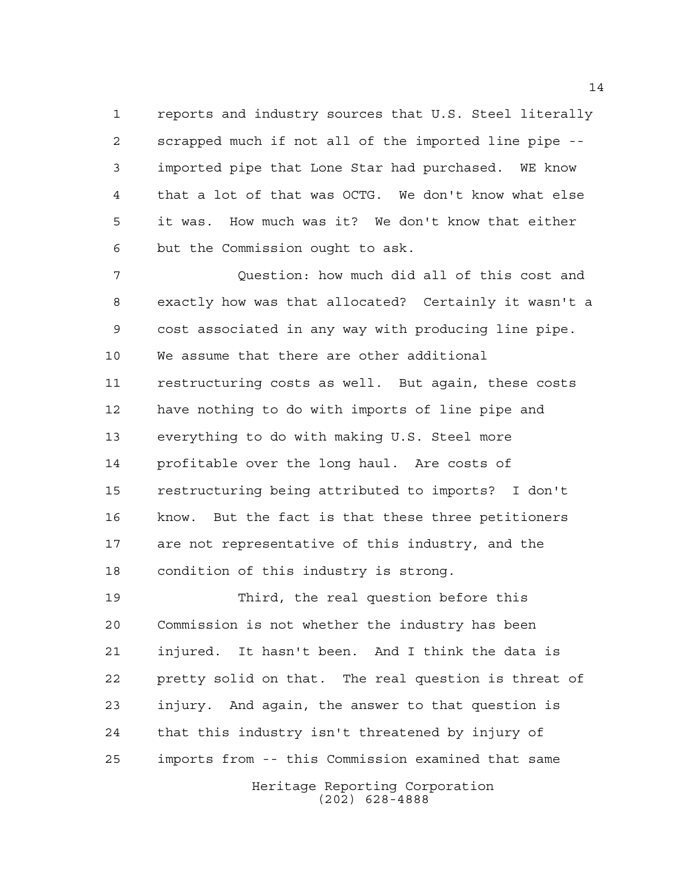reports and industry sources that U.S. Steel literally scrapped much if not all of the imported line pipe -- imported pipe that Lone Star had purchased. WE know that a lot of that was OCTG. We don't know what else it was. How much was it? We don't know that either but the Commission ought to ask.

Question: how much did all of this cost and exactly how was that allocated? Certainly it wasn't a cost associated in any way with producing line pipe. We assume that there are other additional restructuring costs as well. But again, these costs have nothing to do with imports of line pipe and everything to do with making U.S. Steel more profitable over the long haul. Are costs of restructuring being attributed to imports? I don't know. But the fact is that these three petitioners are not representative of this industry, and the condition of this industry is strong.

Third, the real question before this Commission is not whether the industry has been injured. It hasn't been. And I think the data is pretty solid on that. The real question is threat of injury. And again, the answer to that question is that this industry isn't threatened by injury of imports from -- this Commission examined that same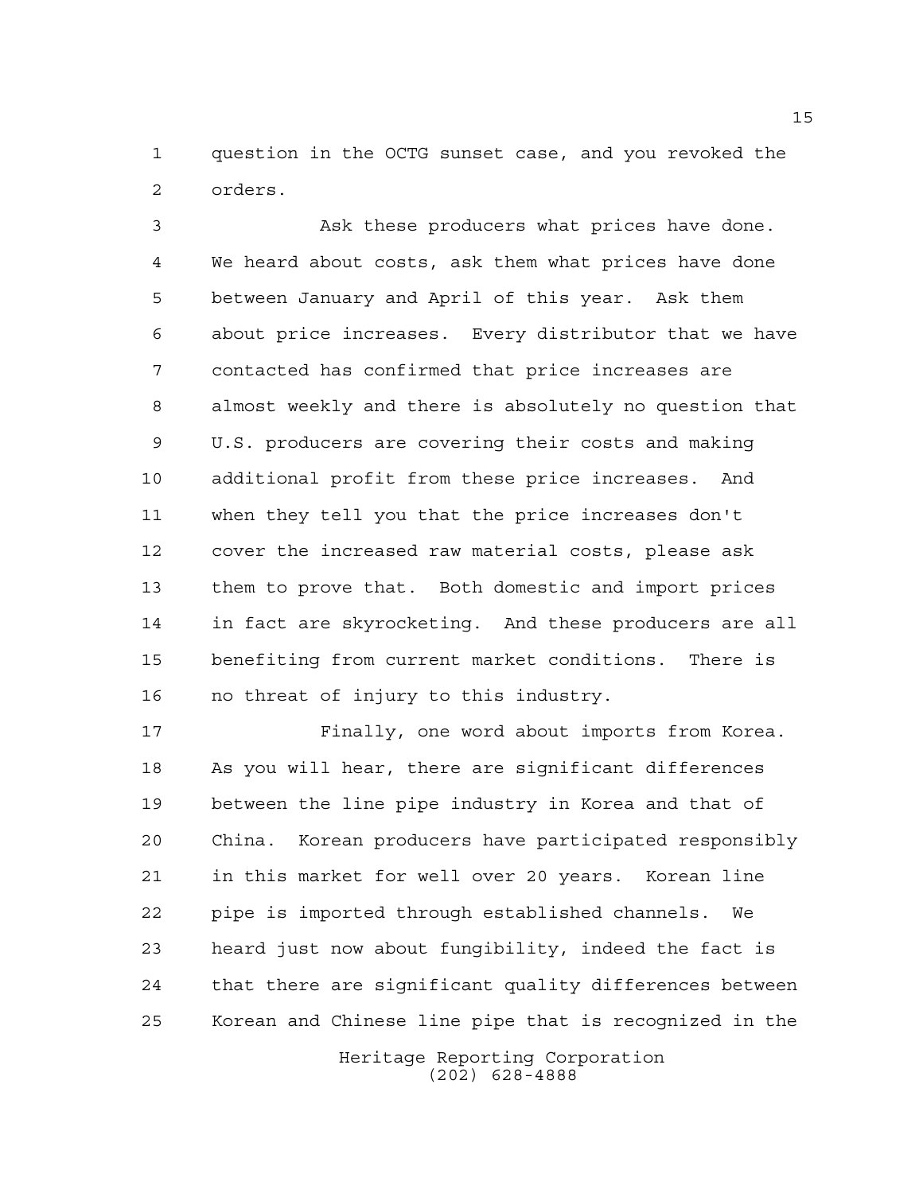question in the OCTG sunset case, and you revoked the orders.

Ask these producers what prices have done. We heard about costs, ask them what prices have done between January and April of this year. Ask them about price increases. Every distributor that we have contacted has confirmed that price increases are almost weekly and there is absolutely no question that U.S. producers are covering their costs and making additional profit from these price increases. And when they tell you that the price increases don't cover the increased raw material costs, please ask them to prove that. Both domestic and import prices in fact are skyrocketing. And these producers are all benefiting from current market conditions. There is no threat of injury to this industry.

Finally, one word about imports from Korea. As you will hear, there are significant differences between the line pipe industry in Korea and that of China. Korean producers have participated responsibly in this market for well over 20 years. Korean line pipe is imported through established channels. We heard just now about fungibility, indeed the fact is that there are significant quality differences between Korean and Chinese line pipe that is recognized in the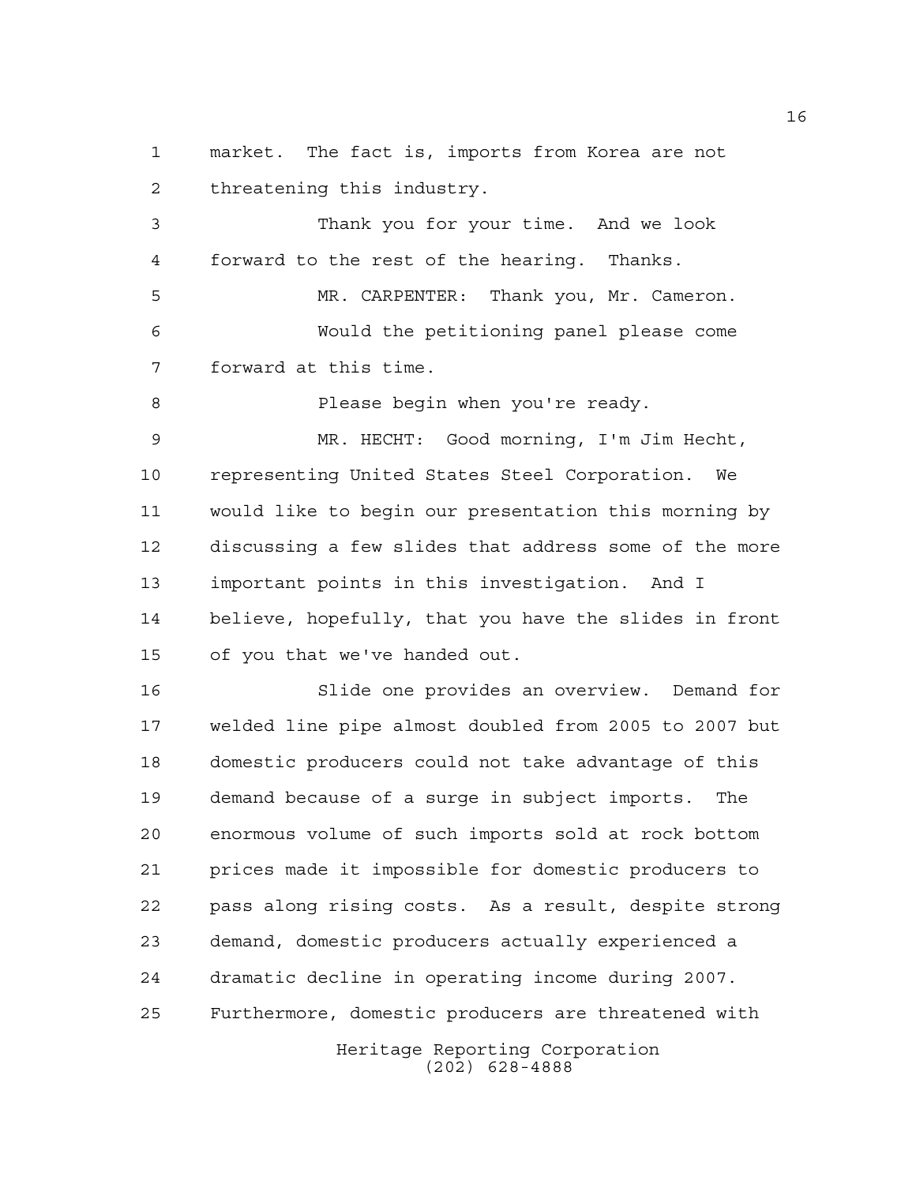market. The fact is, imports from Korea are not threatening this industry.

Thank you for your time. And we look forward to the rest of the hearing. Thanks.

MR. CARPENTER: Thank you, Mr. Cameron.

Would the petitioning panel please come forward at this time.

Please begin when you're ready.

MR. HECHT: Good morning, I'm Jim Hecht, representing United States Steel Corporation. We would like to begin our presentation this morning by discussing a few slides that address some of the more important points in this investigation. And I believe, hopefully, that you have the slides in front of you that we've handed out.

Slide one provides an overview. Demand for welded line pipe almost doubled from 2005 to 2007 but domestic producers could not take advantage of this demand because of a surge in subject imports. The enormous volume of such imports sold at rock bottom prices made it impossible for domestic producers to pass along rising costs. As a result, despite strong demand, domestic producers actually experienced a dramatic decline in operating income during 2007. Furthermore, domestic producers are threatened with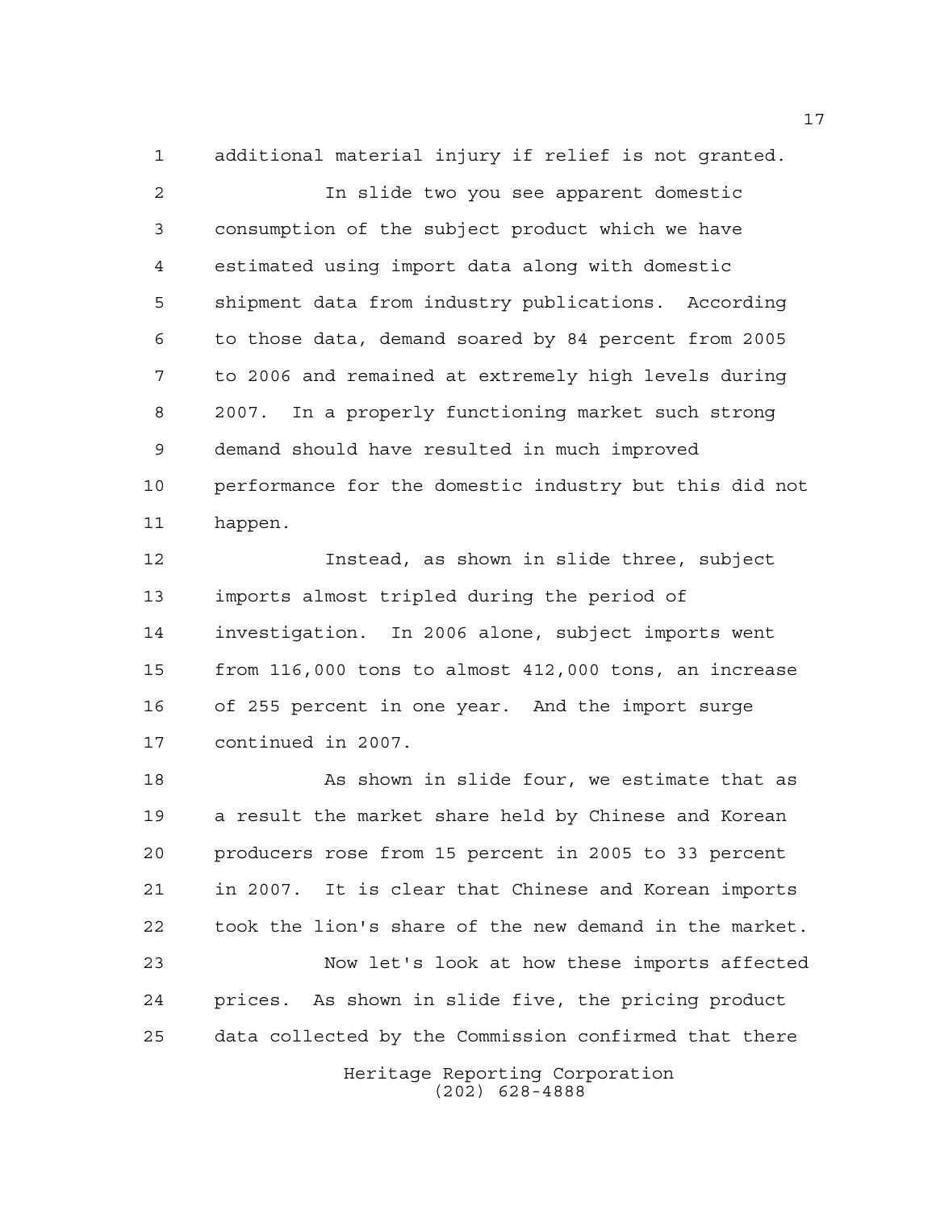additional material injury if relief is not granted.

In slide two you see apparent domestic consumption of the subject product which we have estimated using import data along with domestic shipment data from industry publications. According to those data, demand soared by 84 percent from 2005 to 2006 and remained at extremely high levels during 2007. In a properly functioning market such strong demand should have resulted in much improved performance for the domestic industry but this did not happen.

Instead, as shown in slide three, subject imports almost tripled during the period of investigation. In 2006 alone, subject imports went from 116,000 tons to almost 412,000 tons, an increase of 255 percent in one year. And the import surge continued in 2007.

As shown in slide four, we estimate that as a result the market share held by Chinese and Korean producers rose from 15 percent in 2005 to 33 percent in 2007. It is clear that Chinese and Korean imports took the lion's share of the new demand in the market.

Now let's look at how these imports affected prices. As shown in slide five, the pricing product data collected by the Commission confirmed that there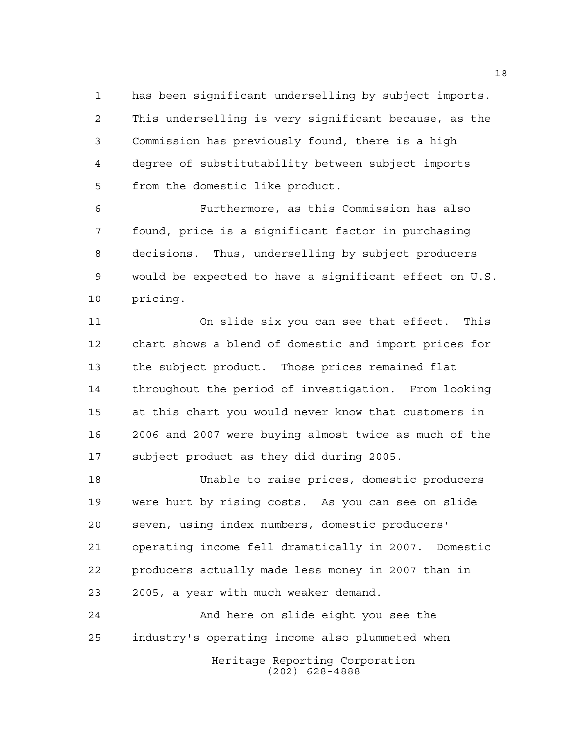has been significant underselling by subject imports. This underselling is very significant because, as the Commission has previously found, there is a high degree of substitutability between subject imports from the domestic like product.

Furthermore, as this Commission has also found, price is a significant factor in purchasing decisions. Thus, underselling by subject producers would be expected to have a significant effect on U.S. pricing.

On slide six you can see that effect. This chart shows a blend of domestic and import prices for the subject product. Those prices remained flat throughout the period of investigation. From looking at this chart you would never know that customers in 2006 and 2007 were buying almost twice as much of the subject product as they did during 2005.

Unable to raise prices, domestic producers were hurt by rising costs. As you can see on slide seven, using index numbers, domestic producers' operating income fell dramatically in 2007. Domestic producers actually made less money in 2007 than in 2005, a year with much weaker demand.

And here on slide eight you see the industry's operating income also plummeted when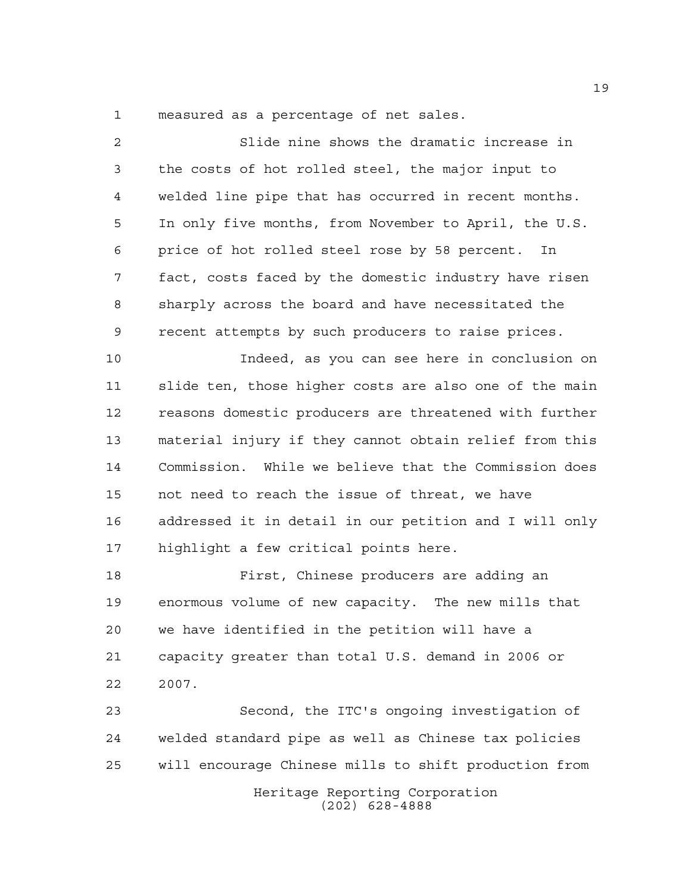measured as a percentage of net sales.

Slide nine shows the dramatic increase in the costs of hot rolled steel, the major input to welded line pipe that has occurred in recent months. In only five months, from November to April, the U.S. price of hot rolled steel rose by 58 percent. In fact, costs faced by the domestic industry have risen sharply across the board and have necessitated the recent attempts by such producers to raise prices.

Indeed, as you can see here in conclusion on slide ten, those higher costs are also one of the main reasons domestic producers are threatened with further material injury if they cannot obtain relief from this Commission. While we believe that the Commission does not need to reach the issue of threat, we have addressed it in detail in our petition and I will only highlight a few critical points here.

First, Chinese producers are adding an enormous volume of new capacity. The new mills that we have identified in the petition will have a capacity greater than total U.S. demand in 2006 or 2007.

Second, the ITC's ongoing investigation of welded standard pipe as well as Chinese tax policies will encourage Chinese mills to shift production from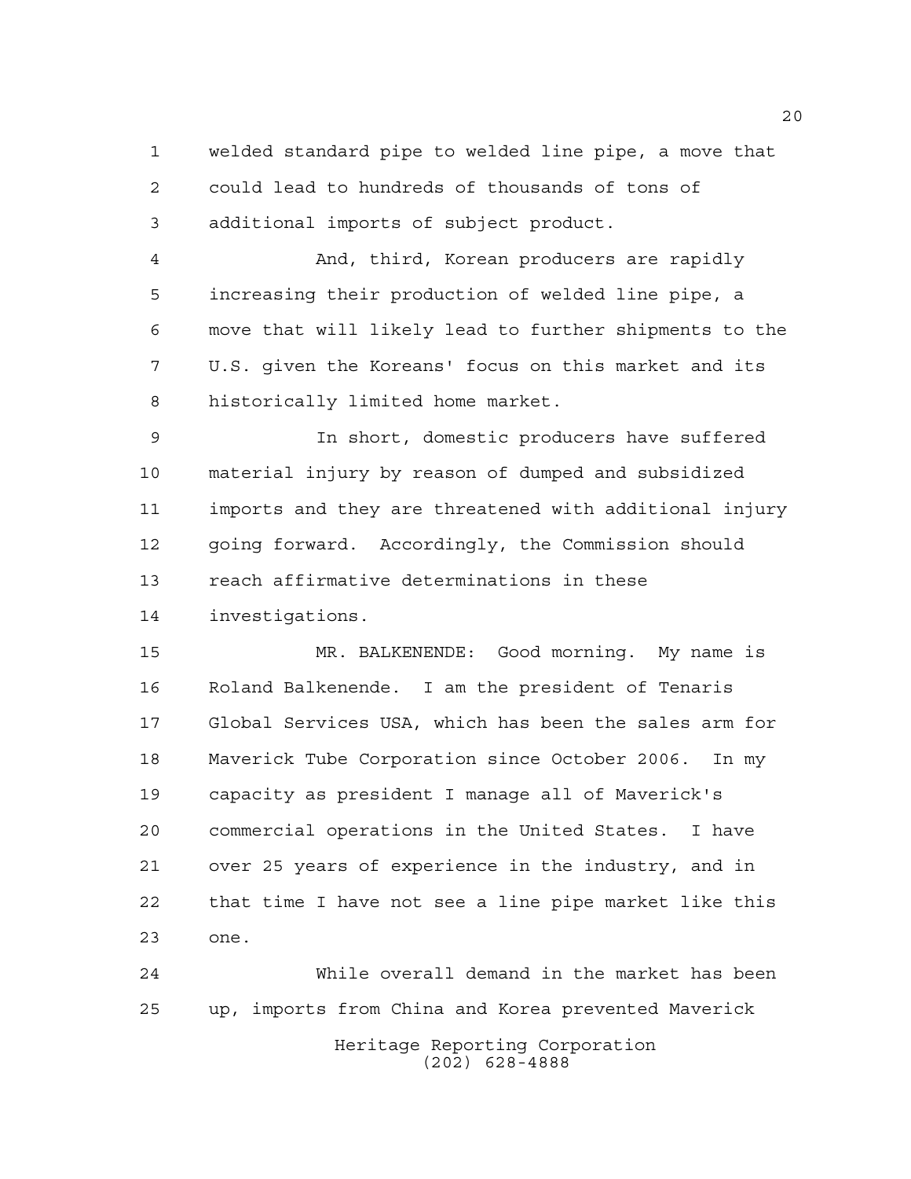welded standard pipe to welded line pipe, a move that could lead to hundreds of thousands of tons of additional imports of subject product.

And, third, Korean producers are rapidly increasing their production of welded line pipe, a move that will likely lead to further shipments to the U.S. given the Koreans' focus on this market and its historically limited home market.

In short, domestic producers have suffered material injury by reason of dumped and subsidized imports and they are threatened with additional injury going forward. Accordingly, the Commission should reach affirmative determinations in these investigations.

MR. BALKENENDE: Good morning. My name is Roland Balkenende. I am the president of Tenaris Global Services USA, which has been the sales arm for Maverick Tube Corporation since October 2006. In my capacity as president I manage all of Maverick's commercial operations in the United States. I have over 25 years of experience in the industry, and in that time I have not see a line pipe market like this one.

While overall demand in the market has been up, imports from China and Korea prevented Maverick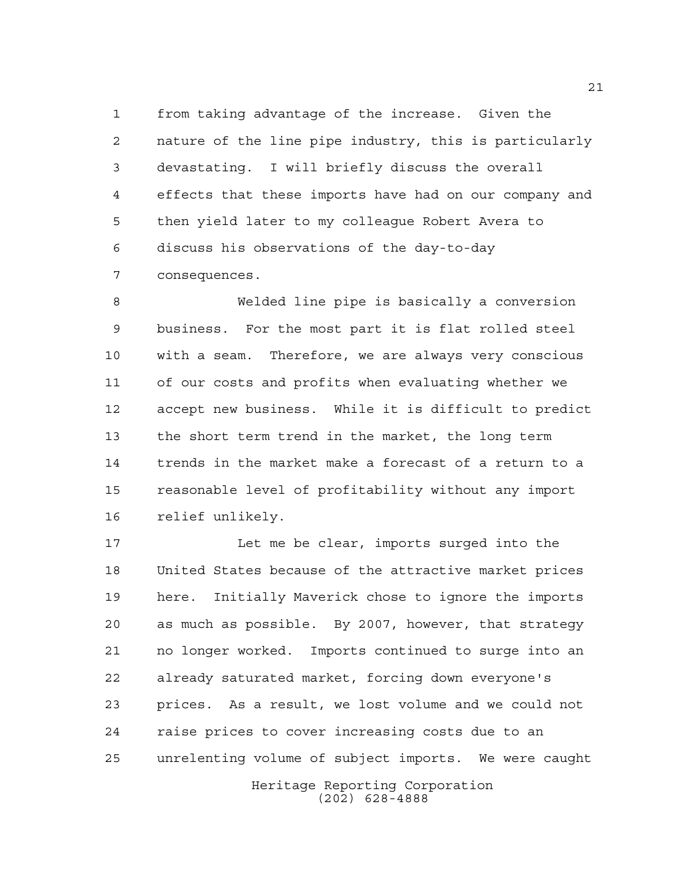from taking advantage of the increase. Given the nature of the line pipe industry, this is particularly devastating. I will briefly discuss the overall effects that these imports have had on our company and then yield later to my colleague Robert Avera to discuss his observations of the day-to-day consequences.

Welded line pipe is basically a conversion business. For the most part it is flat rolled steel with a seam. Therefore, we are always very conscious of our costs and profits when evaluating whether we accept new business. While it is difficult to predict the short term trend in the market, the long term trends in the market make a forecast of a return to a reasonable level of profitability without any import relief unlikely.

Let me be clear, imports surged into the United States because of the attractive market prices here. Initially Maverick chose to ignore the imports as much as possible. By 2007, however, that strategy no longer worked. Imports continued to surge into an already saturated market, forcing down everyone's prices. As a result, we lost volume and we could not raise prices to cover increasing costs due to an unrelenting volume of subject imports. We were caught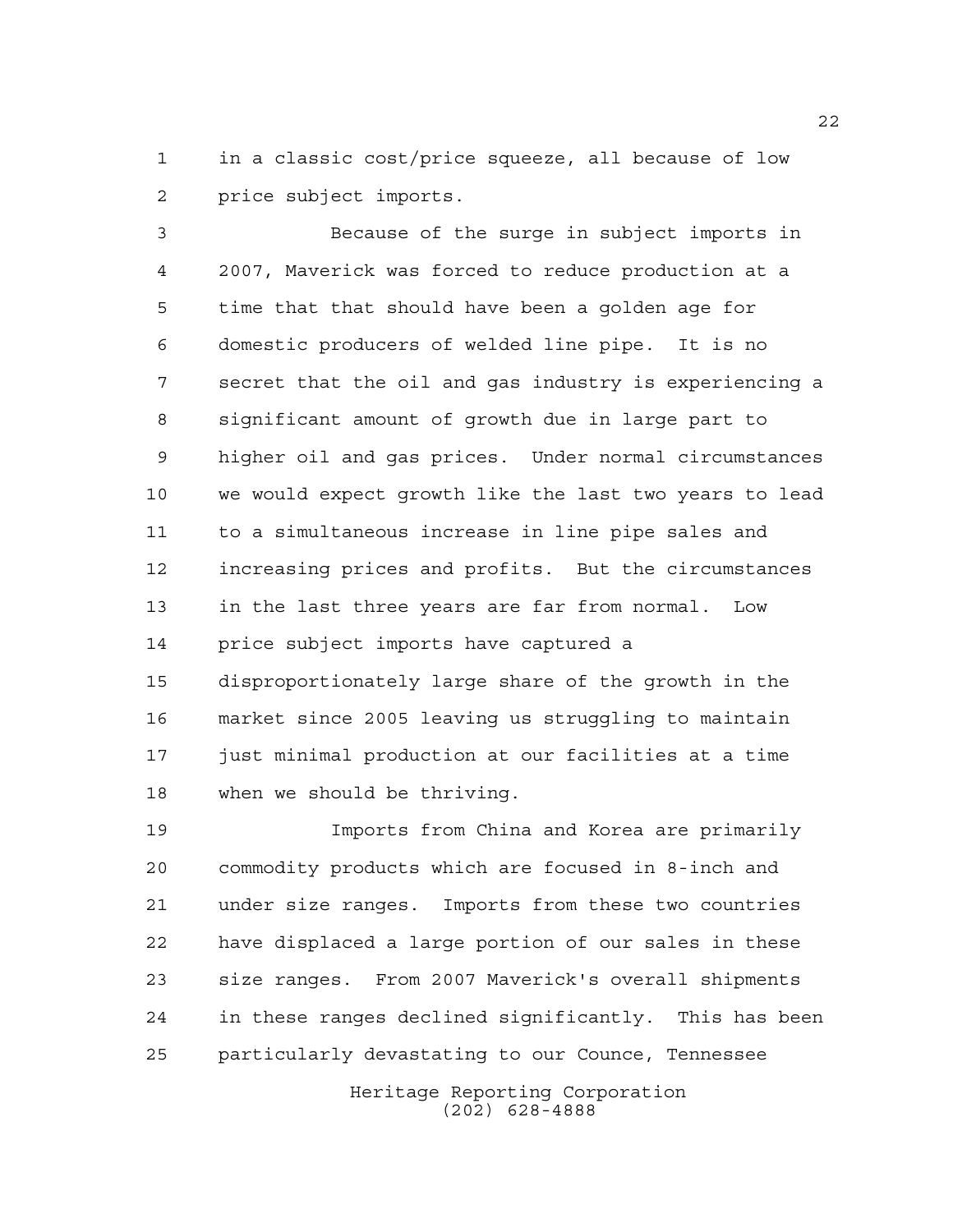in a classic cost/price squeeze, all because of low price subject imports.

Because of the surge in subject imports in 2007, Maverick was forced to reduce production at a time that that should have been a golden age for domestic producers of welded line pipe. It is no secret that the oil and gas industry is experiencing a significant amount of growth due in large part to higher oil and gas prices. Under normal circumstances we would expect growth like the last two years to lead to a simultaneous increase in line pipe sales and increasing prices and profits. But the circumstances in the last three years are far from normal. Low price subject imports have captured a disproportionately large share of the growth in the market since 2005 leaving us struggling to maintain just minimal production at our facilities at a time when we should be thriving.

Imports from China and Korea are primarily commodity products which are focused in 8-inch and under size ranges. Imports from these two countries have displaced a large portion of our sales in these size ranges. From 2007 Maverick's overall shipments in these ranges declined significantly. This has been particularly devastating to our Counce, Tennessee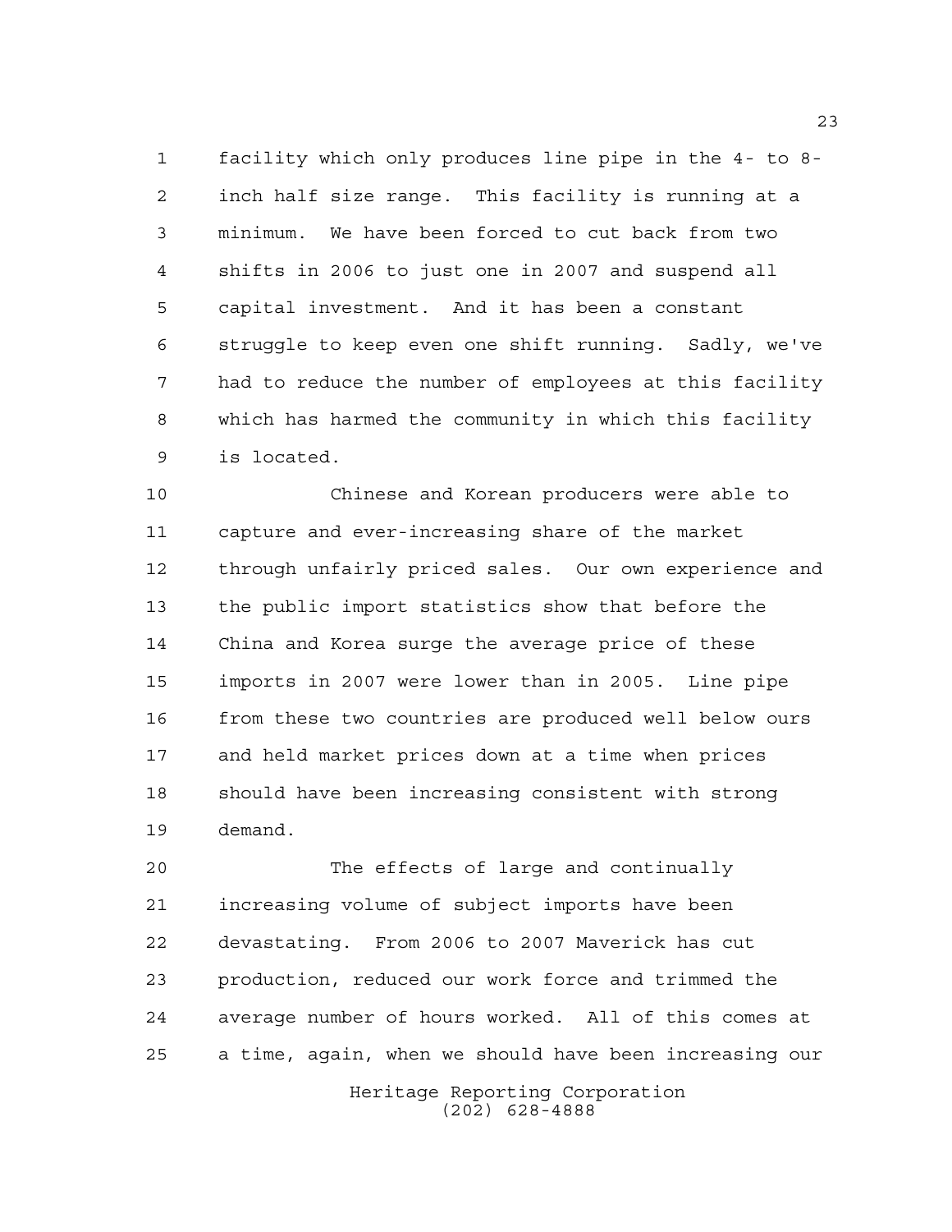facility which only produces line pipe in the 4- to 8-inch half size range. This facility is running at a minimum. We have been forced to cut back from two shifts in 2006 to just one in 2007 and suspend all capital investment. And it has been a constant struggle to keep even one shift running. Sadly, we've had to reduce the number of employees at this facility which has harmed the community in which this facility is located.

Chinese and Korean producers were able to capture and ever-increasing share of the market through unfairly priced sales. Our own experience and the public import statistics show that before the China and Korea surge the average price of these imports in 2007 were lower than in 2005. Line pipe from these two countries are produced well below ours and held market prices down at a time when prices should have been increasing consistent with strong demand.

The effects of large and continually increasing volume of subject imports have been devastating. From 2006 to 2007 Maverick has cut production, reduced our work force and trimmed the average number of hours worked. All of this comes at a time, again, when we should have been increasing our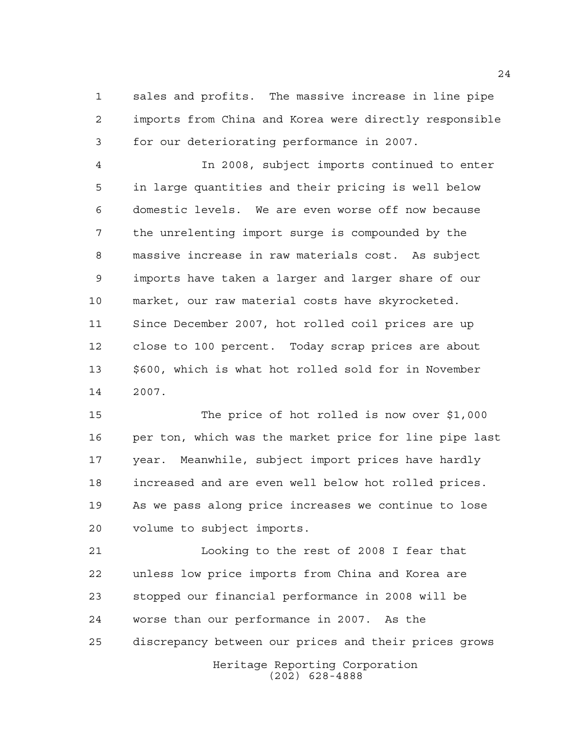sales and profits. The massive increase in line pipe imports from China and Korea were directly responsible for our deteriorating performance in 2007.

In 2008, subject imports continued to enter in large quantities and their pricing is well below domestic levels. We are even worse off now because the unrelenting import surge is compounded by the massive increase in raw materials cost. As subject imports have taken a larger and larger share of our market, our raw material costs have skyrocketed. Since December 2007, hot rolled coil prices are up close to 100 percent. Today scrap prices are about $600, which is what hot rolled sold for in November 2007.

The price of hot rolled is now over $1,000 per ton, which was the market price for line pipe last year. Meanwhile, subject import prices have hardly increased and are even well below hot rolled prices. As we pass along price increases we continue to lose volume to subject imports.

Looking to the rest of 2008 I fear that unless low price imports from China and Korea are stopped our financial performance in 2008 will be worse than our performance in 2007. As the discrepancy between our prices and their prices grows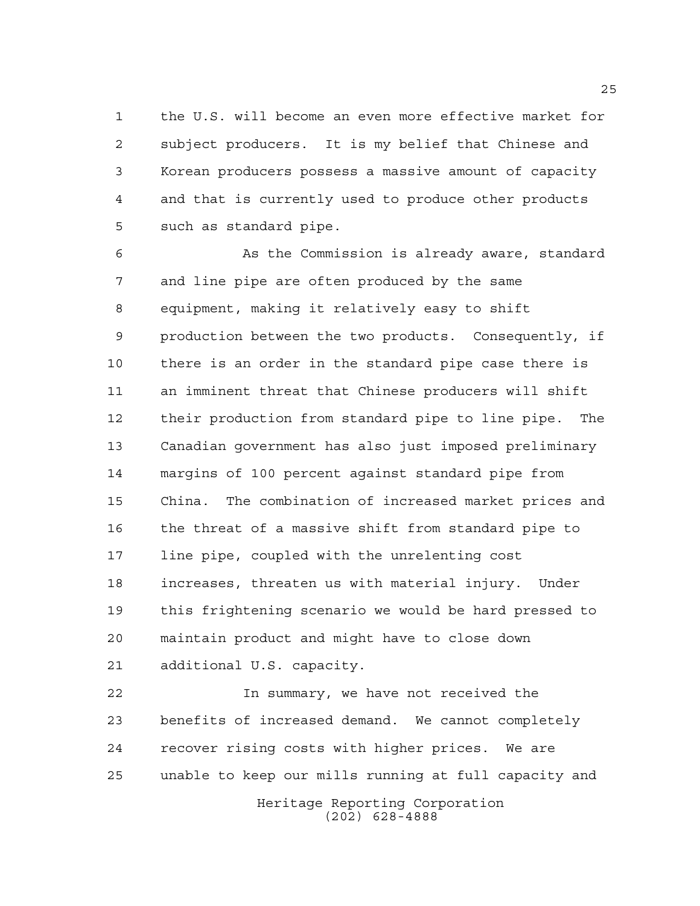the U.S. will become an even more effective market for subject producers. It is my belief that Chinese and Korean producers possess a massive amount of capacity and that is currently used to produce other products such as standard pipe.

As the Commission is already aware, standard and line pipe are often produced by the same equipment, making it relatively easy to shift production between the two products. Consequently, if there is an order in the standard pipe case there is an imminent threat that Chinese producers will shift their production from standard pipe to line pipe. The Canadian government has also just imposed preliminary margins of 100 percent against standard pipe from China. The combination of increased market prices and the threat of a massive shift from standard pipe to line pipe, coupled with the unrelenting cost increases, threaten us with material injury. Under this frightening scenario we would be hard pressed to maintain product and might have to close down additional U.S. capacity.

In summary, we have not received the benefits of increased demand. We cannot completely recover rising costs with higher prices. We are unable to keep our mills running at full capacity and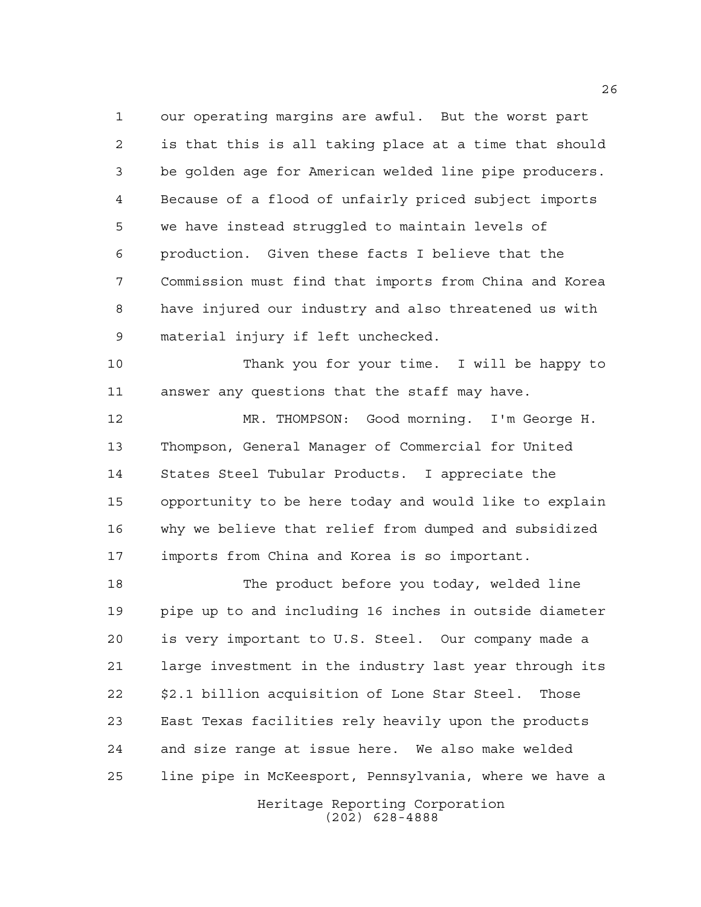our operating margins are awful. But the worst part is that this is all taking place at a time that should be golden age for American welded line pipe producers. Because of a flood of unfairly priced subject imports we have instead struggled to maintain levels of production. Given these facts I believe that the Commission must find that imports from China and Korea have injured our industry and also threatened us with material injury if left unchecked.

Thank you for your time. I will be happy to answer any questions that the staff may have.

MR. THOMPSON: Good morning. I'm George H. Thompson, General Manager of Commercial for United States Steel Tubular Products. I appreciate the opportunity to be here today and would like to explain why we believe that relief from dumped and subsidized imports from China and Korea is so important.

The product before you today, welded line pipe up to and including 16 inches in outside diameter is very important to U.S. Steel. Our company made a large investment in the industry last year through its $2.1 billion acquisition of Lone Star Steel. Those East Texas facilities rely heavily upon the products and size range at issue here. We also make welded line pipe in McKeesport, Pennsylvania, where we have a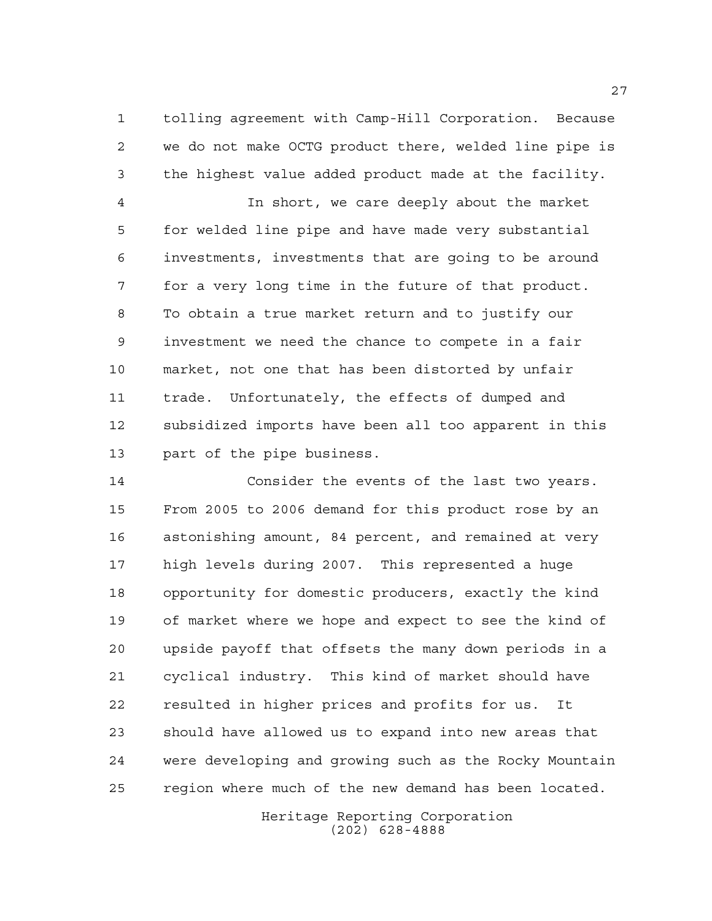tolling agreement with Camp-Hill Corporation. Because we do not make OCTG product there, welded line pipe is the highest value added product made at the facility.

In short, we care deeply about the market for welded line pipe and have made very substantial investments, investments that are going to be around for a very long time in the future of that product. To obtain a true market return and to justify our investment we need the chance to compete in a fair market, not one that has been distorted by unfair trade. Unfortunately, the effects of dumped and subsidized imports have been all too apparent in this part of the pipe business.

Consider the events of the last two years. From 2005 to 2006 demand for this product rose by an astonishing amount, 84 percent, and remained at very high levels during 2007. This represented a huge opportunity for domestic producers, exactly the kind of market where we hope and expect to see the kind of upside payoff that offsets the many down periods in a cyclical industry. This kind of market should have resulted in higher prices and profits for us. It should have allowed us to expand into new areas that were developing and growing such as the Rocky Mountain region where much of the new demand has been located.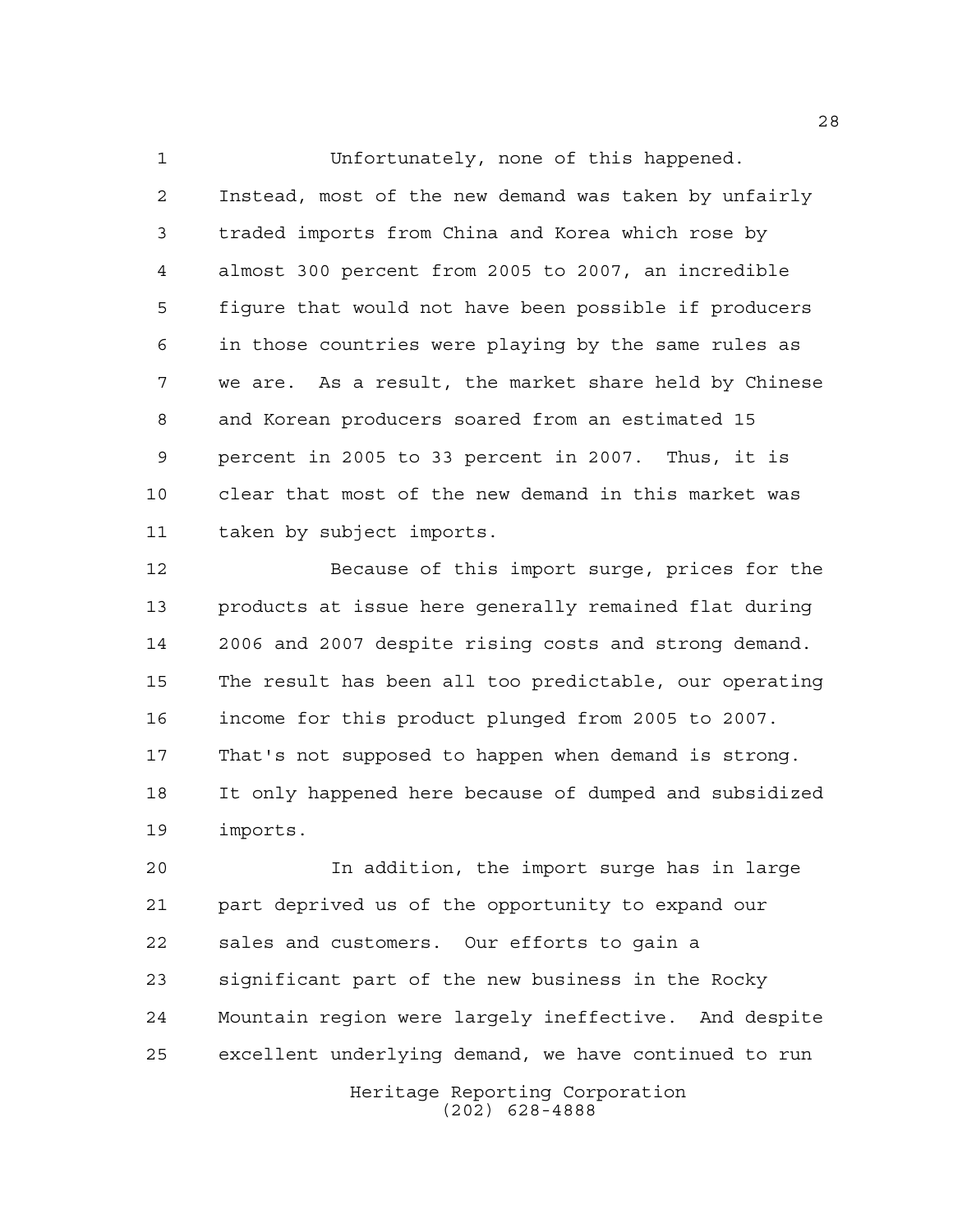Unfortunately, none of this happened. Instead, most of the new demand was taken by unfairly traded imports from China and Korea which rose by almost 300 percent from 2005 to 2007, an incredible figure that would not have been possible if producers in those countries were playing by the same rules as we are. As a result, the market share held by Chinese and Korean producers soared from an estimated 15 percent in 2005 to 33 percent in 2007. Thus, it is clear that most of the new demand in this market was taken by subject imports.

Because of this import surge, prices for the products at issue here generally remained flat during 2006 and 2007 despite rising costs and strong demand. The result has been all too predictable, our operating income for this product plunged from 2005 to 2007. That's not supposed to happen when demand is strong. It only happened here because of dumped and subsidized imports.

In addition, the import surge has in large part deprived us of the opportunity to expand our sales and customers. Our efforts to gain a significant part of the new business in the Rocky Mountain region were largely ineffective. And despite excellent underlying demand, we have continued to run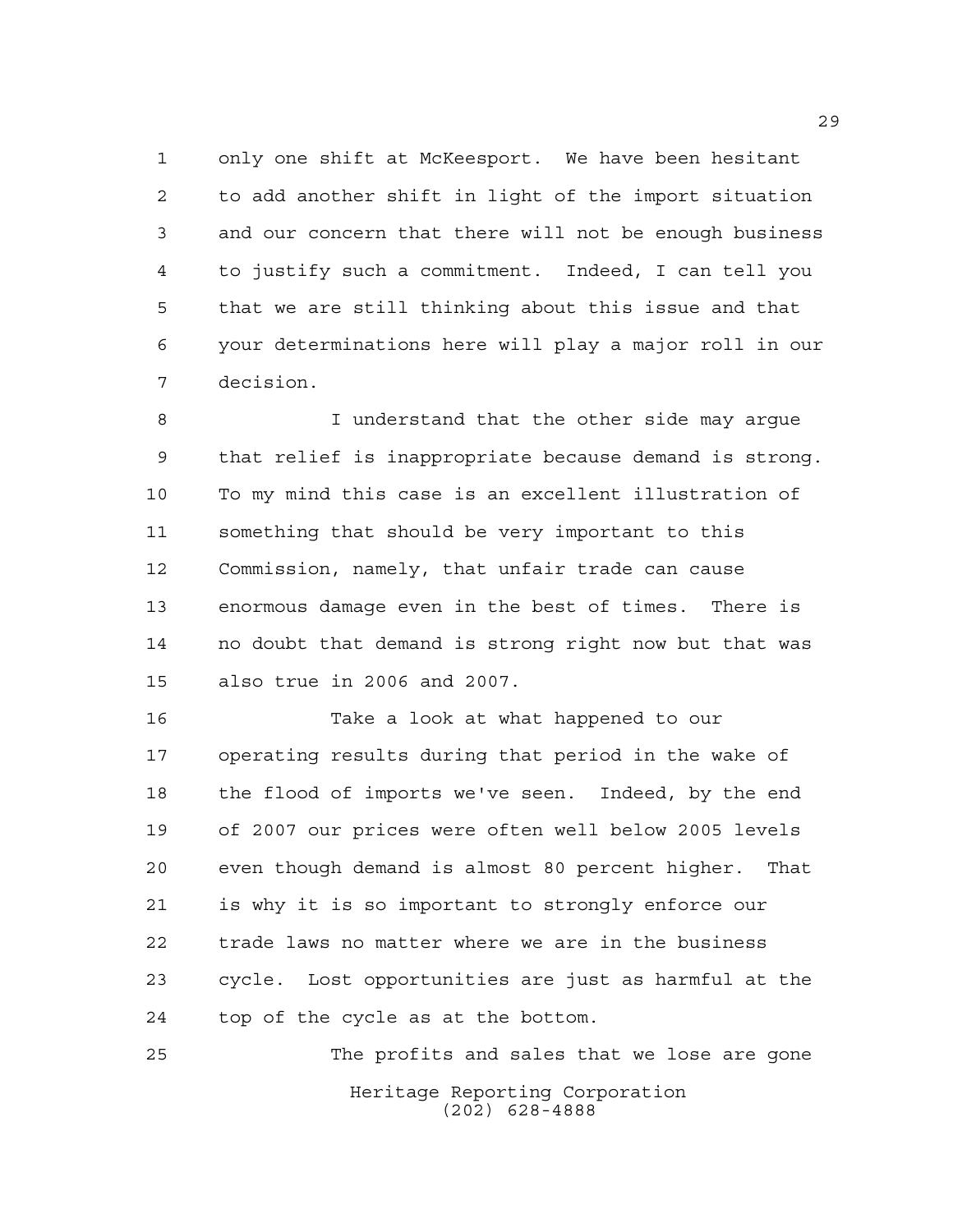only one shift at McKeesport. We have been hesitant to add another shift in light of the import situation and our concern that there will not be enough business to justify such a commitment. Indeed, I can tell you that we are still thinking about this issue and that your determinations here will play a major roll in our decision.

I understand that the other side may argue that relief is inappropriate because demand is strong. To my mind this case is an excellent illustration of something that should be very important to this Commission, namely, that unfair trade can cause enormous damage even in the best of times. There is no doubt that demand is strong right now but that was also true in 2006 and 2007.

Take a look at what happened to our operating results during that period in the wake of the flood of imports we've seen. Indeed, by the end of 2007 our prices were often well below 2005 levels even though demand is almost 80 percent higher. That is why it is so important to strongly enforce our trade laws no matter where we are in the business cycle. Lost opportunities are just as harmful at the top of the cycle as at the bottom.

The profits and sales that we lose are gone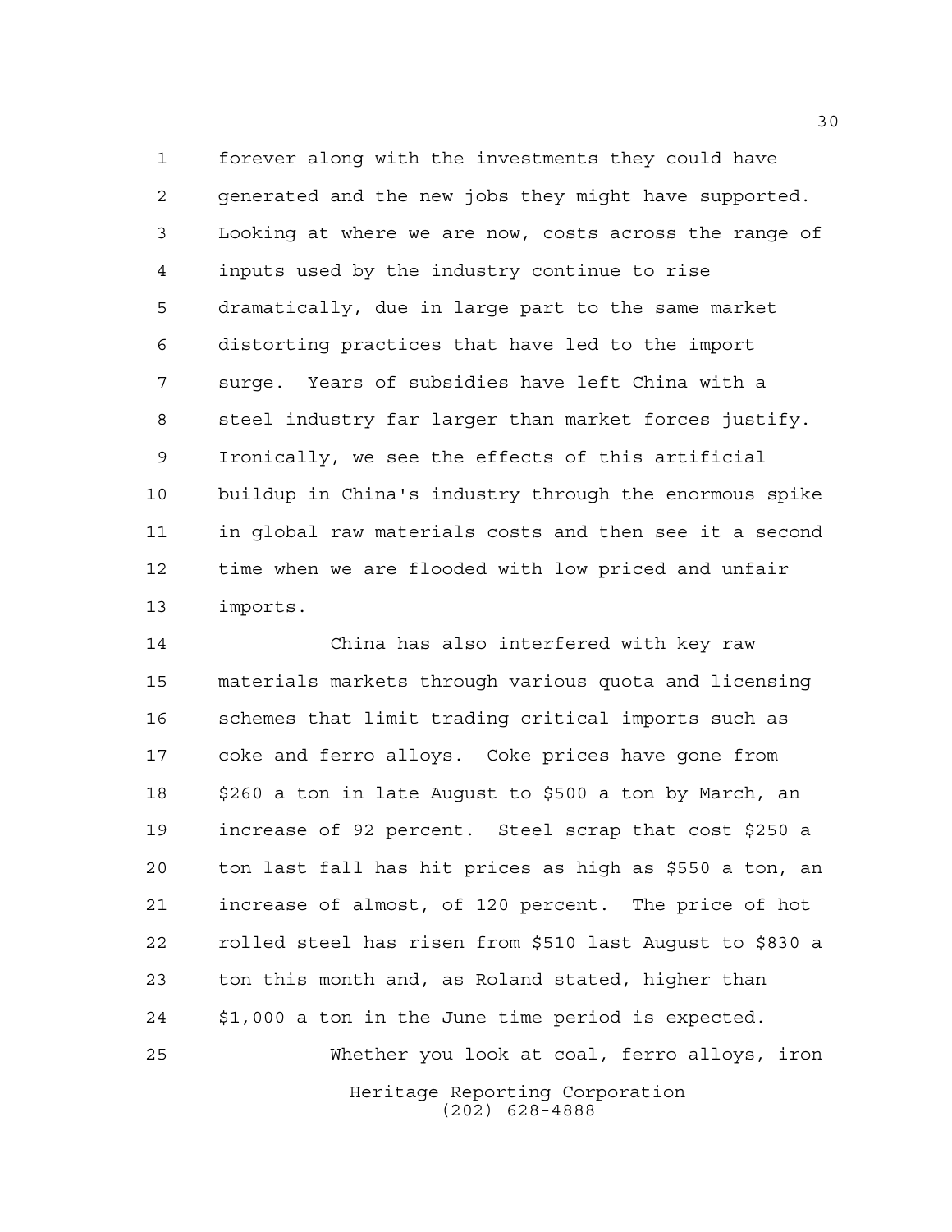forever along with the investments they could have generated and the new jobs they might have supported. Looking at where we are now, costs across the range of inputs used by the industry continue to rise dramatically, due in large part to the same market distorting practices that have led to the import surge. Years of subsidies have left China with a steel industry far larger than market forces justify. Ironically, we see the effects of this artificial buildup in China's industry through the enormous spike in global raw materials costs and then see it a second time when we are flooded with low priced and unfair imports.

China has also interfered with key raw materials markets through various quota and licensing schemes that limit trading critical imports such as coke and ferro alloys. Coke prices have gone from $260 a ton in late August to $500 a ton by March, an increase of 92 percent. Steel scrap that cost $250 a ton last fall has hit prices as high as $550 a ton, an increase of almost, of 120 percent. The price of hot rolled steel has risen from $510 last August to $830 a ton this month and, as Roland stated, higher than $1,000 a ton in the June time period is expected.

Whether you look at coal, ferro alloys, iron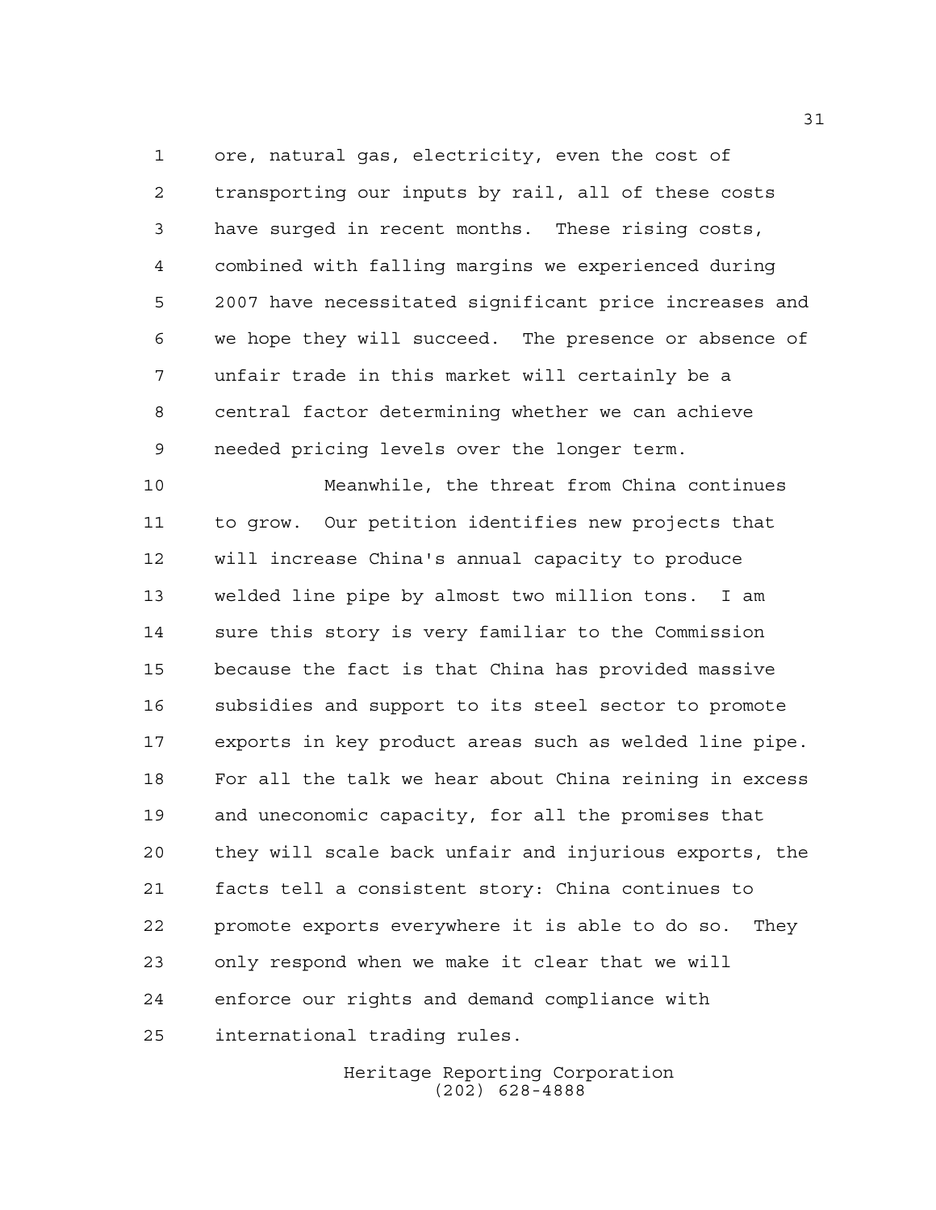ore, natural gas, electricity, even the cost of transporting our inputs by rail, all of these costs have surged in recent months. These rising costs, combined with falling margins we experienced during 2007 have necessitated significant price increases and we hope they will succeed. The presence or absence of unfair trade in this market will certainly be a central factor determining whether we can achieve needed pricing levels over the longer term.

Meanwhile, the threat from China continues to grow. Our petition identifies new projects that will increase China's annual capacity to produce welded line pipe by almost two million tons. I am sure this story is very familiar to the Commission because the fact is that China has provided massive subsidies and support to its steel sector to promote exports in key product areas such as welded line pipe. For all the talk we hear about China reining in excess and uneconomic capacity, for all the promises that they will scale back unfair and injurious exports, the facts tell a consistent story: China continues to promote exports everywhere it is able to do so. They only respond when we make it clear that we will enforce our rights and demand compliance with international trading rules.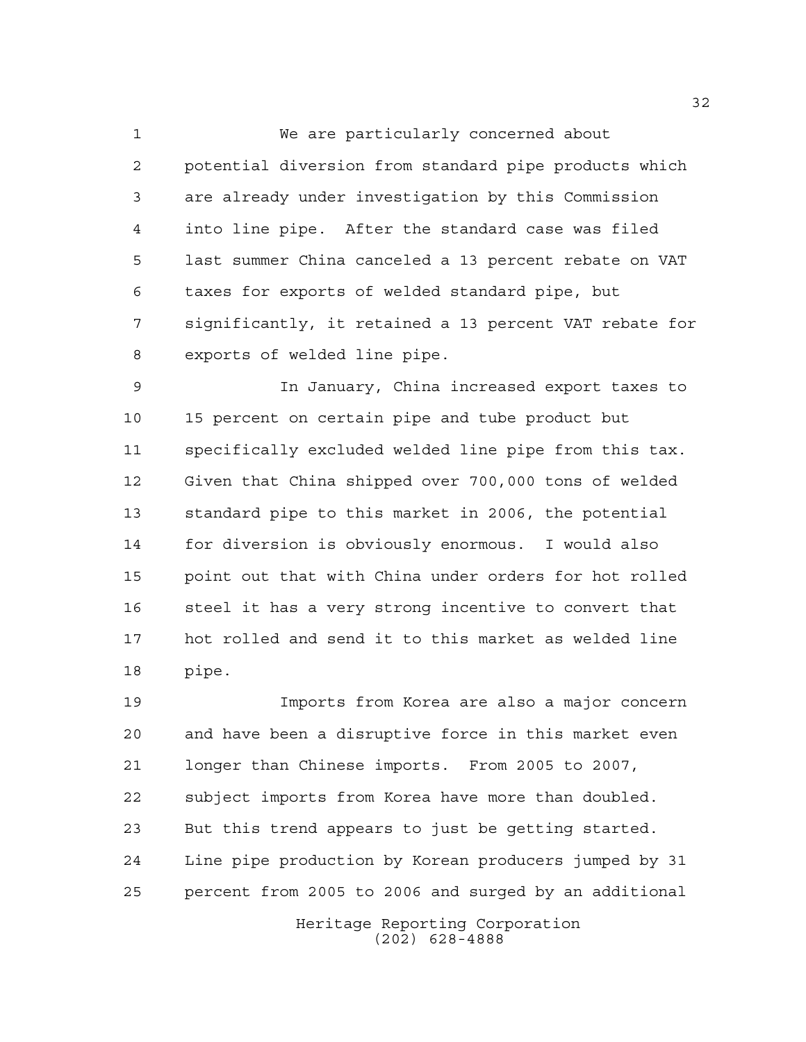We are particularly concerned about potential diversion from standard pipe products which are already under investigation by this Commission into line pipe. After the standard case was filed last summer China canceled a 13 percent rebate on VAT taxes for exports of welded standard pipe, but significantly, it retained a 13 percent VAT rebate for exports of welded line pipe.

In January, China increased export taxes to 15 percent on certain pipe and tube product but specifically excluded welded line pipe from this tax. Given that China shipped over 700,000 tons of welded standard pipe to this market in 2006, the potential for diversion is obviously enormous. I would also point out that with China under orders for hot rolled steel it has a very strong incentive to convert that hot rolled and send it to this market as welded line pipe.

Imports from Korea are also a major concern and have been a disruptive force in this market even longer than Chinese imports. From 2005 to 2007, subject imports from Korea have more than doubled. But this trend appears to just be getting started. Line pipe production by Korean producers jumped by 31 percent from 2005 to 2006 and surged by an additional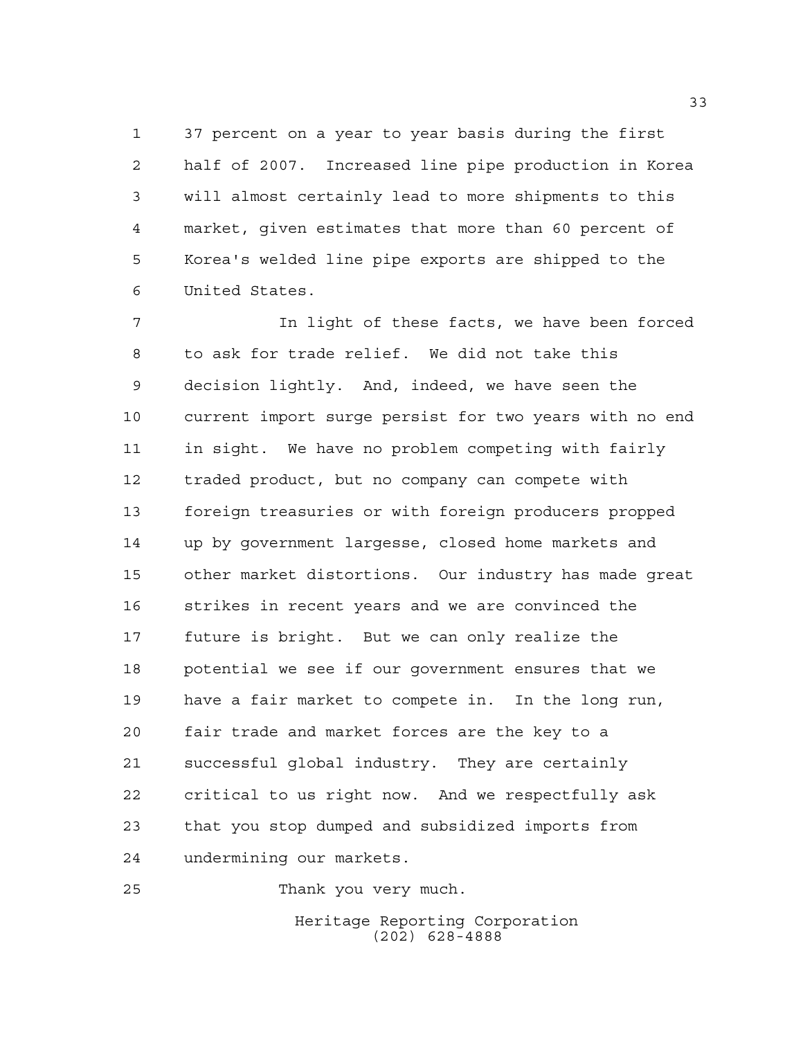37 percent on a year to year basis during the first half of 2007. Increased line pipe production in Korea will almost certainly lead to more shipments to this market, given estimates that more than 60 percent of Korea's welded line pipe exports are shipped to the United States.

In light of these facts, we have been forced to ask for trade relief. We did not take this decision lightly. And, indeed, we have seen the current import surge persist for two years with no end in sight. We have no problem competing with fairly traded product, but no company can compete with foreign treasuries or with foreign producers propped up by government largesse, closed home markets and other market distortions. Our industry has made great strikes in recent years and we are convinced the future is bright. But we can only realize the potential we see if our government ensures that we have a fair market to compete in. In the long run, fair trade and market forces are the key to a successful global industry. They are certainly critical to us right now. And we respectfully ask that you stop dumped and subsidized imports from undermining our markets.

Thank you very much.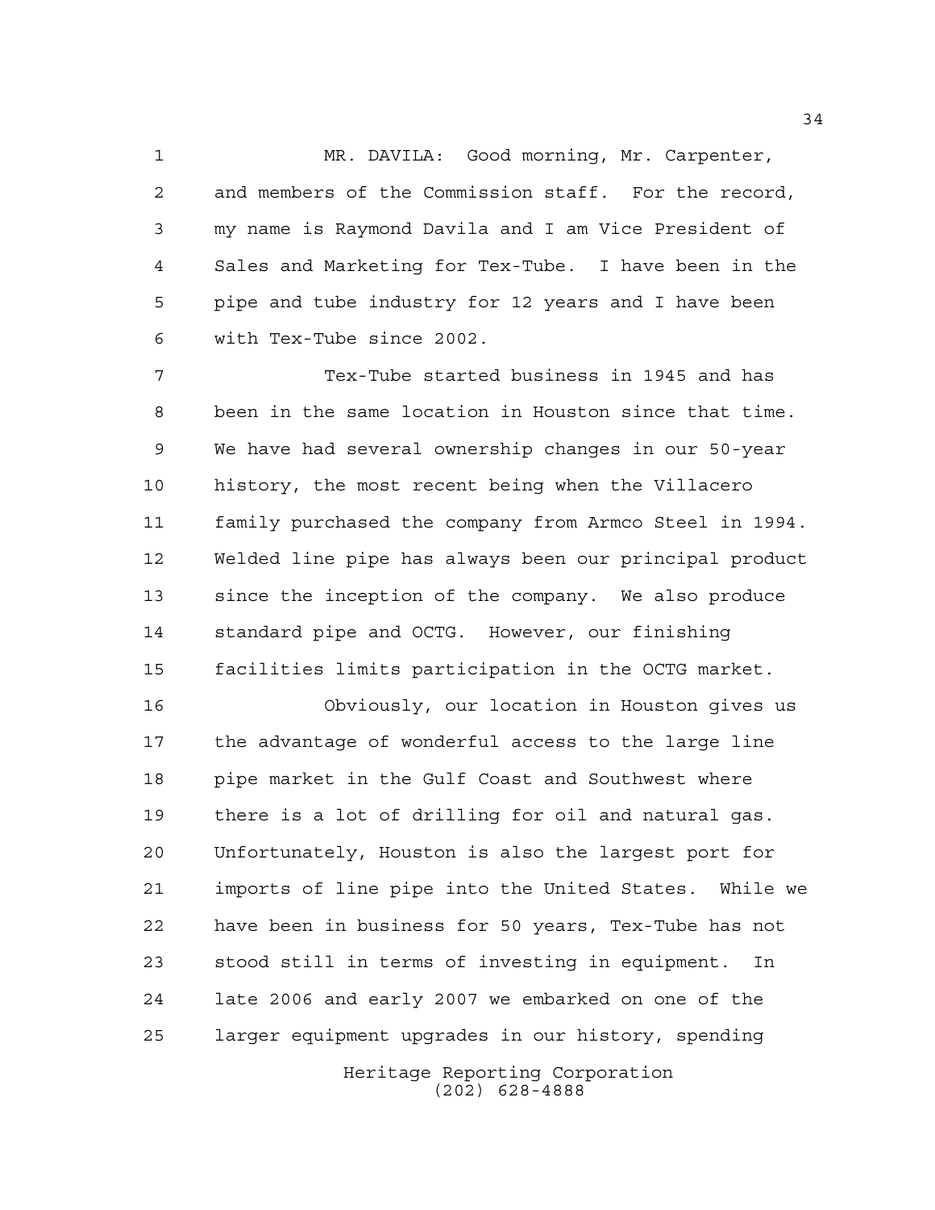MR. DAVILA: Good morning, Mr. Carpenter, and members of the Commission staff. For the record, my name is Raymond Davila and I am Vice President of Sales and Marketing for Tex-Tube. I have been in the pipe and tube industry for 12 years and I have been with Tex-Tube since 2002.

Tex-Tube started business in 1945 and has been in the same location in Houston since that time. We have had several ownership changes in our 50-year history, the most recent being when the Villacero family purchased the company from Armco Steel in 1994. Welded line pipe has always been our principal product since the inception of the company. We also produce standard pipe and OCTG. However, our finishing facilities limits participation in the OCTG market.

Obviously, our location in Houston gives us the advantage of wonderful access to the large line pipe market in the Gulf Coast and Southwest where there is a lot of drilling for oil and natural gas. Unfortunately, Houston is also the largest port for imports of line pipe into the United States. While we have been in business for 50 years, Tex-Tube has not stood still in terms of investing in equipment. In late 2006 and early 2007 we embarked on one of the larger equipment upgrades in our history, spending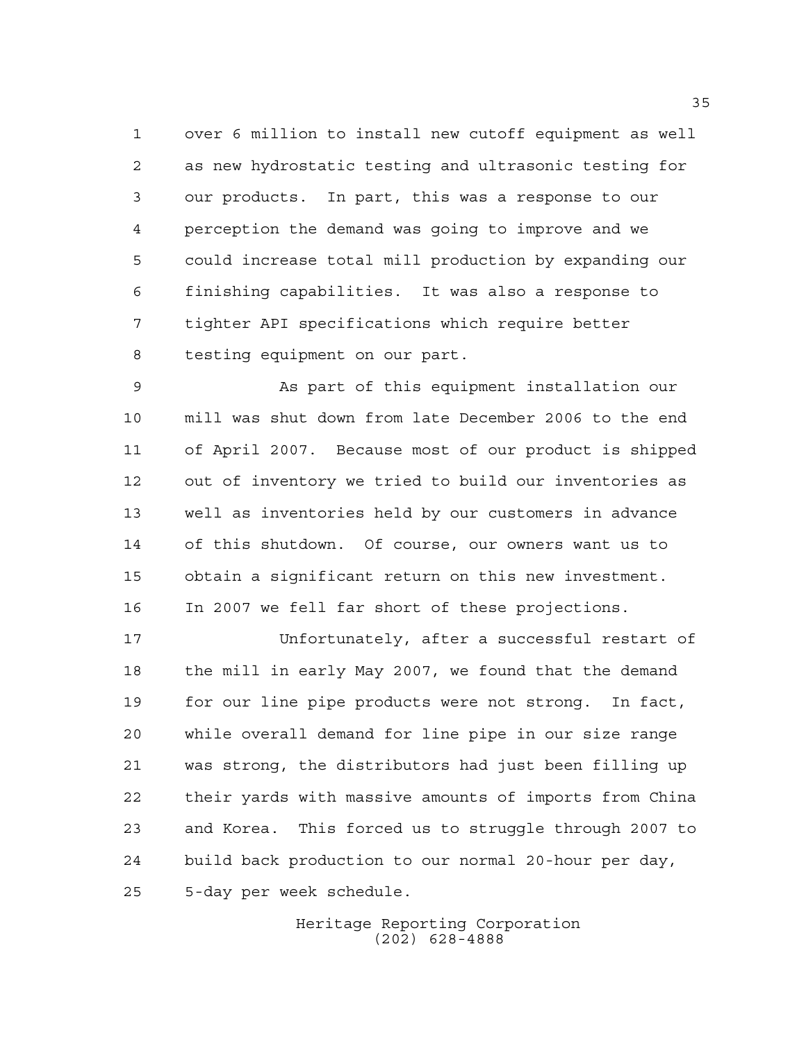over 6 million to install new cutoff equipment as well as new hydrostatic testing and ultrasonic testing for our products. In part, this was a response to our perception the demand was going to improve and we could increase total mill production by expanding our finishing capabilities. It was also a response to tighter API specifications which require better testing equipment on our part.

As part of this equipment installation our mill was shut down from late December 2006 to the end of April 2007. Because most of our product is shipped out of inventory we tried to build our inventories as well as inventories held by our customers in advance of this shutdown. Of course, our owners want us to obtain a significant return on this new investment. In 2007 we fell far short of these projections.

Unfortunately, after a successful restart of the mill in early May 2007, we found that the demand for our line pipe products were not strong. In fact, while overall demand for line pipe in our size range was strong, the distributors had just been filling up their yards with massive amounts of imports from China and Korea. This forced us to struggle through 2007 to build back production to our normal 20-hour per day, 5-day per week schedule.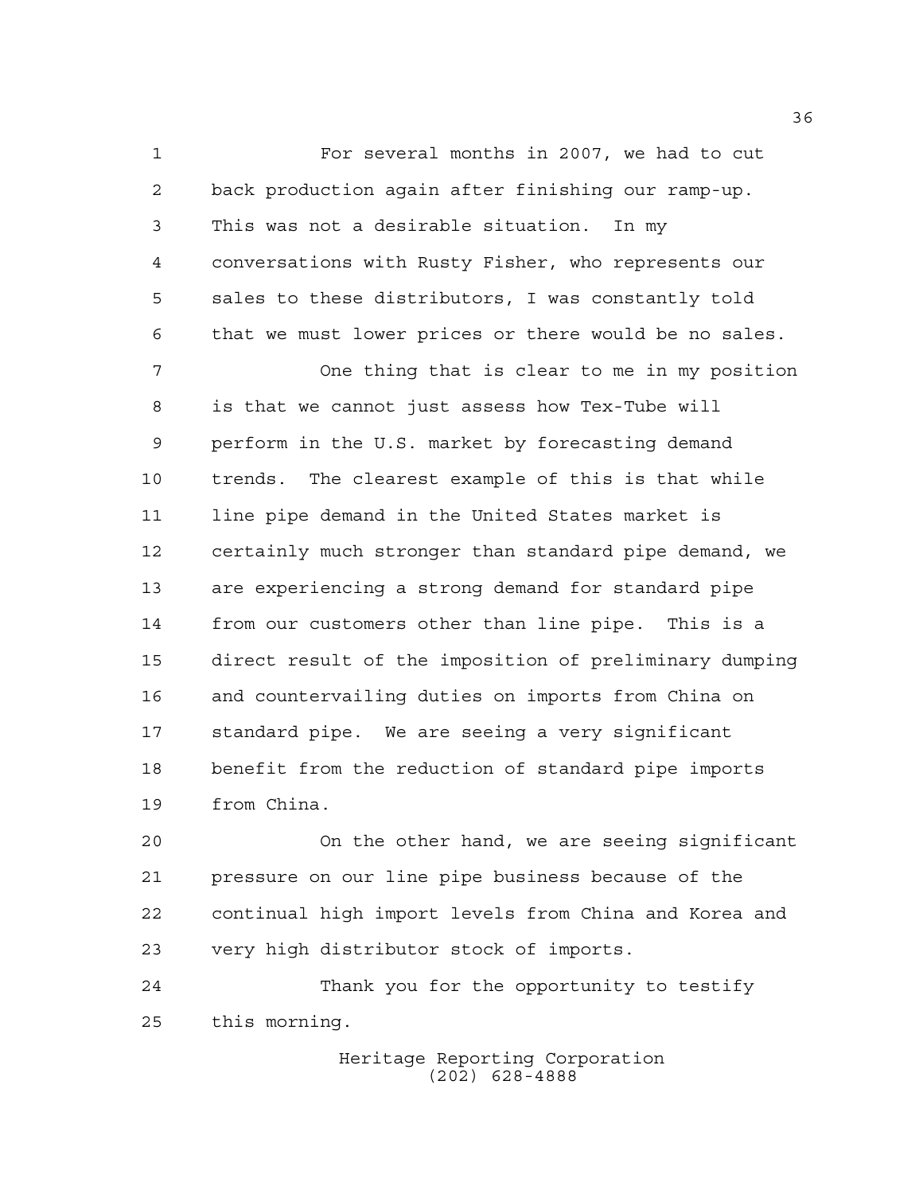For several months in 2007, we had to cut back production again after finishing our ramp-up. This was not a desirable situation. In my conversations with Rusty Fisher, who represents our sales to these distributors, I was constantly told that we must lower prices or there would be no sales.

One thing that is clear to me in my position is that we cannot just assess how Tex-Tube will perform in the U.S. market by forecasting demand trends. The clearest example of this is that while line pipe demand in the United States market is certainly much stronger than standard pipe demand, we are experiencing a strong demand for standard pipe from our customers other than line pipe. This is a direct result of the imposition of preliminary dumping and countervailing duties on imports from China on standard pipe. We are seeing a very significant benefit from the reduction of standard pipe imports from China.

On the other hand, we are seeing significant pressure on our line pipe business because of the continual high import levels from China and Korea and very high distributor stock of imports.

Thank you for the opportunity to testify this morning.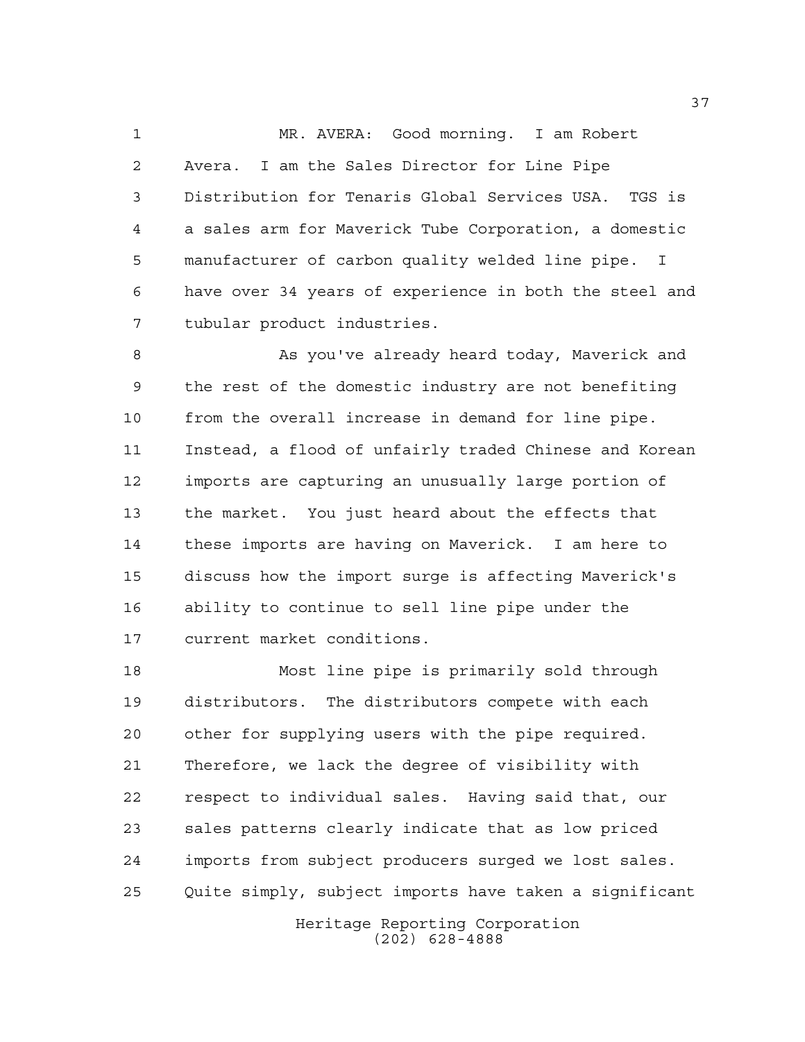MR. AVERA: Good morning. I am Robert Avera. I am the Sales Director for Line Pipe Distribution for Tenaris Global Services USA. TGS is a sales arm for Maverick Tube Corporation, a domestic manufacturer of carbon quality welded line pipe. I have over 34 years of experience in both the steel and tubular product industries.

As you've already heard today, Maverick and the rest of the domestic industry are not benefiting from the overall increase in demand for line pipe. Instead, a flood of unfairly traded Chinese and Korean imports are capturing an unusually large portion of the market. You just heard about the effects that these imports are having on Maverick. I am here to discuss how the import surge is affecting Maverick's ability to continue to sell line pipe under the current market conditions.

Most line pipe is primarily sold through distributors. The distributors compete with each other for supplying users with the pipe required. Therefore, we lack the degree of visibility with respect to individual sales. Having said that, our sales patterns clearly indicate that as low priced imports from subject producers surged we lost sales. Quite simply, subject imports have taken a significant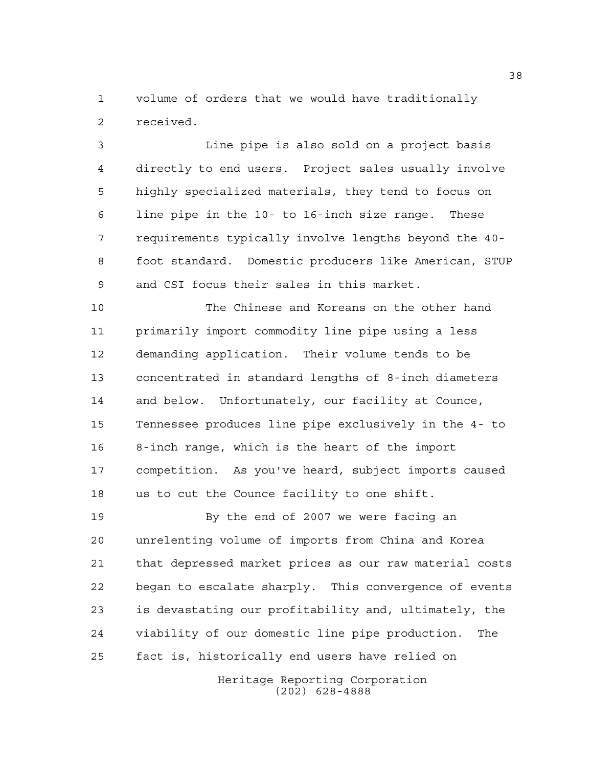volume of orders that we would have traditionally received.

Line pipe is also sold on a project basis directly to end users. Project sales usually involve highly specialized materials, they tend to focus on line pipe in the 10- to 16-inch size range. These requirements typically involve lengths beyond the 40-foot standard. Domestic producers like American, STUP and CSI focus their sales in this market.

The Chinese and Koreans on the other hand primarily import commodity line pipe using a less demanding application. Their volume tends to be concentrated in standard lengths of 8-inch diameters and below. Unfortunately, our facility at Counce, Tennessee produces line pipe exclusively in the 4- to 8-inch range, which is the heart of the import competition. As you've heard, subject imports caused us to cut the Counce facility to one shift.

By the end of 2007 we were facing an unrelenting volume of imports from China and Korea that depressed market prices as our raw material costs began to escalate sharply. This convergence of events is devastating our profitability and, ultimately, the viability of our domestic line pipe production. The fact is, historically end users have relied on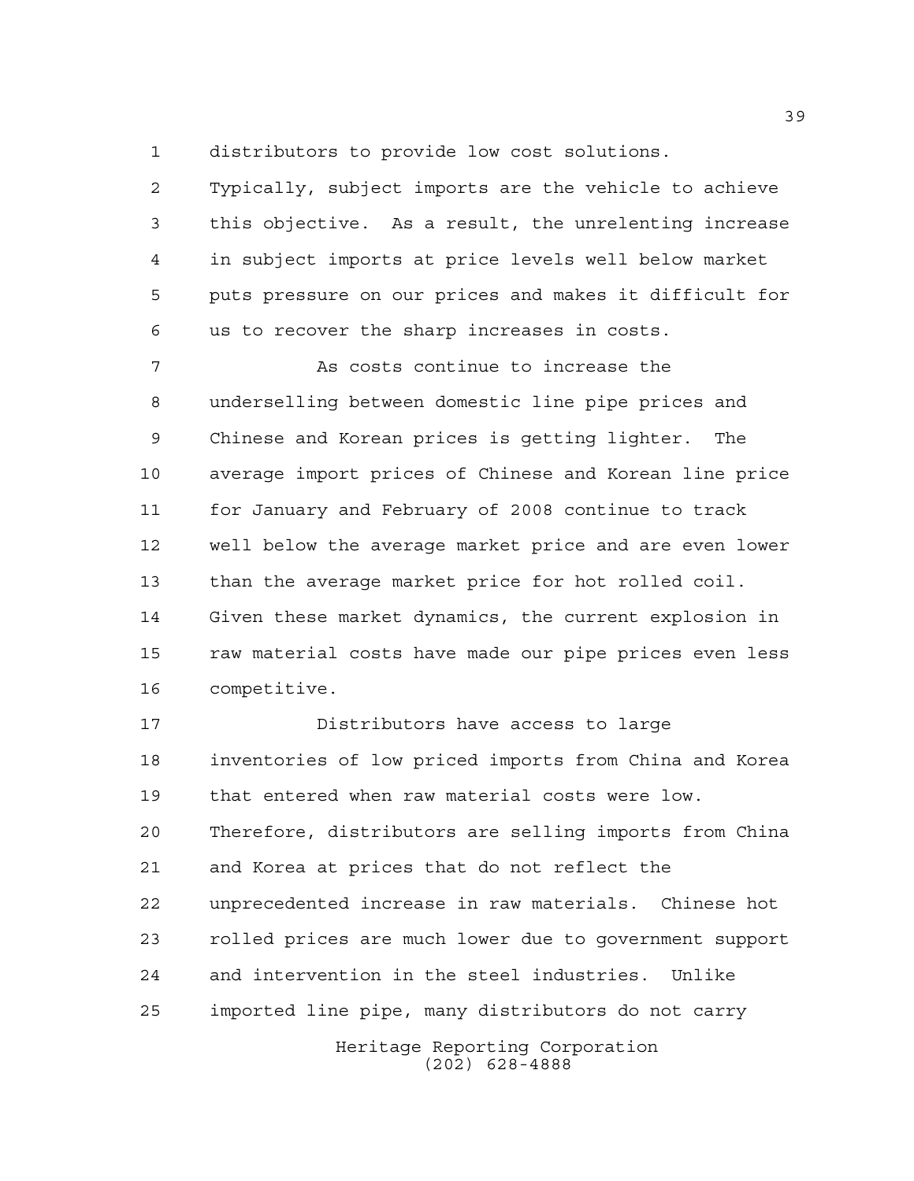distributors to provide low cost solutions. Typically, subject imports are the vehicle to achieve this objective. As a result, the unrelenting increase in subject imports at price levels well below market puts pressure on our prices and makes it difficult for us to recover the sharp increases in costs.

As costs continue to increase the underselling between domestic line pipe prices and Chinese and Korean prices is getting lighter. The average import prices of Chinese and Korean line price for January and February of 2008 continue to track well below the average market price and are even lower than the average market price for hot rolled coil. Given these market dynamics, the current explosion in raw material costs have made our pipe prices even less competitive.

Distributors have access to large inventories of low priced imports from China and Korea that entered when raw material costs were low. Therefore, distributors are selling imports from China and Korea at prices that do not reflect the unprecedented increase in raw materials. Chinese hot rolled prices are much lower due to government support and intervention in the steel industries. Unlike imported line pipe, many distributors do not carry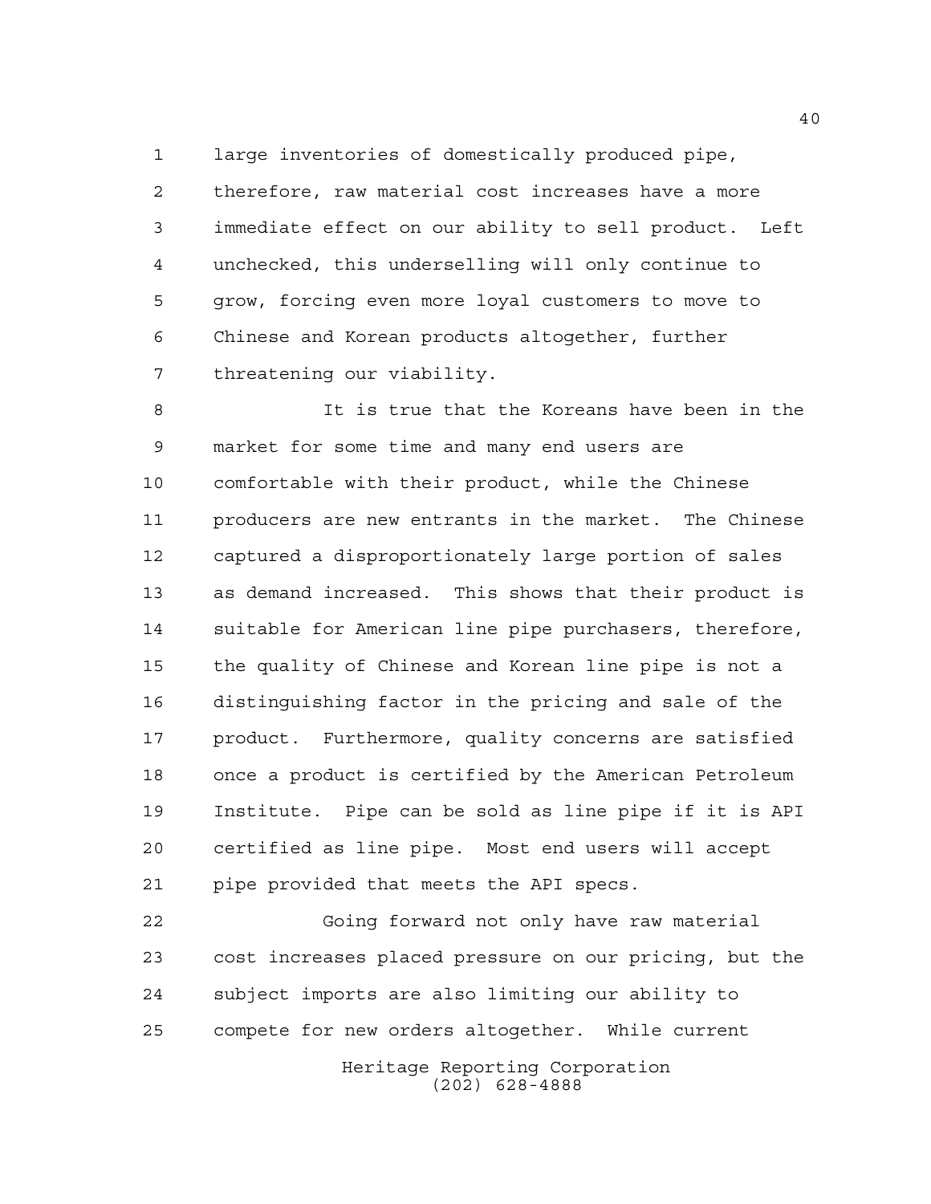large inventories of domestically produced pipe, therefore, raw material cost increases have a more immediate effect on our ability to sell product. Left unchecked, this underselling will only continue to grow, forcing even more loyal customers to move to Chinese and Korean products altogether, further threatening our viability.

It is true that the Koreans have been in the market for some time and many end users are comfortable with their product, while the Chinese producers are new entrants in the market. The Chinese captured a disproportionately large portion of sales as demand increased. This shows that their product is suitable for American line pipe purchasers, therefore, the quality of Chinese and Korean line pipe is not a distinguishing factor in the pricing and sale of the product. Furthermore, quality concerns are satisfied once a product is certified by the American Petroleum Institute. Pipe can be sold as line pipe if it is API certified as line pipe. Most end users will accept pipe provided that meets the API specs.

Going forward not only have raw material cost increases placed pressure on our pricing, but the subject imports are also limiting our ability to compete for new orders altogether. While current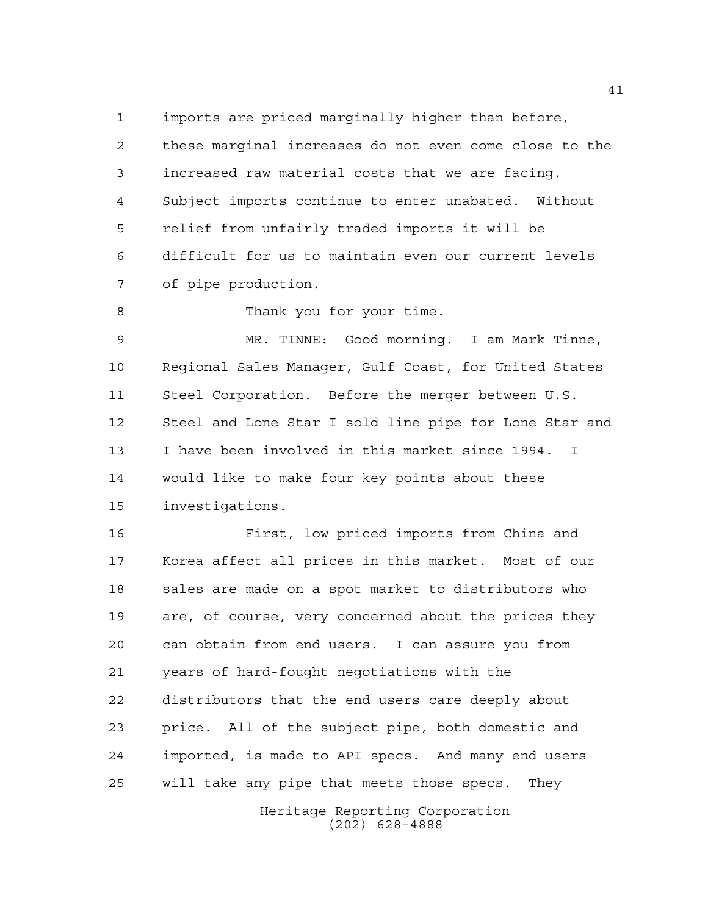imports are priced marginally higher than before, these marginal increases do not even come close to the increased raw material costs that we are facing. Subject imports continue to enter unabated. Without relief from unfairly traded imports it will be difficult for us to maintain even our current levels of pipe production.

Thank you for your time.

MR. TINNE: Good morning. I am Mark Tinne, Regional Sales Manager, Gulf Coast, for United States Steel Corporation. Before the merger between U.S. Steel and Lone Star I sold line pipe for Lone Star and I have been involved in this market since 1994. I would like to make four key points about these investigations.

First, low priced imports from China and Korea affect all prices in this market. Most of our sales are made on a spot market to distributors who are, of course, very concerned about the prices they can obtain from end users. I can assure you from years of hard-fought negotiations with the distributors that the end users care deeply about price. All of the subject pipe, both domestic and imported, is made to API specs. And many end users will take any pipe that meets those specs. They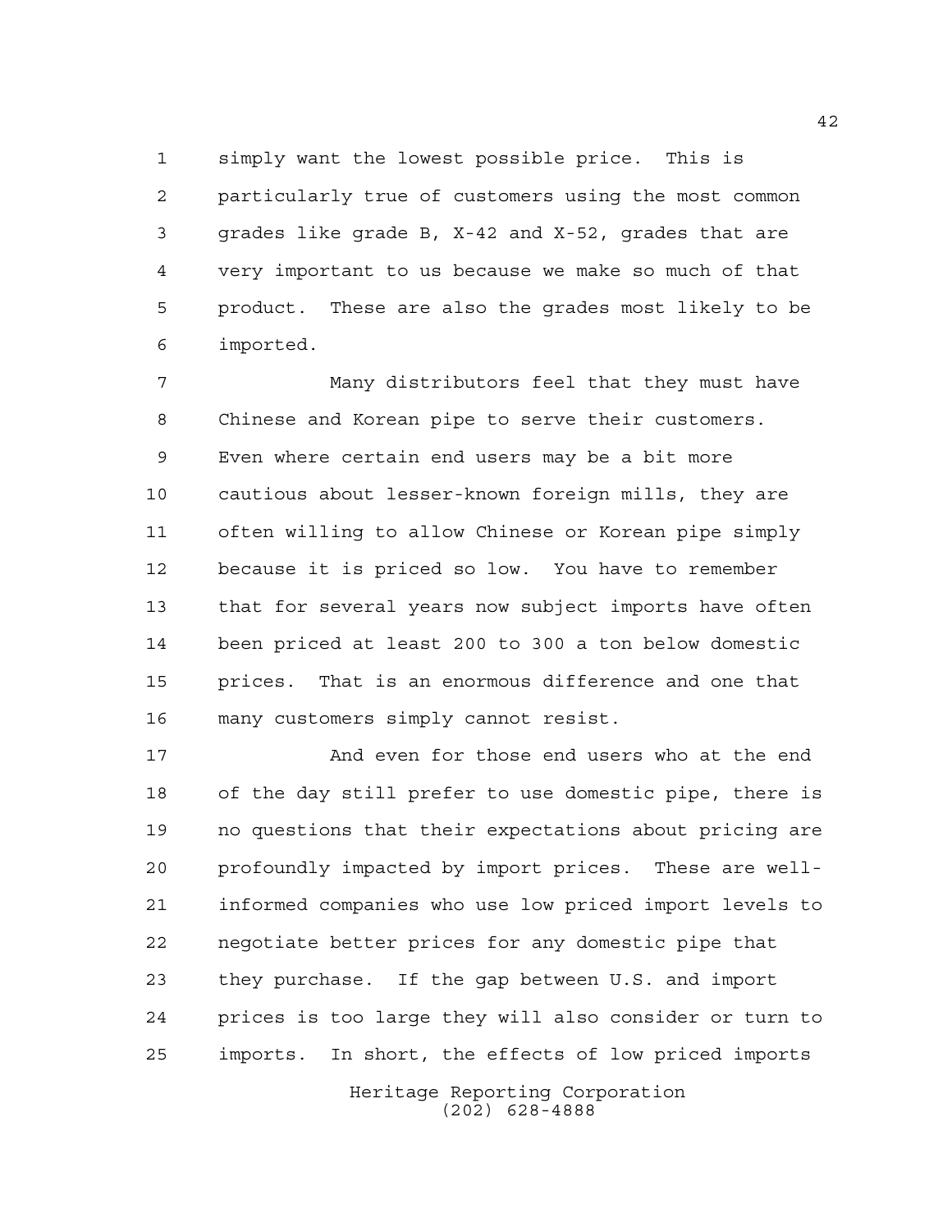simply want the lowest possible price. This is particularly true of customers using the most common grades like grade B, X-42 and X-52, grades that are very important to us because we make so much of that product. These are also the grades most likely to be imported.

Many distributors feel that they must have Chinese and Korean pipe to serve their customers. Even where certain end users may be a bit more cautious about lesser-known foreign mills, they are often willing to allow Chinese or Korean pipe simply because it is priced so low. You have to remember that for several years now subject imports have often been priced at least 200 to 300 a ton below domestic prices. That is an enormous difference and one that many customers simply cannot resist.

And even for those end users who at the end of the day still prefer to use domestic pipe, there is no questions that their expectations about pricing are profoundly impacted by import prices. These are well-informed companies who use low priced import levels to negotiate better prices for any domestic pipe that they purchase. If the gap between U.S. and import prices is too large they will also consider or turn to imports. In short, the effects of low priced imports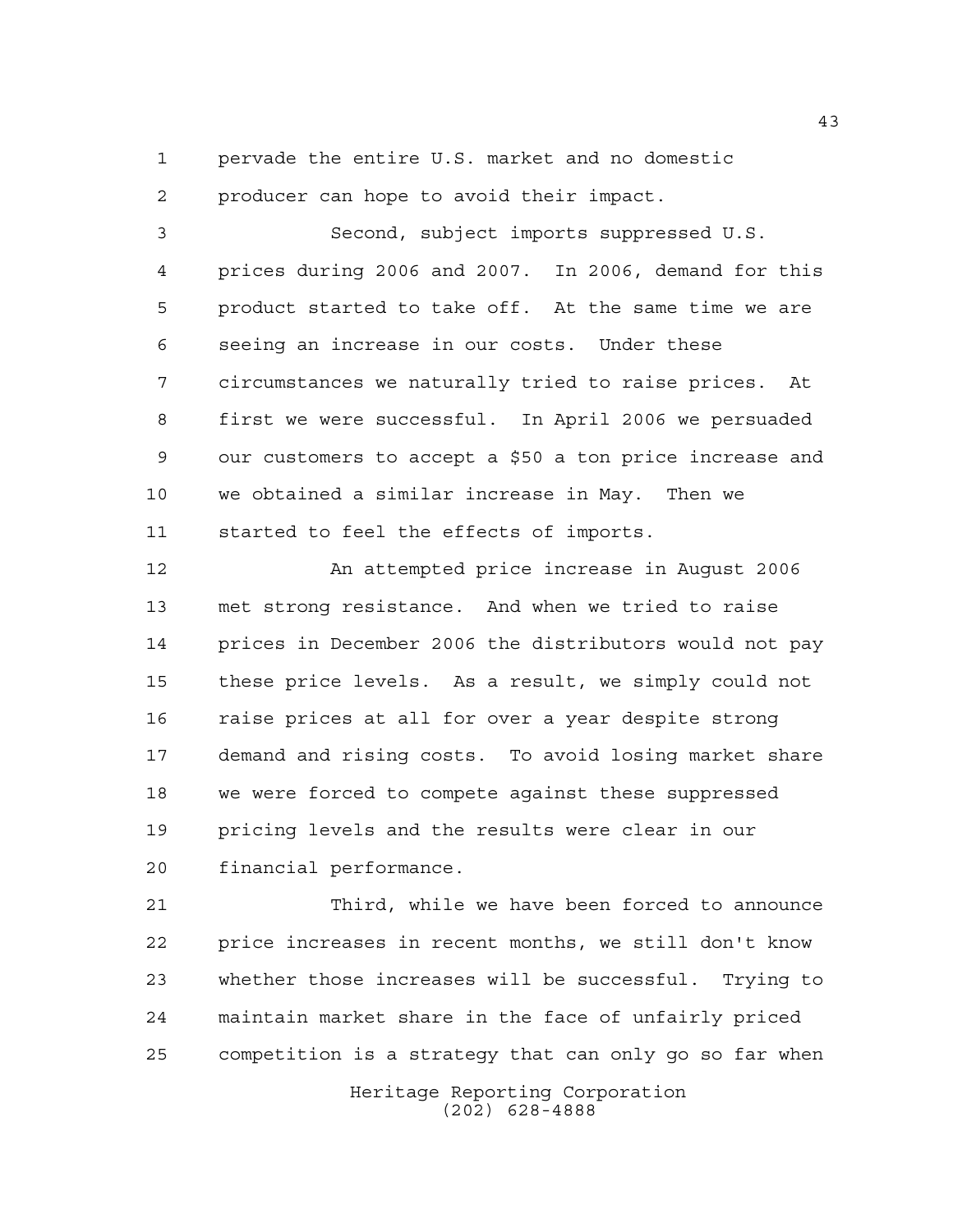pervade the entire U.S. market and no domestic producer can hope to avoid their impact.

Second, subject imports suppressed U.S. prices during 2006 and 2007. In 2006, demand for this product started to take off. At the same time we are seeing an increase in our costs. Under these circumstances we naturally tried to raise prices. At first we were successful. In April 2006 we persuaded our customers to accept a $50 a ton price increase and we obtained a similar increase in May. Then we started to feel the effects of imports.

An attempted price increase in August 2006 met strong resistance. And when we tried to raise prices in December 2006 the distributors would not pay these price levels. As a result, we simply could not raise prices at all for over a year despite strong demand and rising costs. To avoid losing market share we were forced to compete against these suppressed pricing levels and the results were clear in our financial performance.

Third, while we have been forced to announce price increases in recent months, we still don't know whether those increases will be successful. Trying to maintain market share in the face of unfairly priced competition is a strategy that can only go so far when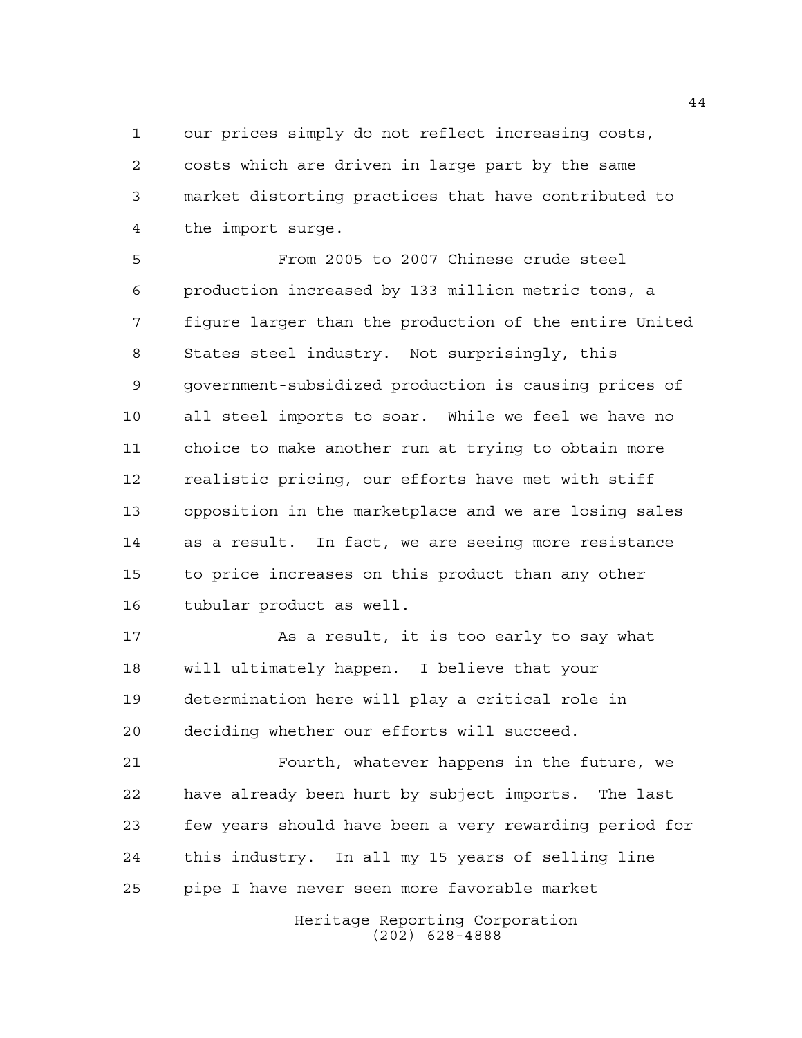our prices simply do not reflect increasing costs, costs which are driven in large part by the same market distorting practices that have contributed to the import surge.

From 2005 to 2007 Chinese crude steel production increased by 133 million metric tons, a figure larger than the production of the entire United States steel industry. Not surprisingly, this government-subsidized production is causing prices of all steel imports to soar. While we feel we have no choice to make another run at trying to obtain more realistic pricing, our efforts have met with stiff opposition in the marketplace and we are losing sales as a result. In fact, we are seeing more resistance to price increases on this product than any other tubular product as well.

As a result, it is too early to say what will ultimately happen. I believe that your determination here will play a critical role in deciding whether our efforts will succeed.

Fourth, whatever happens in the future, we have already been hurt by subject imports. The last few years should have been a very rewarding period for this industry. In all my 15 years of selling line pipe I have never seen more favorable market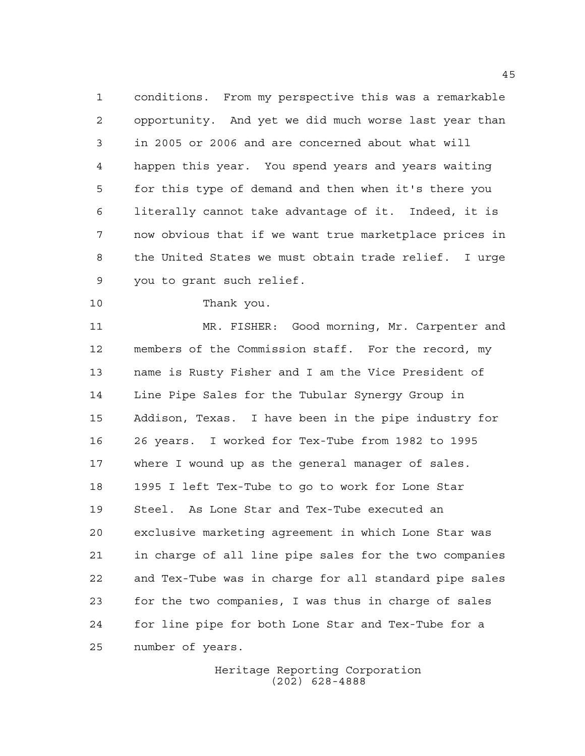conditions. From my perspective this was a remarkable opportunity. And yet we did much worse last year than in 2005 or 2006 and are concerned about what will happen this year. You spend years and years waiting for this type of demand and then when it's there you literally cannot take advantage of it. Indeed, it is now obvious that if we want true marketplace prices in the United States we must obtain trade relief. I urge you to grant such relief.

Thank you.

MR. FISHER: Good morning, Mr. Carpenter and members of the Commission staff. For the record, my name is Rusty Fisher and I am the Vice President of Line Pipe Sales for the Tubular Synergy Group in Addison, Texas. I have been in the pipe industry for 26 years. I worked for Tex-Tube from 1982 to 1995 where I wound up as the general manager of sales. 1995 I left Tex-Tube to go to work for Lone Star Steel. As Lone Star and Tex-Tube executed an exclusive marketing agreement in which Lone Star was in charge of all line pipe sales for the two companies and Tex-Tube was in charge for all standard pipe sales for the two companies, I was thus in charge of sales for line pipe for both Lone Star and Tex-Tube for a number of years.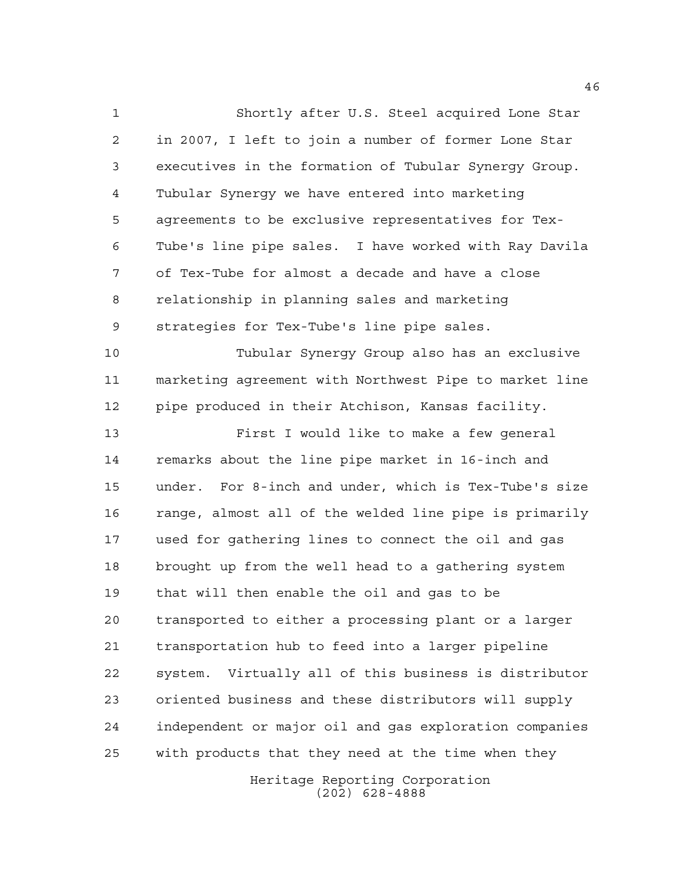Shortly after U.S. Steel acquired Lone Star in 2007, I left to join a number of former Lone Star executives in the formation of Tubular Synergy Group. Tubular Synergy we have entered into marketing agreements to be exclusive representatives for Tex-Tube's line pipe sales. I have worked with Ray Davila of Tex-Tube for almost a decade and have a close relationship in planning sales and marketing strategies for Tex-Tube's line pipe sales.

Tubular Synergy Group also has an exclusive marketing agreement with Northwest Pipe to market line pipe produced in their Atchison, Kansas facility.

First I would like to make a few general remarks about the line pipe market in 16-inch and under. For 8-inch and under, which is Tex-Tube's size range, almost all of the welded line pipe is primarily used for gathering lines to connect the oil and gas brought up from the well head to a gathering system that will then enable the oil and gas to be transported to either a processing plant or a larger transportation hub to feed into a larger pipeline system. Virtually all of this business is distributor oriented business and these distributors will supply independent or major oil and gas exploration companies with products that they need at the time when they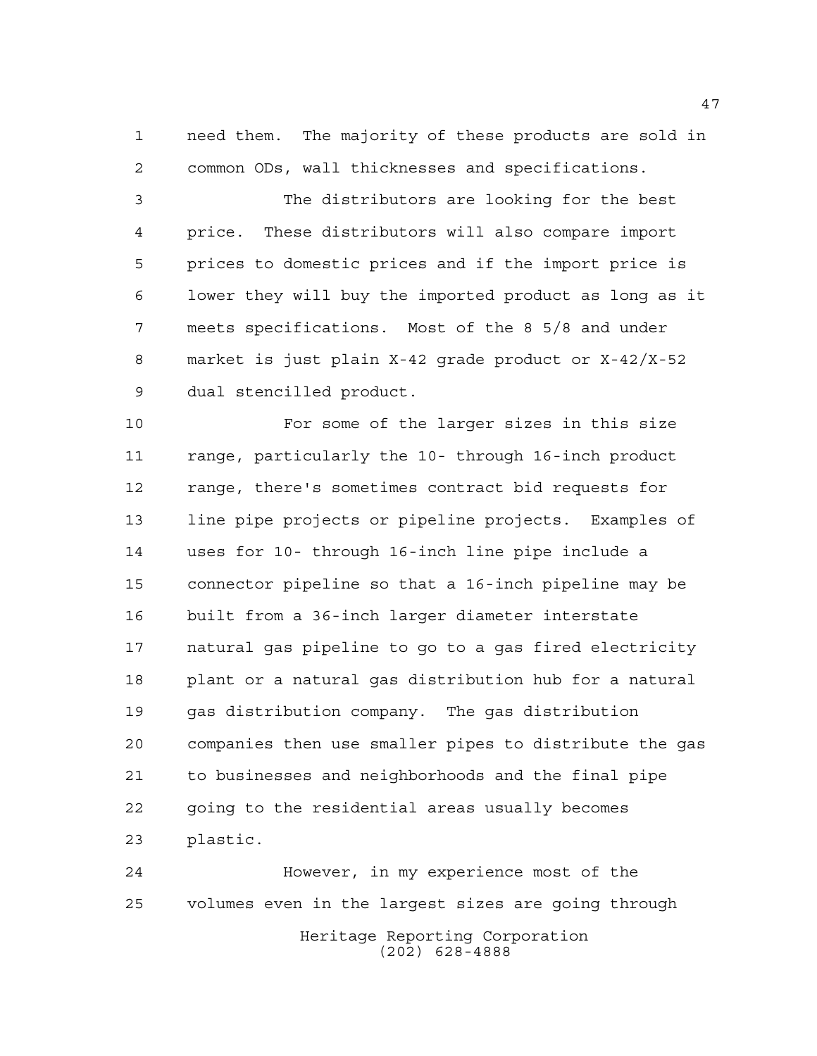need them. The majority of these products are sold in common ODs, wall thicknesses and specifications.

The distributors are looking for the best price. These distributors will also compare import prices to domestic prices and if the import price is lower they will buy the imported product as long as it meets specifications. Most of the 8 5/8 and under market is just plain X-42 grade product or X-42/X-52 dual stencilled product.

For some of the larger sizes in this size range, particularly the 10- through 16-inch product range, there's sometimes contract bid requests for line pipe projects or pipeline projects. Examples of uses for 10- through 16-inch line pipe include a connector pipeline so that a 16-inch pipeline may be built from a 36-inch larger diameter interstate natural gas pipeline to go to a gas fired electricity plant or a natural gas distribution hub for a natural gas distribution company. The gas distribution companies then use smaller pipes to distribute the gas to businesses and neighborhoods and the final pipe going to the residential areas usually becomes plastic.

However, in my experience most of the volumes even in the largest sizes are going through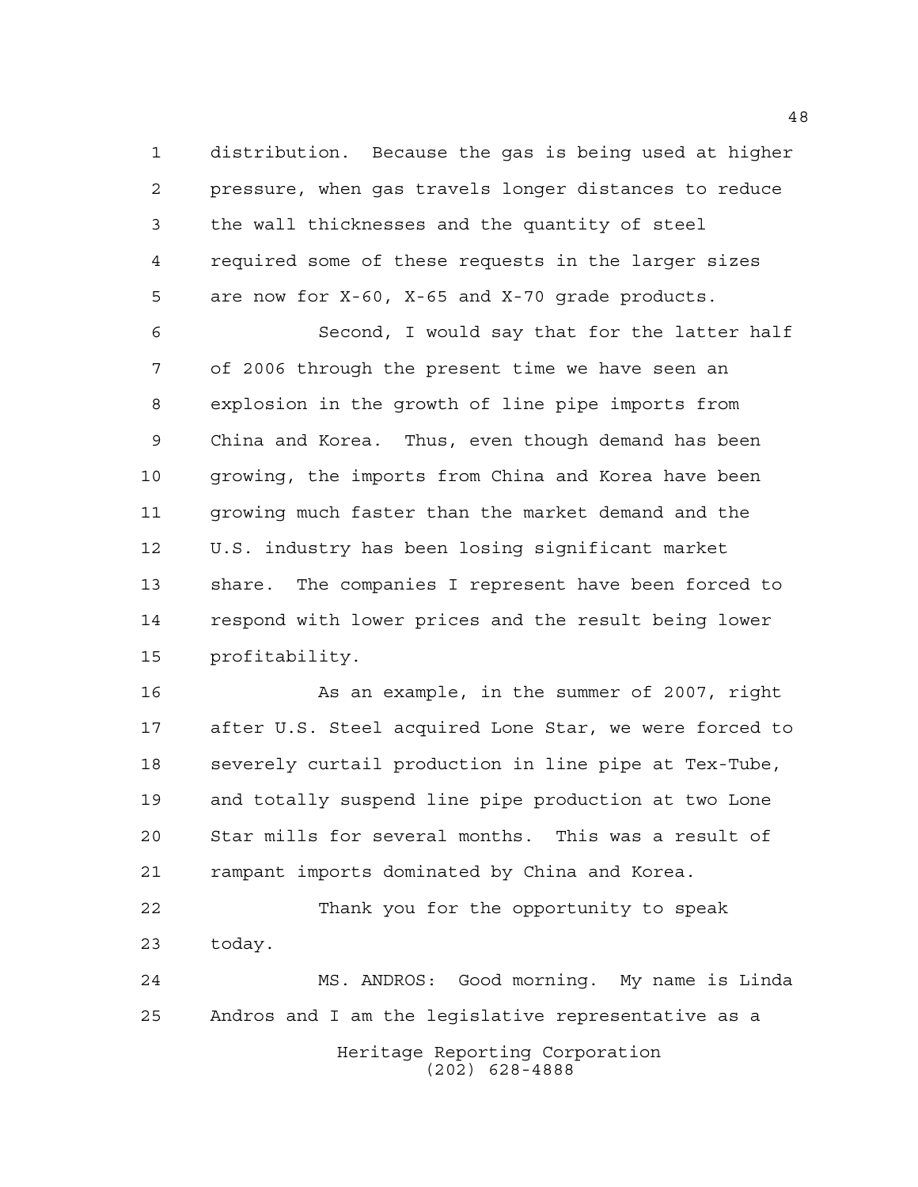distribution. Because the gas is being used at higher pressure, when gas travels longer distances to reduce the wall thicknesses and the quantity of steel required some of these requests in the larger sizes are now for X-60, X-65 and X-70 grade products.

Second, I would say that for the latter half of 2006 through the present time we have seen an explosion in the growth of line pipe imports from China and Korea. Thus, even though demand has been growing, the imports from China and Korea have been growing much faster than the market demand and the U.S. industry has been losing significant market share. The companies I represent have been forced to respond with lower prices and the result being lower profitability.

As an example, in the summer of 2007, right after U.S. Steel acquired Lone Star, we were forced to severely curtail production in line pipe at Tex-Tube, and totally suspend line pipe production at two Lone Star mills for several months. This was a result of rampant imports dominated by China and Korea.

Thank you for the opportunity to speak today.

MS. ANDROS: Good morning. My name is Linda Andros and I am the legislative representative as a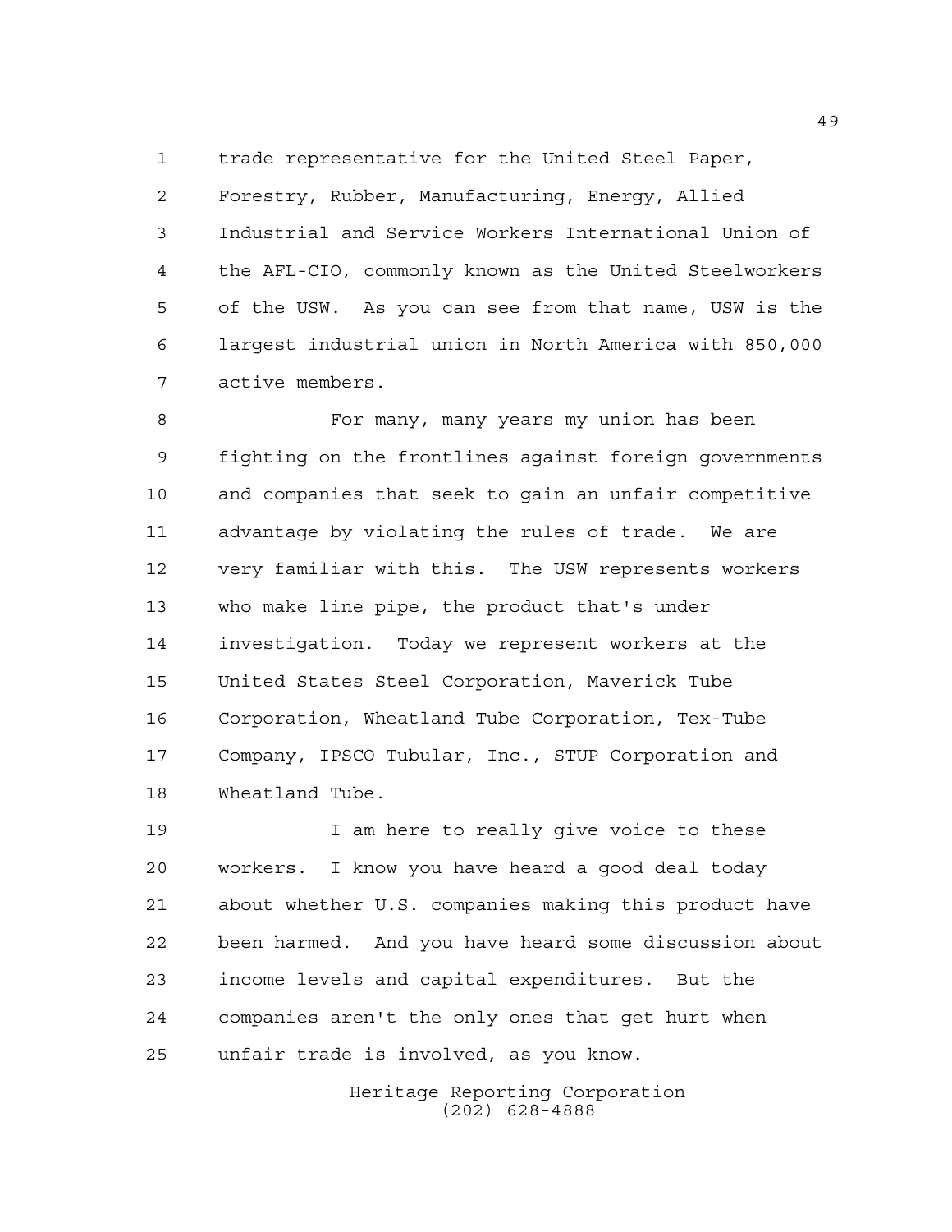trade representative for the United Steel Paper, Forestry, Rubber, Manufacturing, Energy, Allied Industrial and Service Workers International Union of the AFL-CIO, commonly known as the United Steelworkers of the USW. As you can see from that name, USW is the largest industrial union in North America with 850,000 active members.

For many, many years my union has been fighting on the frontlines against foreign governments and companies that seek to gain an unfair competitive advantage by violating the rules of trade. We are very familiar with this. The USW represents workers who make line pipe, the product that's under investigation. Today we represent workers at the United States Steel Corporation, Maverick Tube Corporation, Wheatland Tube Corporation, Tex-Tube Company, IPSCO Tubular, Inc., STUP Corporation and Wheatland Tube.

I am here to really give voice to these workers. I know you have heard a good deal today about whether U.S. companies making this product have been harmed. And you have heard some discussion about income levels and capital expenditures. But the companies aren't the only ones that get hurt when unfair trade is involved, as you know.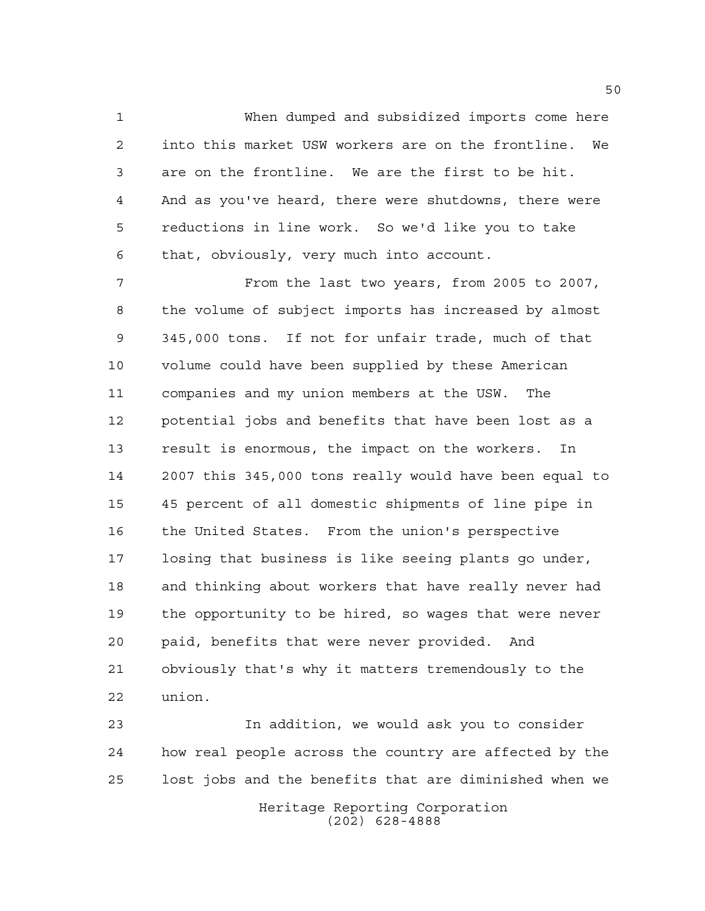When dumped and subsidized imports come here into this market USW workers are on the frontline. We are on the frontline. We are the first to be hit. And as you've heard, there were shutdowns, there were reductions in line work. So we'd like you to take that, obviously, very much into account.

From the last two years, from 2005 to 2007, the volume of subject imports has increased by almost 345,000 tons. If not for unfair trade, much of that volume could have been supplied by these American companies and my union members at the USW. The potential jobs and benefits that have been lost as a result is enormous, the impact on the workers. In 2007 this 345,000 tons really would have been equal to 45 percent of all domestic shipments of line pipe in the United States. From the union's perspective losing that business is like seeing plants go under, and thinking about workers that have really never had the opportunity to be hired, so wages that were never paid, benefits that were never provided. And obviously that's why it matters tremendously to the union.

In addition, we would ask you to consider how real people across the country are affected by the lost jobs and the benefits that are diminished when we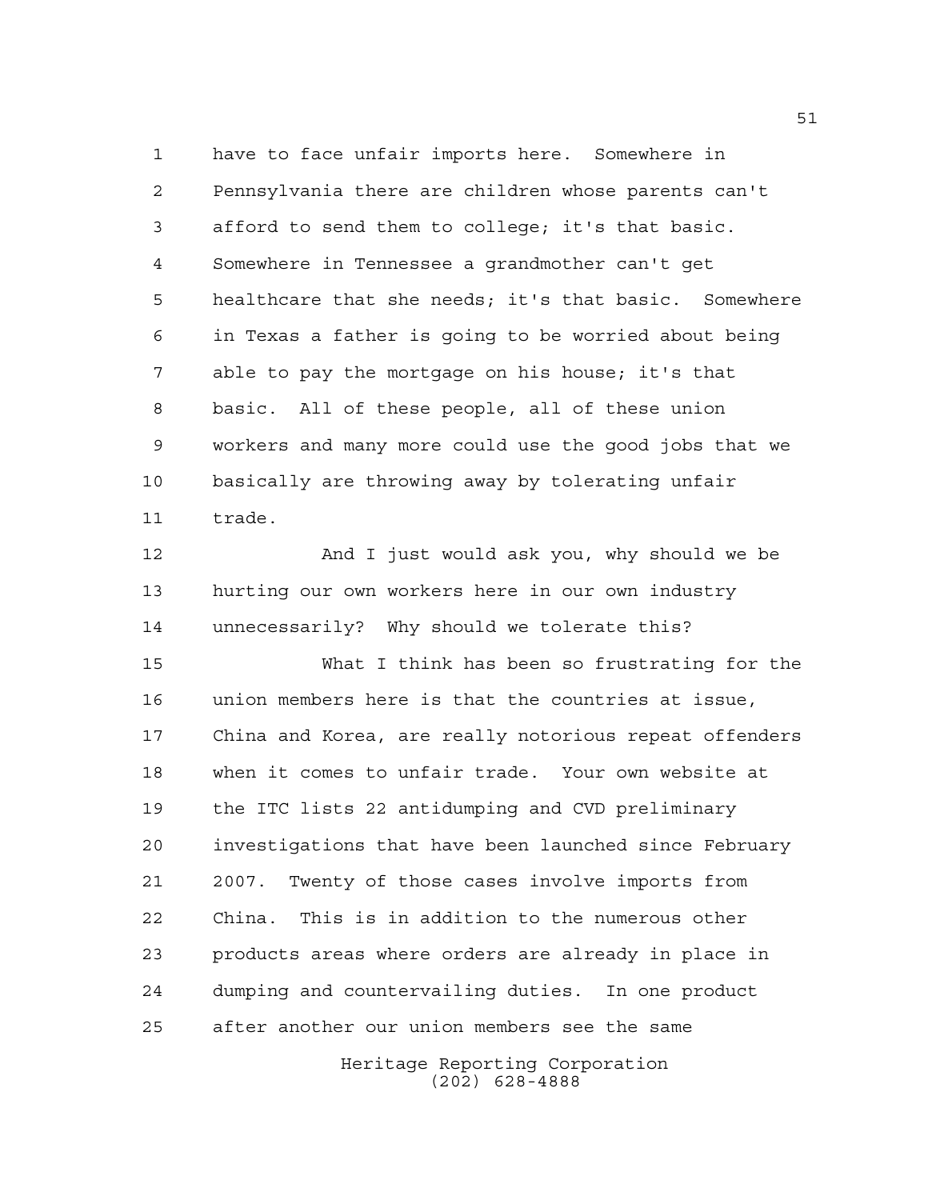have to face unfair imports here. Somewhere in Pennsylvania there are children whose parents can't afford to send them to college; it's that basic. Somewhere in Tennessee a grandmother can't get healthcare that she needs; it's that basic. Somewhere in Texas a father is going to be worried about being able to pay the mortgage on his house; it's that basic. All of these people, all of these union workers and many more could use the good jobs that we basically are throwing away by tolerating unfair trade.

And I just would ask you, why should we be hurting our own workers here in our own industry unnecessarily? Why should we tolerate this?

What I think has been so frustrating for the union members here is that the countries at issue, China and Korea, are really notorious repeat offenders when it comes to unfair trade. Your own website at the ITC lists 22 antidumping and CVD preliminary investigations that have been launched since February 2007. Twenty of those cases involve imports from China. This is in addition to the numerous other products areas where orders are already in place in dumping and countervailing duties. In one product after another our union members see the same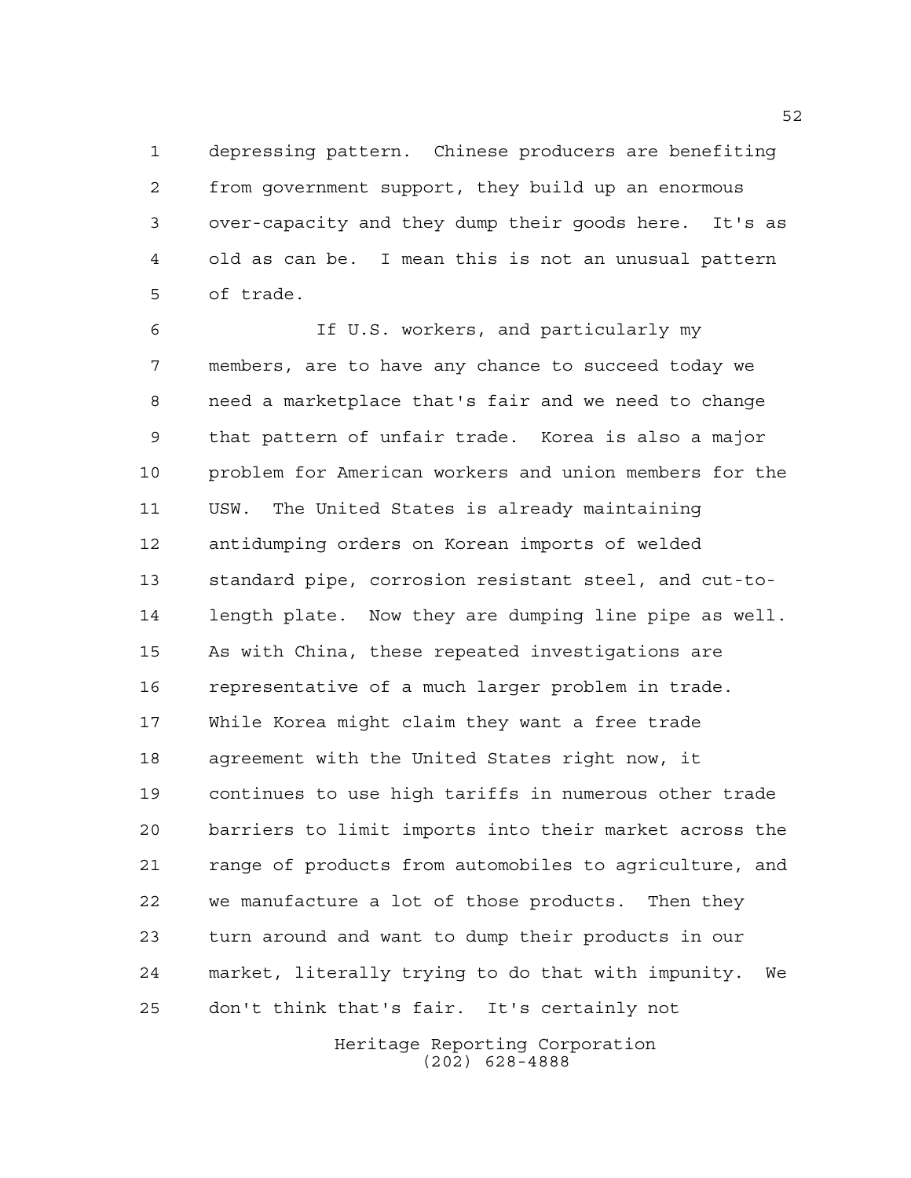depressing pattern. Chinese producers are benefiting from government support, they build up an enormous over-capacity and they dump their goods here. It's as old as can be. I mean this is not an unusual pattern of trade.

If U.S. workers, and particularly my members, are to have any chance to succeed today we need a marketplace that's fair and we need to change that pattern of unfair trade. Korea is also a major problem for American workers and union members for the USW. The United States is already maintaining antidumping orders on Korean imports of welded standard pipe, corrosion resistant steel, and cut-to-length plate. Now they are dumping line pipe as well. As with China, these repeated investigations are representative of a much larger problem in trade. While Korea might claim they want a free trade agreement with the United States right now, it continues to use high tariffs in numerous other trade barriers to limit imports into their market across the range of products from automobiles to agriculture, and we manufacture a lot of those products. Then they turn around and want to dump their products in our market, literally trying to do that with impunity. We don't think that's fair. It's certainly not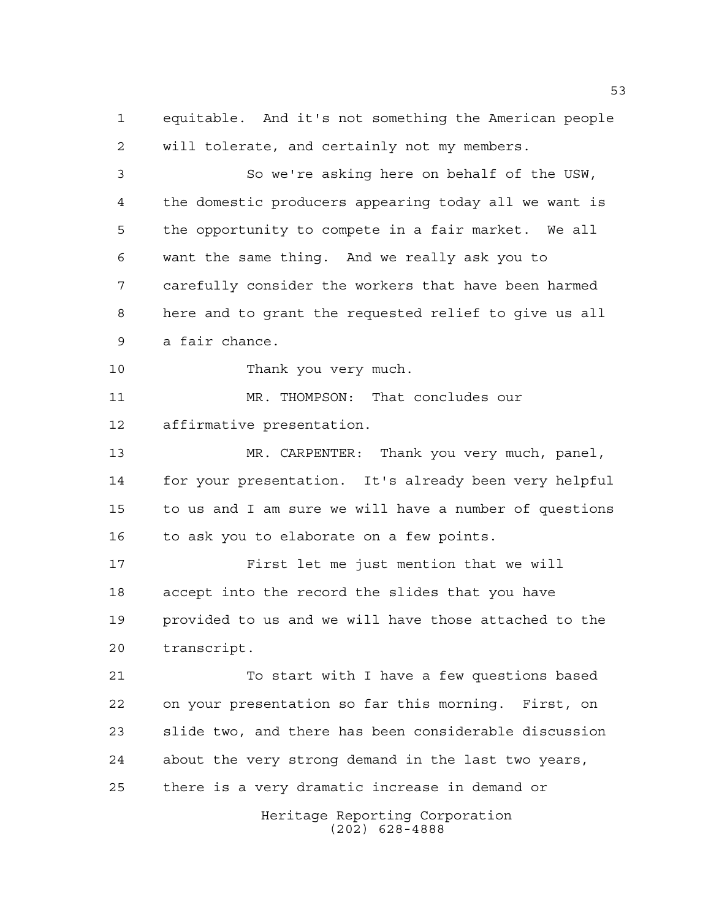equitable. And it's not something the American people will tolerate, and certainly not my members.

So we're asking here on behalf of the USW, the domestic producers appearing today all we want is the opportunity to compete in a fair market. We all want the same thing. And we really ask you to carefully consider the workers that have been harmed here and to grant the requested relief to give us all a fair chance.

Thank you very much.

MR. THOMPSON: That concludes our affirmative presentation.

MR. CARPENTER: Thank you very much, panel, for your presentation. It's already been very helpful to us and I am sure we will have a number of questions to ask you to elaborate on a few points.

First let me just mention that we will accept into the record the slides that you have provided to us and we will have those attached to the transcript.

To start with I have a few questions based on your presentation so far this morning. First, on slide two, and there has been considerable discussion about the very strong demand in the last two years, there is a very dramatic increase in demand or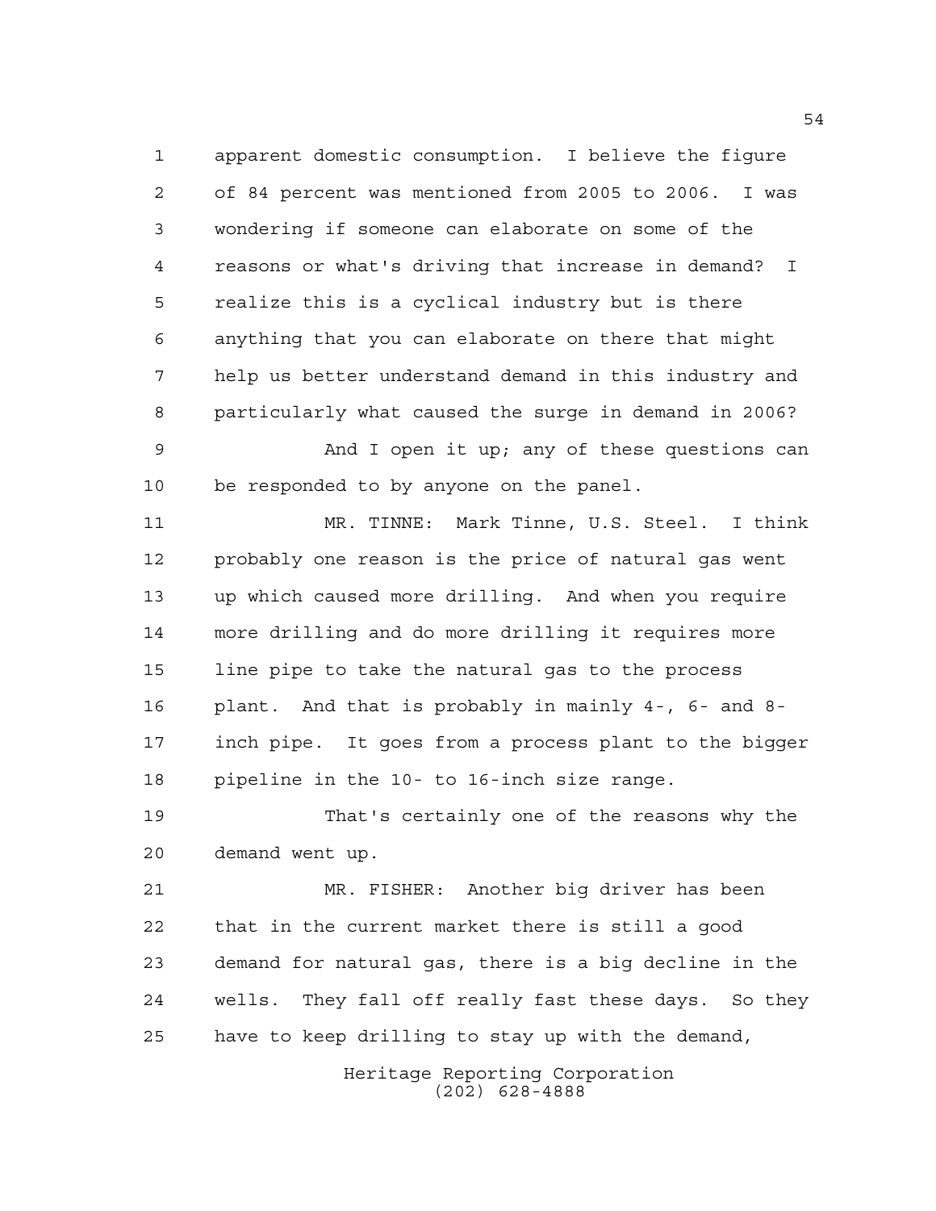apparent domestic consumption. I believe the figure of 84 percent was mentioned from 2005 to 2006. I was wondering if someone can elaborate on some of the reasons or what's driving that increase in demand? I realize this is a cyclical industry but is there anything that you can elaborate on there that might help us better understand demand in this industry and particularly what caused the surge in demand in 2006?

And I open it up; any of these questions can be responded to by anyone on the panel.

MR. TINNE: Mark Tinne, U.S. Steel. I think probably one reason is the price of natural gas went up which caused more drilling. And when you require more drilling and do more drilling it requires more line pipe to take the natural gas to the process plant. And that is probably in mainly 4-, 6- and 8-inch pipe. It goes from a process plant to the bigger pipeline in the 10- to 16-inch size range.

That's certainly one of the reasons why the demand went up.

MR. FISHER: Another big driver has been that in the current market there is still a good demand for natural gas, there is a big decline in the wells. They fall off really fast these days. So they have to keep drilling to stay up with the demand,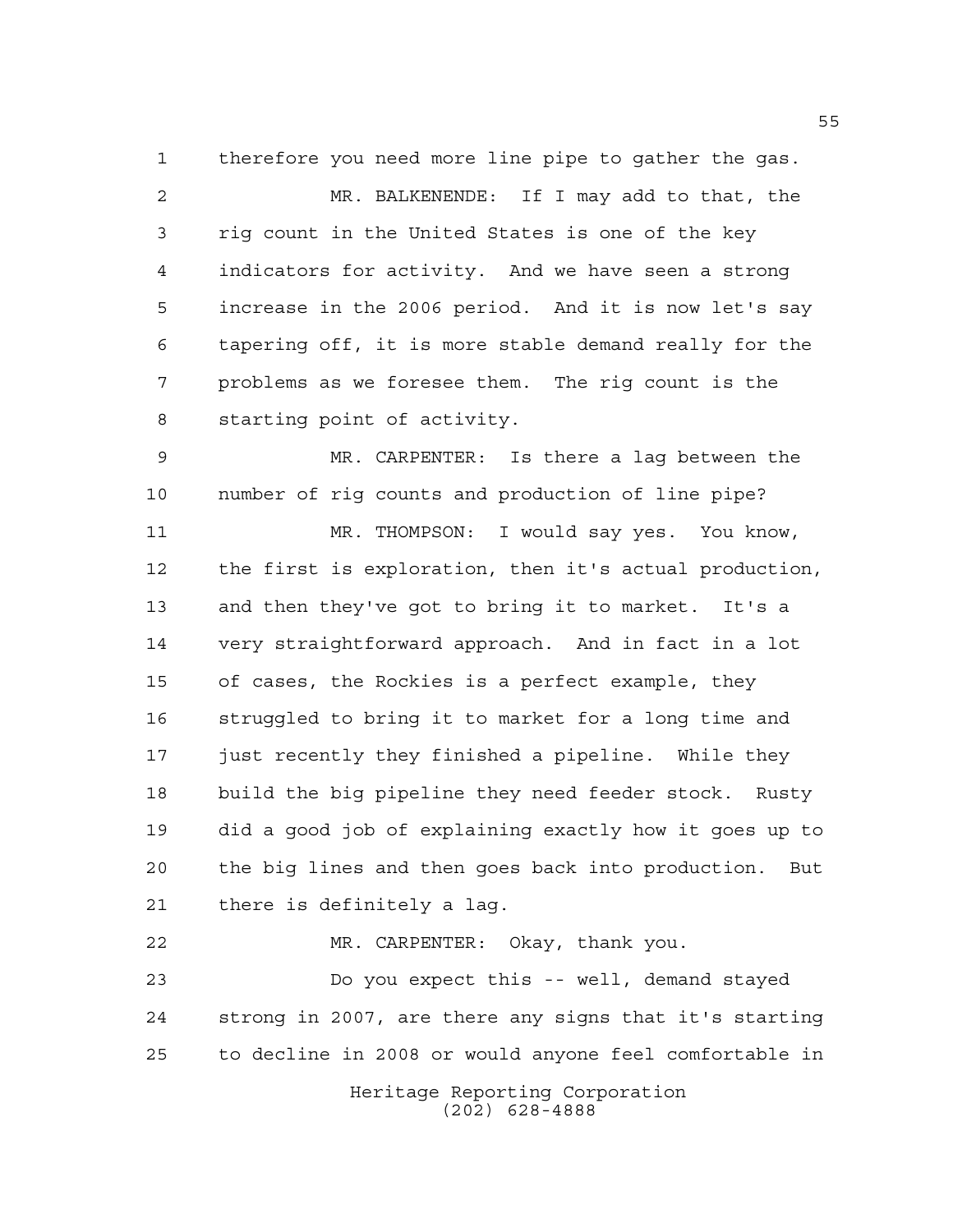therefore you need more line pipe to gather the gas.

MR. BALKENENDE: If I may add to that, the rig count in the United States is one of the key indicators for activity. And we have seen a strong increase in the 2006 period. And it is now let's say tapering off, it is more stable demand really for the problems as we foresee them. The rig count is the starting point of activity.

MR. CARPENTER: Is there a lag between the number of rig counts and production of line pipe?

MR. THOMPSON: I would say yes. You know, the first is exploration, then it's actual production, and then they've got to bring it to market. It's a very straightforward approach. And in fact in a lot of cases, the Rockies is a perfect example, they struggled to bring it to market for a long time and just recently they finished a pipeline. While they build the big pipeline they need feeder stock. Rusty did a good job of explaining exactly how it goes up to the big lines and then goes back into production. But there is definitely a lag.

MR. CARPENTER: Okay, thank you.

Do you expect this -- well, demand stayed strong in 2007, are there any signs that it's starting to decline in 2008 or would anyone feel comfortable in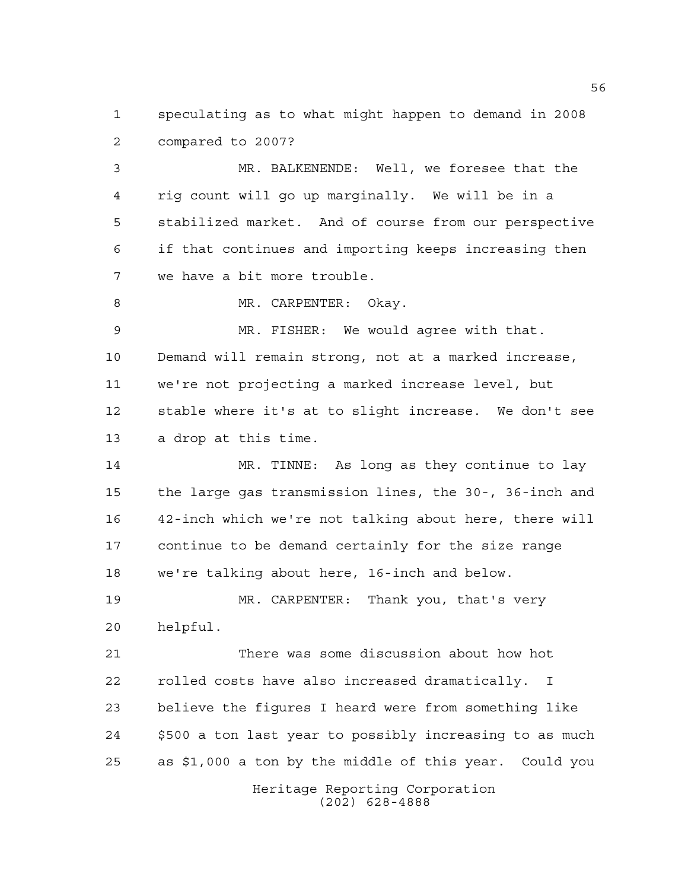speculating as to what might happen to demand in 2008 compared to 2007?

MR. BALKENENDE: Well, we foresee that the rig count will go up marginally. We will be in a stabilized market. And of course from our perspective if that continues and importing keeps increasing then we have a bit more trouble.

MR. CARPENTER: Okay.

MR. FISHER: We would agree with that. Demand will remain strong, not at a marked increase, we're not projecting a marked increase level, but stable where it's at to slight increase. We don't see a drop at this time.

MR. TINNE: As long as they continue to lay the large gas transmission lines, the 30-, 36-inch and 42-inch which we're not talking about here, there will continue to be demand certainly for the size range we're talking about here, 16-inch and below.

MR. CARPENTER: Thank you, that's very helpful.

There was some discussion about how hot rolled costs have also increased dramatically. I believe the figures I heard were from something like $500 a ton last year to possibly increasing to as much as $1,000 a ton by the middle of this year. Could you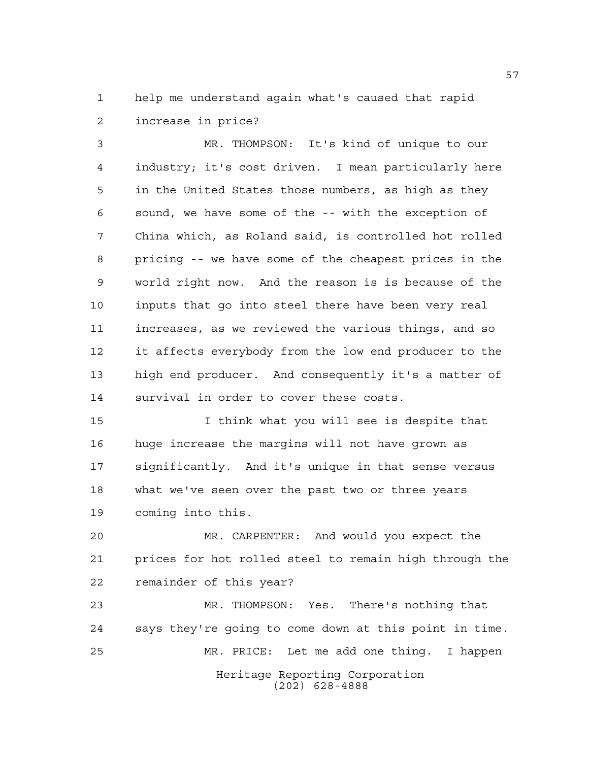help me understand again what's caused that rapid increase in price?

MR. THOMPSON: It's kind of unique to our industry; it's cost driven. I mean particularly here in the United States those numbers, as high as they sound, we have some of the -- with the exception of China which, as Roland said, is controlled hot rolled pricing -- we have some of the cheapest prices in the world right now. And the reason is is because of the inputs that go into steel there have been very real increases, as we reviewed the various things, and so it affects everybody from the low end producer to the high end producer. And consequently it's a matter of survival in order to cover these costs.

I think what you will see is despite that huge increase the margins will not have grown as significantly. And it's unique in that sense versus what we've seen over the past two or three years coming into this.

MR. CARPENTER: And would you expect the prices for hot rolled steel to remain high through the remainder of this year?

MR. THOMPSON: Yes. There's nothing that says they're going to come down at this point in time.

MR. PRICE: Let me add one thing. I happen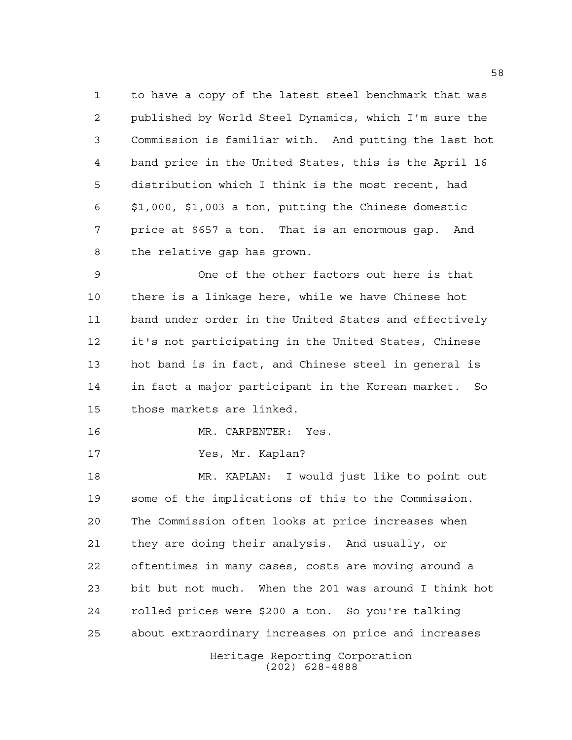to have a copy of the latest steel benchmark that was published by World Steel Dynamics, which I'm sure the Commission is familiar with. And putting the last hot band price in the United States, this is the April 16 distribution which I think is the most recent, had $1,000, $1,003 a ton, putting the Chinese domestic price at $657 a ton. That is an enormous gap. And the relative gap has grown.

One of the other factors out here is that there is a linkage here, while we have Chinese hot band under order in the United States and effectively it's not participating in the United States, Chinese hot band is in fact, and Chinese steel in general is in fact a major participant in the Korean market. So those markets are linked.

MR. CARPENTER: Yes.

Yes, Mr. Kaplan?

MR. KAPLAN: I would just like to point out some of the implications of this to the Commission. The Commission often looks at price increases when they are doing their analysis. And usually, or oftentimes in many cases, costs are moving around a bit but not much. When the 201 was around I think hot rolled prices were $200 a ton. So you're talking about extraordinary increases on price and increases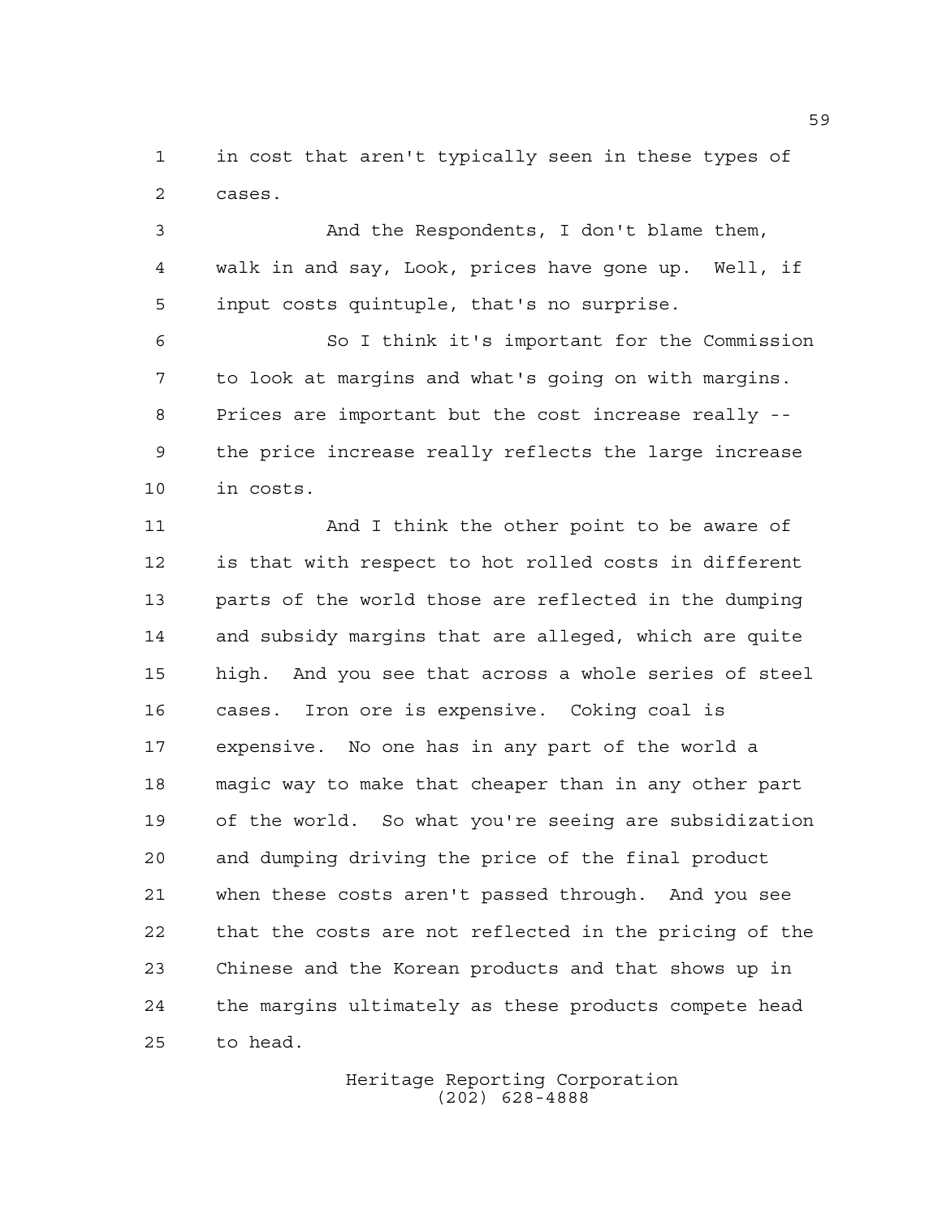in cost that aren't typically seen in these types of cases.

And the Respondents, I don't blame them, walk in and say, Look, prices have gone up. Well, if input costs quintuple, that's no surprise.

So I think it's important for the Commission to look at margins and what's going on with margins. Prices are important but the cost increase really -- the price increase really reflects the large increase in costs.

And I think the other point to be aware of is that with respect to hot rolled costs in different parts of the world those are reflected in the dumping and subsidy margins that are alleged, which are quite high. And you see that across a whole series of steel cases. Iron ore is expensive. Coking coal is expensive. No one has in any part of the world a magic way to make that cheaper than in any other part of the world. So what you're seeing are subsidization and dumping driving the price of the final product when these costs aren't passed through. And you see that the costs are not reflected in the pricing of the Chinese and the Korean products and that shows up in the margins ultimately as these products compete head to head.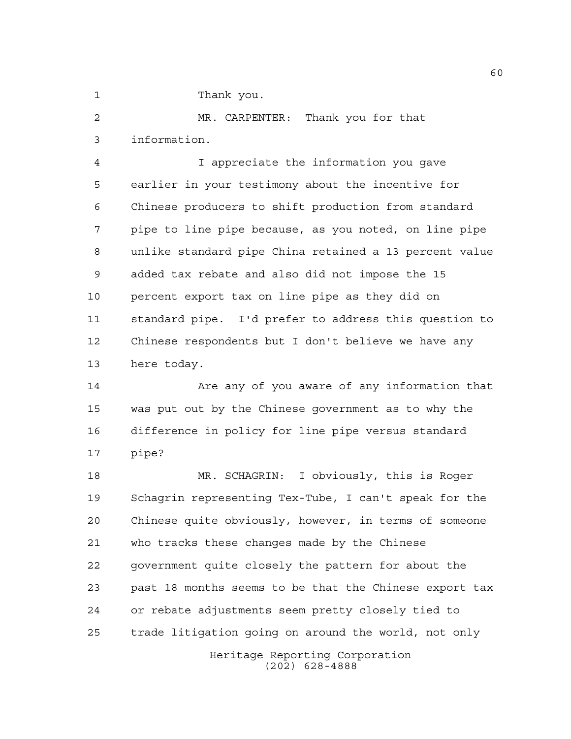Thank you.

MR. CARPENTER: Thank you for that information.

I appreciate the information you gave earlier in your testimony about the incentive for Chinese producers to shift production from standard pipe to line pipe because, as you noted, on line pipe unlike standard pipe China retained a 13 percent value added tax rebate and also did not impose the 15 percent export tax on line pipe as they did on standard pipe. I'd prefer to address this question to Chinese respondents but I don't believe we have any here today.

Are any of you aware of any information that was put out by the Chinese government as to why the difference in policy for line pipe versus standard pipe?

MR. SCHAGRIN: I obviously, this is Roger Schagrin representing Tex-Tube, I can't speak for the Chinese quite obviously, however, in terms of someone who tracks these changes made by the Chinese government quite closely the pattern for about the past 18 months seems to be that the Chinese export tax or rebate adjustments seem pretty closely tied to trade litigation going on around the world, not only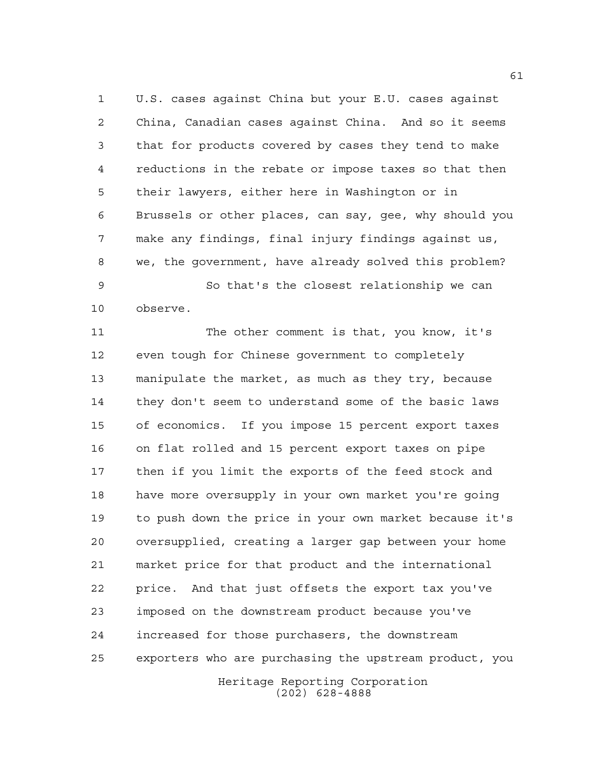U.S. cases against China but your E.U. cases against China, Canadian cases against China. And so it seems that for products covered by cases they tend to make reductions in the rebate or impose taxes so that then their lawyers, either here in Washington or in Brussels or other places, can say, gee, why should you make any findings, final injury findings against us, we, the government, have already solved this problem?

So that's the closest relationship we can observe.

The other comment is that, you know, it's even tough for Chinese government to completely manipulate the market, as much as they try, because they don't seem to understand some of the basic laws of economics. If you impose 15 percent export taxes on flat rolled and 15 percent export taxes on pipe then if you limit the exports of the feed stock and have more oversupply in your own market you're going to push down the price in your own market because it's oversupplied, creating a larger gap between your home market price for that product and the international price. And that just offsets the export tax you've imposed on the downstream product because you've increased for those purchasers, the downstream exporters who are purchasing the upstream product, you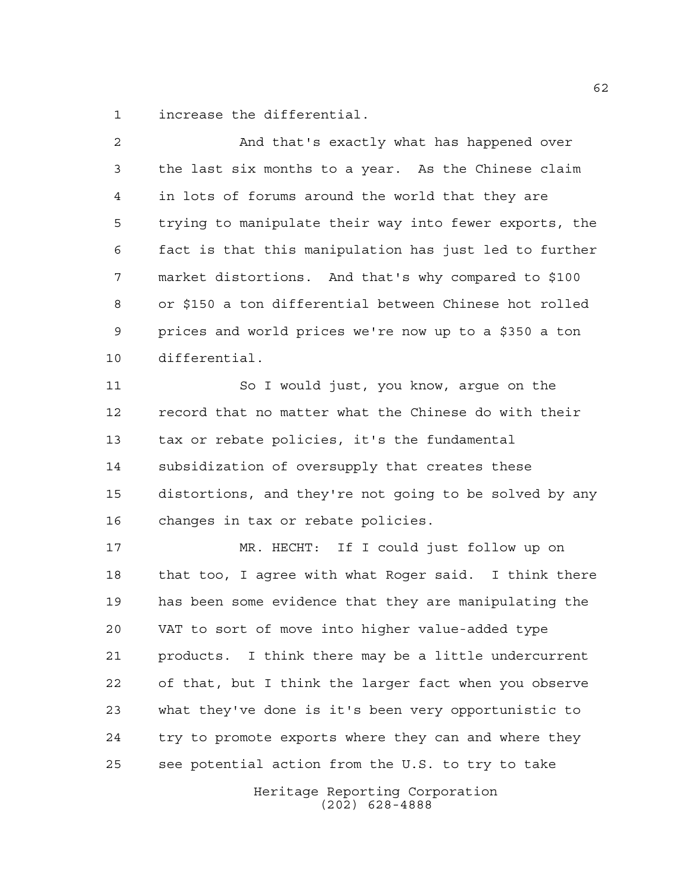increase the differential.

And that's exactly what has happened over the last six months to a year. As the Chinese claim in lots of forums around the world that they are trying to manipulate their way into fewer exports, the fact is that this manipulation has just led to further market distortions. And that's why compared to $100 or $150 a ton differential between Chinese hot rolled prices and world prices we're now up to a $350 a ton differential.

So I would just, you know, argue on the record that no matter what the Chinese do with their tax or rebate policies, it's the fundamental subsidization of oversupply that creates these distortions, and they're not going to be solved by any changes in tax or rebate policies.

MR. HECHT: If I could just follow up on that too, I agree with what Roger said. I think there has been some evidence that they are manipulating the VAT to sort of move into higher value-added type products. I think there may be a little undercurrent of that, but I think the larger fact when you observe what they've done is it's been very opportunistic to try to promote exports where they can and where they see potential action from the U.S. to try to take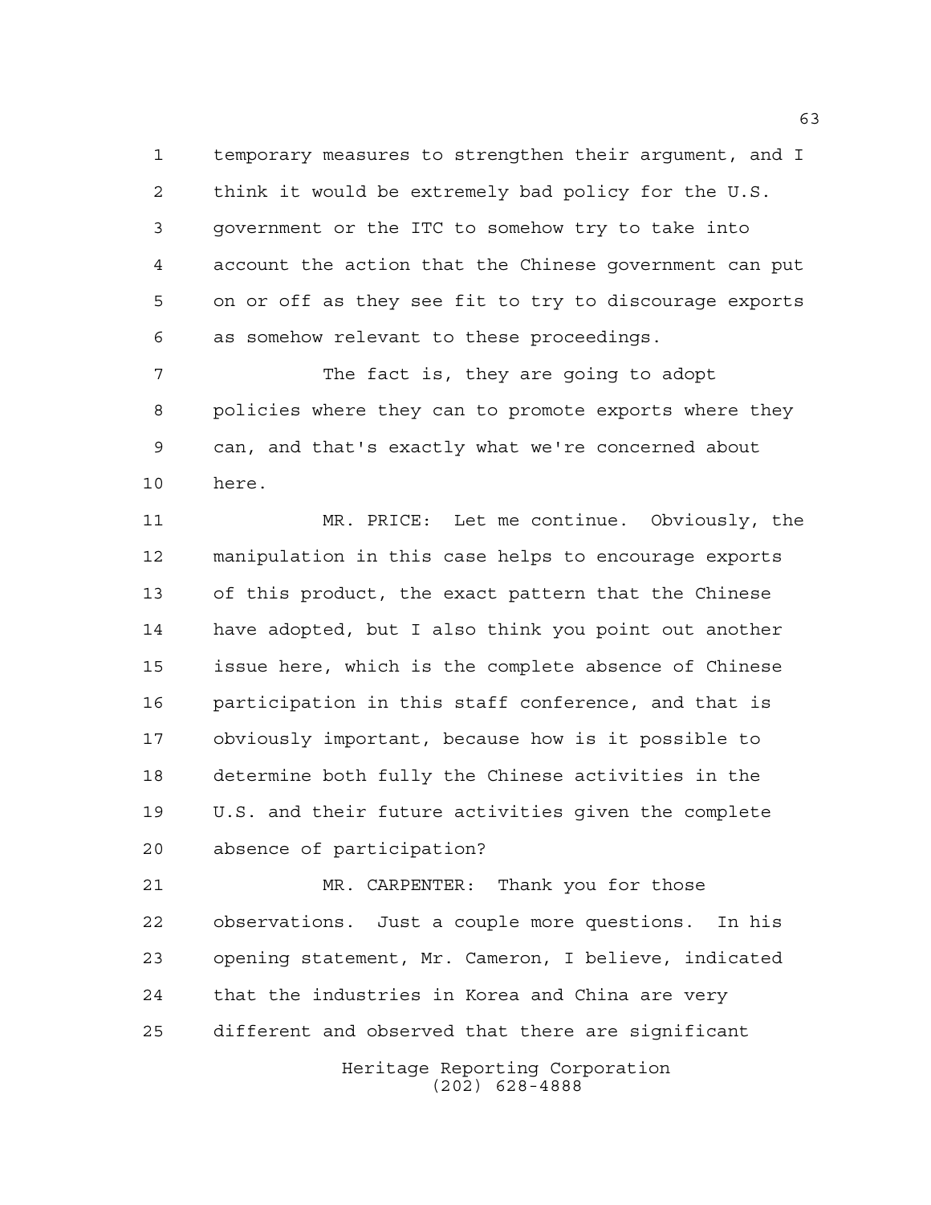temporary measures to strengthen their argument, and I think it would be extremely bad policy for the U.S. government or the ITC to somehow try to take into account the action that the Chinese government can put on or off as they see fit to try to discourage exports as somehow relevant to these proceedings.

The fact is, they are going to adopt policies where they can to promote exports where they can, and that's exactly what we're concerned about here.

MR. PRICE: Let me continue. Obviously, the manipulation in this case helps to encourage exports of this product, the exact pattern that the Chinese have adopted, but I also think you point out another issue here, which is the complete absence of Chinese participation in this staff conference, and that is obviously important, because how is it possible to determine both fully the Chinese activities in the U.S. and their future activities given the complete absence of participation?

MR. CARPENTER: Thank you for those observations. Just a couple more questions. In his opening statement, Mr. Cameron, I believe, indicated that the industries in Korea and China are very different and observed that there are significant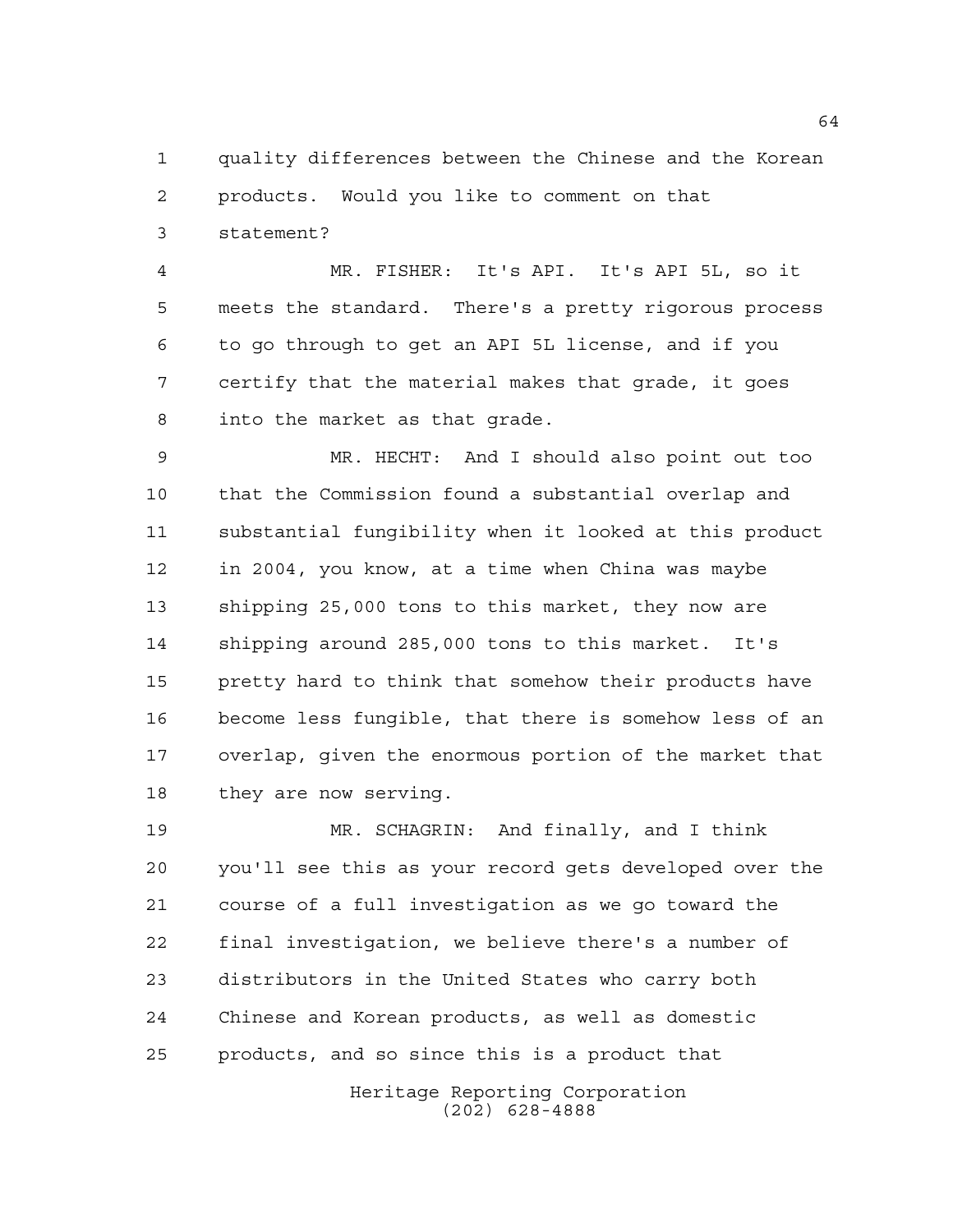quality differences between the Chinese and the Korean products. Would you like to comment on that statement?

MR. FISHER: It's API. It's API 5L, so it meets the standard. There's a pretty rigorous process to go through to get an API 5L license, and if you certify that the material makes that grade, it goes into the market as that grade.

MR. HECHT: And I should also point out too that the Commission found a substantial overlap and substantial fungibility when it looked at this product in 2004, you know, at a time when China was maybe shipping 25,000 tons to this market, they now are shipping around 285,000 tons to this market. It's pretty hard to think that somehow their products have become less fungible, that there is somehow less of an overlap, given the enormous portion of the market that they are now serving.

MR. SCHAGRIN: And finally, and I think you'll see this as your record gets developed over the course of a full investigation as we go toward the final investigation, we believe there's a number of distributors in the United States who carry both Chinese and Korean products, as well as domestic products, and so since this is a product that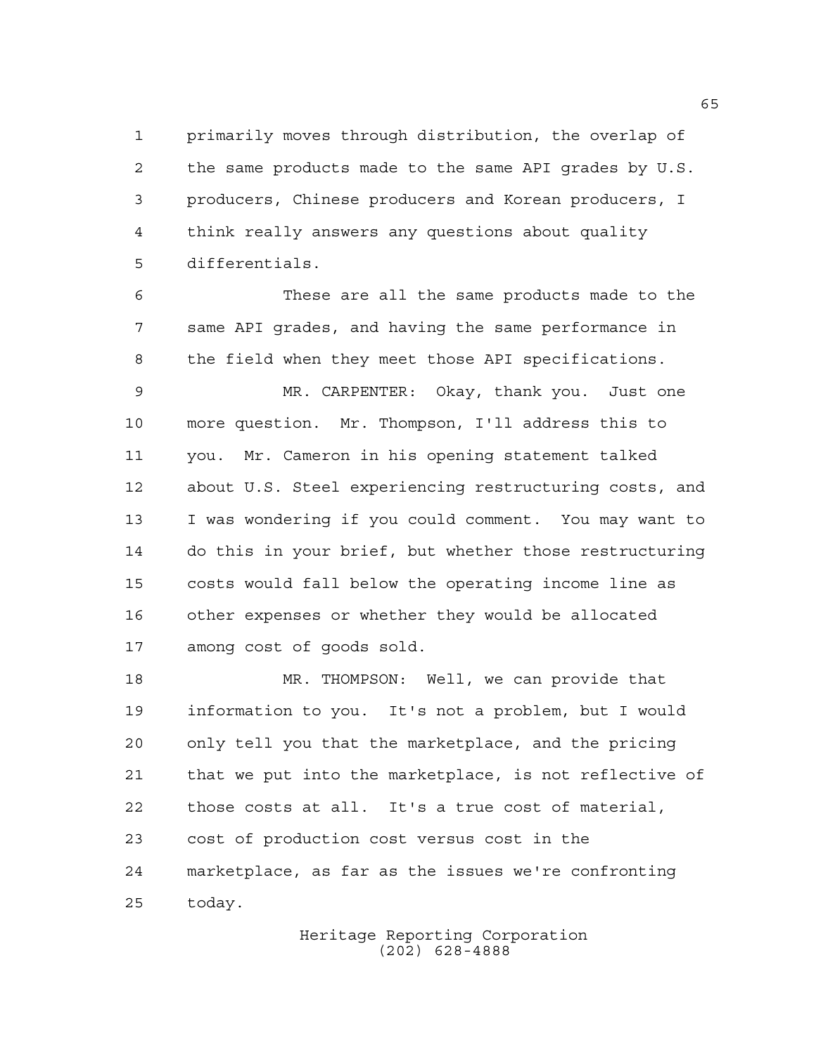primarily moves through distribution, the overlap of the same products made to the same API grades by U.S. producers, Chinese producers and Korean producers, I think really answers any questions about quality differentials.

These are all the same products made to the same API grades, and having the same performance in the field when they meet those API specifications.

MR. CARPENTER: Okay, thank you. Just one more question. Mr. Thompson, I'll address this to you. Mr. Cameron in his opening statement talked about U.S. Steel experiencing restructuring costs, and I was wondering if you could comment. You may want to do this in your brief, but whether those restructuring costs would fall below the operating income line as other expenses or whether they would be allocated among cost of goods sold.

MR. THOMPSON: Well, we can provide that information to you. It's not a problem, but I would only tell you that the marketplace, and the pricing that we put into the marketplace, is not reflective of those costs at all. It's a true cost of material, cost of production cost versus cost in the marketplace, as far as the issues we're confronting today.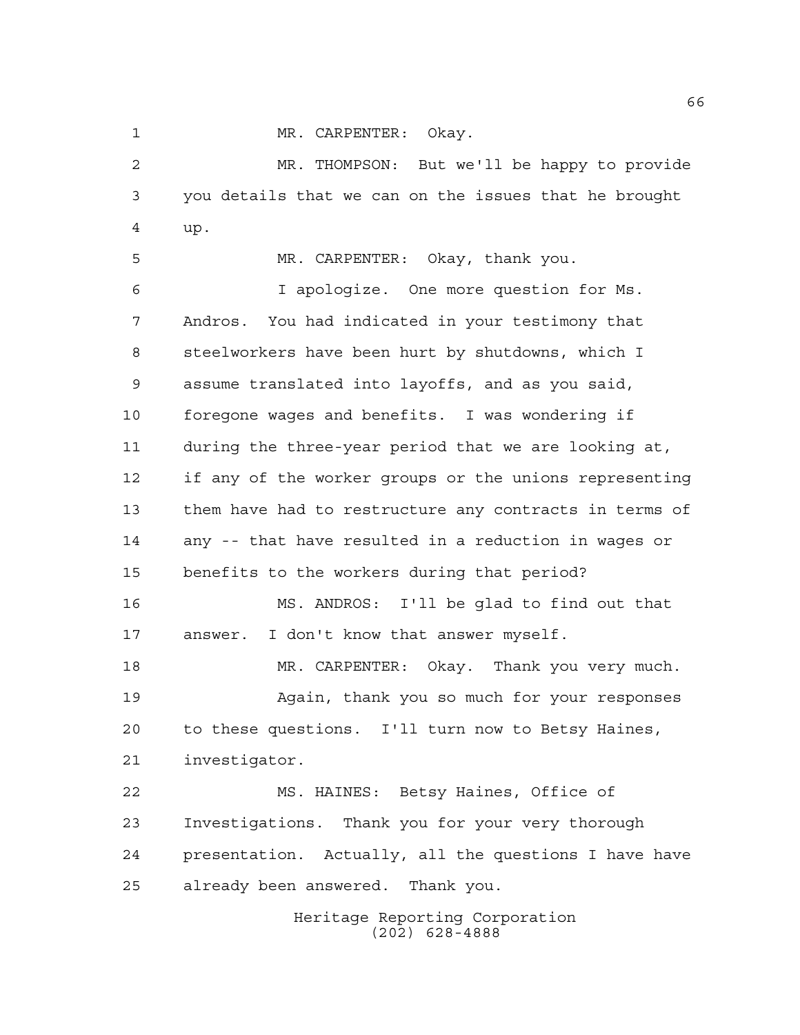MR. CARPENTER: Okay.

MR. THOMPSON: But we'll be happy to provide you details that we can on the issues that he brought up.

MR. CARPENTER: Okay, thank you.

I apologize. One more question for Ms. Andros. You had indicated in your testimony that steelworkers have been hurt by shutdowns, which I assume translated into layoffs, and as you said, foregone wages and benefits. I was wondering if during the three-year period that we are looking at, if any of the worker groups or the unions representing them have had to restructure any contracts in terms of any -- that have resulted in a reduction in wages or benefits to the workers during that period?

MS. ANDROS: I'll be glad to find out that answer. I don't know that answer myself.

MR. CARPENTER: Okay. Thank you very much.

Again, thank you so much for your responses to these questions. I'll turn now to Betsy Haines, investigator.

MS. HAINES: Betsy Haines, Office of Investigations. Thank you for your very thorough presentation. Actually, all the questions I have have already been answered. Thank you.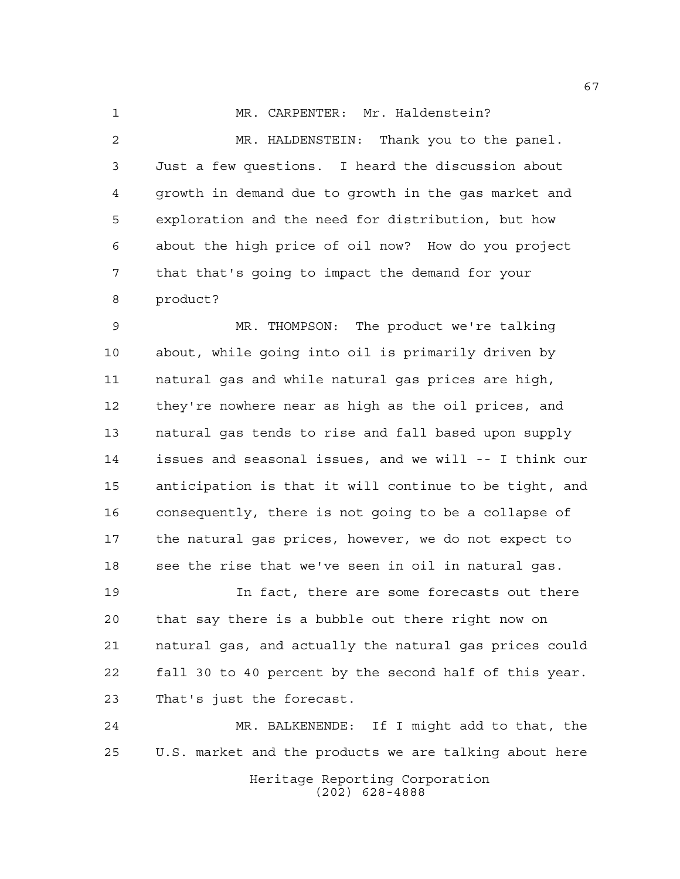MR. CARPENTER: Mr. Haldenstein?

MR. HALDENSTEIN: Thank you to the panel. Just a few questions. I heard the discussion about growth in demand due to growth in the gas market and exploration and the need for distribution, but how about the high price of oil now? How do you project that that's going to impact the demand for your product?

MR. THOMPSON: The product we're talking about, while going into oil is primarily driven by natural gas and while natural gas prices are high, they're nowhere near as high as the oil prices, and natural gas tends to rise and fall based upon supply issues and seasonal issues, and we will -- I think our anticipation is that it will continue to be tight, and consequently, there is not going to be a collapse of the natural gas prices, however, we do not expect to see the rise that we've seen in oil in natural gas.

In fact, there are some forecasts out there that say there is a bubble out there right now on natural gas, and actually the natural gas prices could fall 30 to 40 percent by the second half of this year. That's just the forecast.

MR. BALKENENDE: If I might add to that, the U.S. market and the products we are talking about here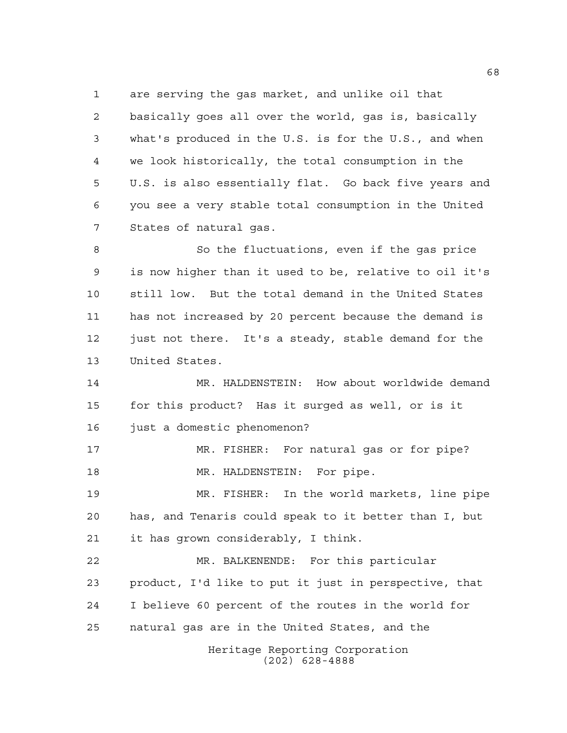are serving the gas market, and unlike oil that basically goes all over the world, gas is, basically what's produced in the U.S. is for the U.S., and when we look historically, the total consumption in the U.S. is also essentially flat. Go back five years and you see a very stable total consumption in the United States of natural gas.

So the fluctuations, even if the gas price is now higher than it used to be, relative to oil it's still low. But the total demand in the United States has not increased by 20 percent because the demand is just not there. It's a steady, stable demand for the United States.

MR. HALDENSTEIN: How about worldwide demand for this product? Has it surged as well, or is it just a domestic phenomenon?

MR. FISHER: For natural gas or for pipe?

MR. HALDENSTEIN: For pipe.

MR. FISHER: In the world markets, line pipe has, and Tenaris could speak to it better than I, but it has grown considerably, I think.

MR. BALKENENDE: For this particular product, I'd like to put it just in perspective, that I believe 60 percent of the routes in the world for natural gas are in the United States, and the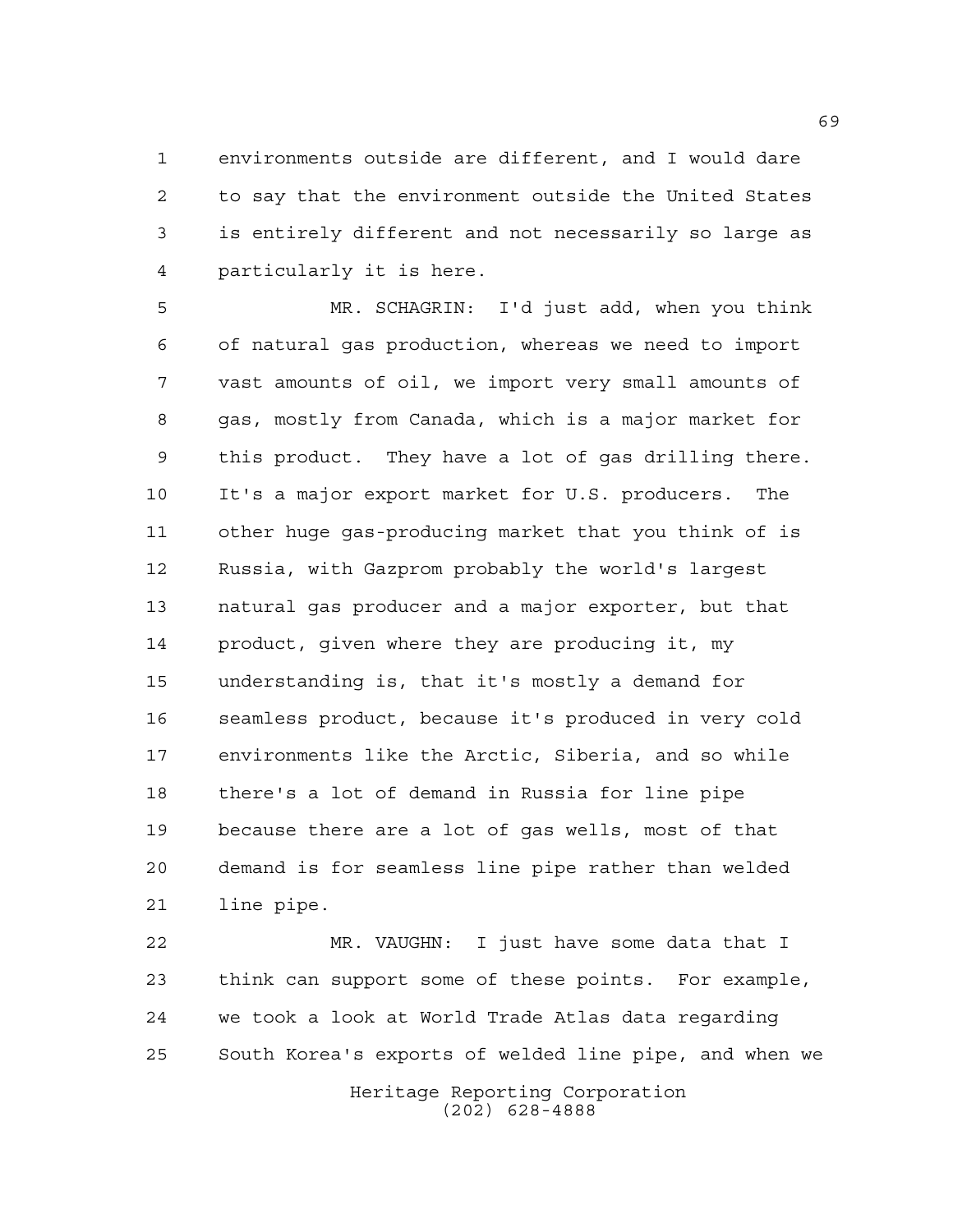environments outside are different, and I would dare to say that the environment outside the United States is entirely different and not necessarily so large as particularly it is here.

MR. SCHAGRIN: I'd just add, when you think of natural gas production, whereas we need to import vast amounts of oil, we import very small amounts of gas, mostly from Canada, which is a major market for this product. They have a lot of gas drilling there. It's a major export market for U.S. producers. The other huge gas-producing market that you think of is Russia, with Gazprom probably the world's largest natural gas producer and a major exporter, but that product, given where they are producing it, my understanding is, that it's mostly a demand for seamless product, because it's produced in very cold environments like the Arctic, Siberia, and so while there's a lot of demand in Russia for line pipe because there are a lot of gas wells, most of that demand is for seamless line pipe rather than welded line pipe.

MR. VAUGHN: I just have some data that I think can support some of these points. For example, we took a look at World Trade Atlas data regarding South Korea's exports of welded line pipe, and when we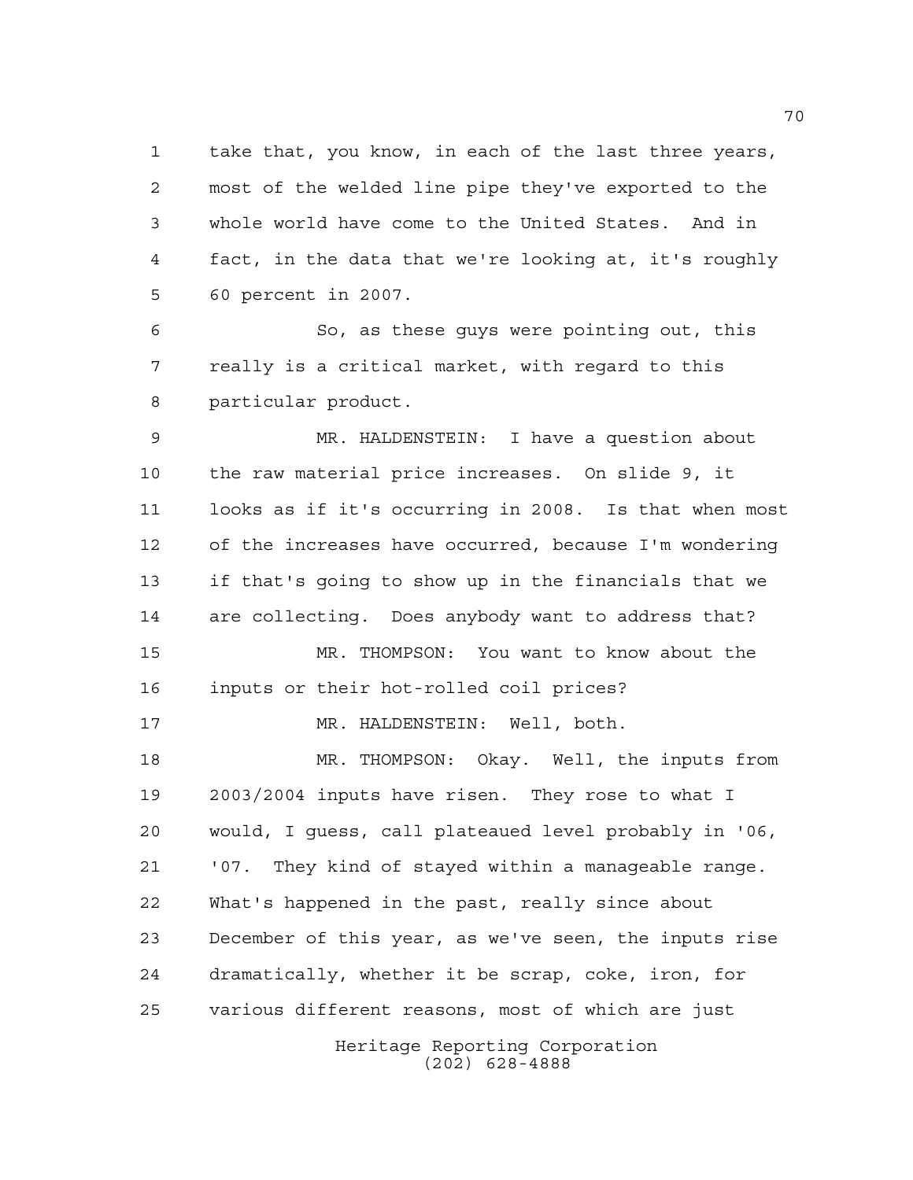take that, you know, in each of the last three years, most of the welded line pipe they've exported to the whole world have come to the United States. And in fact, in the data that we're looking at, it's roughly 60 percent in 2007.

So, as these guys were pointing out, this really is a critical market, with regard to this particular product.

MR. HALDENSTEIN: I have a question about the raw material price increases. On slide 9, it looks as if it's occurring in 2008. Is that when most of the increases have occurred, because I'm wondering if that's going to show up in the financials that we are collecting. Does anybody want to address that?

MR. THOMPSON: You want to know about the inputs or their hot-rolled coil prices?

MR. HALDENSTEIN: Well, both.

MR. THOMPSON: Okay. Well, the inputs from 2003/2004 inputs have risen. They rose to what I would, I guess, call plateaued level probably in '06, '07. They kind of stayed within a manageable range. What's happened in the past, really since about December of this year, as we've seen, the inputs rise dramatically, whether it be scrap, coke, iron, for various different reasons, most of which are just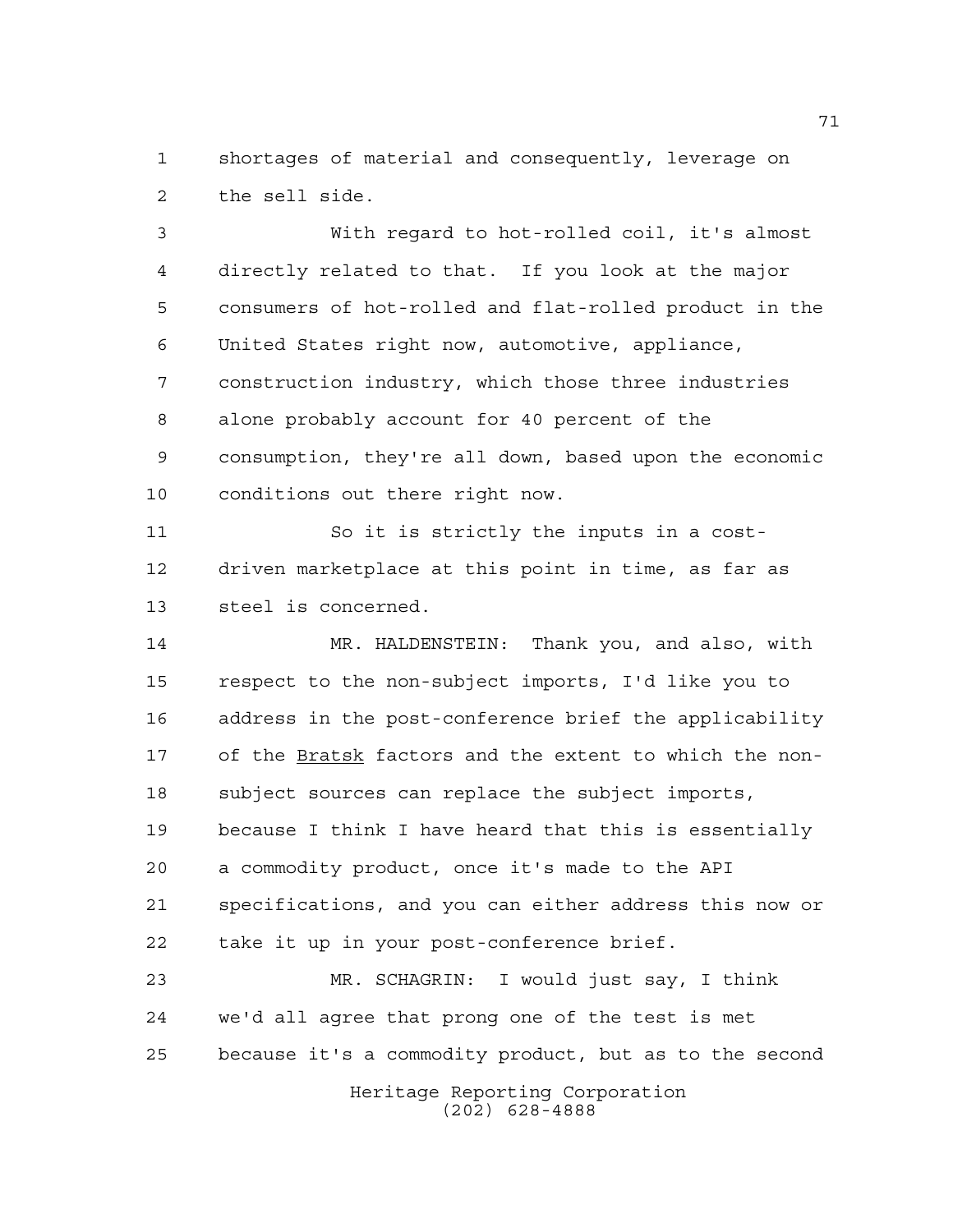shortages of material and consequently, leverage on the sell side.

With regard to hot-rolled coil, it's almost directly related to that. If you look at the major consumers of hot-rolled and flat-rolled product in the United States right now, automotive, appliance, construction industry, which those three industries alone probably account for 40 percent of the consumption, they're all down, based upon the economic conditions out there right now.

So it is strictly the inputs in a cost-driven marketplace at this point in time, as far as steel is concerned.

MR. HALDENSTEIN: Thank you, and also, with respect to the non-subject imports, I'd like you to address in the post-conference brief the applicability of the Bratsk factors and the extent to which the non-subject sources can replace the subject imports, because I think I have heard that this is essentially a commodity product, once it's made to the API specifications, and you can either address this now or take it up in your post-conference brief.

MR. SCHAGRIN: I would just say, I think we'd all agree that prong one of the test is met because it's a commodity product, but as to the second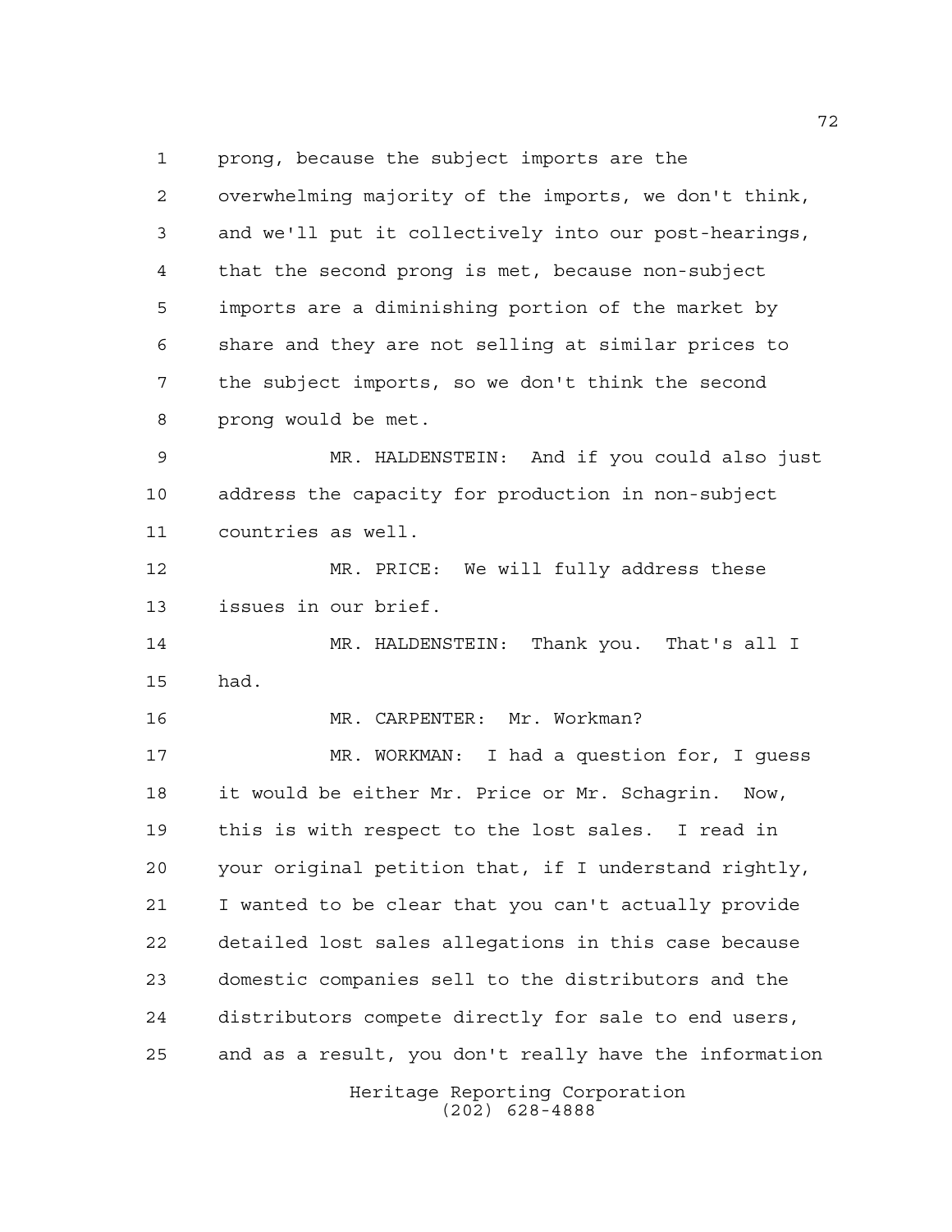prong, because the subject imports are the overwhelming majority of the imports, we don't think, and we'll put it collectively into our post-hearings, that the second prong is met, because non-subject imports are a diminishing portion of the market by share and they are not selling at similar prices to the subject imports, so we don't think the second prong would be met.

MR. HALDENSTEIN: And if you could also just address the capacity for production in non-subject countries as well.

MR. PRICE: We will fully address these issues in our brief.

MR. HALDENSTEIN: Thank you. That's all I had.

MR. CARPENTER: Mr. Workman?

MR. WORKMAN: I had a question for, I guess it would be either Mr. Price or Mr. Schagrin. Now, this is with respect to the lost sales. I read in your original petition that, if I understand rightly, I wanted to be clear that you can't actually provide detailed lost sales allegations in this case because domestic companies sell to the distributors and the distributors compete directly for sale to end users, and as a result, you don't really have the information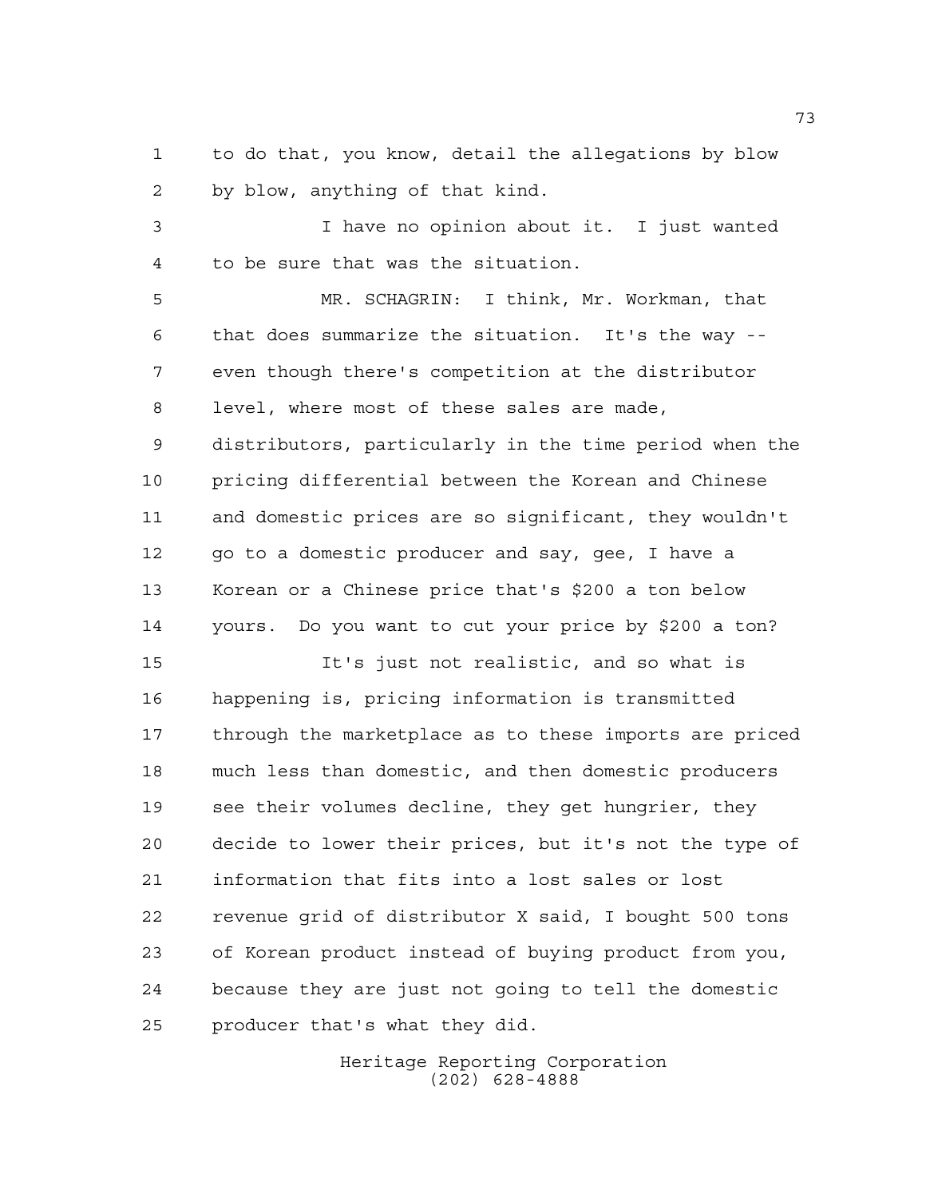to do that, you know, detail the allegations by blow by blow, anything of that kind.

I have no opinion about it. I just wanted to be sure that was the situation.

MR. SCHAGRIN: I think, Mr. Workman, that that does summarize the situation. It's the way -- even though there's competition at the distributor level, where most of these sales are made, distributors, particularly in the time period when the pricing differential between the Korean and Chinese and domestic prices are so significant, they wouldn't go to a domestic producer and say, gee, I have a Korean or a Chinese price that's $200 a ton below yours. Do you want to cut your price by $200 a ton?

It's just not realistic, and so what is happening is, pricing information is transmitted through the marketplace as to these imports are priced much less than domestic, and then domestic producers see their volumes decline, they get hungrier, they decide to lower their prices, but it's not the type of information that fits into a lost sales or lost revenue grid of distributor X said, I bought 500 tons of Korean product instead of buying product from you, because they are just not going to tell the domestic producer that's what they did.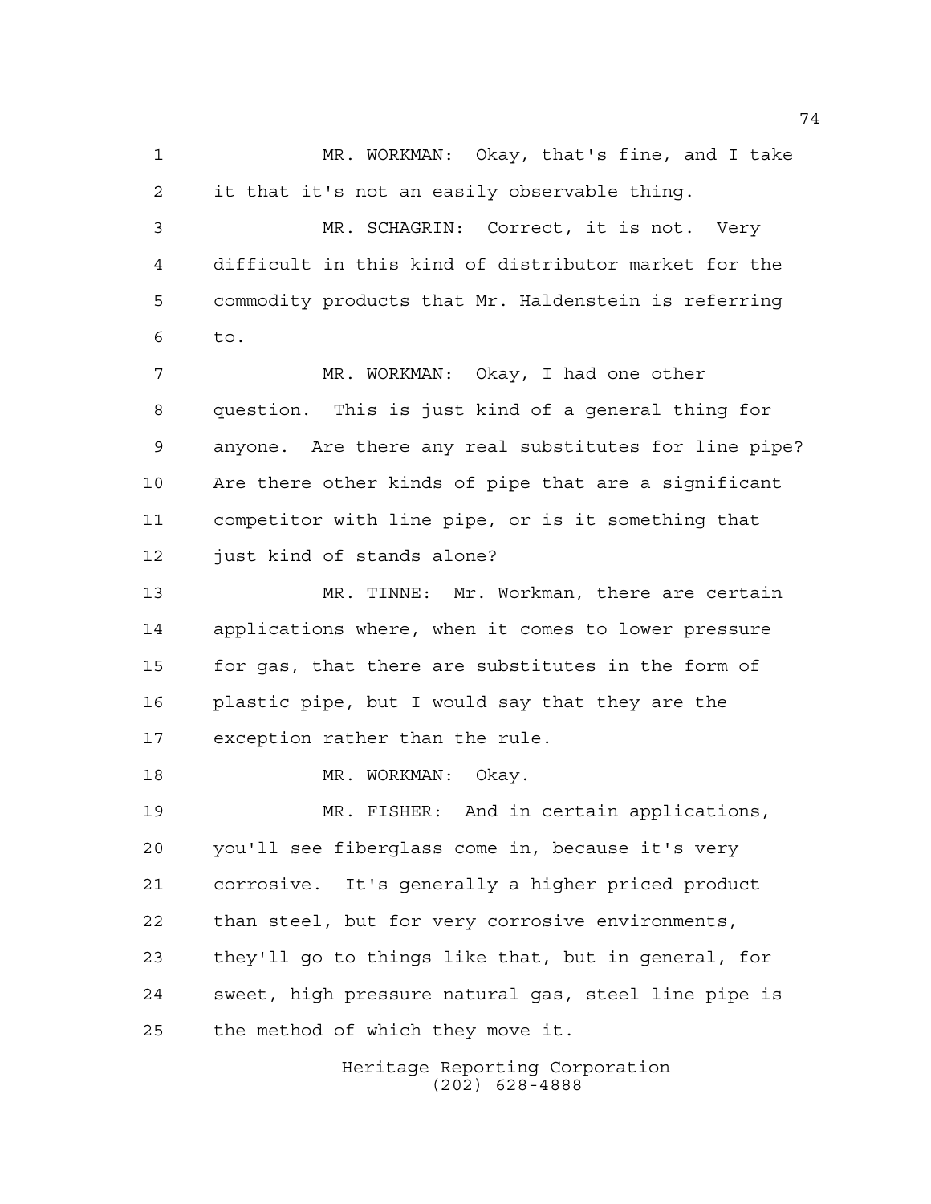MR. WORKMAN: Okay, that's fine, and I take it that it's not an easily observable thing.

MR. SCHAGRIN: Correct, it is not. Very difficult in this kind of distributor market for the commodity products that Mr. Haldenstein is referring to.

MR. WORKMAN: Okay, I had one other question. This is just kind of a general thing for anyone. Are there any real substitutes for line pipe? Are there other kinds of pipe that are a significant competitor with line pipe, or is it something that just kind of stands alone?

MR. TINNE: Mr. Workman, there are certain applications where, when it comes to lower pressure for gas, that there are substitutes in the form of plastic pipe, but I would say that they are the exception rather than the rule.

MR. WORKMAN: Okay.

MR. FISHER: And in certain applications, you'll see fiberglass come in, because it's very corrosive. It's generally a higher priced product than steel, but for very corrosive environments, they'll go to things like that, but in general, for sweet, high pressure natural gas, steel line pipe is the method of which they move it.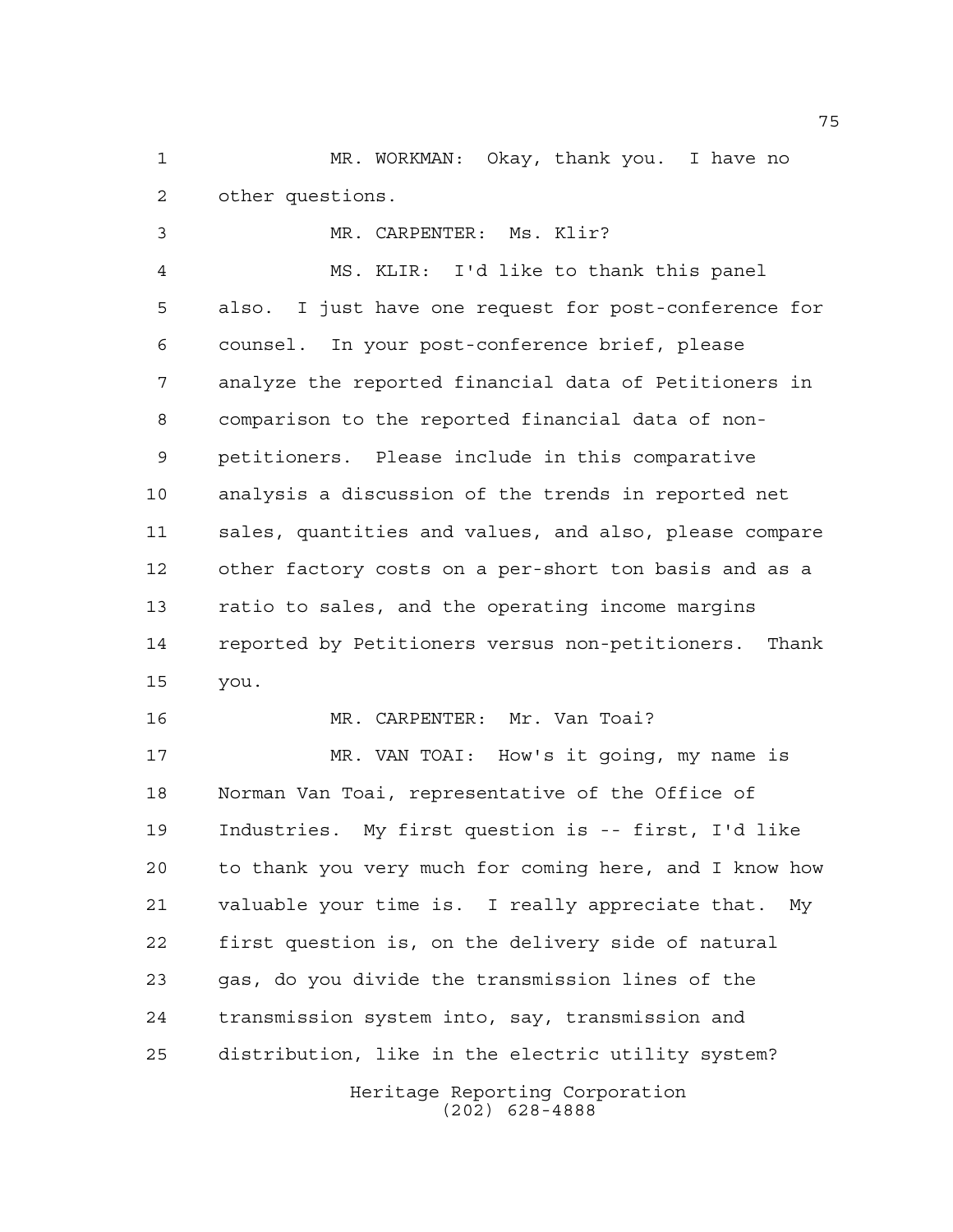MR. WORKMAN: Okay, thank you. I have no other questions.

MR. CARPENTER: Ms. Klir?

MS. KLIR: I'd like to thank this panel also. I just have one request for post-conference for counsel. In your post-conference brief, please analyze the reported financial data of Petitioners in comparison to the reported financial data of non-petitioners. Please include in this comparative analysis a discussion of the trends in reported net sales, quantities and values, and also, please compare other factory costs on a per-short ton basis and as a ratio to sales, and the operating income margins reported by Petitioners versus non-petitioners. Thank you.

MR. CARPENTER: Mr. Van Toai?

MR. VAN TOAI: How's it going, my name is Norman Van Toai, representative of the Office of Industries. My first question is -- first, I'd like to thank you very much for coming here, and I know how valuable your time is. I really appreciate that. My first question is, on the delivery side of natural gas, do you divide the transmission lines of the transmission system into, say, transmission and distribution, like in the electric utility system?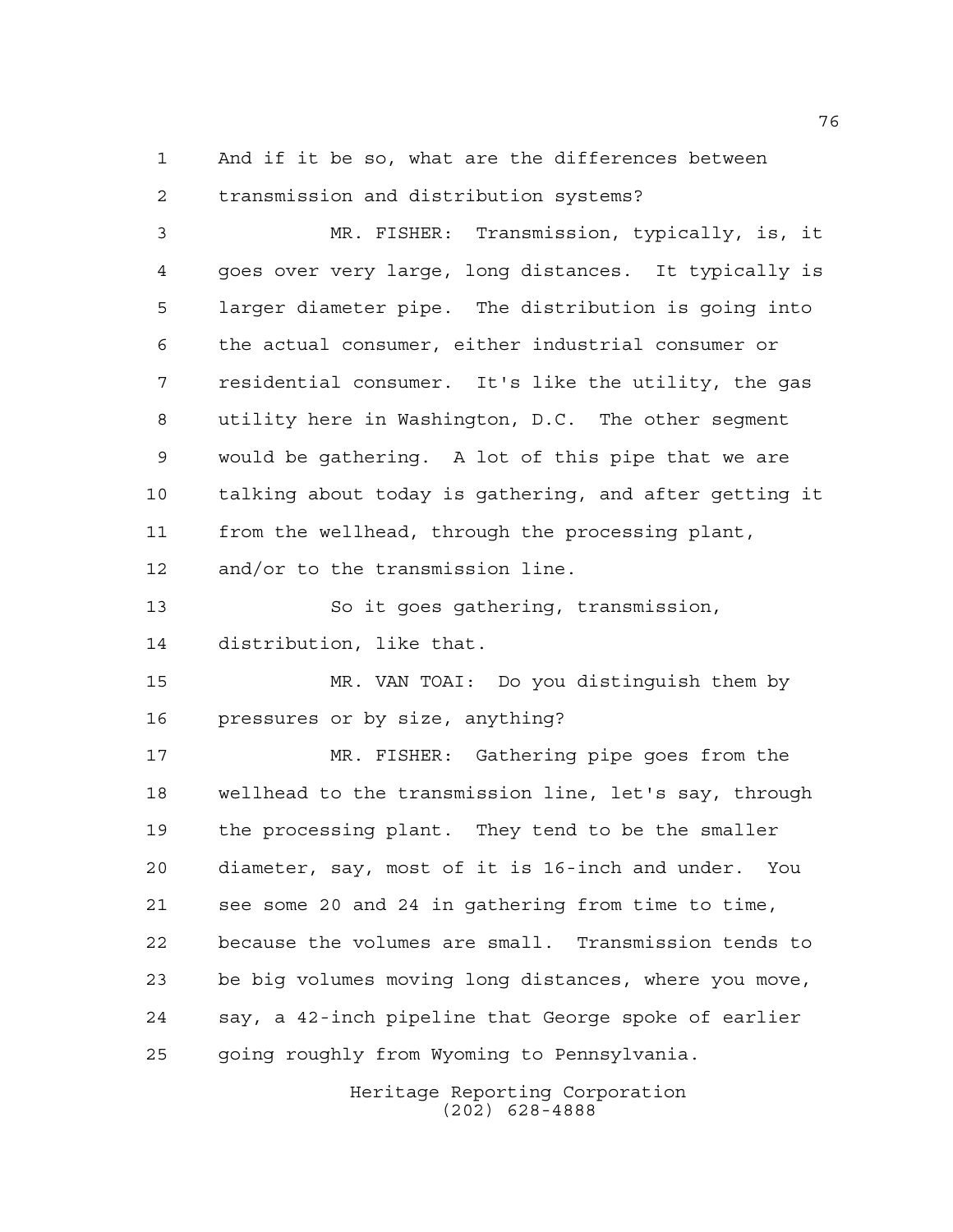And if it be so, what are the differences between transmission and distribution systems?

MR. FISHER: Transmission, typically, is, it goes over very large, long distances. It typically is larger diameter pipe. The distribution is going into the actual consumer, either industrial consumer or residential consumer. It's like the utility, the gas utility here in Washington, D.C. The other segment would be gathering. A lot of this pipe that we are talking about today is gathering, and after getting it from the wellhead, through the processing plant, and/or to the transmission line.

So it goes gathering, transmission, distribution, like that.

MR. VAN TOAI: Do you distinguish them by pressures or by size, anything?

MR. FISHER: Gathering pipe goes from the wellhead to the transmission line, let's say, through the processing plant. They tend to be the smaller diameter, say, most of it is 16-inch and under. You see some 20 and 24 in gathering from time to time, because the volumes are small. Transmission tends to be big volumes moving long distances, where you move, say, a 42-inch pipeline that George spoke of earlier going roughly from Wyoming to Pennsylvania.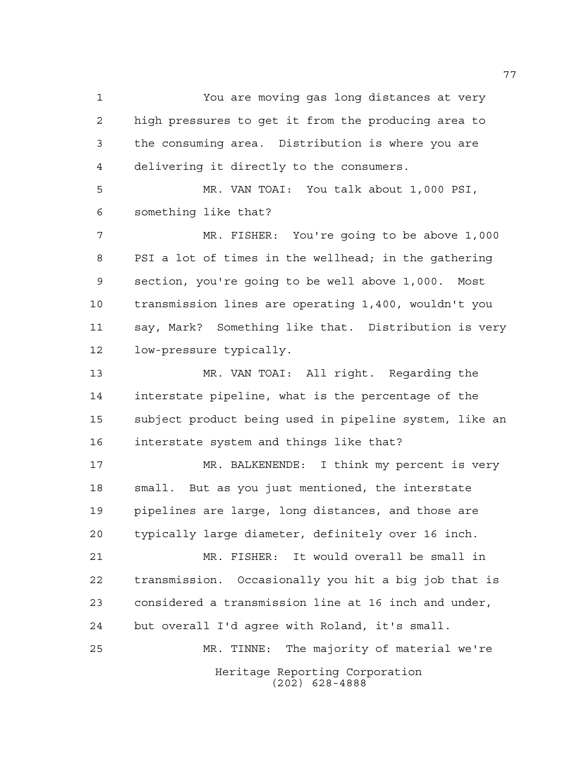You are moving gas long distances at very high pressures to get it from the producing area to the consuming area. Distribution is where you are delivering it directly to the consumers.

MR. VAN TOAI: You talk about 1,000 PSI, something like that?

MR. FISHER: You're going to be above 1,000 PSI a lot of times in the wellhead; in the gathering section, you're going to be well above 1,000. Most transmission lines are operating 1,400, wouldn't you say, Mark? Something like that. Distribution is very low-pressure typically.

MR. VAN TOAI: All right. Regarding the interstate pipeline, what is the percentage of the subject product being used in pipeline system, like an interstate system and things like that?

MR. BALKENENDE: I think my percent is very small. But as you just mentioned, the interstate pipelines are large, long distances, and those are typically large diameter, definitely over 16 inch.

MR. FISHER: It would overall be small in transmission. Occasionally you hit a big job that is considered a transmission line at 16 inch and under, but overall I'd agree with Roland, it's small.

MR. TINNE: The majority of material we're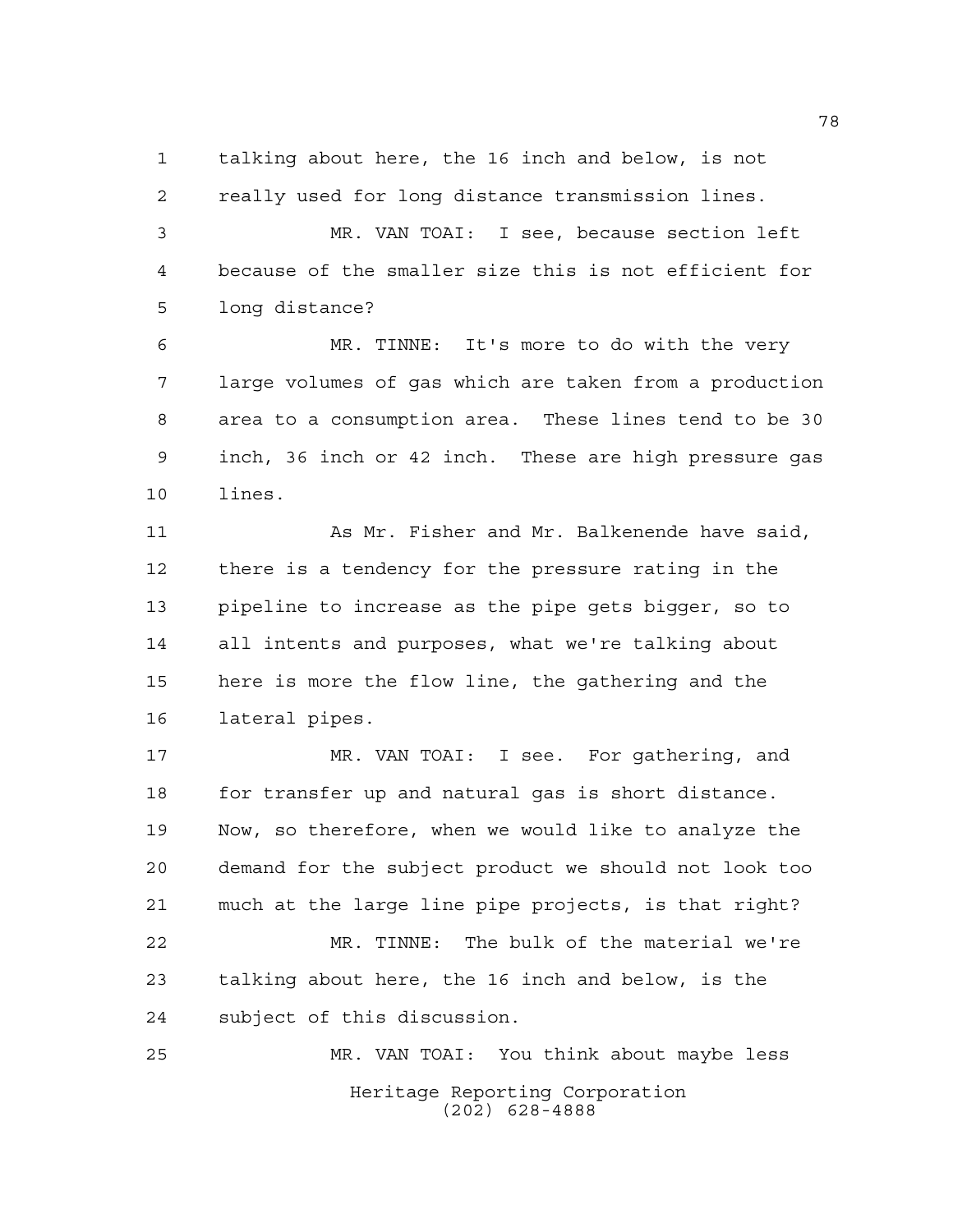talking about here, the 16 inch and below, is not really used for long distance transmission lines.

MR. VAN TOAI: I see, because section left because of the smaller size this is not efficient for long distance?

MR. TINNE: It's more to do with the very large volumes of gas which are taken from a production area to a consumption area. These lines tend to be 30 inch, 36 inch or 42 inch. These are high pressure gas lines.

As Mr. Fisher and Mr. Balkenende have said, there is a tendency for the pressure rating in the pipeline to increase as the pipe gets bigger, so to all intents and purposes, what we're talking about here is more the flow line, the gathering and the lateral pipes.

MR. VAN TOAI: I see. For gathering, and for transfer up and natural gas is short distance. Now, so therefore, when we would like to analyze the demand for the subject product we should not look too much at the large line pipe projects, is that right?

MR. TINNE: The bulk of the material we're talking about here, the 16 inch and below, is the subject of this discussion.

MR. VAN TOAI: You think about maybe less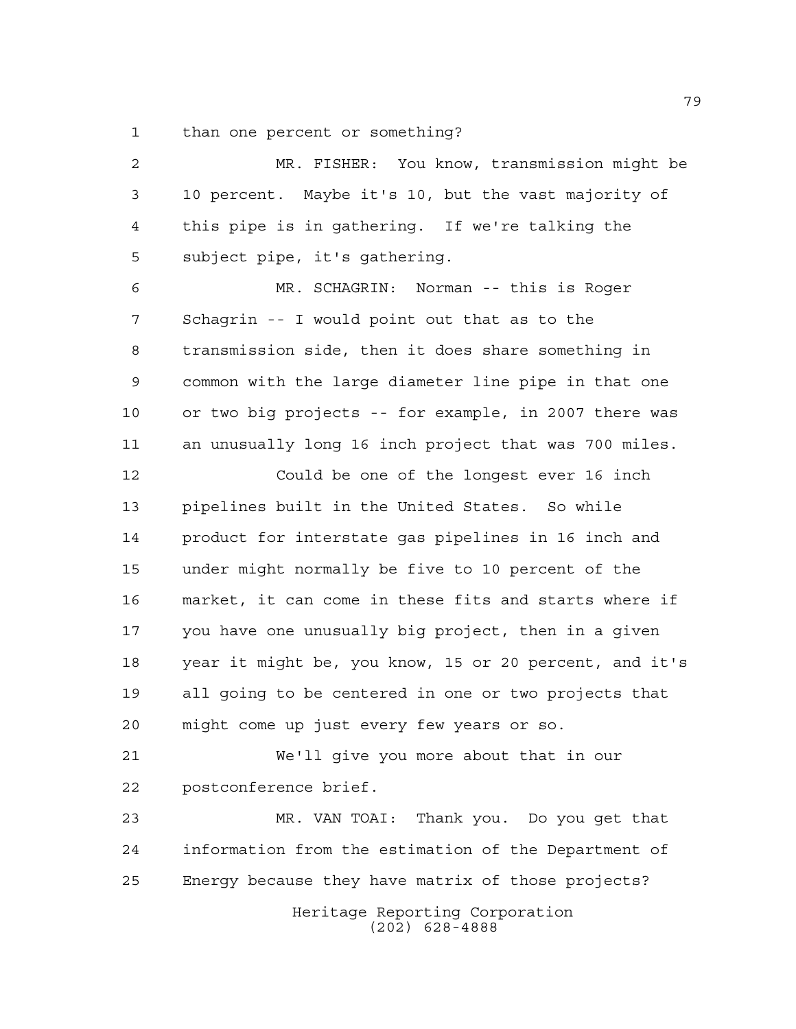than one percent or something?

MR. FISHER: You know, transmission might be 10 percent. Maybe it's 10, but the vast majority of this pipe is in gathering. If we're talking the subject pipe, it's gathering.

MR. SCHAGRIN: Norman -- this is Roger Schagrin -- I would point out that as to the transmission side, then it does share something in common with the large diameter line pipe in that one or two big projects -- for example, in 2007 there was an unusually long 16 inch project that was 700 miles.

Could be one of the longest ever 16 inch pipelines built in the United States. So while product for interstate gas pipelines in 16 inch and under might normally be five to 10 percent of the market, it can come in these fits and starts where if you have one unusually big project, then in a given year it might be, you know, 15 or 20 percent, and it's all going to be centered in one or two projects that might come up just every few years or so.

We'll give you more about that in our postconference brief.

MR. VAN TOAI: Thank you. Do you get that information from the estimation of the Department of Energy because they have matrix of those projects?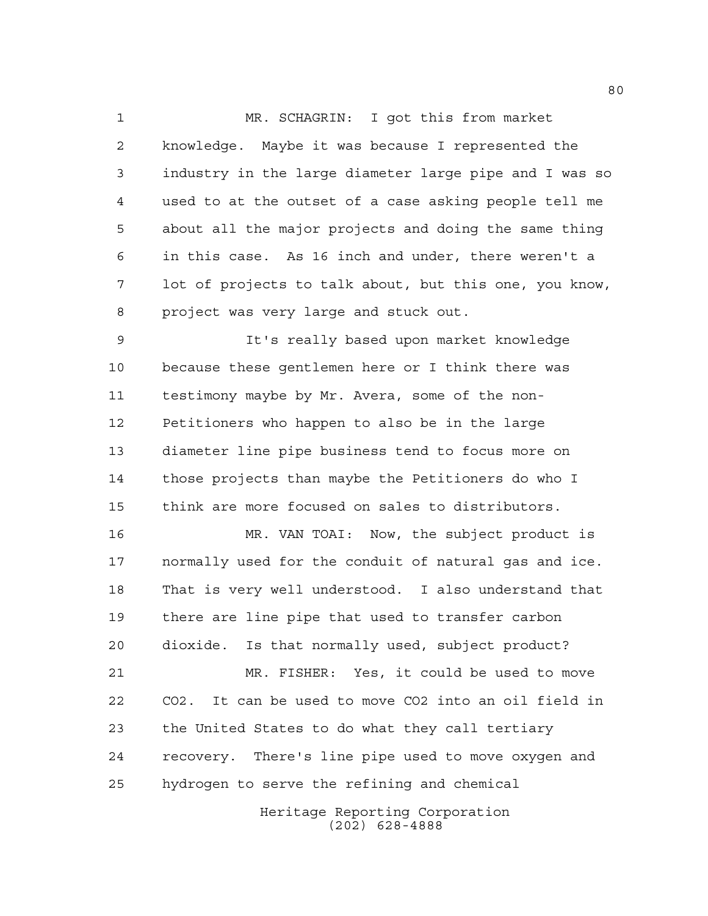MR. SCHAGRIN: I got this from market knowledge. Maybe it was because I represented the industry in the large diameter large pipe and I was so used to at the outset of a case asking people tell me about all the major projects and doing the same thing in this case. As 16 inch and under, there weren't a lot of projects to talk about, but this one, you know, project was very large and stuck out.

It's really based upon market knowledge because these gentlemen here or I think there was testimony maybe by Mr. Avera, some of the non-Petitioners who happen to also be in the large diameter line pipe business tend to focus more on those projects than maybe the Petitioners do who I think are more focused on sales to distributors.

MR. VAN TOAI: Now, the subject product is normally used for the conduit of natural gas and ice. That is very well understood. I also understand that there are line pipe that used to transfer carbon dioxide. Is that normally used, subject product?

MR. FISHER: Yes, it could be used to move $CO_2$. It can be used to move $CO_2$ into an oil field in the United States to do what they call tertiary recovery. There's line pipe used to move oxygen and hydrogen to serve the refining and chemical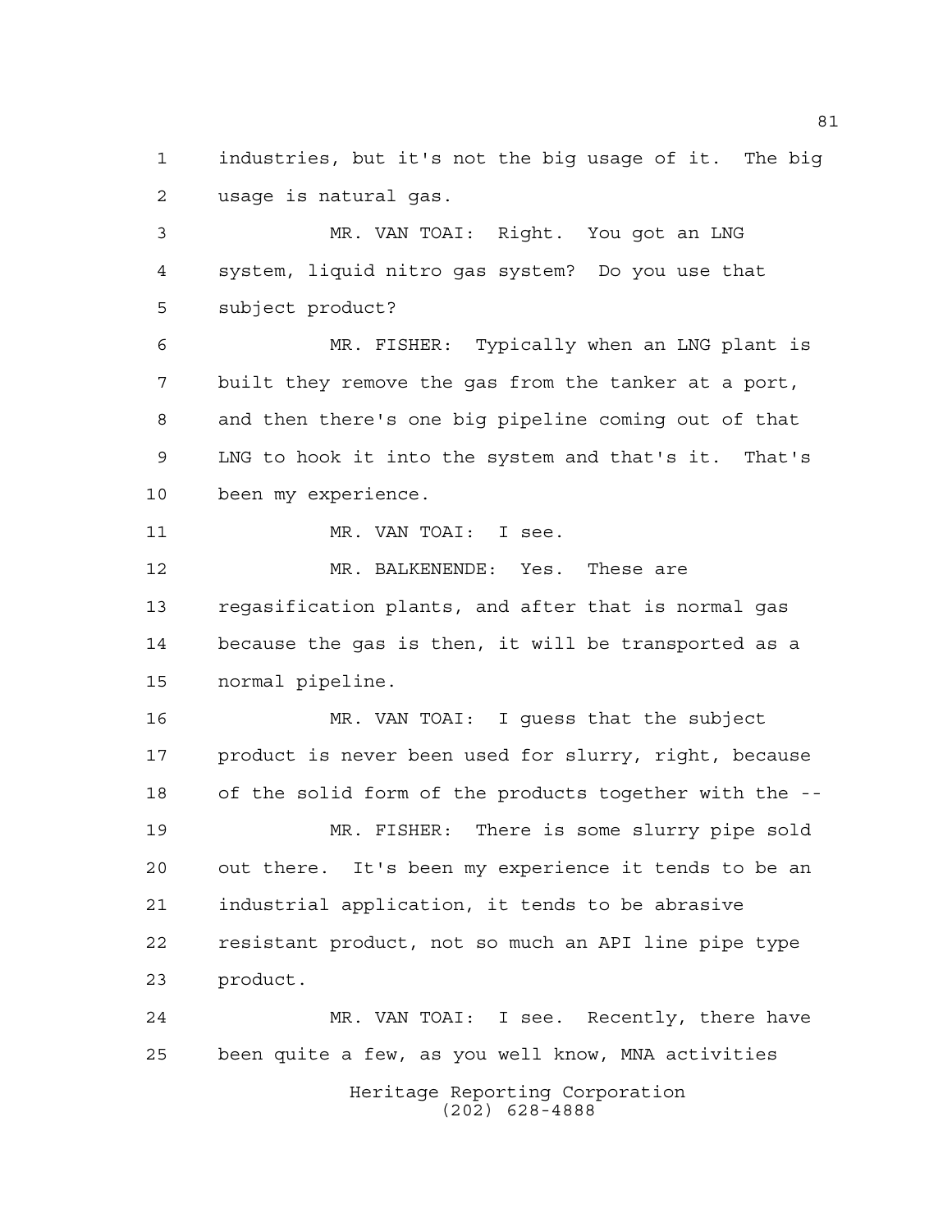industries, but it's not the big usage of it. The big usage is natural gas.

MR. VAN TOAI: Right. You got an LNG system, liquid nitro gas system? Do you use that subject product?

MR. FISHER: Typically when an LNG plant is built they remove the gas from the tanker at a port, and then there's one big pipeline coming out of that LNG to hook it into the system and that's it. That's been my experience.

MR. VAN TOAI: I see.

MR. BALKENENDE: Yes. These are regasification plants, and after that is normal gas because the gas is then, it will be transported as a normal pipeline.

MR. VAN TOAI: I guess that the subject product is never been used for slurry, right, because of the solid form of the products together with the --

MR. FISHER: There is some slurry pipe sold out there. It's been my experience it tends to be an industrial application, it tends to be abrasive resistant product, not so much an API line pipe type product.

MR. VAN TOAI: I see. Recently, there have been quite a few, as you well know, MNA activities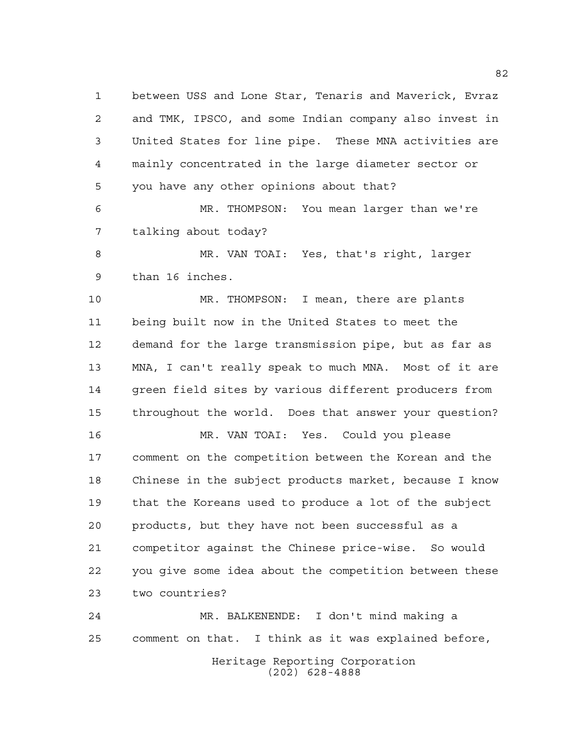between USS and Lone Star, Tenaris and Maverick, Evraz and TMK, IPSCO, and some Indian company also invest in United States for line pipe. These MNA activities are mainly concentrated in the large diameter sector or you have any other opinions about that?

MR. THOMPSON: You mean larger than we're talking about today?

MR. VAN TOAI: Yes, that's right, larger than 16 inches.

MR. THOMPSON: I mean, there are plants being built now in the United States to meet the demand for the large transmission pipe, but as far as MNA, I can't really speak to much MNA. Most of it are green field sites by various different producers from throughout the world. Does that answer your question?

MR. VAN TOAI: Yes. Could you please comment on the competition between the Korean and the Chinese in the subject products market, because I know that the Koreans used to produce a lot of the subject products, but they have not been successful as a competitor against the Chinese price-wise. So would you give some idea about the competition between these two countries?

MR. BALKENENDE: I don't mind making a comment on that. I think as it was explained before,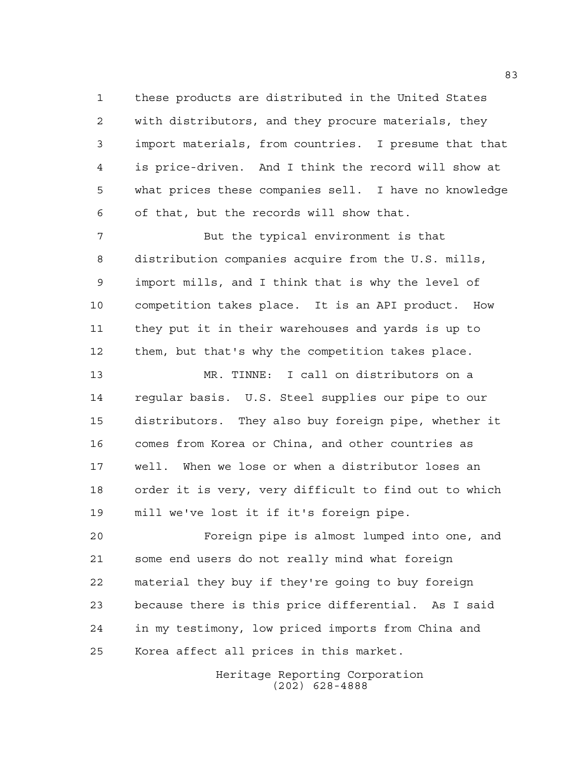these products are distributed in the United States with distributors, and they procure materials, they import materials, from countries. I presume that that is price-driven. And I think the record will show at what prices these companies sell. I have no knowledge of that, but the records will show that.

But the typical environment is that distribution companies acquire from the U.S. mills, import mills, and I think that is why the level of competition takes place. It is an API product. How they put it in their warehouses and yards is up to them, but that's why the competition takes place.

MR. TINNE: I call on distributors on a regular basis. U.S. Steel supplies our pipe to our distributors. They also buy foreign pipe, whether it comes from Korea or China, and other countries as well. When we lose or when a distributor loses an order it is very, very difficult to find out to which mill we've lost it if it's foreign pipe.

Foreign pipe is almost lumped into one, and some end users do not really mind what foreign material they buy if they're going to buy foreign because there is this price differential. As I said in my testimony, low priced imports from China and Korea affect all prices in this market.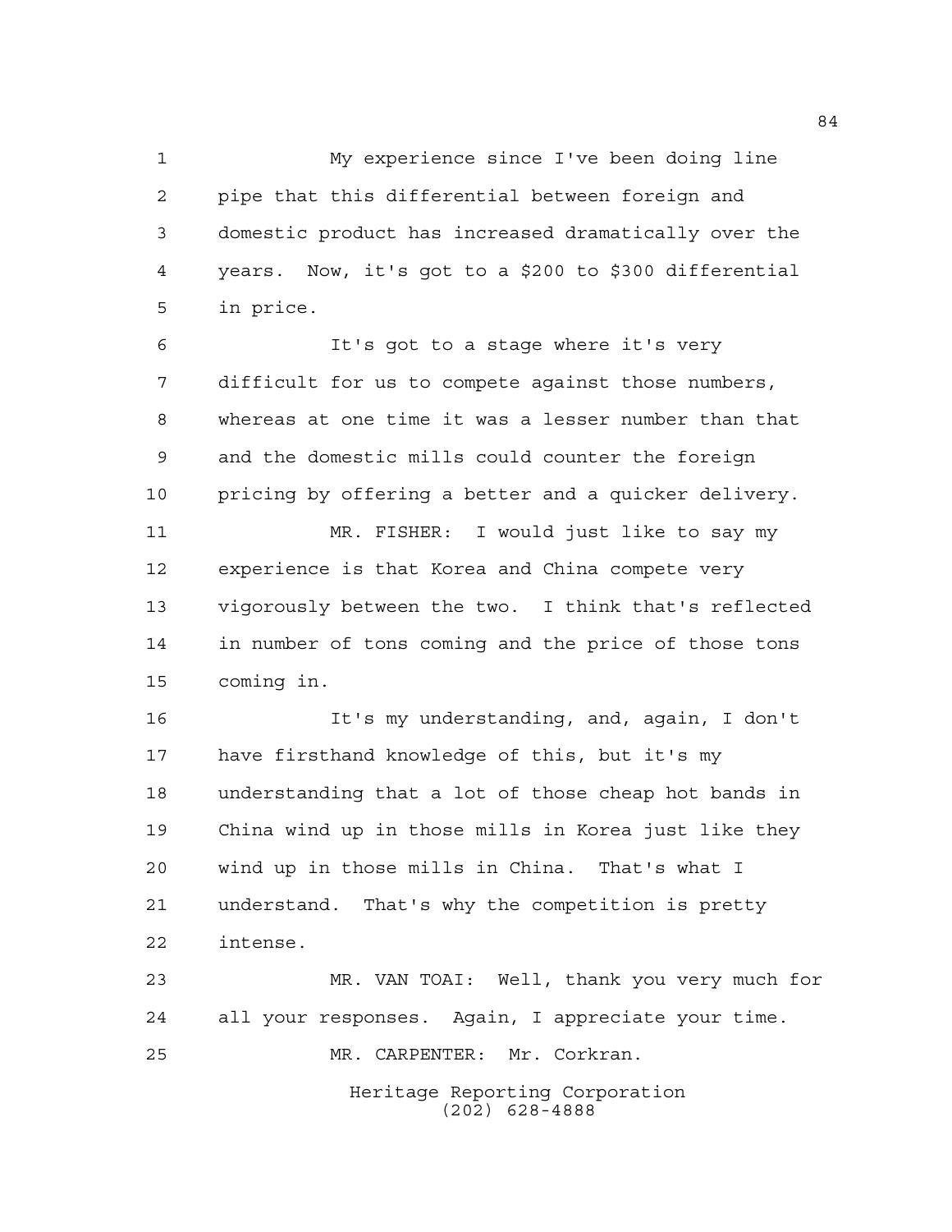My experience since I've been doing line pipe that this differential between foreign and domestic product has increased dramatically over the years. Now, it's got to a $200 to $300 differential in price.

It's got to a stage where it's very difficult for us to compete against those numbers, whereas at one time it was a lesser number than that and the domestic mills could counter the foreign pricing by offering a better and a quicker delivery.

MR. FISHER: I would just like to say my experience is that Korea and China compete very vigorously between the two. I think that's reflected in number of tons coming and the price of those tons coming in.

It's my understanding, and, again, I don't have firsthand knowledge of this, but it's my understanding that a lot of those cheap hot bands in China wind up in those mills in Korea just like they wind up in those mills in China. That's what I understand. That's why the competition is pretty intense.

MR. VAN TOAI: Well, thank you very much for all your responses. Again, I appreciate your time.

MR. CARPENTER: Mr. Corkran.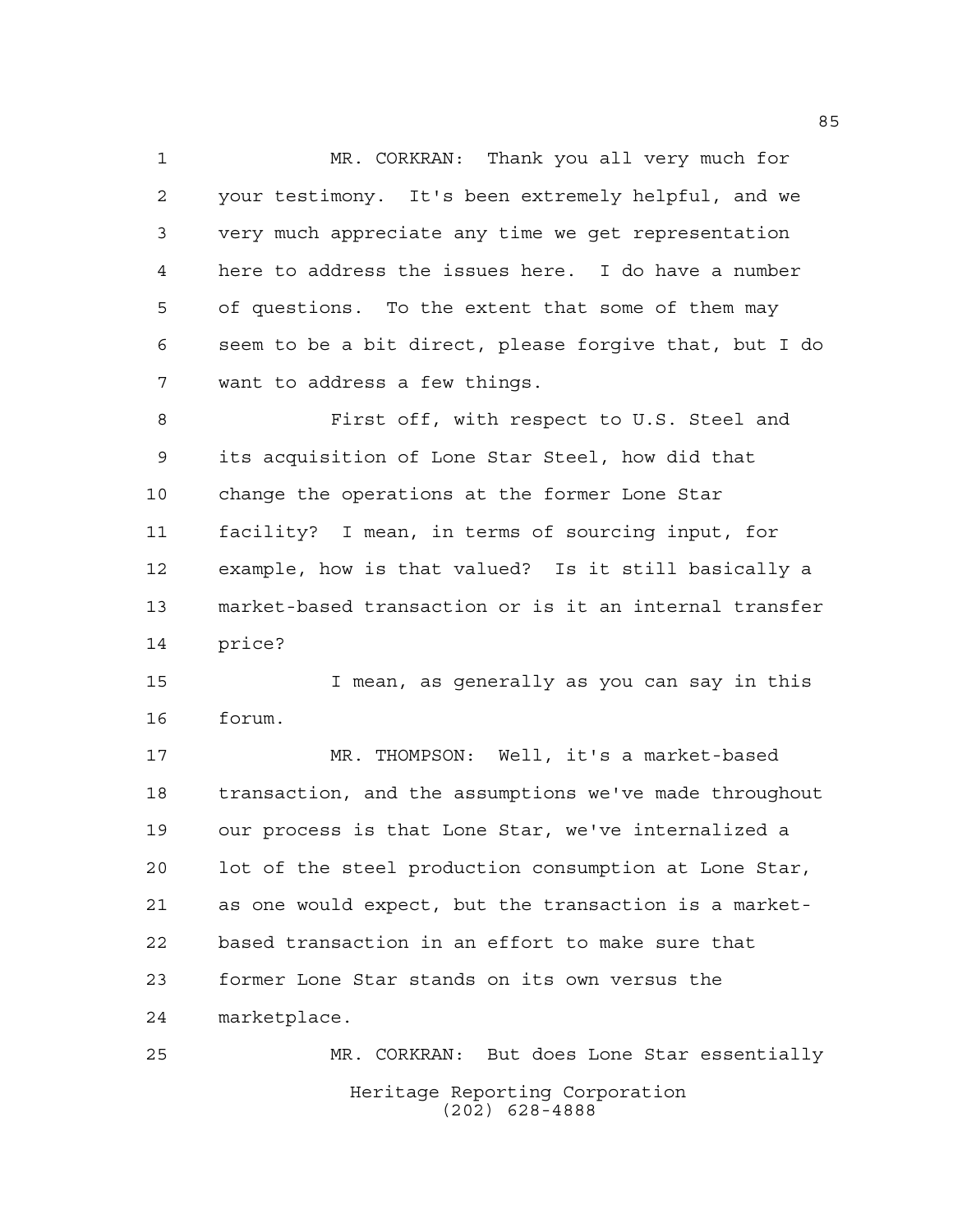MR. CORKRAN: Thank you all very much for your testimony. It's been extremely helpful, and we very much appreciate any time we get representation here to address the issues here. I do have a number of questions. To the extent that some of them may seem to be a bit direct, please forgive that, but I do want to address a few things.

First off, with respect to U.S. Steel and its acquisition of Lone Star Steel, how did that change the operations at the former Lone Star facility? I mean, in terms of sourcing input, for example, how is that valued? Is it still basically a market-based transaction or is it an internal transfer price?

I mean, as generally as you can say in this forum.

MR. THOMPSON: Well, it's a market-based transaction, and the assumptions we've made throughout our process is that Lone Star, we've internalized a lot of the steel production consumption at Lone Star, as one would expect, but the transaction is a market-based transaction in an effort to make sure that former Lone Star stands on its own versus the marketplace.

MR. CORKRAN: But does Lone Star essentially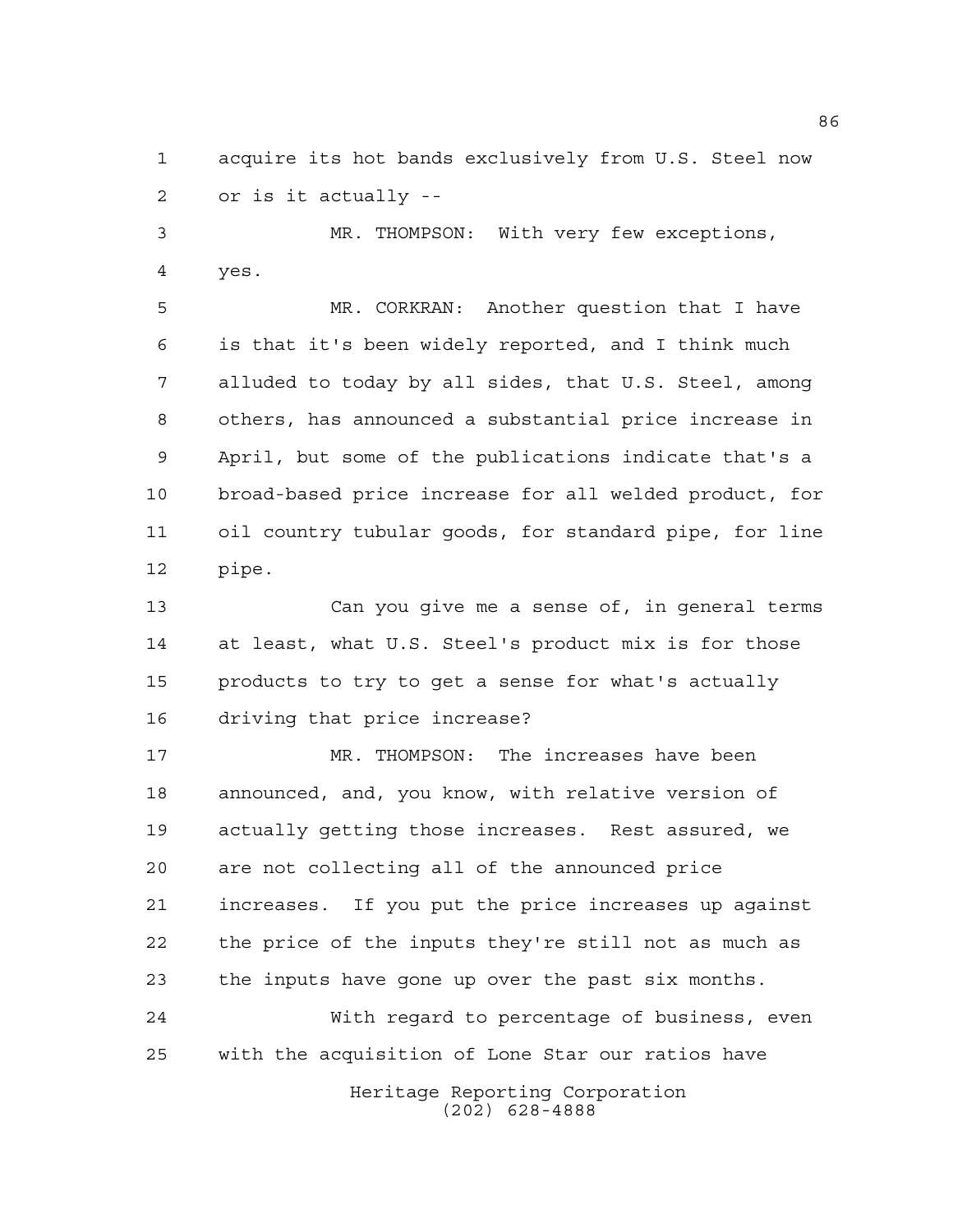acquire its hot bands exclusively from U.S. Steel now or is it actually --

MR. THOMPSON: With very few exceptions, yes.

MR. CORKRAN: Another question that I have is that it's been widely reported, and I think much alluded to today by all sides, that U.S. Steel, among others, has announced a substantial price increase in April, but some of the publications indicate that's a broad-based price increase for all welded product, for oil country tubular goods, for standard pipe, for line pipe.

Can you give me a sense of, in general terms at least, what U.S. Steel's product mix is for those products to try to get a sense for what's actually driving that price increase?

MR. THOMPSON: The increases have been announced, and, you know, with relative version of actually getting those increases. Rest assured, we are not collecting all of the announced price increases. If you put the price increases up against the price of the inputs they're still not as much as the inputs have gone up over the past six months.

With regard to percentage of business, even with the acquisition of Lone Star our ratios have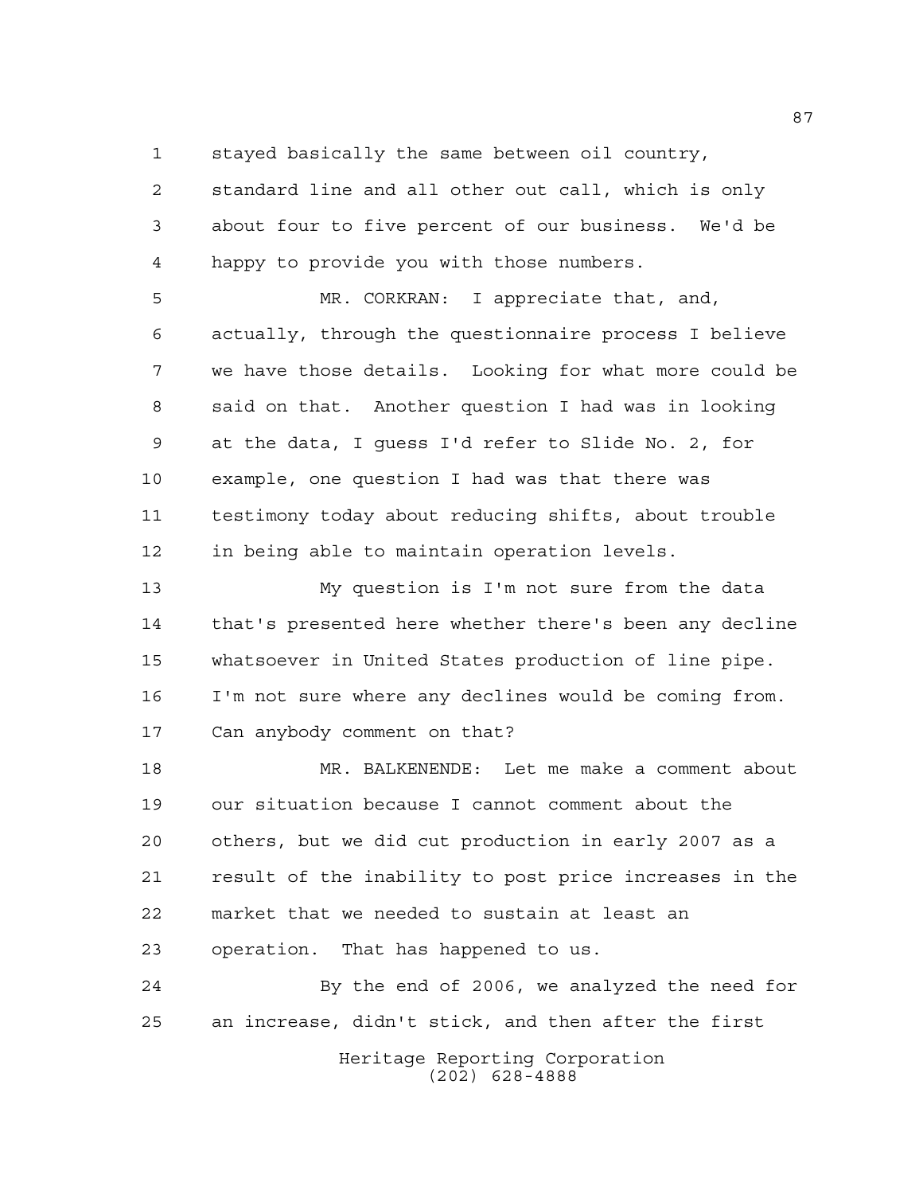stayed basically the same between oil country, standard line and all other out call, which is only about four to five percent of our business. We'd be happy to provide you with those numbers.

MR. CORKRAN: I appreciate that, and, actually, through the questionnaire process I believe we have those details. Looking for what more could be said on that. Another question I had was in looking at the data, I guess I'd refer to Slide No. 2, for example, one question I had was that there was testimony today about reducing shifts, about trouble in being able to maintain operation levels.

My question is I'm not sure from the data that's presented here whether there's been any decline whatsoever in United States production of line pipe. I'm not sure where any declines would be coming from. Can anybody comment on that?

MR. BALKENENDE: Let me make a comment about our situation because I cannot comment about the others, but we did cut production in early 2007 as a result of the inability to post price increases in the market that we needed to sustain at least an operation. That has happened to us.

By the end of 2006, we analyzed the need for an increase, didn't stick, and then after the first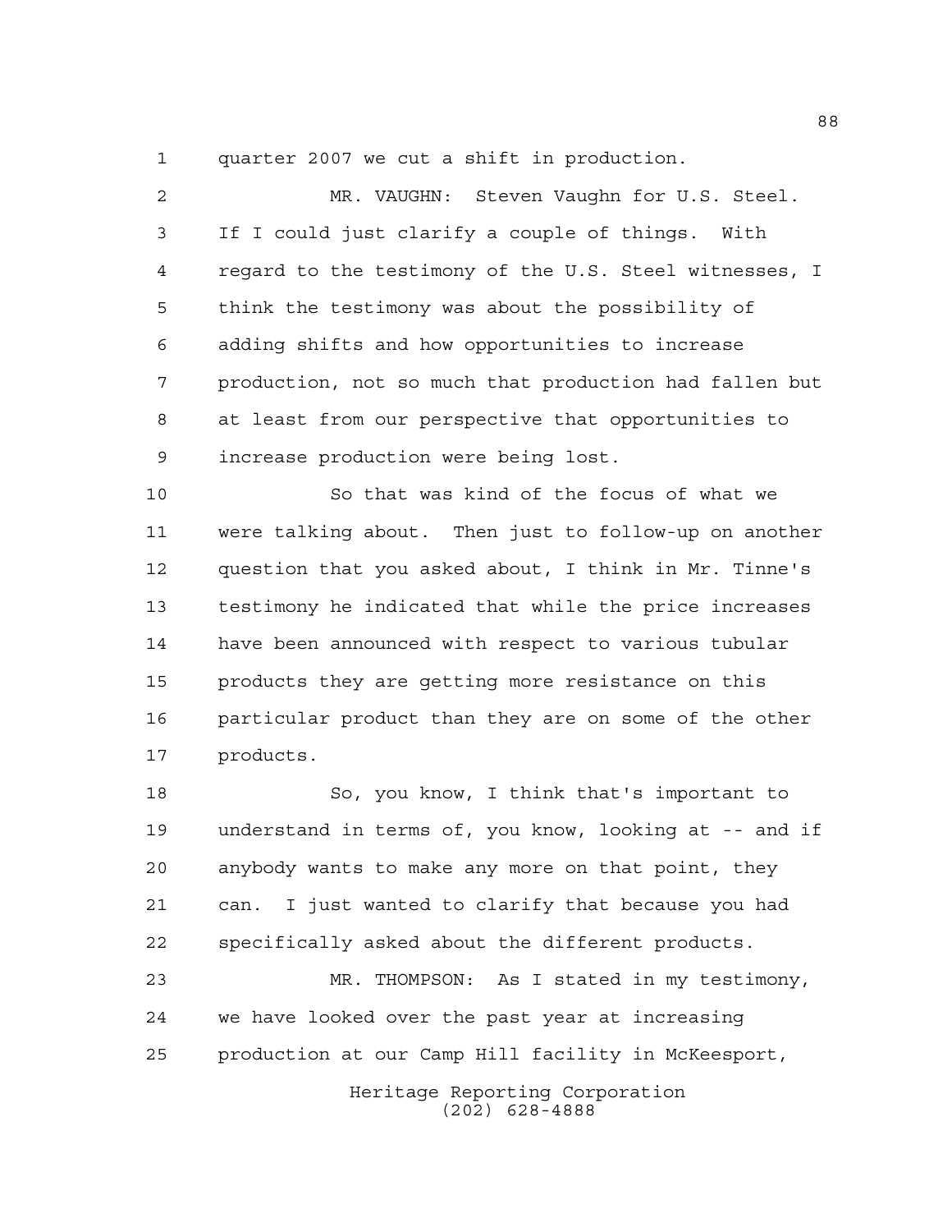quarter 2007 we cut a shift in production.

MR. VAUGHN: Steven Vaughn for U.S. Steel. If I could just clarify a couple of things. With regard to the testimony of the U.S. Steel witnesses, I think the testimony was about the possibility of adding shifts and how opportunities to increase production, not so much that production had fallen but at least from our perspective that opportunities to increase production were being lost.

So that was kind of the focus of what we were talking about. Then just to follow-up on another question that you asked about, I think in Mr. Tinne's testimony he indicated that while the price increases have been announced with respect to various tubular products they are getting more resistance on this particular product than they are on some of the other products.

So, you know, I think that's important to understand in terms of, you know, looking at -- and if anybody wants to make any more on that point, they can. I just wanted to clarify that because you had specifically asked about the different products.

MR. THOMPSON: As I stated in my testimony, we have looked over the past year at increasing production at our Camp Hill facility in McKeesport,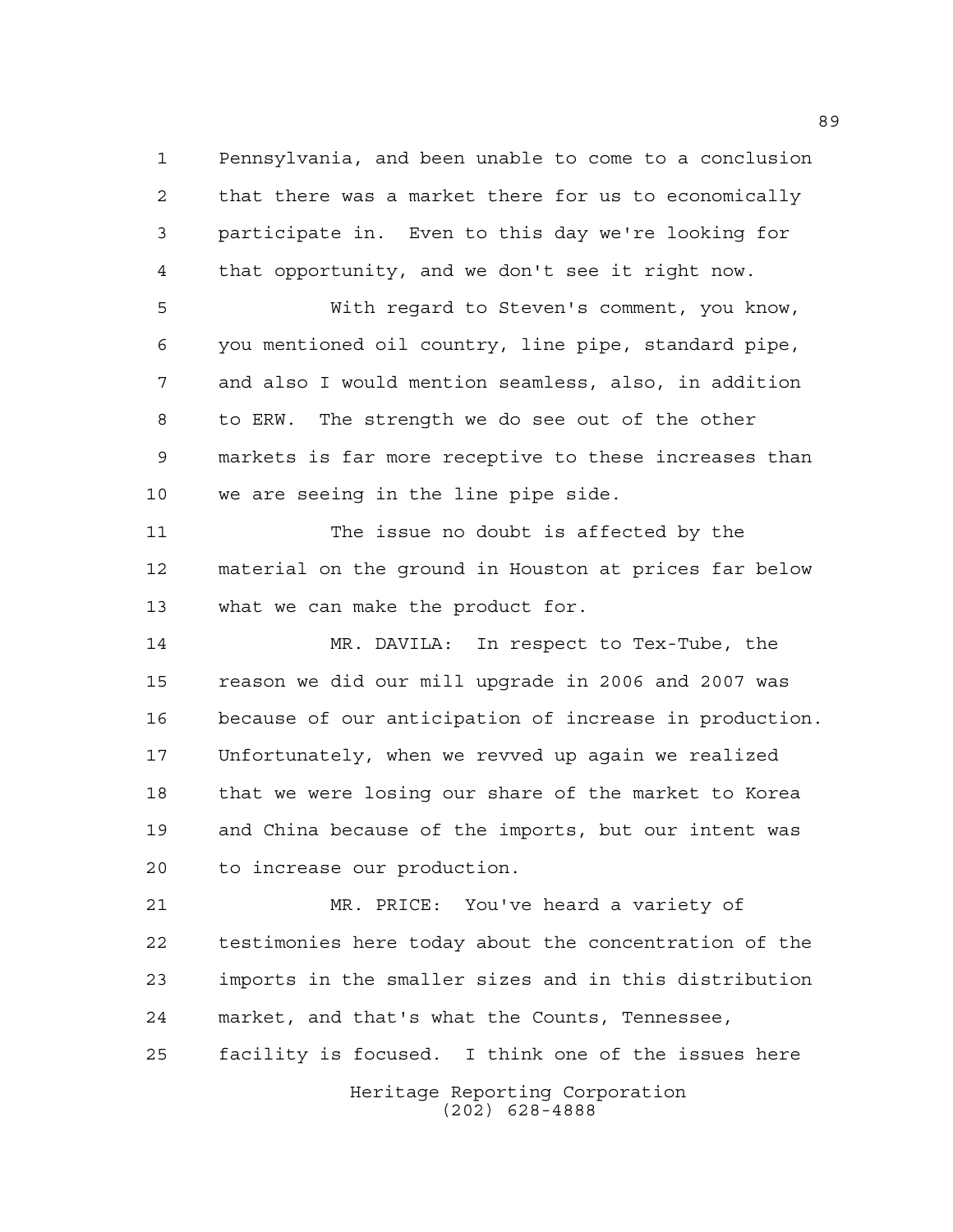Pennsylvania, and been unable to come to a conclusion that there was a market there for us to economically participate in. Even to this day we're looking for that opportunity, and we don't see it right now.

With regard to Steven's comment, you know, you mentioned oil country, line pipe, standard pipe, and also I would mention seamless, also, in addition to ERW. The strength we do see out of the other markets is far more receptive to these increases than we are seeing in the line pipe side.

The issue no doubt is affected by the material on the ground in Houston at prices far below what we can make the product for.

MR. DAVILA: In respect to Tex-Tube, the reason we did our mill upgrade in 2006 and 2007 was because of our anticipation of increase in production. Unfortunately, when we revved up again we realized that we were losing our share of the market to Korea and China because of the imports, but our intent was to increase our production.

MR. PRICE: You've heard a variety of testimonies here today about the concentration of the imports in the smaller sizes and in this distribution market, and that's what the Counts, Tennessee, facility is focused. I think one of the issues here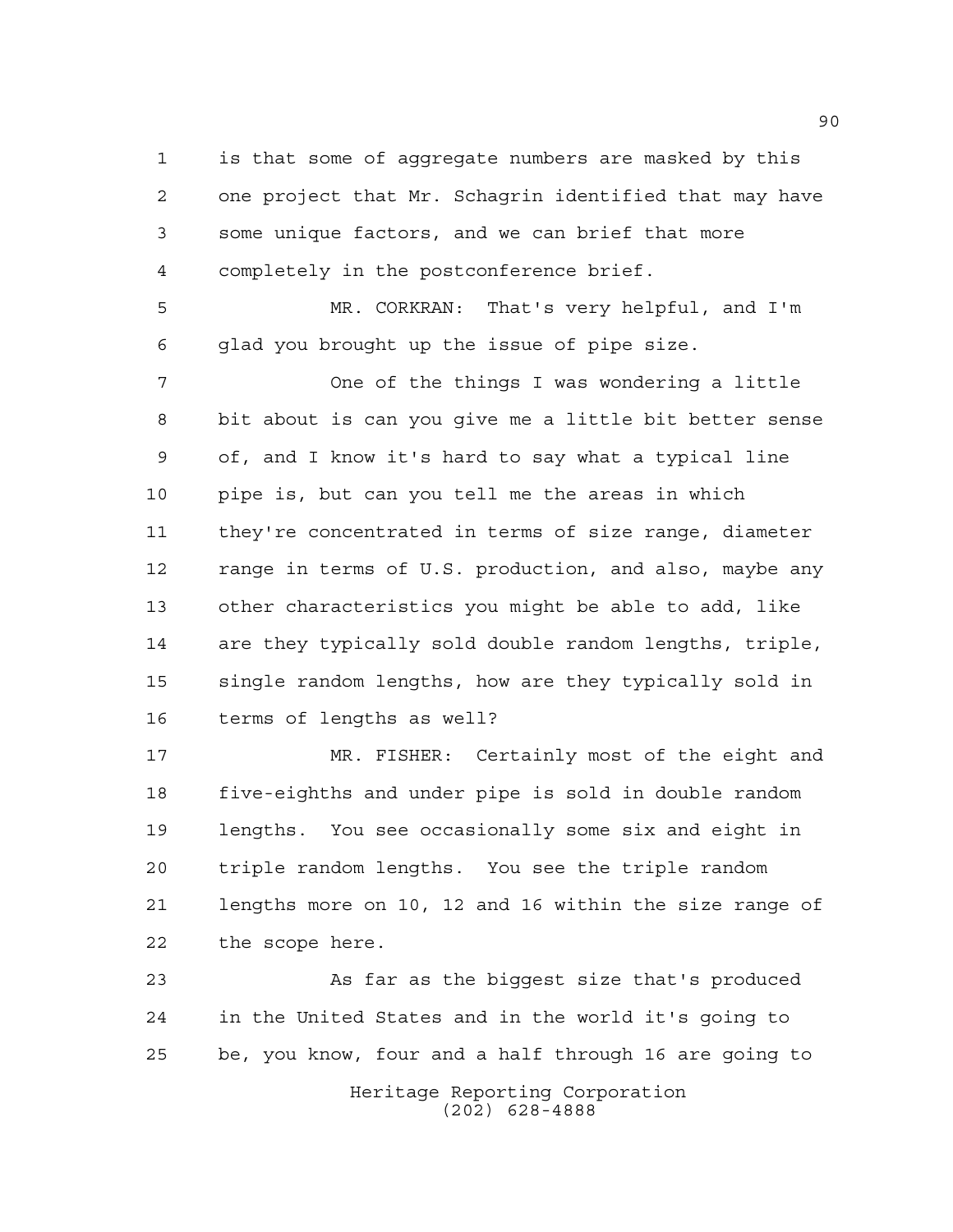is that some of aggregate numbers are masked by this one project that Mr. Schagrin identified that may have some unique factors, and we can brief that more completely in the postconference brief.

MR. CORKRAN: That's very helpful, and I'm glad you brought up the issue of pipe size.

One of the things I was wondering a little bit about is can you give me a little bit better sense of, and I know it's hard to say what a typical line pipe is, but can you tell me the areas in which they're concentrated in terms of size range, diameter range in terms of U.S. production, and also, maybe any other characteristics you might be able to add, like are they typically sold double random lengths, triple, single random lengths, how are they typically sold in terms of lengths as well?

MR. FISHER: Certainly most of the eight and five-eighths and under pipe is sold in double random lengths. You see occasionally some six and eight in triple random lengths. You see the triple random lengths more on 10, 12 and 16 within the size range of the scope here.

As far as the biggest size that's produced in the United States and in the world it's going to be, you know, four and a half through 16 are going to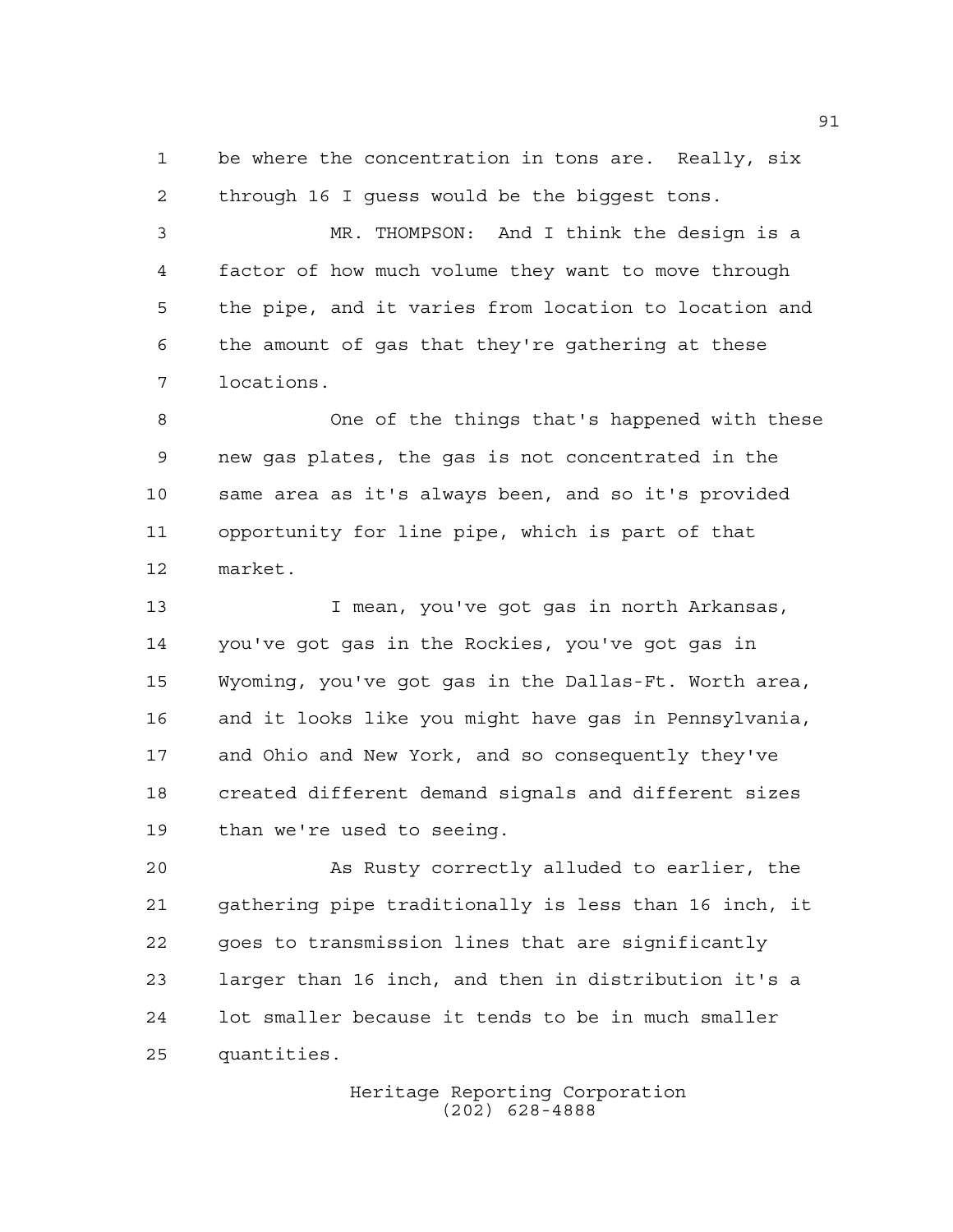be where the concentration in tons are. Really, six through 16 I guess would be the biggest tons.

MR. THOMPSON: And I think the design is a factor of how much volume they want to move through the pipe, and it varies from location to location and the amount of gas that they're gathering at these locations.

One of the things that's happened with these new gas plates, the gas is not concentrated in the same area as it's always been, and so it's provided opportunity for line pipe, which is part of that market.

I mean, you've got gas in north Arkansas, you've got gas in the Rockies, you've got gas in Wyoming, you've got gas in the Dallas-Ft. Worth area, and it looks like you might have gas in Pennsylvania, and Ohio and New York, and so consequently they've created different demand signals and different sizes than we're used to seeing.

As Rusty correctly alluded to earlier, the gathering pipe traditionally is less than 16 inch, it goes to transmission lines that are significantly larger than 16 inch, and then in distribution it's a lot smaller because it tends to be in much smaller quantities.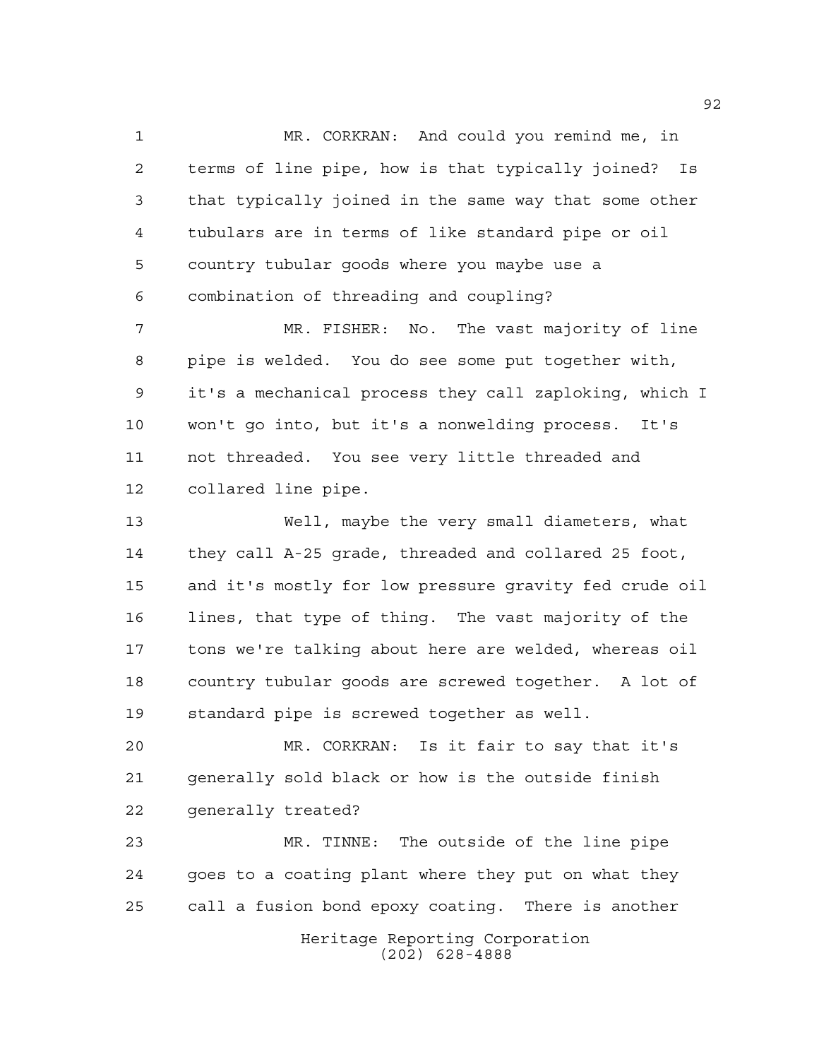MR. CORKRAN: And could you remind me, in terms of line pipe, how is that typically joined? Is that typically joined in the same way that some other tubulars are in terms of like standard pipe or oil country tubular goods where you maybe use a combination of threading and coupling?

MR. FISHER: No. The vast majority of line pipe is welded. You do see some put together with, it's a mechanical process they call zaploking, which I won't go into, but it's a nonwelding process. It's not threaded. You see very little threaded and collared line pipe.

Well, maybe the very small diameters, what they call A-25 grade, threaded and collared 25 foot, and it's mostly for low pressure gravity fed crude oil lines, that type of thing. The vast majority of the tons we're talking about here are welded, whereas oil country tubular goods are screwed together. A lot of standard pipe is screwed together as well.

MR. CORKRAN: Is it fair to say that it's generally sold black or how is the outside finish generally treated?

MR. TINNE: The outside of the line pipe goes to a coating plant where they put on what they call a fusion bond epoxy coating. There is another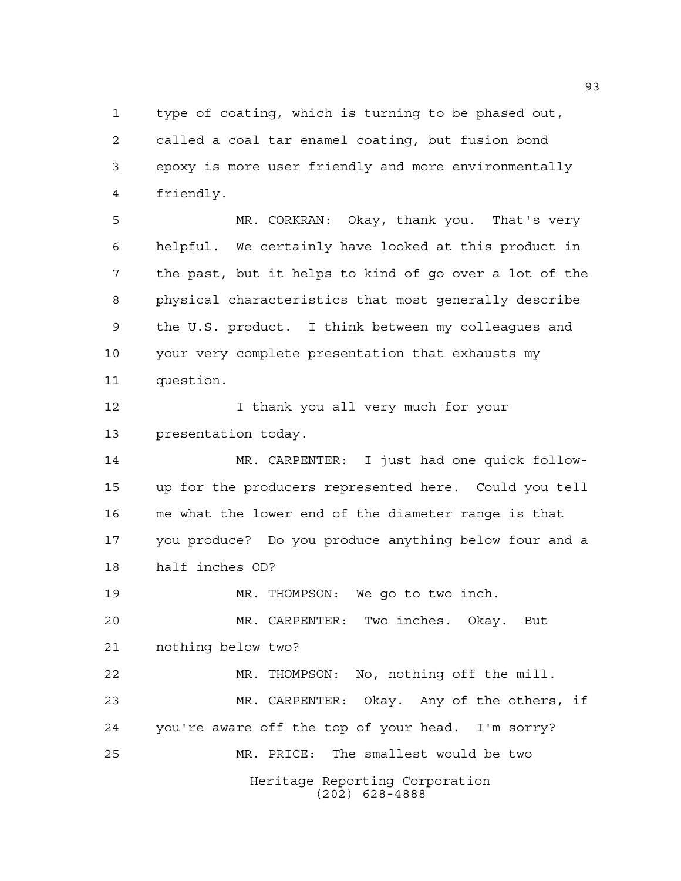type of coating, which is turning to be phased out, called a coal tar enamel coating, but fusion bond epoxy is more user friendly and more environmentally friendly.

MR. CORKRAN: Okay, thank you. That's very helpful. We certainly have looked at this product in the past, but it helps to kind of go over a lot of the physical characteristics that most generally describe the U.S. product. I think between my colleagues and your very complete presentation that exhausts my question.

I thank you all very much for your presentation today.

MR. CARPENTER: I just had one quick follow-up for the producers represented here. Could you tell me what the lower end of the diameter range is that you produce? Do you produce anything below four and a half inches OD?

MR. THOMPSON: We go to two inch.

MR. CARPENTER: Two inches. Okay. But nothing below two?

MR. THOMPSON: No, nothing off the mill.

MR. CARPENTER: Okay. Any of the others, if you're aware off the top of your head. I'm sorry?

MR. PRICE: The smallest would be two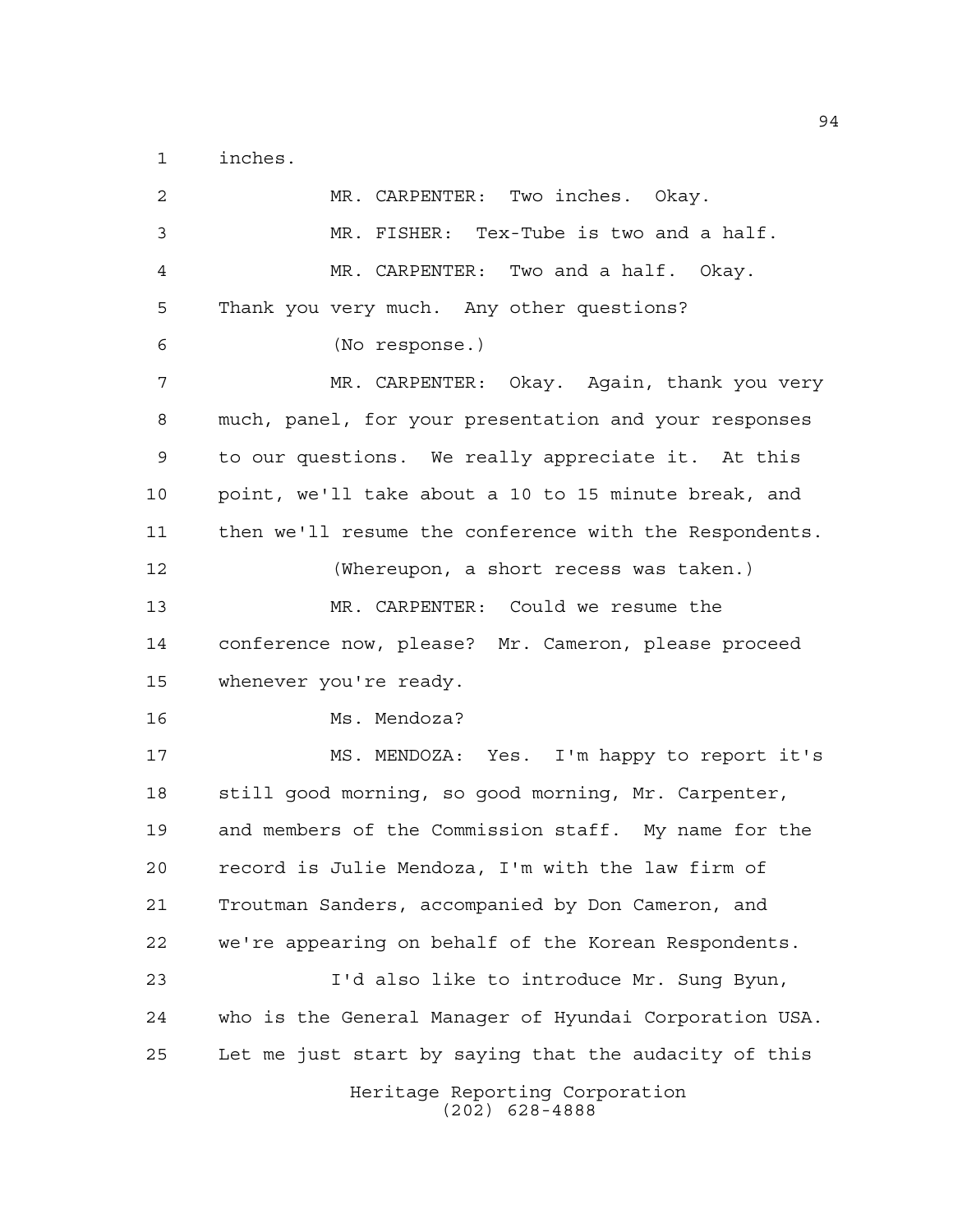inches.

MR. CARPENTER: Two inches. Okay.

MR. FISHER: Tex-Tube is two and a half.

MR. CARPENTER: Two and a half. Okay. Thank you very much. Any other questions?

(No response.)

MR. CARPENTER: Okay. Again, thank you very much, panel, for your presentation and your responses to our questions. We really appreciate it. At this point, we'll take about a 10 to 15 minute break, and then we'll resume the conference with the Respondents.

(Whereupon, a short recess was taken.)

MR. CARPENTER: Could we resume the conference now, please? Mr. Cameron, please proceed whenever you're ready.

Ms. Mendoza?

MS. MENDOZA: Yes. I'm happy to report it's still good morning, so good morning, Mr. Carpenter, and members of the Commission staff. My name for the record is Julie Mendoza, I'm with the law firm of Troutman Sanders, accompanied by Don Cameron, and we're appearing on behalf of the Korean Respondents.

I'd also like to introduce Mr. Sung Byun, who is the General Manager of Hyundai Corporation USA. Let me just start by saying that the audacity of this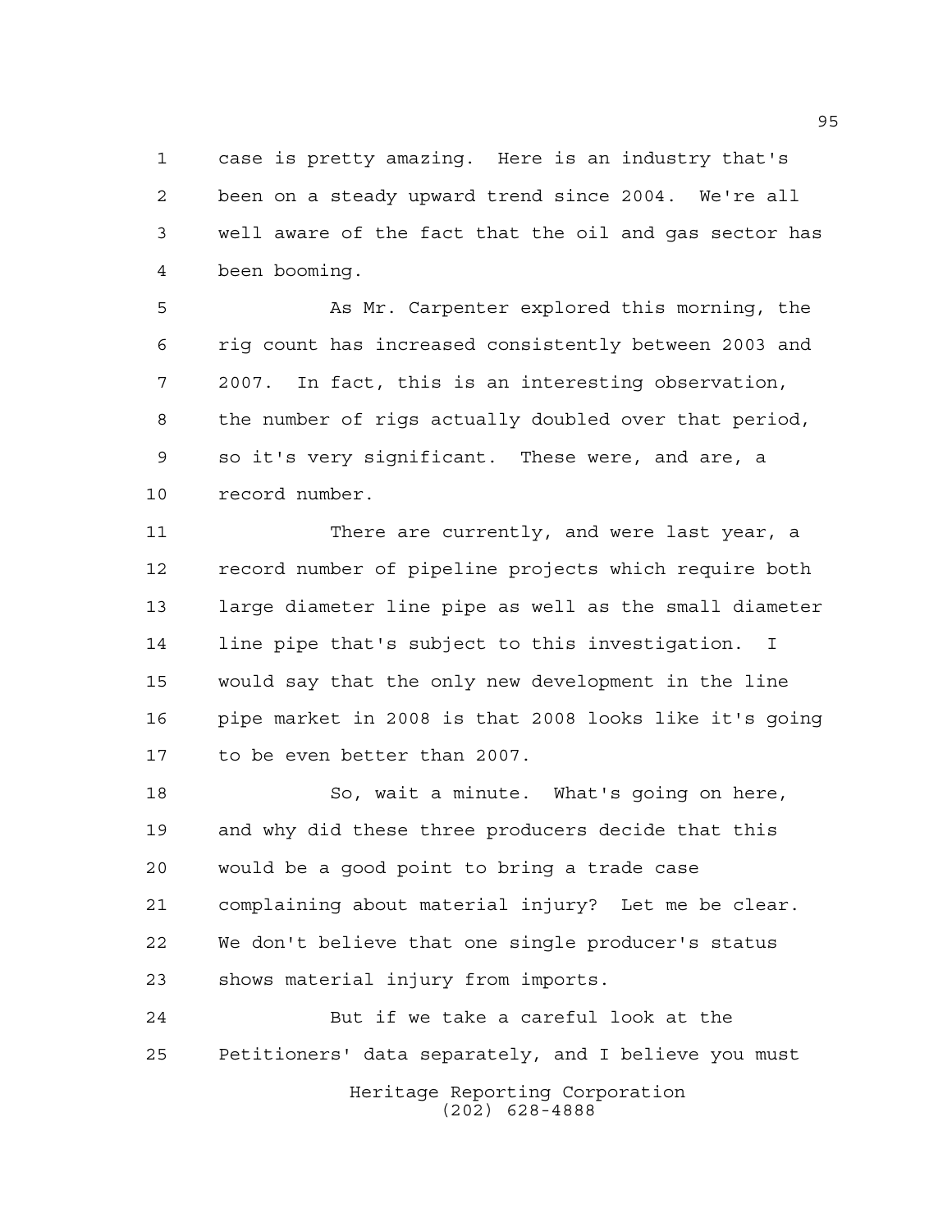case is pretty amazing. Here is an industry that's been on a steady upward trend since 2004. We're all well aware of the fact that the oil and gas sector has been booming.

As Mr. Carpenter explored this morning, the rig count has increased consistently between 2003 and 2007. In fact, this is an interesting observation, the number of rigs actually doubled over that period, so it's very significant. These were, and are, a record number.

There are currently, and were last year, a record number of pipeline projects which require both large diameter line pipe as well as the small diameter line pipe that's subject to this investigation. I would say that the only new development in the line pipe market in 2008 is that 2008 looks like it's going to be even better than 2007.

So, wait a minute. What's going on here, and why did these three producers decide that this would be a good point to bring a trade case complaining about material injury? Let me be clear. We don't believe that one single producer's status shows material injury from imports.

But if we take a careful look at the Petitioners' data separately, and I believe you must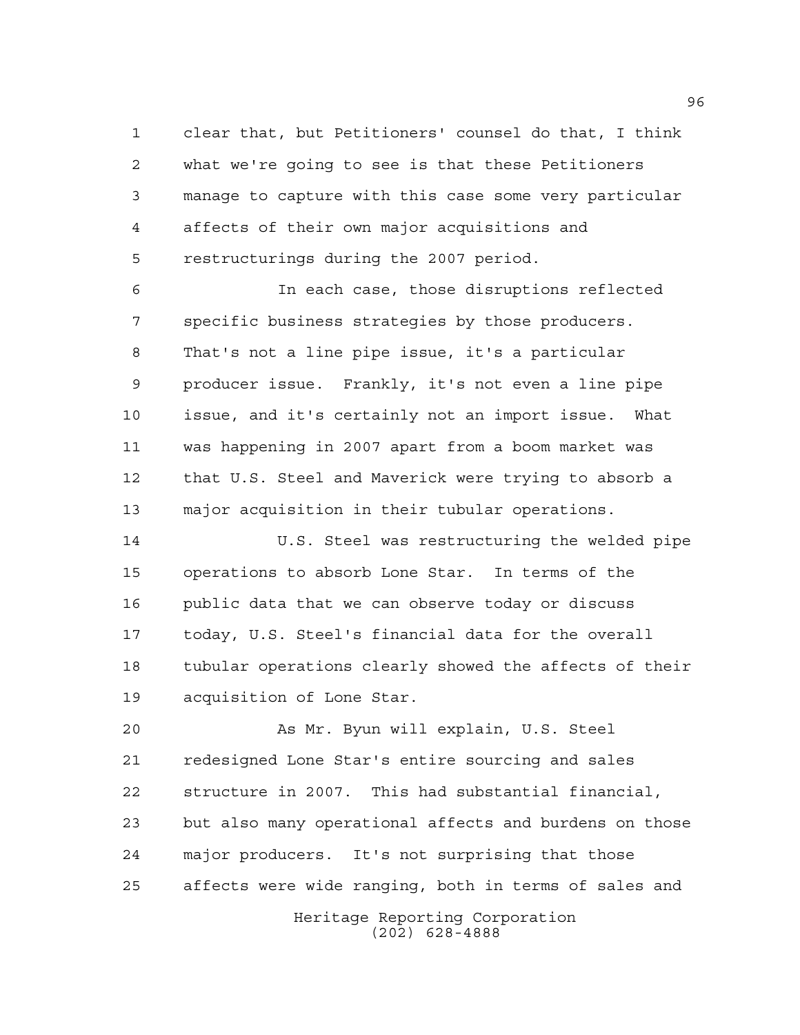clear that, but Petitioners' counsel do that, I think what we're going to see is that these Petitioners manage to capture with this case some very particular affects of their own major acquisitions and restructurings during the 2007 period.

In each case, those disruptions reflected specific business strategies by those producers. That's not a line pipe issue, it's a particular producer issue. Frankly, it's not even a line pipe issue, and it's certainly not an import issue. What was happening in 2007 apart from a boom market was that U.S. Steel and Maverick were trying to absorb a major acquisition in their tubular operations.

U.S. Steel was restructuring the welded pipe operations to absorb Lone Star. In terms of the public data that we can observe today or discuss today, U.S. Steel's financial data for the overall tubular operations clearly showed the affects of their acquisition of Lone Star.

As Mr. Byun will explain, U.S. Steel redesigned Lone Star's entire sourcing and sales structure in 2007. This had substantial financial, but also many operational affects and burdens on those major producers. It's not surprising that those affects were wide ranging, both in terms of sales and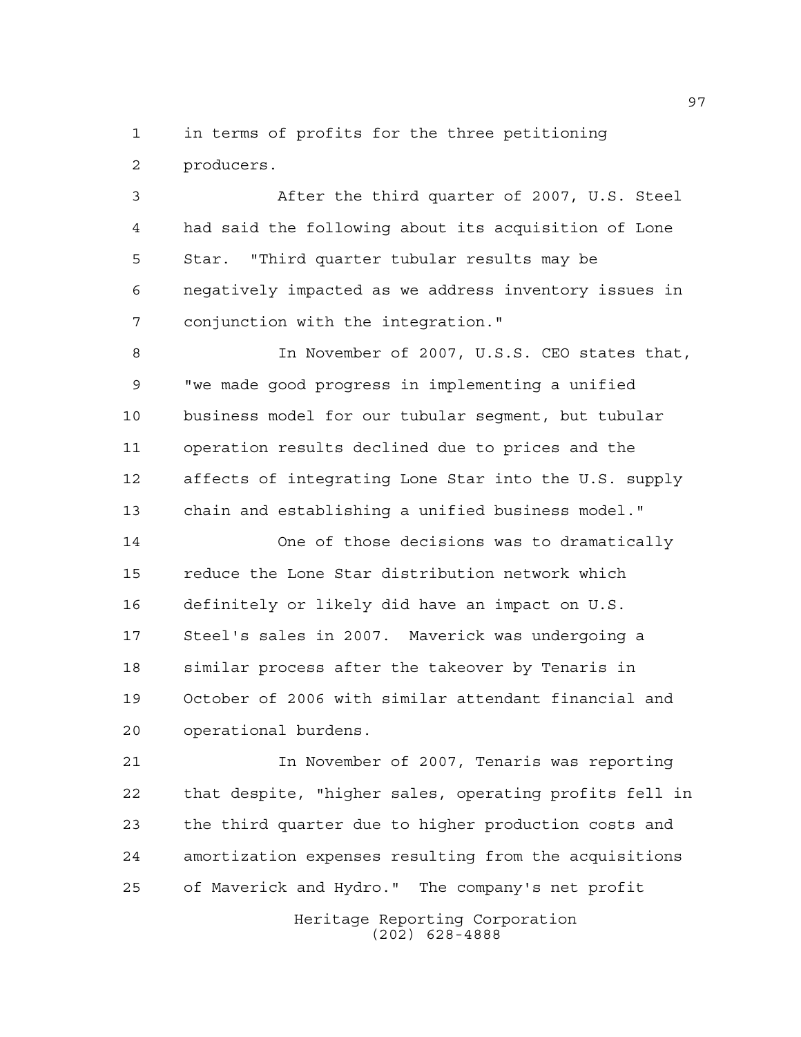in terms of profits for the three petitioning producers.

After the third quarter of 2007, U.S. Steel had said the following about its acquisition of Lone Star. "Third quarter tubular results may be negatively impacted as we address inventory issues in conjunction with the integration."

In November of 2007, U.S.S. CEO states that, "we made good progress in implementing a unified business model for our tubular segment, but tubular operation results declined due to prices and the affects of integrating Lone Star into the U.S. supply chain and establishing a unified business model."

One of those decisions was to dramatically reduce the Lone Star distribution network which definitely or likely did have an impact on U.S. Steel's sales in 2007. Maverick was undergoing a similar process after the takeover by Tenaris in October of 2006 with similar attendant financial and operational burdens.

In November of 2007, Tenaris was reporting that despite, "higher sales, operating profits fell in the third quarter due to higher production costs and amortization expenses resulting from the acquisitions of Maverick and Hydro." The company's net profit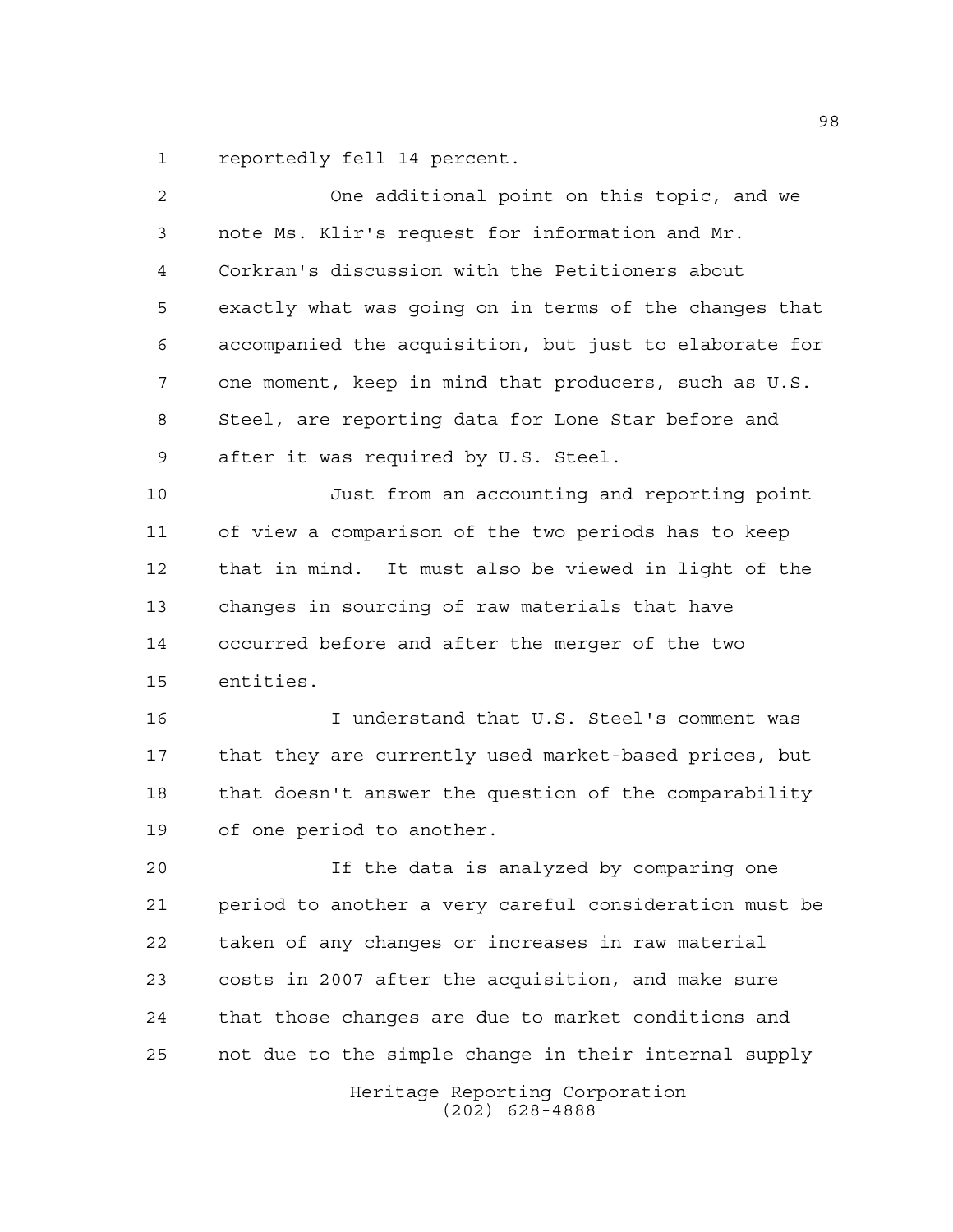reportedly fell 14 percent.

One additional point on this topic, and we note Ms. Klir's request for information and Mr. Corkran's discussion with the Petitioners about exactly what was going on in terms of the changes that accompanied the acquisition, but just to elaborate for one moment, keep in mind that producers, such as U.S. Steel, are reporting data for Lone Star before and after it was required by U.S. Steel.

Just from an accounting and reporting point of view a comparison of the two periods has to keep that in mind. It must also be viewed in light of the changes in sourcing of raw materials that have occurred before and after the merger of the two entities.

I understand that U.S. Steel's comment was that they are currently used market-based prices, but that doesn't answer the question of the comparability of one period to another.

If the data is analyzed by comparing one period to another a very careful consideration must be taken of any changes or increases in raw material costs in 2007 after the acquisition, and make sure that those changes are due to market conditions and not due to the simple change in their internal supply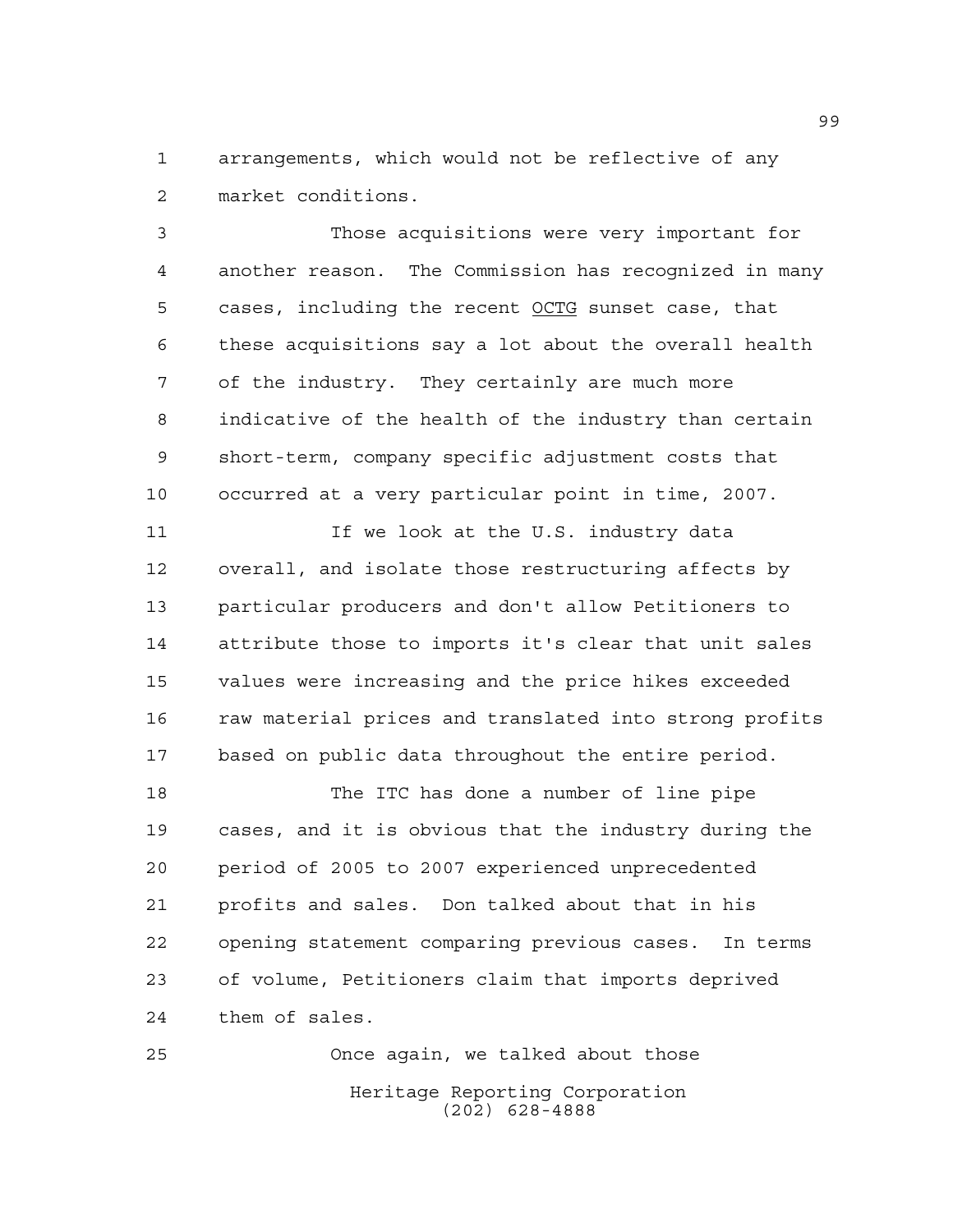arrangements, which would not be reflective of any market conditions.

Those acquisitions were very important for another reason. The Commission has recognized in many cases, including the recent OCTG sunset case, that these acquisitions say a lot about the overall health of the industry. They certainly are much more indicative of the health of the industry than certain short-term, company specific adjustment costs that occurred at a very particular point in time, 2007.

If we look at the U.S. industry data overall, and isolate those restructuring affects by particular producers and don't allow Petitioners to attribute those to imports it's clear that unit sales values were increasing and the price hikes exceeded raw material prices and translated into strong profits based on public data throughout the entire period.

The ITC has done a number of line pipe cases, and it is obvious that the industry during the period of 2005 to 2007 experienced unprecedented profits and sales. Don talked about that in his opening statement comparing previous cases. In terms of volume, Petitioners claim that imports deprived them of sales.

Once again, we talked about those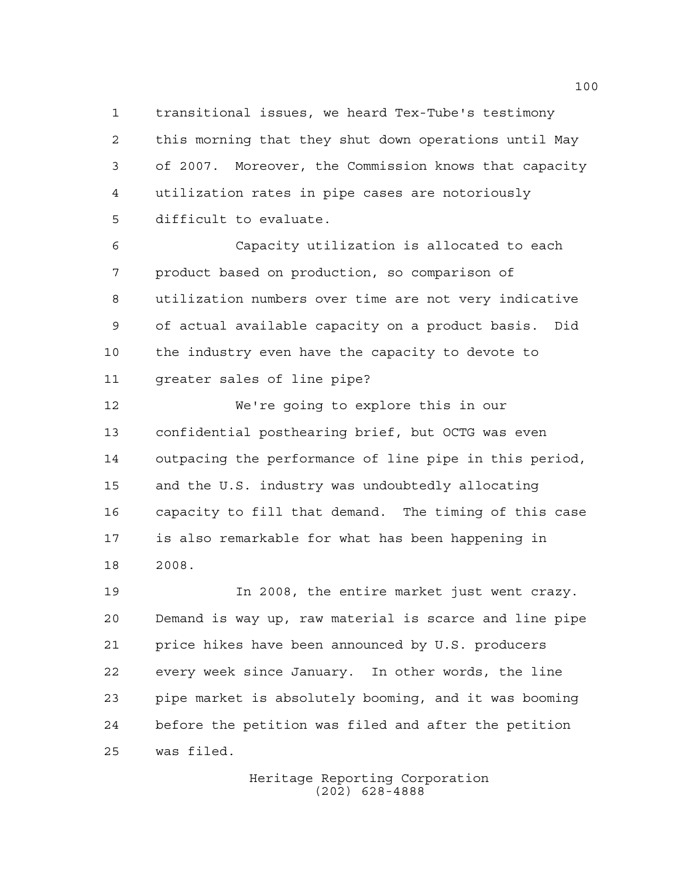transitional issues, we heard Tex-Tube's testimony this morning that they shut down operations until May of 2007. Moreover, the Commission knows that capacity utilization rates in pipe cases are notoriously difficult to evaluate.

Capacity utilization is allocated to each product based on production, so comparison of utilization numbers over time are not very indicative of actual available capacity on a product basis. Did the industry even have the capacity to devote to greater sales of line pipe?

We're going to explore this in our confidential posthearing brief, but OCTG was even outpacing the performance of line pipe in this period, and the U.S. industry was undoubtedly allocating capacity to fill that demand. The timing of this case is also remarkable for what has been happening in 2008.

In 2008, the entire market just went crazy. Demand is way up, raw material is scarce and line pipe price hikes have been announced by U.S. producers every week since January. In other words, the line pipe market is absolutely booming, and it was booming before the petition was filed and after the petition was filed.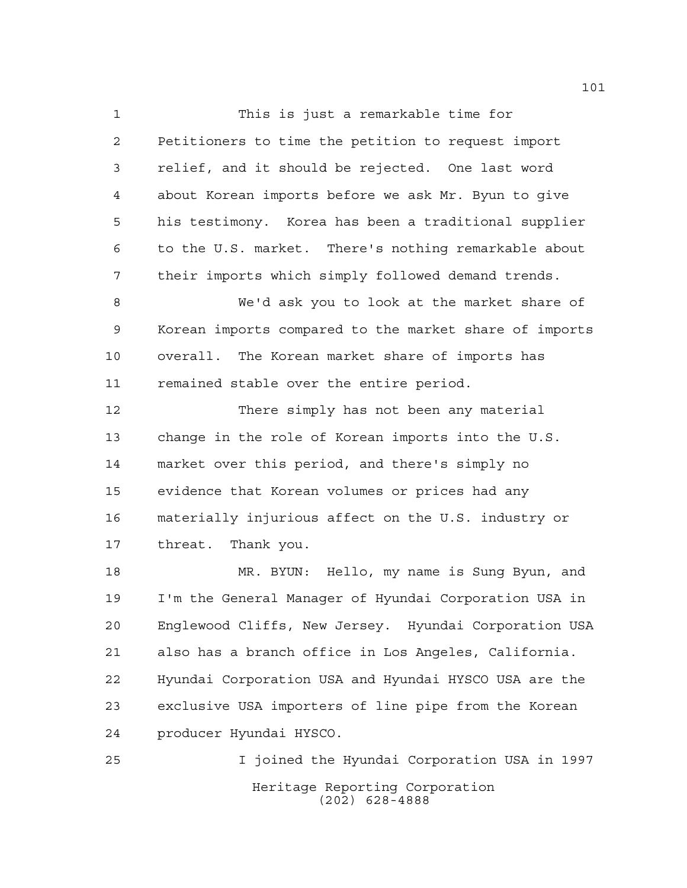This is just a remarkable time for Petitioners to time the petition to request import relief, and it should be rejected. One last word about Korean imports before we ask Mr. Byun to give his testimony. Korea has been a traditional supplier to the U.S. market. There's nothing remarkable about their imports which simply followed demand trends.

We'd ask you to look at the market share of Korean imports compared to the market share of imports overall. The Korean market share of imports has remained stable over the entire period.

There simply has not been any material change in the role of Korean imports into the U.S. market over this period, and there's simply no evidence that Korean volumes or prices had any materially injurious affect on the U.S. industry or threat. Thank you.

MR. BYUN: Hello, my name is Sung Byun, and I'm the General Manager of Hyundai Corporation USA in Englewood Cliffs, New Jersey. Hyundai Corporation USA also has a branch office in Los Angeles, California. Hyundai Corporation USA and Hyundai HYSCO USA are the exclusive USA importers of line pipe from the Korean producer Hyundai HYSCO.

I joined the Hyundai Corporation USA in 1997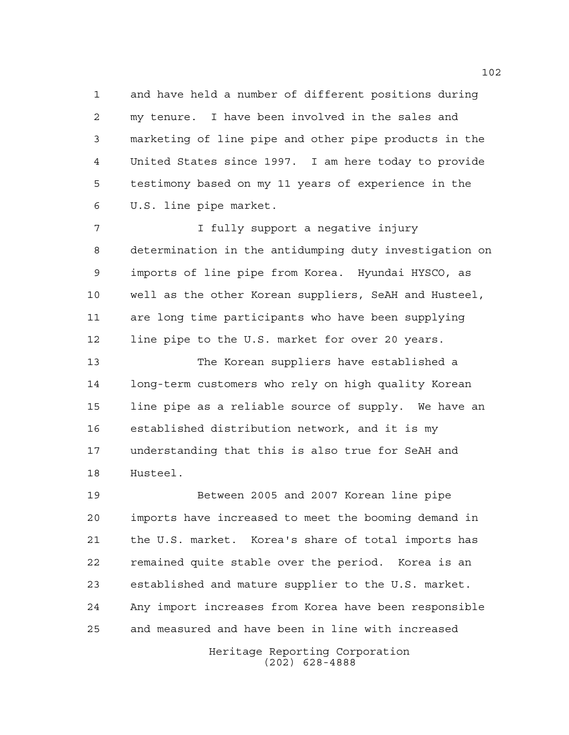and have held a number of different positions during my tenure. I have been involved in the sales and marketing of line pipe and other pipe products in the United States since 1997. I am here today to provide testimony based on my 11 years of experience in the U.S. line pipe market.

I fully support a negative injury determination in the antidumping duty investigation on imports of line pipe from Korea. Hyundai HYSCO, as well as the other Korean suppliers, SeAH and Husteel, are long time participants who have been supplying line pipe to the U.S. market for over 20 years.

The Korean suppliers have established a long-term customers who rely on high quality Korean line pipe as a reliable source of supply. We have an established distribution network, and it is my understanding that this is also true for SeAH and Husteel.

Between 2005 and 2007 Korean line pipe imports have increased to meet the booming demand in the U.S. market. Korea's share of total imports has remained quite stable over the period. Korea is an established and mature supplier to the U.S. market. Any import increases from Korea have been responsible and measured and have been in line with increased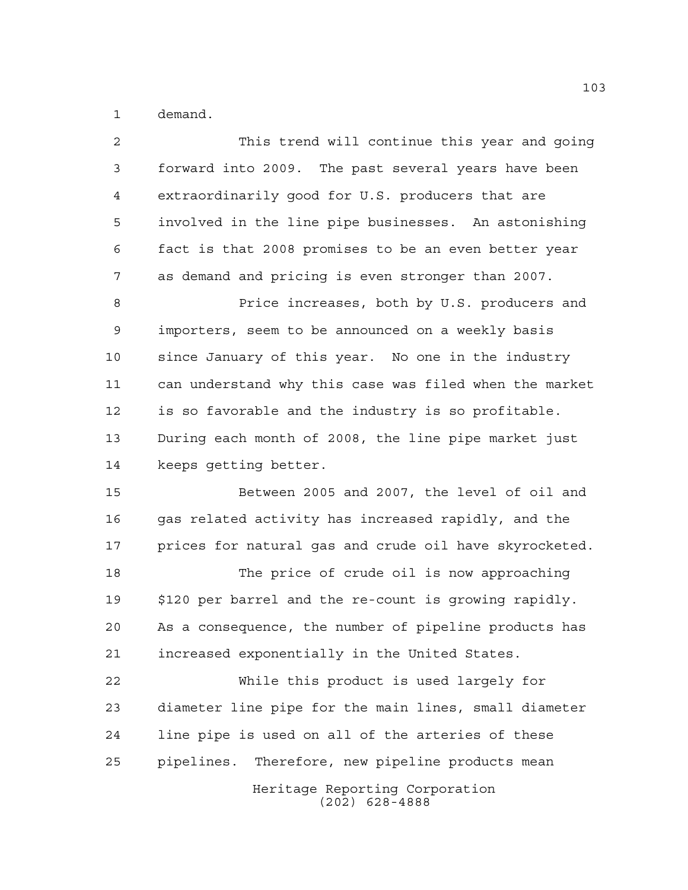demand.

This trend will continue this year and going forward into 2009. The past several years have been extraordinarily good for U.S. producers that are involved in the line pipe businesses. An astonishing fact is that 2008 promises to be an even better year as demand and pricing is even stronger than 2007.

Price increases, both by U.S. producers and importers, seem to be announced on a weekly basis since January of this year. No one in the industry can understand why this case was filed when the market is so favorable and the industry is so profitable. During each month of 2008, the line pipe market just keeps getting better.

Between 2005 and 2007, the level of oil and gas related activity has increased rapidly, and the prices for natural gas and crude oil have skyrocketed.

The price of crude oil is now approaching $120 per barrel and the re-count is growing rapidly. As a consequence, the number of pipeline products has increased exponentially in the United States.

While this product is used largely for diameter line pipe for the main lines, small diameter line pipe is used on all of the arteries of these pipelines. Therefore, new pipeline products mean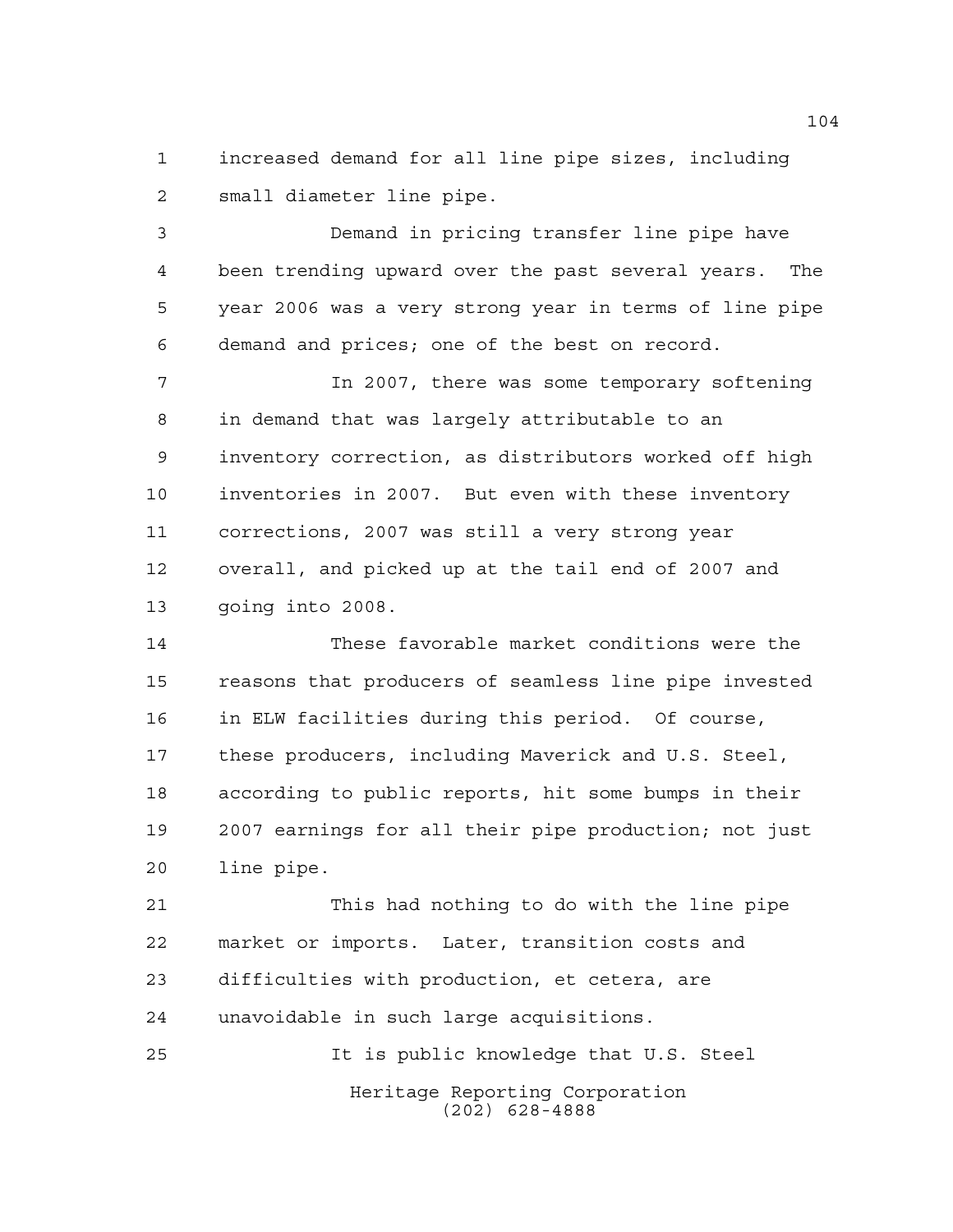increased demand for all line pipe sizes, including small diameter line pipe.

Demand in pricing transfer line pipe have been trending upward over the past several years. The year 2006 was a very strong year in terms of line pipe demand and prices; one of the best on record.

In 2007, there was some temporary softening in demand that was largely attributable to an inventory correction, as distributors worked off high inventories in 2007. But even with these inventory corrections, 2007 was still a very strong year overall, and picked up at the tail end of 2007 and going into 2008.

These favorable market conditions were the reasons that producers of seamless line pipe invested in ELW facilities during this period. Of course, these producers, including Maverick and U.S. Steel, according to public reports, hit some bumps in their 2007 earnings for all their pipe production; not just line pipe.

This had nothing to do with the line pipe market or imports. Later, transition costs and difficulties with production, et cetera, are unavoidable in such large acquisitions.

It is public knowledge that U.S. Steel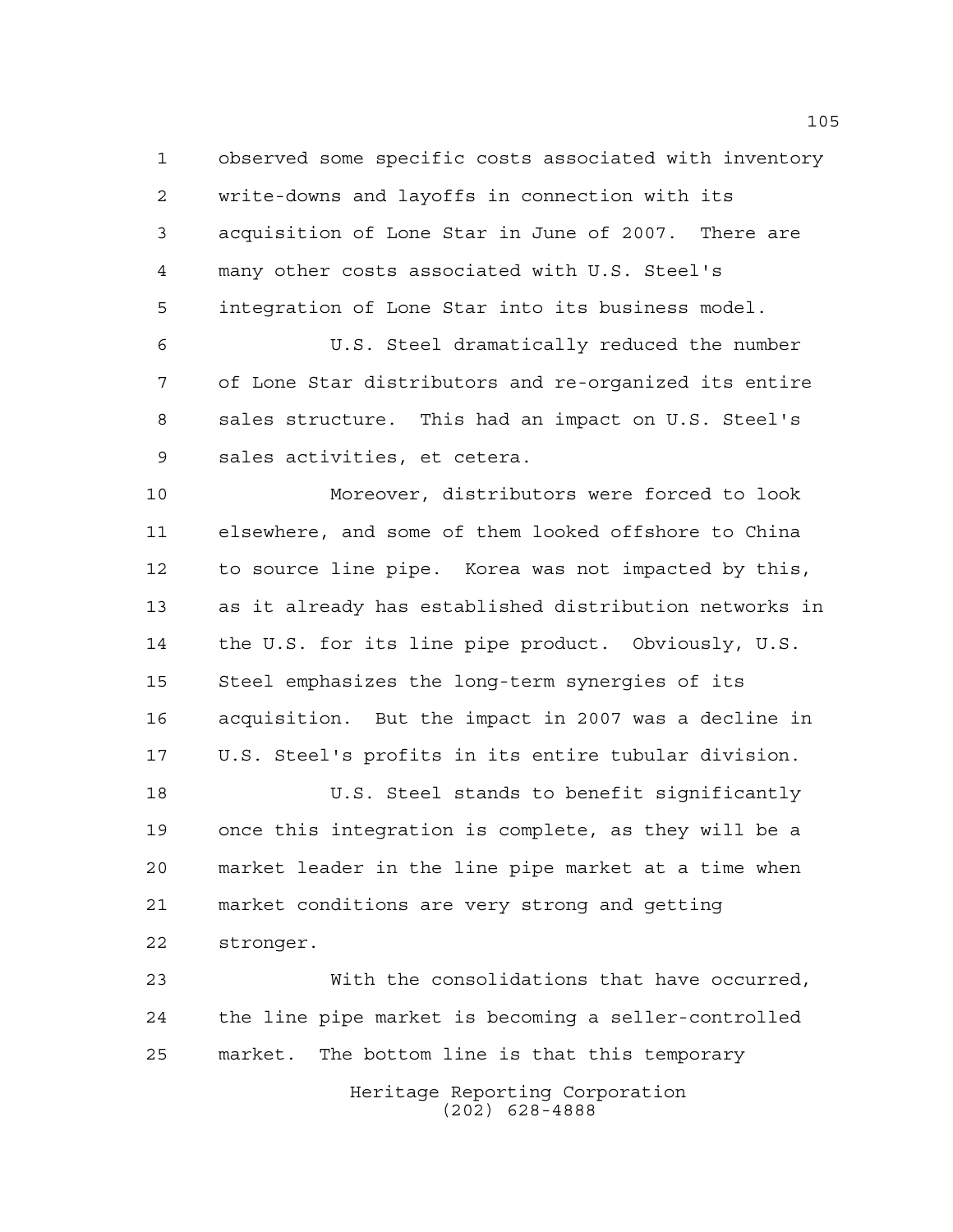observed some specific costs associated with inventory write-downs and layoffs in connection with its acquisition of Lone Star in June of 2007. There are many other costs associated with U.S. Steel's integration of Lone Star into its business model.

U.S. Steel dramatically reduced the number of Lone Star distributors and re-organized its entire sales structure. This had an impact on U.S. Steel's sales activities, et cetera.

Moreover, distributors were forced to look elsewhere, and some of them looked offshore to China to source line pipe. Korea was not impacted by this, as it already has established distribution networks in the U.S. for its line pipe product. Obviously, U.S. Steel emphasizes the long-term synergies of its acquisition. But the impact in 2007 was a decline in U.S. Steel's profits in its entire tubular division.

U.S. Steel stands to benefit significantly once this integration is complete, as they will be a market leader in the line pipe market at a time when market conditions are very strong and getting stronger.

With the consolidations that have occurred, the line pipe market is becoming a seller-controlled market. The bottom line is that this temporary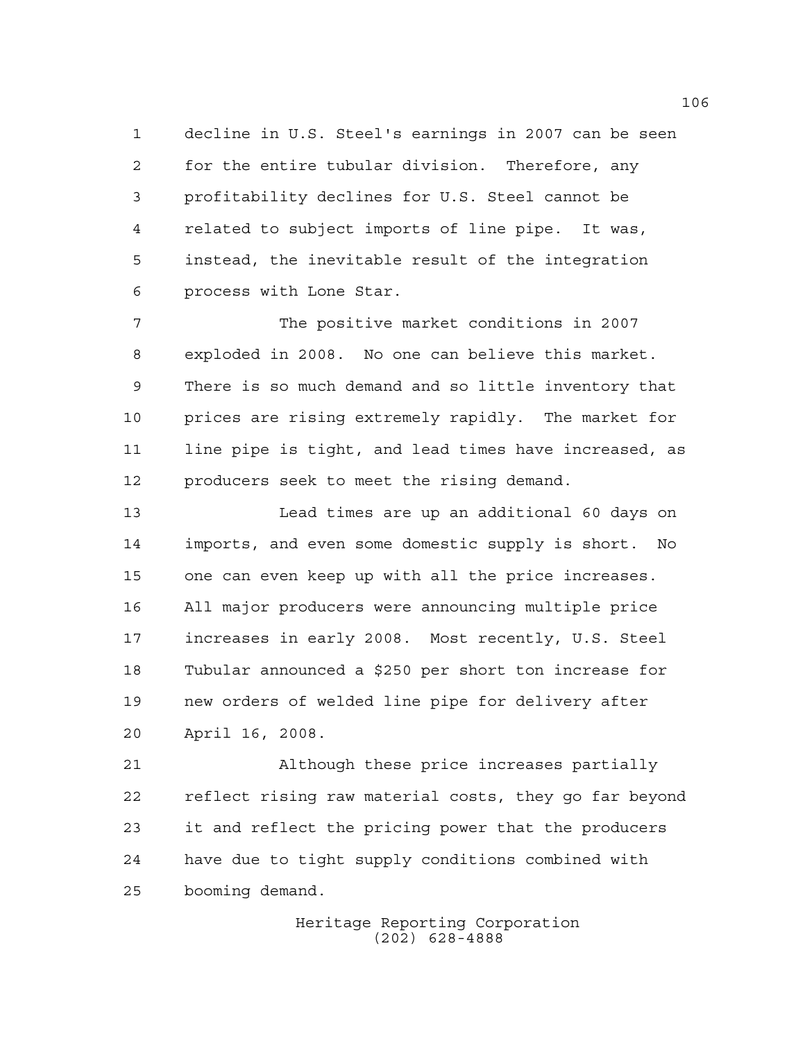decline in U.S. Steel's earnings in 2007 can be seen for the entire tubular division. Therefore, any profitability declines for U.S. Steel cannot be related to subject imports of line pipe. It was, instead, the inevitable result of the integration process with Lone Star.

The positive market conditions in 2007 exploded in 2008. No one can believe this market. There is so much demand and so little inventory that prices are rising extremely rapidly. The market for line pipe is tight, and lead times have increased, as producers seek to meet the rising demand.

Lead times are up an additional 60 days on imports, and even some domestic supply is short. No one can even keep up with all the price increases. All major producers were announcing multiple price increases in early 2008. Most recently, U.S. Steel Tubular announced a $250 per short ton increase for new orders of welded line pipe for delivery after April 16, 2008.

Although these price increases partially reflect rising raw material costs, they go far beyond it and reflect the pricing power that the producers have due to tight supply conditions combined with booming demand.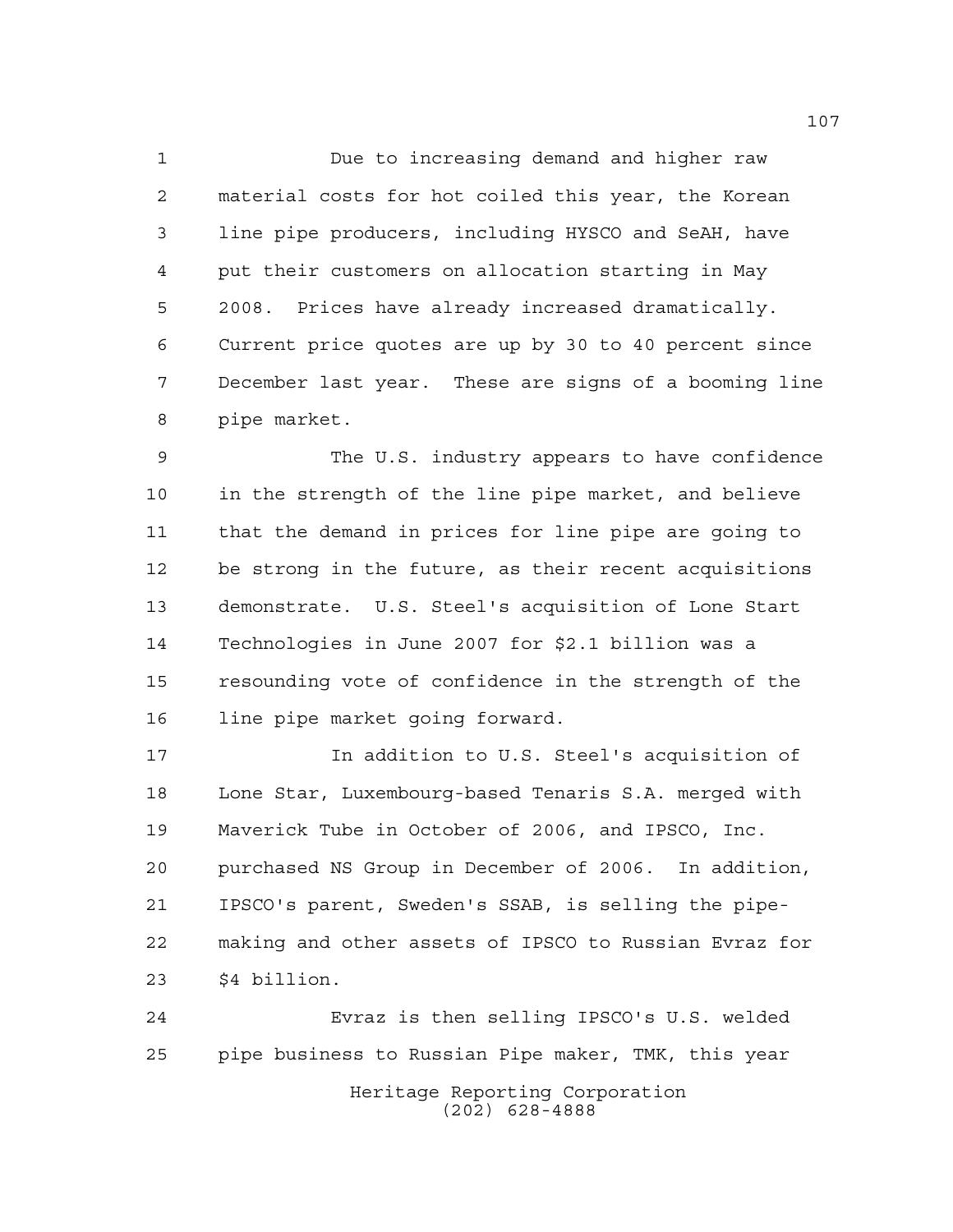Due to increasing demand and higher raw material costs for hot coiled this year, the Korean line pipe producers, including HYSCO and SeAH, have put their customers on allocation starting in May 2008. Prices have already increased dramatically. Current price quotes are up by 30 to 40 percent since December last year. These are signs of a booming line pipe market.

The U.S. industry appears to have confidence in the strength of the line pipe market, and believe that the demand in prices for line pipe are going to be strong in the future, as their recent acquisitions demonstrate. U.S. Steel's acquisition of Lone Start Technologies in June 2007 for $2.1 billion was a resounding vote of confidence in the strength of the line pipe market going forward.

In addition to U.S. Steel's acquisition of Lone Star, Luxembourg-based Tenaris S.A. merged with Maverick Tube in October of 2006, and IPSCO, Inc. purchased NS Group in December of 2006. In addition, IPSCO's parent, Sweden's SSAB, is selling the pipe-making and other assets of IPSCO to Russian Evraz for $4 billion.

Evraz is then selling IPSCO's U.S. welded pipe business to Russian Pipe maker, TMK, this year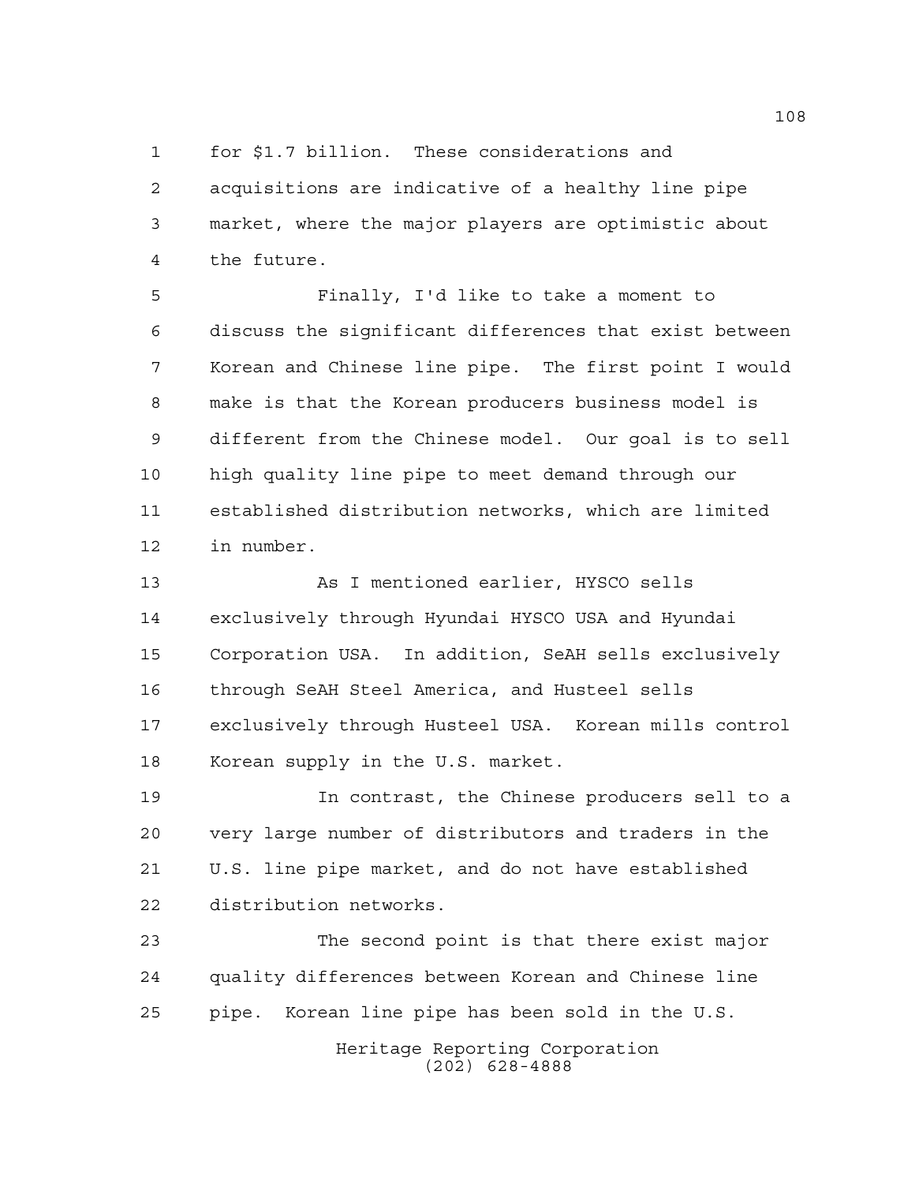for $1.7 billion. These considerations and acquisitions are indicative of a healthy line pipe market, where the major players are optimistic about the future.

Finally, I'd like to take a moment to discuss the significant differences that exist between Korean and Chinese line pipe. The first point I would make is that the Korean producers business model is different from the Chinese model. Our goal is to sell high quality line pipe to meet demand through our established distribution networks, which are limited in number.

As I mentioned earlier, HYSCO sells exclusively through Hyundai HYSCO USA and Hyundai Corporation USA. In addition, SeAH sells exclusively through SeAH Steel America, and Husteel sells exclusively through Husteel USA. Korean mills control Korean supply in the U.S. market.

In contrast, the Chinese producers sell to a very large number of distributors and traders in the U.S. line pipe market, and do not have established distribution networks.

The second point is that there exist major quality differences between Korean and Chinese line pipe. Korean line pipe has been sold in the U.S.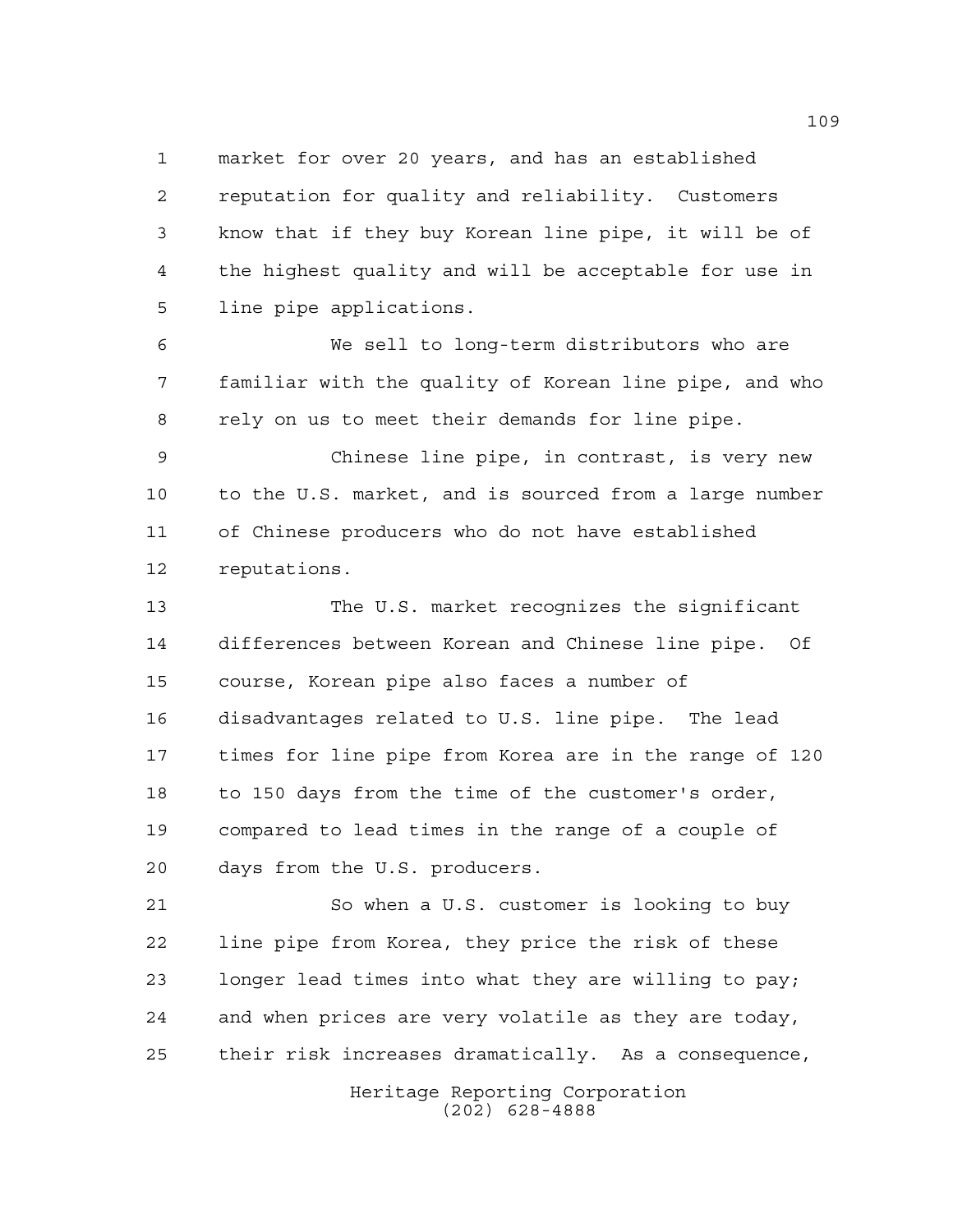market for over 20 years, and has an established reputation for quality and reliability. Customers know that if they buy Korean line pipe, it will be of the highest quality and will be acceptable for use in line pipe applications.

We sell to long-term distributors who are familiar with the quality of Korean line pipe, and who rely on us to meet their demands for line pipe.

Chinese line pipe, in contrast, is very new to the U.S. market, and is sourced from a large number of Chinese producers who do not have established reputations.

The U.S. market recognizes the significant differences between Korean and Chinese line pipe. Of course, Korean pipe also faces a number of disadvantages related to U.S. line pipe. The lead times for line pipe from Korea are in the range of 120 to 150 days from the time of the customer's order, compared to lead times in the range of a couple of days from the U.S. producers.

So when a U.S. customer is looking to buy line pipe from Korea, they price the risk of these longer lead times into what they are willing to pay; and when prices are very volatile as they are today, their risk increases dramatically. As a consequence,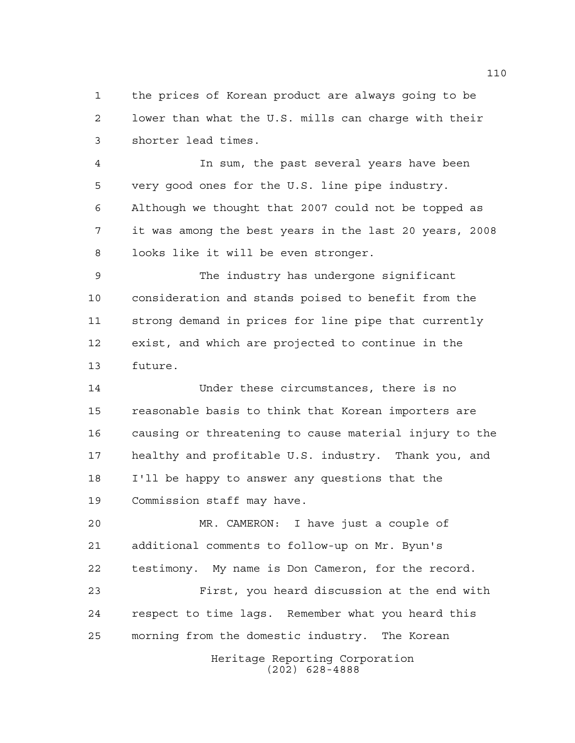the prices of Korean product are always going to be lower than what the U.S. mills can charge with their shorter lead times.

In sum, the past several years have been very good ones for the U.S. line pipe industry. Although we thought that 2007 could not be topped as it was among the best years in the last 20 years, 2008 looks like it will be even stronger.

The industry has undergone significant consideration and stands poised to benefit from the strong demand in prices for line pipe that currently exist, and which are projected to continue in the future.

Under these circumstances, there is no reasonable basis to think that Korean importers are causing or threatening to cause material injury to the healthy and profitable U.S. industry. Thank you, and I'll be happy to answer any questions that the Commission staff may have.

MR. CAMERON: I have just a couple of additional comments to follow-up on Mr. Byun's testimony. My name is Don Cameron, for the record.

First, you heard discussion at the end with respect to time lags. Remember what you heard this morning from the domestic industry. The Korean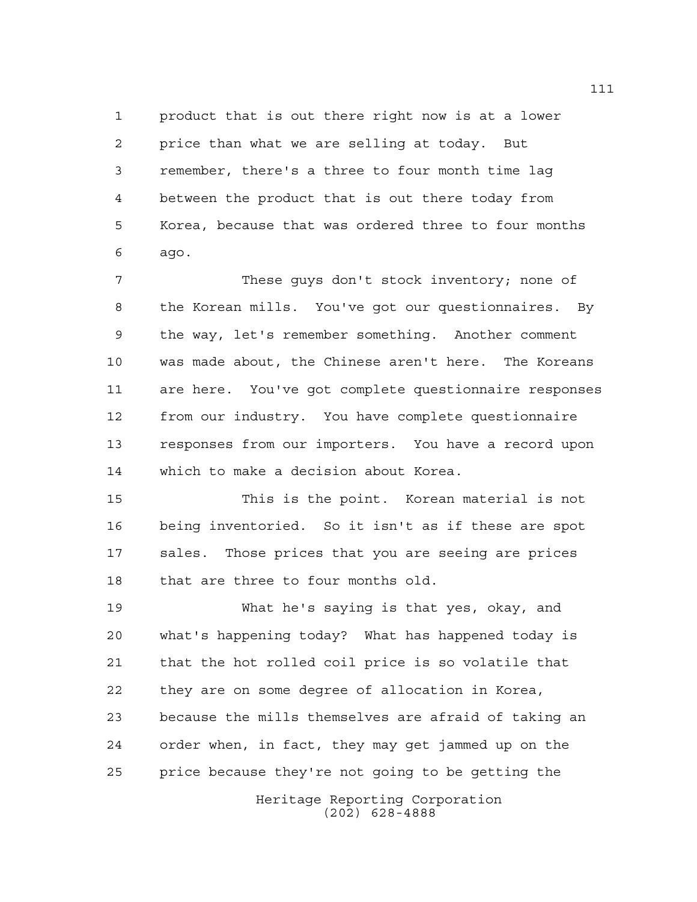product that is out there right now is at a lower price than what we are selling at today. But remember, there's a three to four month time lag between the product that is out there today from Korea, because that was ordered three to four months ago.

These guys don't stock inventory; none of the Korean mills. You've got our questionnaires. By the way, let's remember something. Another comment was made about, the Chinese aren't here. The Koreans are here. You've got complete questionnaire responses from our industry. You have complete questionnaire responses from our importers. You have a record upon which to make a decision about Korea.

This is the point. Korean material is not being inventoried. So it isn't as if these are spot sales. Those prices that you are seeing are prices that are three to four months old.

What he's saying is that yes, okay, and what's happening today? What has happened today is that the hot rolled coil price is so volatile that they are on some degree of allocation in Korea, because the mills themselves are afraid of taking an order when, in fact, they may get jammed up on the price because they're not going to be getting the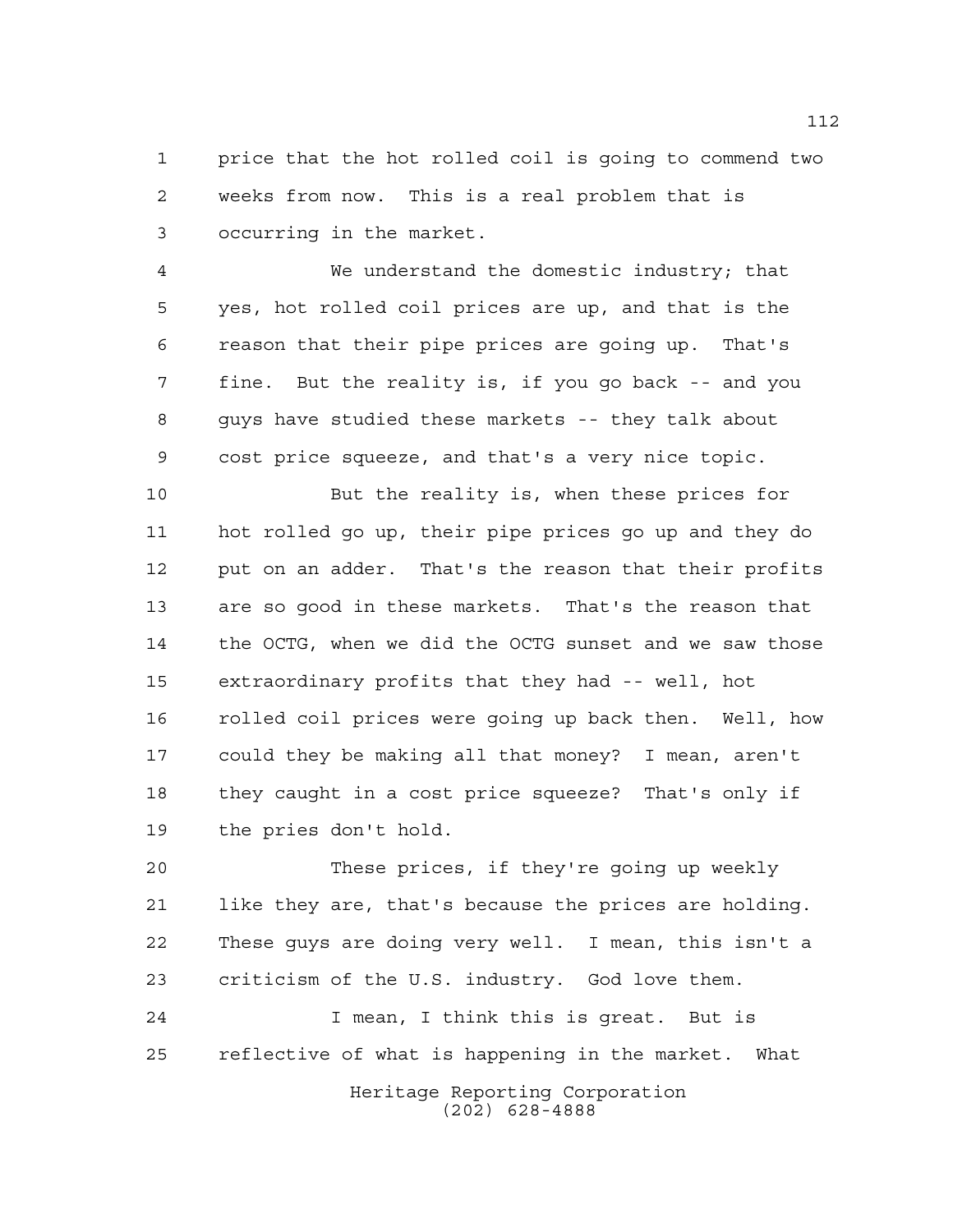price that the hot rolled coil is going to commend two weeks from now. This is a real problem that is occurring in the market.

We understand the domestic industry; that yes, hot rolled coil prices are up, and that is the reason that their pipe prices are going up. That's fine. But the reality is, if you go back -- and you guys have studied these markets -- they talk about cost price squeeze, and that's a very nice topic.

But the reality is, when these prices for hot rolled go up, their pipe prices go up and they do put on an adder. That's the reason that their profits are so good in these markets. That's the reason that the OCTG, when we did the OCTG sunset and we saw those extraordinary profits that they had -- well, hot rolled coil prices were going up back then. Well, how could they be making all that money? I mean, aren't they caught in a cost price squeeze? That's only if the pries don't hold.

These prices, if they're going up weekly like they are, that's because the prices are holding. These guys are doing very well. I mean, this isn't a criticism of the U.S. industry. God love them.

I mean, I think this is great. But is reflective of what is happening in the market. What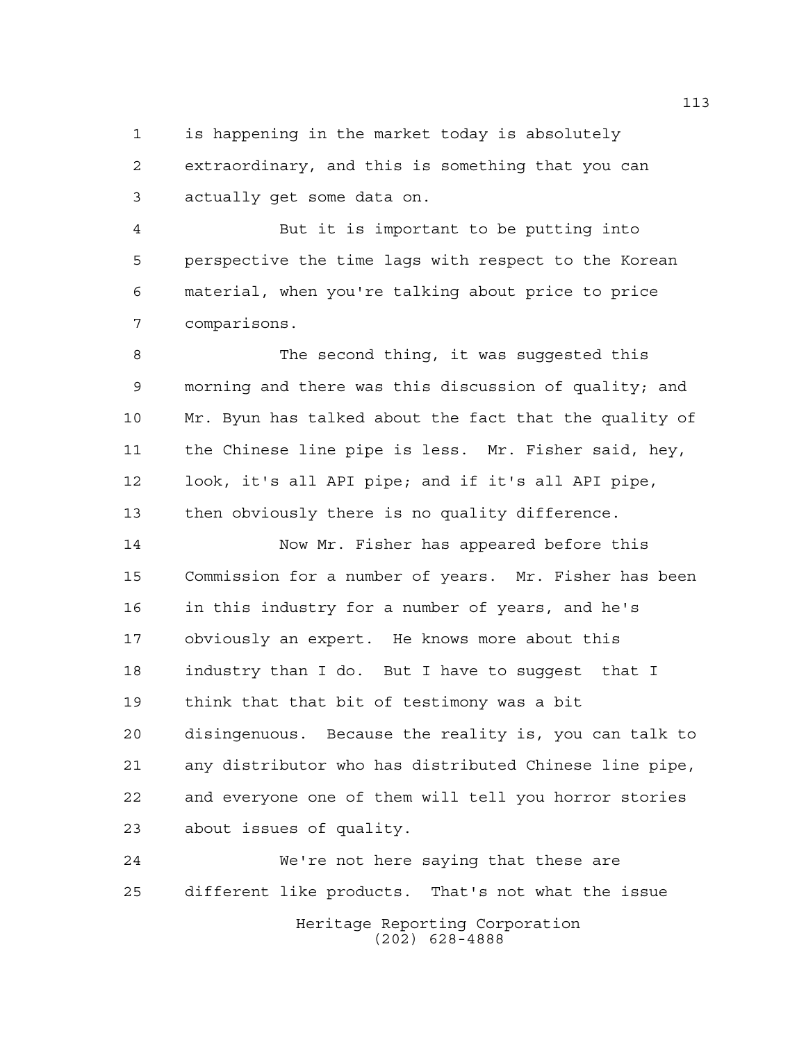is happening in the market today is absolutely extraordinary, and this is something that you can actually get some data on.

But it is important to be putting into perspective the time lags with respect to the Korean material, when you're talking about price to price comparisons.

The second thing, it was suggested this morning and there was this discussion of quality; and Mr. Byun has talked about the fact that the quality of the Chinese line pipe is less. Mr. Fisher said, hey, look, it's all API pipe; and if it's all API pipe, then obviously there is no quality difference.

Now Mr. Fisher has appeared before this Commission for a number of years. Mr. Fisher has been in this industry for a number of years, and he's obviously an expert. He knows more about this industry than I do. But I have to suggest that I think that that bit of testimony was a bit disingenuous. Because the reality is, you can talk to any distributor who has distributed Chinese line pipe, and everyone one of them will tell you horror stories about issues of quality.

We're not here saying that these are different like products. That's not what the issue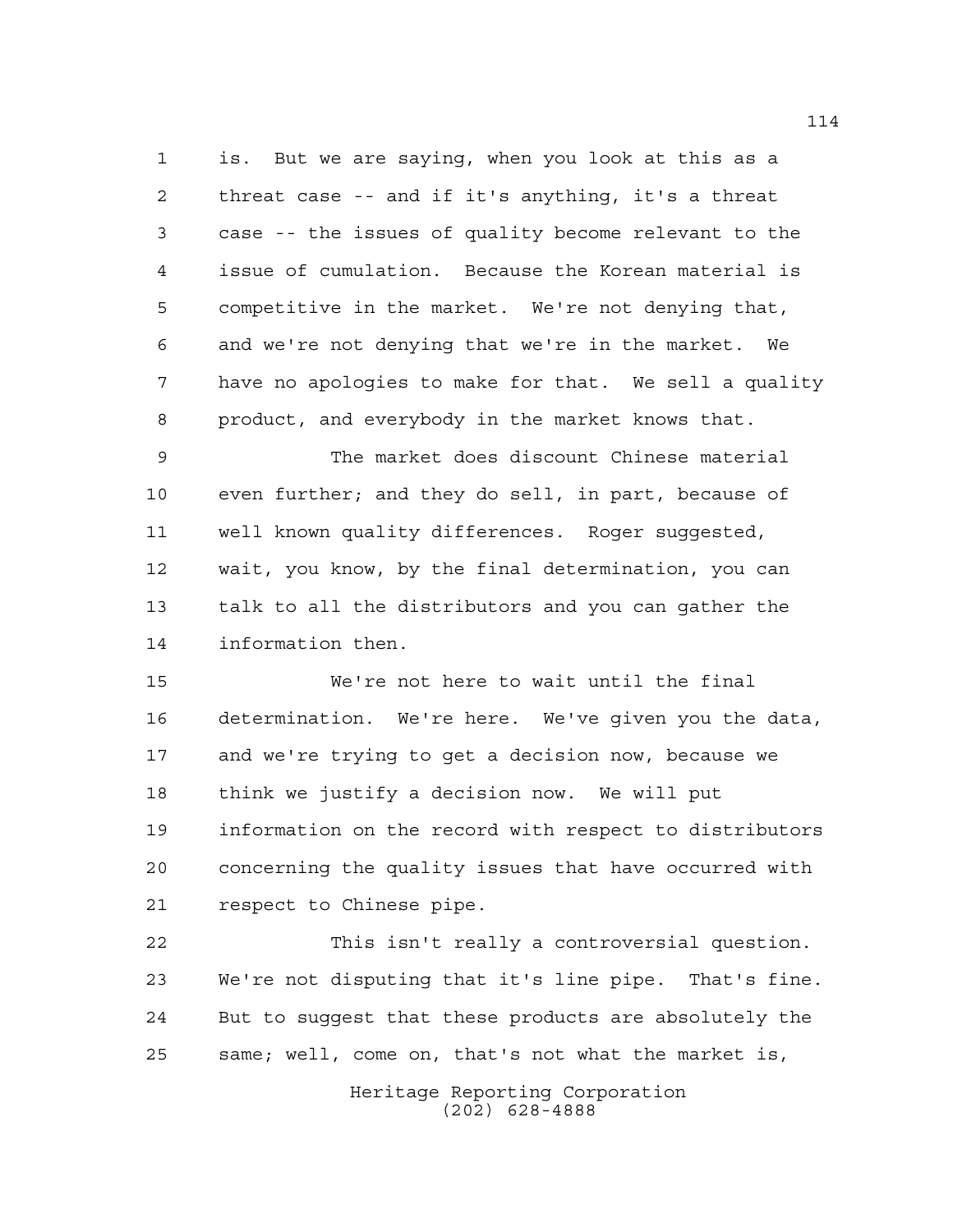is. But we are saying, when you look at this as a threat case -- and if it's anything, it's a threat case -- the issues of quality become relevant to the issue of cumulation. Because the Korean material is competitive in the market. We're not denying that, and we're not denying that we're in the market. We have no apologies to make for that. We sell a quality product, and everybody in the market knows that.

The market does discount Chinese material even further; and they do sell, in part, because of well known quality differences. Roger suggested, wait, you know, by the final determination, you can talk to all the distributors and you can gather the information then.

We're not here to wait until the final determination. We're here. We've given you the data, and we're trying to get a decision now, because we think we justify a decision now. We will put information on the record with respect to distributors concerning the quality issues that have occurred with respect to Chinese pipe.

This isn't really a controversial question. We're not disputing that it's line pipe. That's fine. But to suggest that these products are absolutely the same; well, come on, that's not what the market is,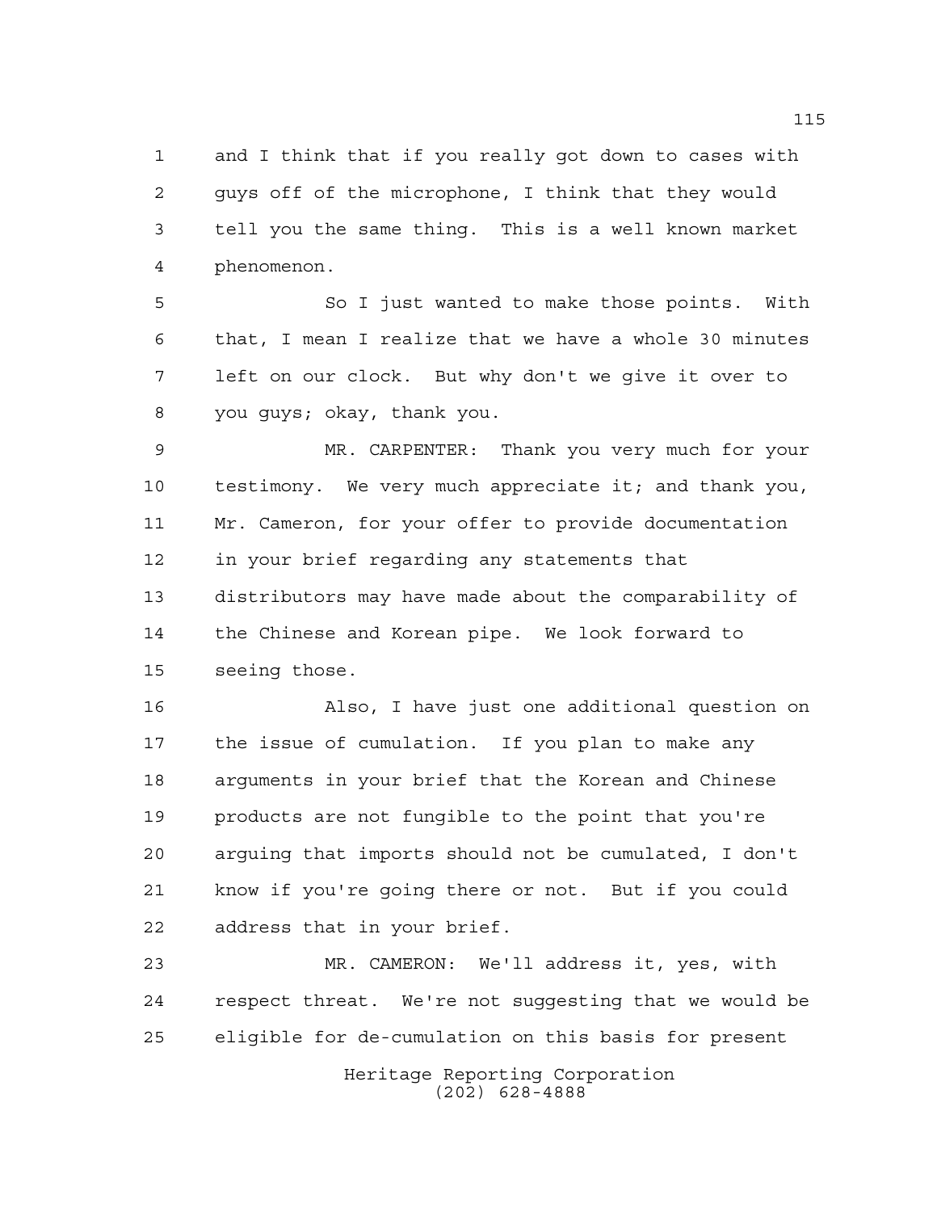and I think that if you really got down to cases with guys off of the microphone, I think that they would tell you the same thing. This is a well known market phenomenon.

So I just wanted to make those points. With that, I mean I realize that we have a whole 30 minutes left on our clock. But why don't we give it over to you guys; okay, thank you.

MR. CARPENTER: Thank you very much for your testimony. We very much appreciate it; and thank you, Mr. Cameron, for your offer to provide documentation in your brief regarding any statements that distributors may have made about the comparability of the Chinese and Korean pipe. We look forward to seeing those.

Also, I have just one additional question on the issue of cumulation. If you plan to make any arguments in your brief that the Korean and Chinese products are not fungible to the point that you're arguing that imports should not be cumulated, I don't know if you're going there or not. But if you could address that in your brief.

MR. CAMERON: We'll address it, yes, with respect threat. We're not suggesting that we would be eligible for de-cumulation on this basis for present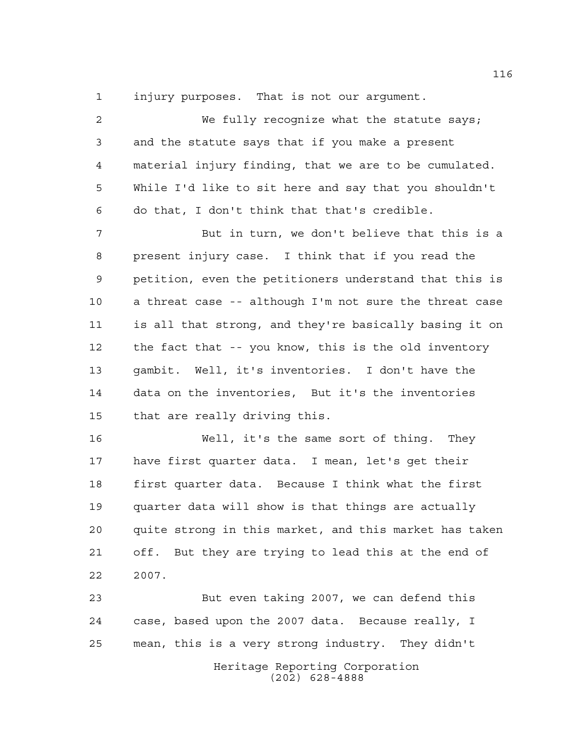injury purposes. That is not our argument.

We fully recognize what the statute says; and the statute says that if you make a present material injury finding, that we are to be cumulated. While I'd like to sit here and say that you shouldn't do that, I don't think that that's credible.

But in turn, we don't believe that this is a present injury case. I think that if you read the petition, even the petitioners understand that this is a threat case -- although I'm not sure the threat case is all that strong, and they're basically basing it on the fact that -- you know, this is the old inventory gambit. Well, it's inventories. I don't have the data on the inventories, But it's the inventories that are really driving this.

Well, it's the same sort of thing. They have first quarter data. I mean, let's get their first quarter data. Because I think what the first quarter data will show is that things are actually quite strong in this market, and this market has taken off. But they are trying to lead this at the end of 2007.

But even taking 2007, we can defend this case, based upon the 2007 data. Because really, I mean, this is a very strong industry. They didn't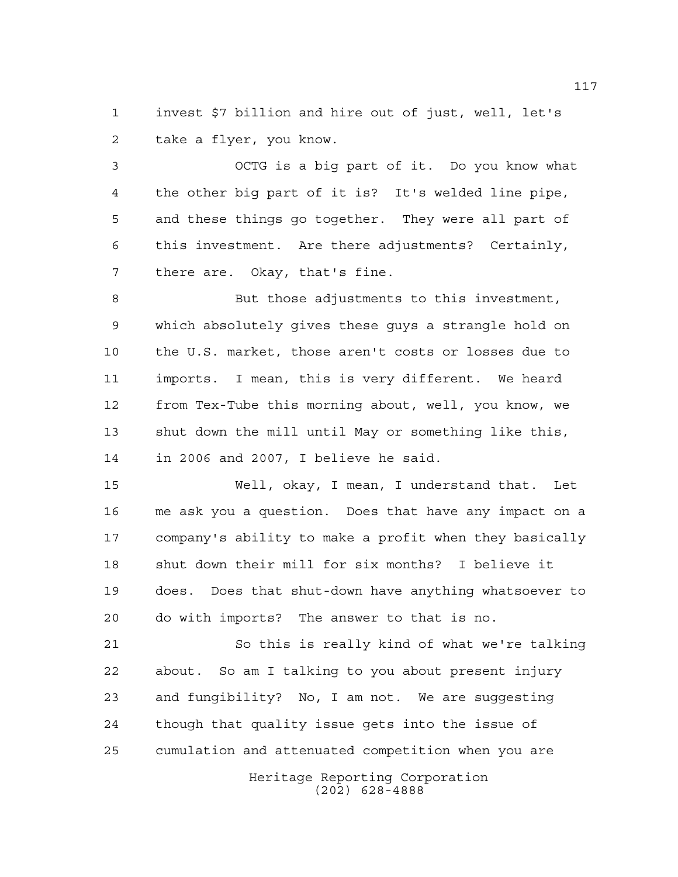invest $7 billion and hire out of just, well, let's take a flyer, you know.

OCTG is a big part of it. Do you know what the other big part of it is? It's welded line pipe, and these things go together. They were all part of this investment. Are there adjustments? Certainly, there are. Okay, that's fine.

But those adjustments to this investment, which absolutely gives these guys a strangle hold on the U.S. market, those aren't costs or losses due to imports. I mean, this is very different. We heard from Tex-Tube this morning about, well, you know, we shut down the mill until May or something like this, in 2006 and 2007, I believe he said.

Well, okay, I mean, I understand that. Let me ask you a question. Does that have any impact on a company's ability to make a profit when they basically shut down their mill for six months? I believe it does. Does that shut-down have anything whatsoever to do with imports? The answer to that is no.

So this is really kind of what we're talking about. So am I talking to you about present injury and fungibility? No, I am not. We are suggesting though that quality issue gets into the issue of cumulation and attenuated competition when you are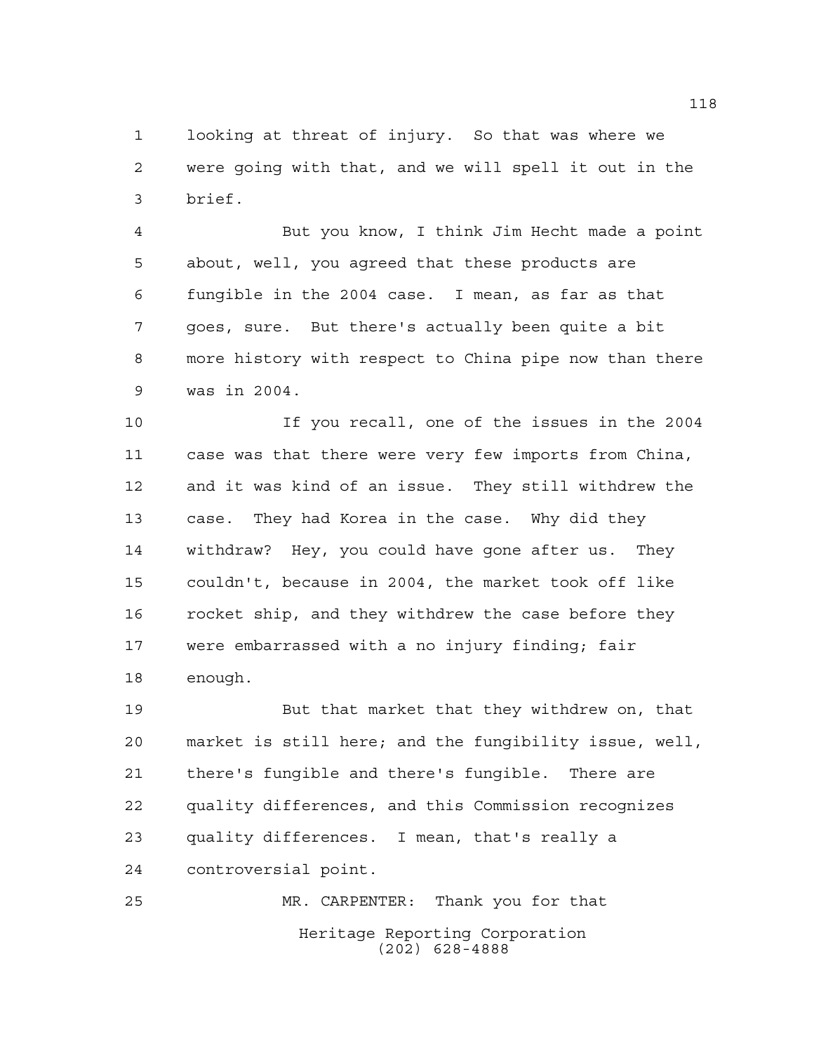looking at threat of injury. So that was where we were going with that, and we will spell it out in the brief.

But you know, I think Jim Hecht made a point about, well, you agreed that these products are fungible in the 2004 case. I mean, as far as that goes, sure. But there's actually been quite a bit more history with respect to China pipe now than there was in 2004.

If you recall, one of the issues in the 2004 case was that there were very few imports from China, and it was kind of an issue. They still withdrew the case. They had Korea in the case. Why did they withdraw? Hey, you could have gone after us. They couldn't, because in 2004, the market took off like rocket ship, and they withdrew the case before they were embarrassed with a no injury finding; fair enough.

But that market that they withdrew on, that market is still here; and the fungibility issue, well, there's fungible and there's fungible. There are quality differences, and this Commission recognizes quality differences. I mean, that's really a controversial point.

MR. CARPENTER: Thank you for that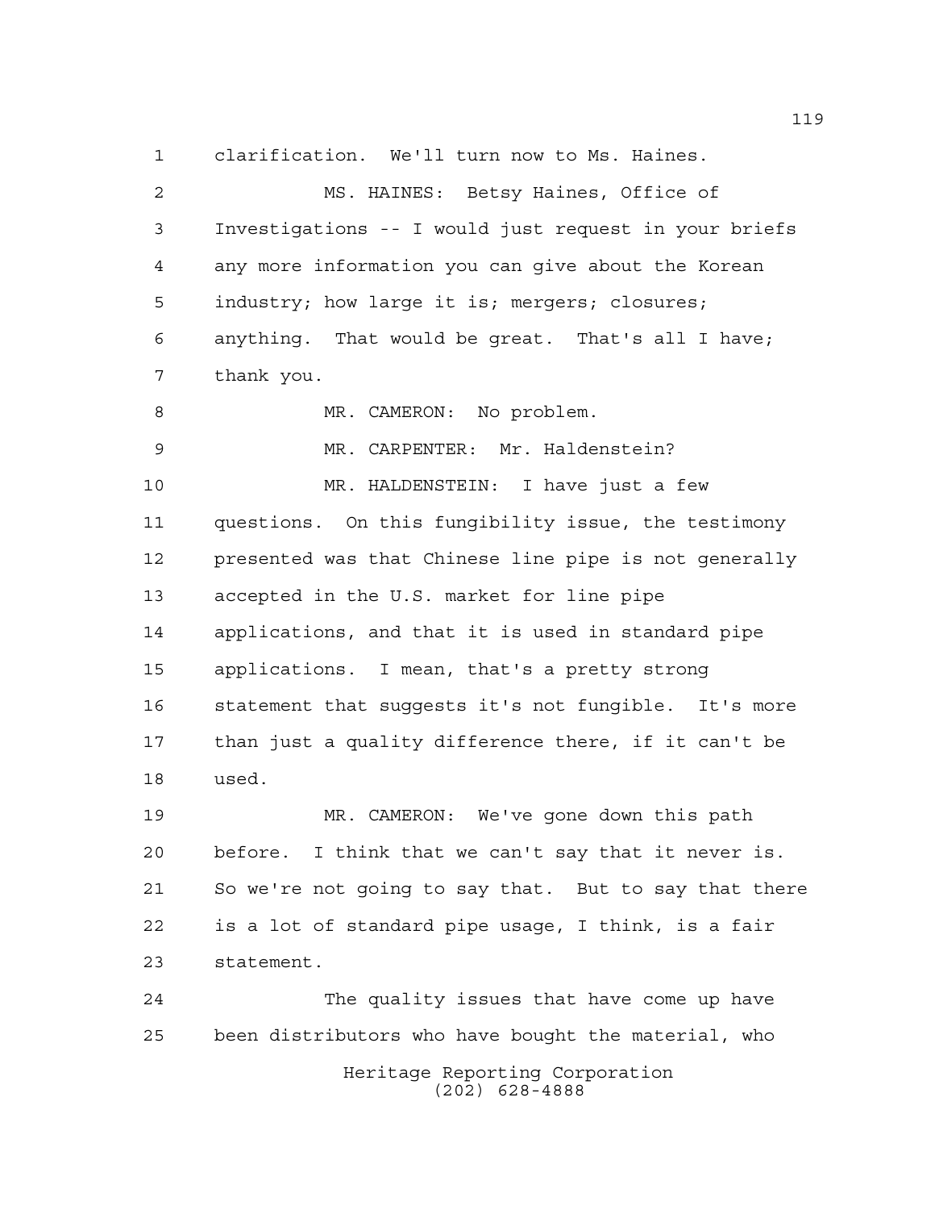clarification. We'll turn now to Ms. Haines.

MS. HAINES: Betsy Haines, Office of Investigations -- I would just request in your briefs any more information you can give about the Korean industry; how large it is; mergers; closures; anything. That would be great. That's all I have; thank you.

MR. CAMERON: No problem.

MR. CARPENTER: Mr. Haldenstein?

MR. HALDENSTEIN: I have just a few questions. On this fungibility issue, the testimony presented was that Chinese line pipe is not generally accepted in the U.S. market for line pipe applications, and that it is used in standard pipe applications. I mean, that's a pretty strong statement that suggests it's not fungible. It's more than just a quality difference there, if it can't be used.

MR. CAMERON: We've gone down this path before. I think that we can't say that it never is. So we're not going to say that. But to say that there is a lot of standard pipe usage, I think, is a fair statement.

The quality issues that have come up have been distributors who have bought the material, who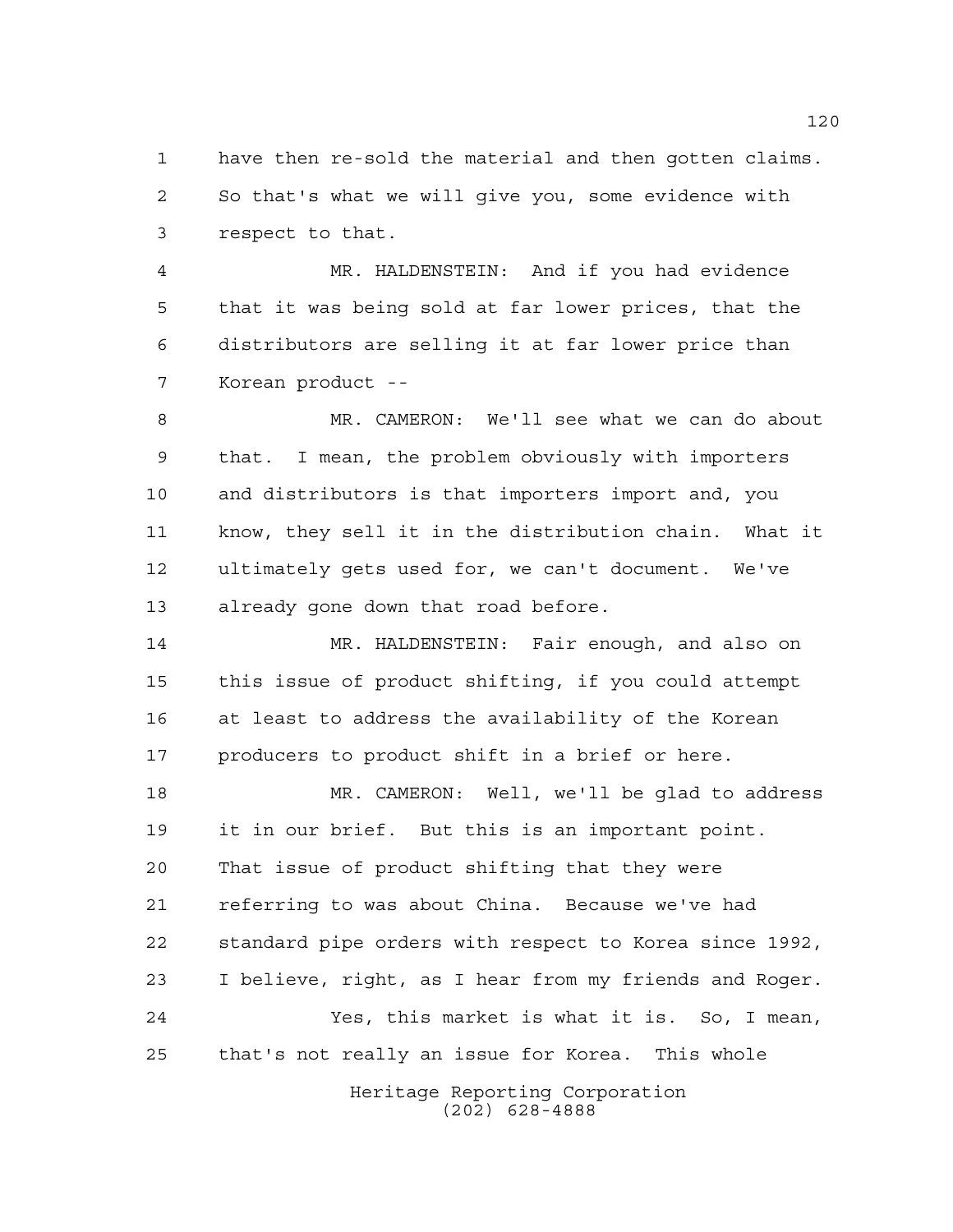have then re-sold the material and then gotten claims. So that's what we will give you, some evidence with respect to that.

MR. HALDENSTEIN: And if you had evidence that it was being sold at far lower prices, that the distributors are selling it at far lower price than Korean product --

MR. CAMERON: We'll see what we can do about that. I mean, the problem obviously with importers and distributors is that importers import and, you know, they sell it in the distribution chain. What it ultimately gets used for, we can't document. We've already gone down that road before.

MR. HALDENSTEIN: Fair enough, and also on this issue of product shifting, if you could attempt at least to address the availability of the Korean producers to product shift in a brief or here.

MR. CAMERON: Well, we'll be glad to address it in our brief. But this is an important point. That issue of product shifting that they were referring to was about China. Because we've had standard pipe orders with respect to Korea since 1992, I believe, right, as I hear from my friends and Roger.

Yes, this market is what it is. So, I mean, that's not really an issue for Korea. This whole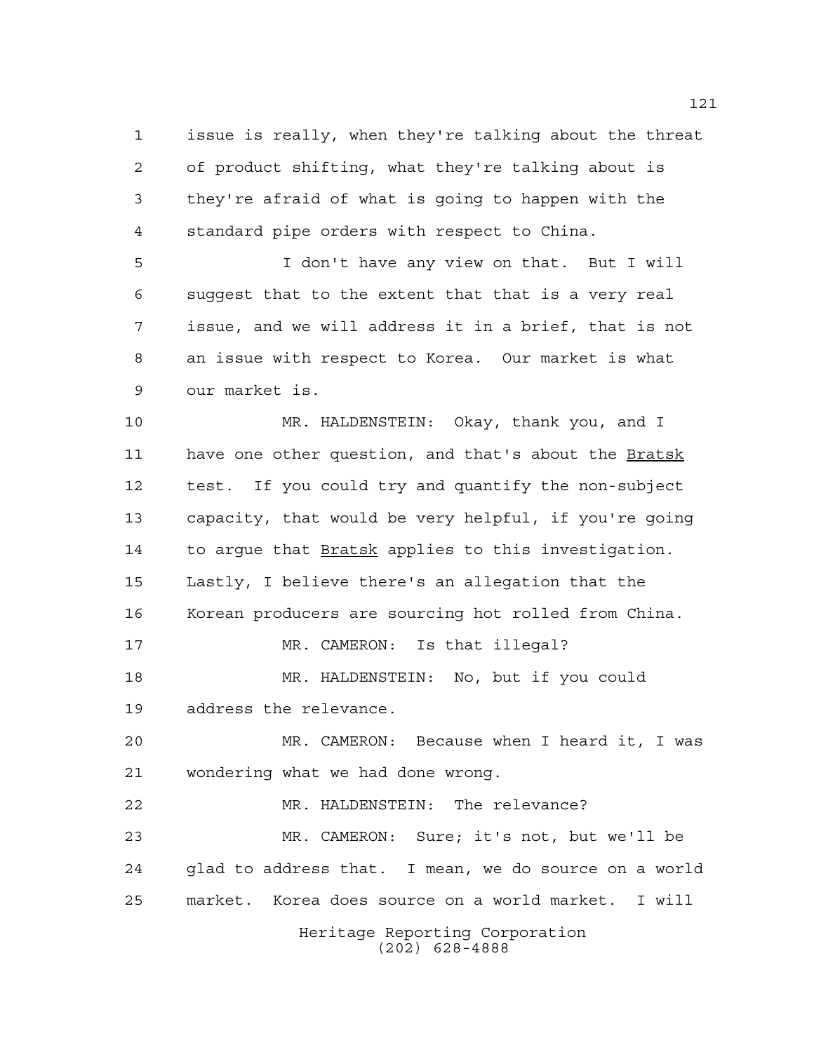issue is really, when they're talking about the threat of product shifting, what they're talking about is they're afraid of what is going to happen with the standard pipe orders with respect to China.

I don't have any view on that. But I will suggest that to the extent that that is a very real issue, and we will address it in a brief, that is not an issue with respect to Korea. Our market is what our market is.

MR. HALDENSTEIN: Okay, thank you, and I have one other question, and that's about the _Bratsk_ test. If you could try and quantify the non-subject capacity, that would be very helpful, if you're going to argue that _Bratsk_ applies to this investigation. Lastly, I believe there's an allegation that the Korean producers are sourcing hot rolled from China.

MR. CAMERON: Is that illegal?

MR. HALDENSTEIN: No, but if you could address the relevance.

MR. CAMERON: Because when I heard it, I was wondering what we had done wrong.

MR. HALDENSTEIN: The relevance?

MR. CAMERON: Sure; it's not, but we'll be glad to address that. I mean, we do source on a world market. Korea does source on a world market. I will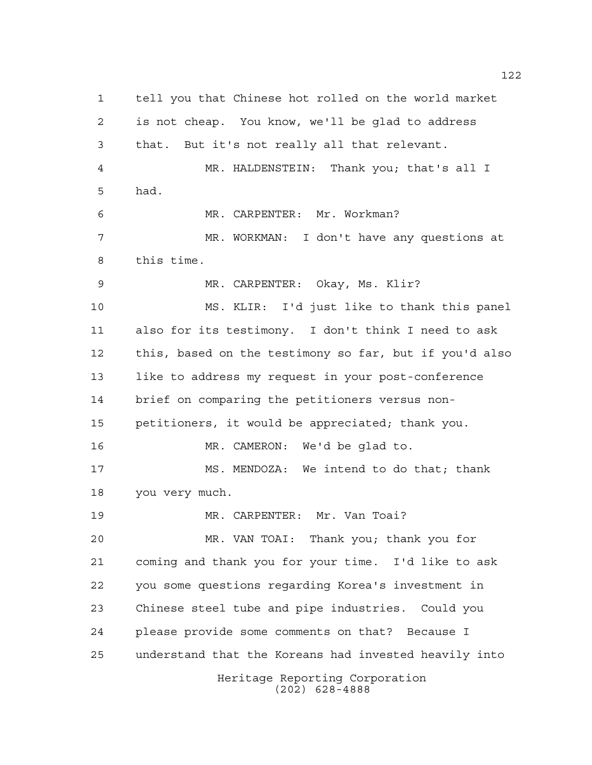tell you that Chinese hot rolled on the world market is not cheap. You know, we'll be glad to address that. But it's not really all that relevant.

MR. HALDENSTEIN: Thank you; that's all I had.

MR. CARPENTER: Mr. Workman?

MR. WORKMAN: I don't have any questions at this time.

MR. CARPENTER: Okay, Ms. Klir?

MS. KLIR: I'd just like to thank this panel also for its testimony. I don't think I need to ask this, based on the testimony so far, but if you'd also like to address my request in your post-conference brief on comparing the petitioners versus non-petitioners, it would be appreciated; thank you.

MR. CAMERON: We'd be glad to.

MS. MENDOZA: We intend to do that; thank you very much.

MR. CARPENTER: Mr. Van Toai?

MR. VAN TOAI: Thank you; thank you for coming and thank you for your time. I'd like to ask you some questions regarding Korea's investment in Chinese steel tube and pipe industries. Could you please provide some comments on that? Because I understand that the Koreans had invested heavily into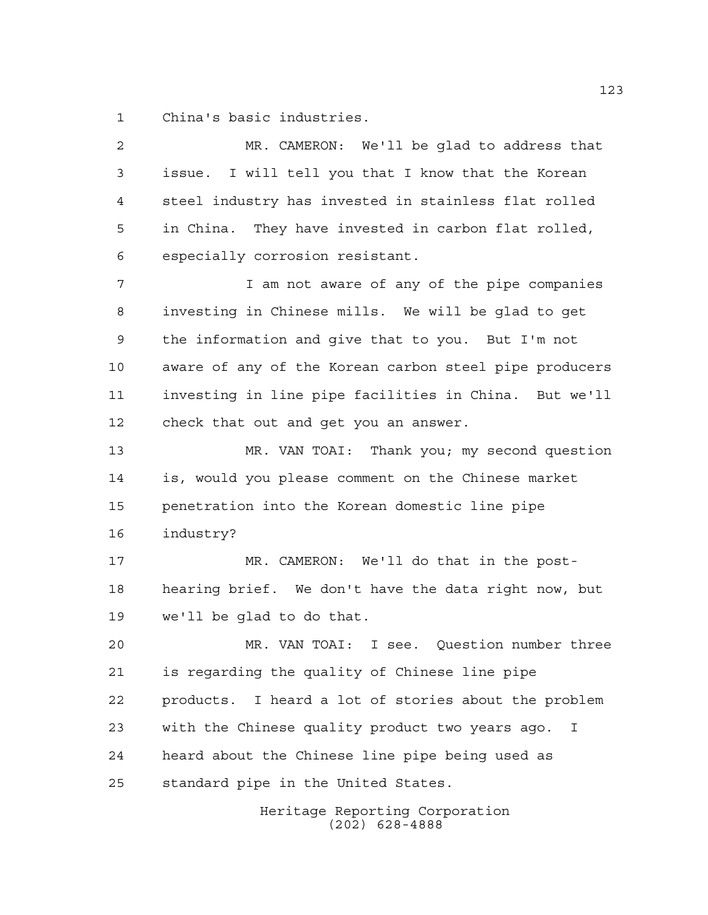China's basic industries.

MR. CAMERON: We'll be glad to address that issue. I will tell you that I know that the Korean steel industry has invested in stainless flat rolled in China. They have invested in carbon flat rolled, especially corrosion resistant.

I am not aware of any of the pipe companies investing in Chinese mills. We will be glad to get the information and give that to you. But I'm not aware of any of the Korean carbon steel pipe producers investing in line pipe facilities in China. But we'll check that out and get you an answer.

MR. VAN TOAI: Thank you; my second question is, would you please comment on the Chinese market penetration into the Korean domestic line pipe industry?

MR. CAMERON: We'll do that in the post-hearing brief. We don't have the data right now, but we'll be glad to do that.

MR. VAN TOAI: I see. Question number three is regarding the quality of Chinese line pipe products. I heard a lot of stories about the problem with the Chinese quality product two years ago. I heard about the Chinese line pipe being used as standard pipe in the United States.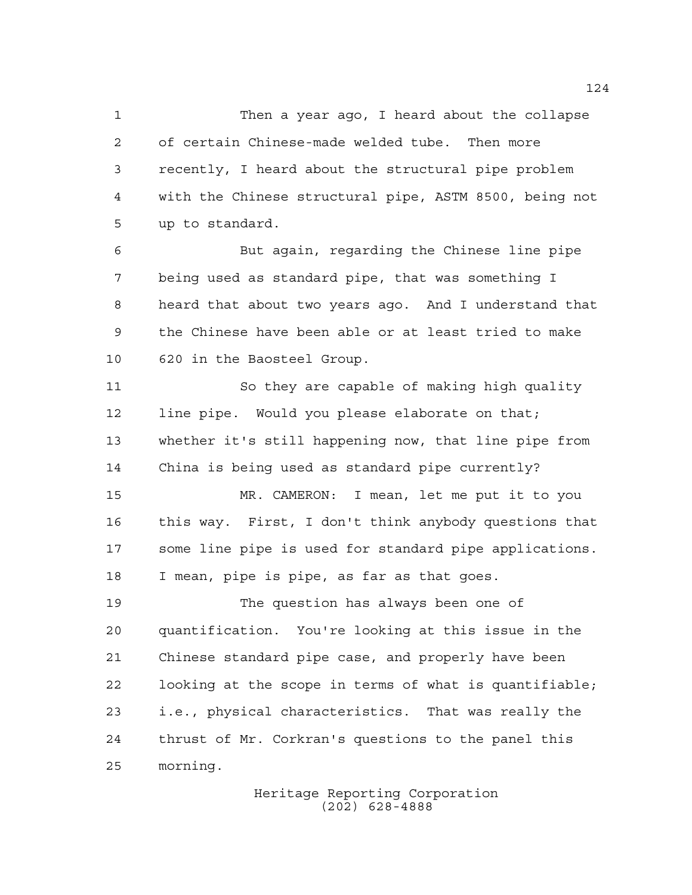Then a year ago, I heard about the collapse of certain Chinese-made welded tube. Then more recently, I heard about the structural pipe problem with the Chinese structural pipe, ASTM 8500, being not up to standard.

But again, regarding the Chinese line pipe being used as standard pipe, that was something I heard that about two years ago. And I understand that the Chinese have been able or at least tried to make 620 in the Baosteel Group.

So they are capable of making high quality line pipe. Would you please elaborate on that; whether it's still happening now, that line pipe from China is being used as standard pipe currently?

MR. CAMERON: I mean, let me put it to you this way. First, I don't think anybody questions that some line pipe is used for standard pipe applications. I mean, pipe is pipe, as far as that goes.

The question has always been one of quantification. You're looking at this issue in the Chinese standard pipe case, and properly have been looking at the scope in terms of what is quantifiable; i.e., physical characteristics. That was really the thrust of Mr. Corkran's questions to the panel this morning.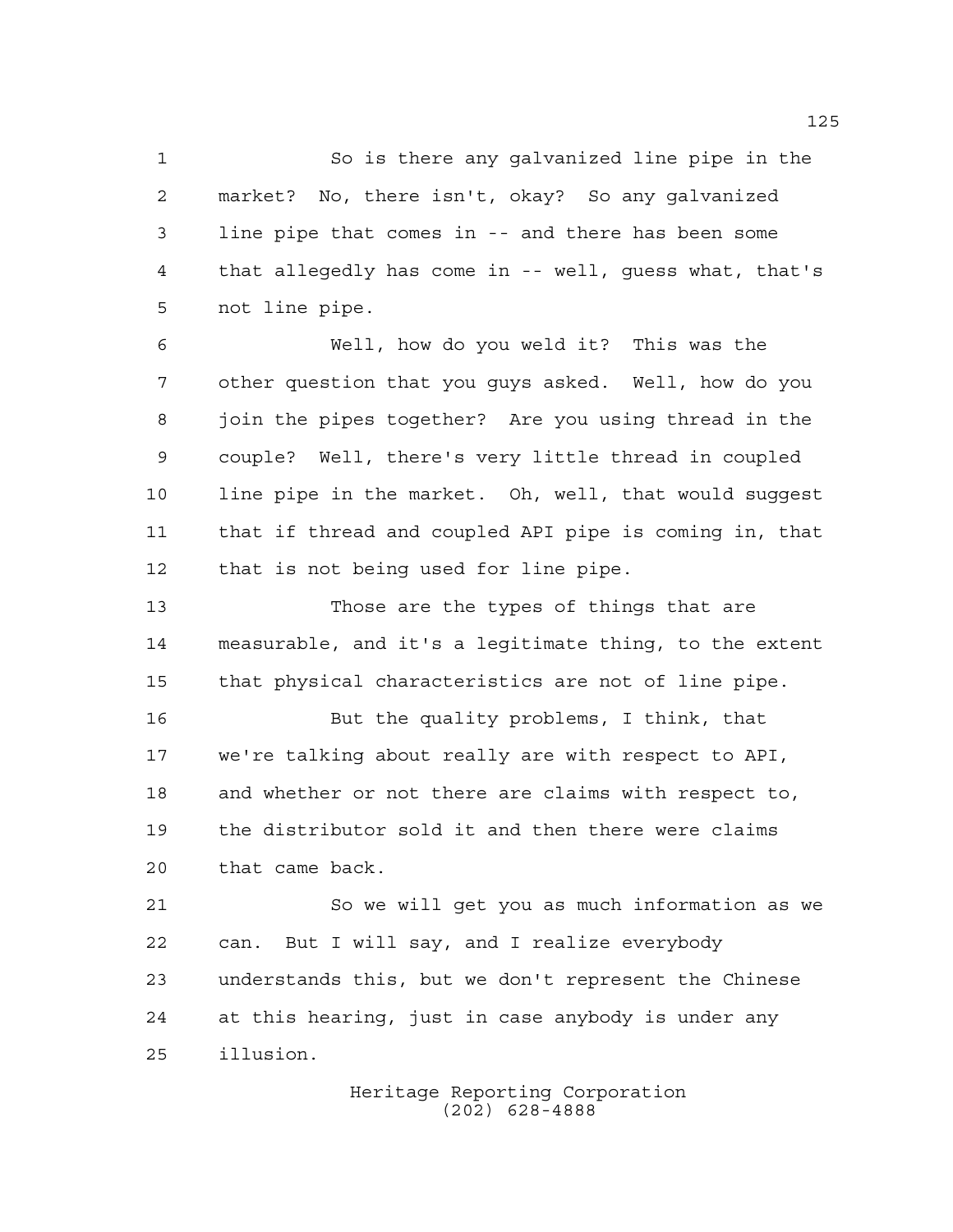So is there any galvanized line pipe in the market? No, there isn't, okay? So any galvanized line pipe that comes in -- and there has been some that allegedly has come in -- well, guess what, that's not line pipe.

Well, how do you weld it? This was the other question that you guys asked. Well, how do you join the pipes together? Are you using thread in the couple? Well, there's very little thread in coupled line pipe in the market. Oh, well, that would suggest that if thread and coupled API pipe is coming in, that that is not being used for line pipe.

Those are the types of things that are measurable, and it's a legitimate thing, to the extent that physical characteristics are not of line pipe.

But the quality problems, I think, that we're talking about really are with respect to API, and whether or not there are claims with respect to, the distributor sold it and then there were claims that came back.

So we will get you as much information as we can. But I will say, and I realize everybody understands this, but we don't represent the Chinese at this hearing, just in case anybody is under any illusion.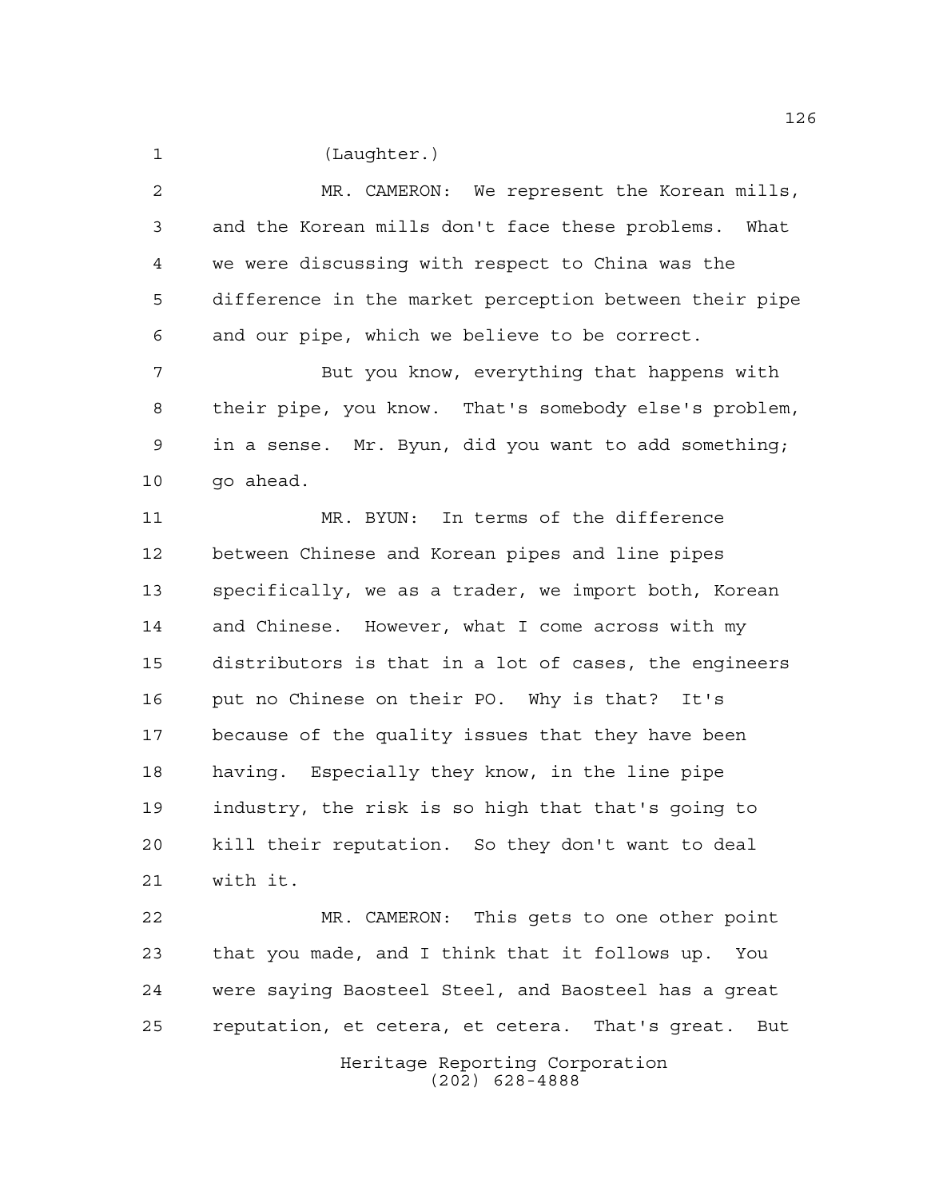(Laughter.)

MR. CAMERON: We represent the Korean mills, and the Korean mills don't face these problems. What we were discussing with respect to China was the difference in the market perception between their pipe and our pipe, which we believe to be correct.

But you know, everything that happens with their pipe, you know. That's somebody else's problem, in a sense. Mr. Byun, did you want to add something; go ahead.

MR. BYUN: In terms of the difference between Chinese and Korean pipes and line pipes specifically, we as a trader, we import both, Korean and Chinese. However, what I come across with my distributors is that in a lot of cases, the engineers put no Chinese on their PO. Why is that? It's because of the quality issues that they have been having. Especially they know, in the line pipe industry, the risk is so high that that's going to kill their reputation. So they don't want to deal with it.

MR. CAMERON: This gets to one other point that you made, and I think that it follows up. You were saying Baosteel Steel, and Baosteel has a great reputation, et cetera, et cetera. That's great. But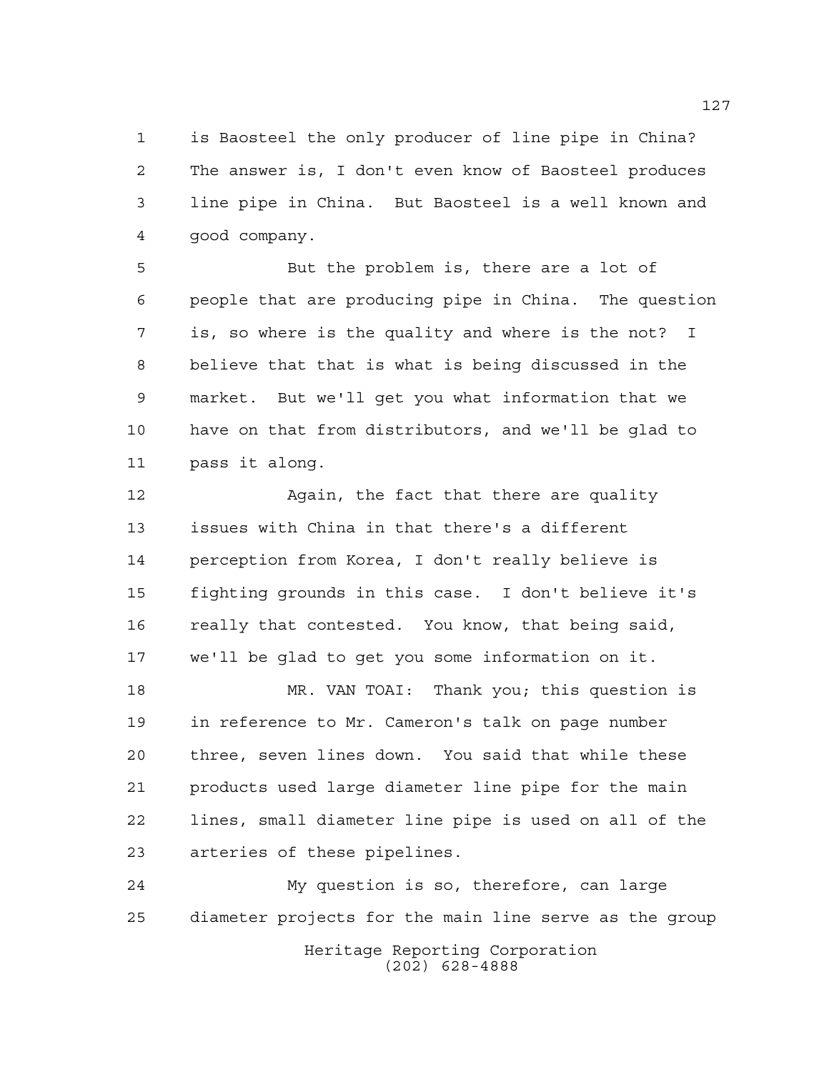is Baosteel the only producer of line pipe in China? The answer is, I don't even know of Baosteel produces line pipe in China. But Baosteel is a well known and good company.

But the problem is, there are a lot of people that are producing pipe in China. The question is, so where is the quality and where is the not? I believe that that is what is being discussed in the market. But we'll get you what information that we have on that from distributors, and we'll be glad to pass it along.

Again, the fact that there are quality issues with China in that there's a different perception from Korea, I don't really believe is fighting grounds in this case. I don't believe it's really that contested. You know, that being said, we'll be glad to get you some information on it.

MR. VAN TOAI: Thank you; this question is in reference to Mr. Cameron's talk on page number three, seven lines down. You said that while these products used large diameter line pipe for the main lines, small diameter line pipe is used on all of the arteries of these pipelines.

My question is so, therefore, can large diameter projects for the main line serve as the group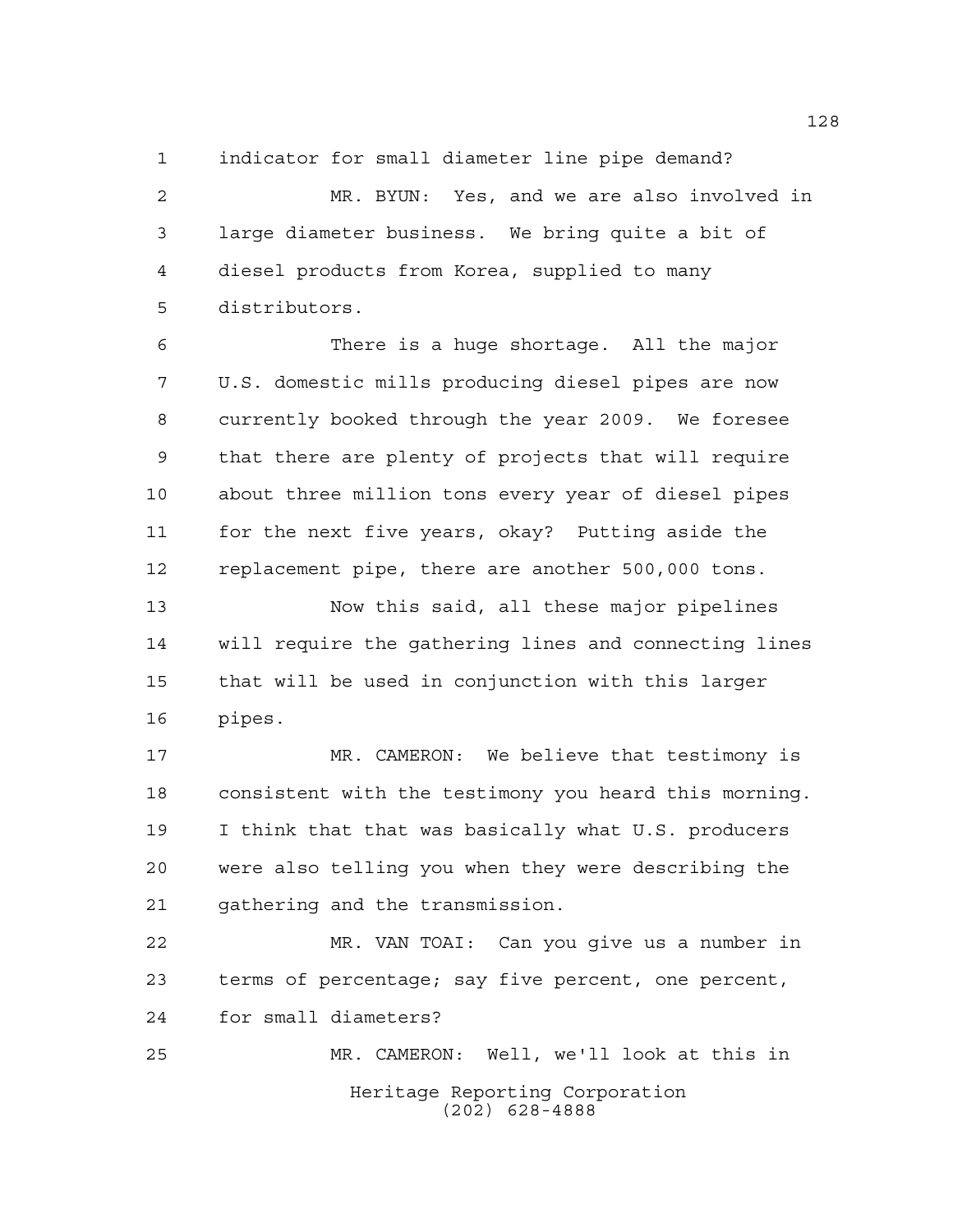indicator for small diameter line pipe demand?

MR. BYUN: Yes, and we are also involved in large diameter business. We bring quite a bit of diesel products from Korea, supplied to many distributors.

There is a huge shortage. All the major U.S. domestic mills producing diesel pipes are now currently booked through the year 2009. We foresee that there are plenty of projects that will require about three million tons every year of diesel pipes for the next five years, okay? Putting aside the replacement pipe, there are another 500,000 tons.

Now this said, all these major pipelines will require the gathering lines and connecting lines that will be used in conjunction with this larger pipes.

MR. CAMERON: We believe that testimony is consistent with the testimony you heard this morning. I think that that was basically what U.S. producers were also telling you when they were describing the gathering and the transmission.

MR. VAN TOAI: Can you give us a number in terms of percentage; say five percent, one percent, for small diameters?

MR. CAMERON: Well, we'll look at this in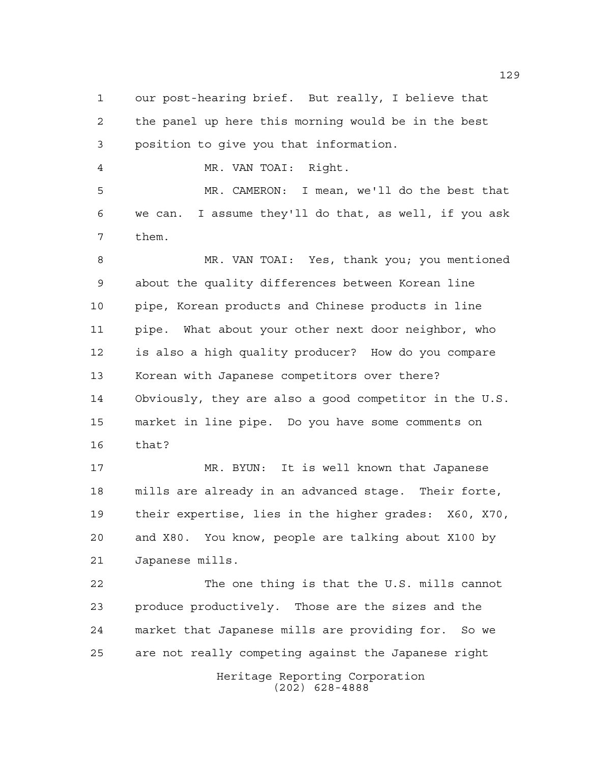our post-hearing brief. But really, I believe that the panel up here this morning would be in the best position to give you that information.

MR. VAN TOAI: Right.

MR. CAMERON: I mean, we'll do the best that we can. I assume they'll do that, as well, if you ask them.

MR. VAN TOAI: Yes, thank you; you mentioned about the quality differences between Korean line pipe, Korean products and Chinese products in line pipe. What about your other next door neighbor, who is also a high quality producer? How do you compare Korean with Japanese competitors over there? Obviously, they are also a good competitor in the U.S. market in line pipe. Do you have some comments on that?

MR. BYUN: It is well known that Japanese mills are already in an advanced stage. Their forte, their expertise, lies in the higher grades: X60, X70, and X80. You know, people are talking about X100 by Japanese mills.

The one thing is that the U.S. mills cannot produce productively. Those are the sizes and the market that Japanese mills are providing for. So we are not really competing against the Japanese right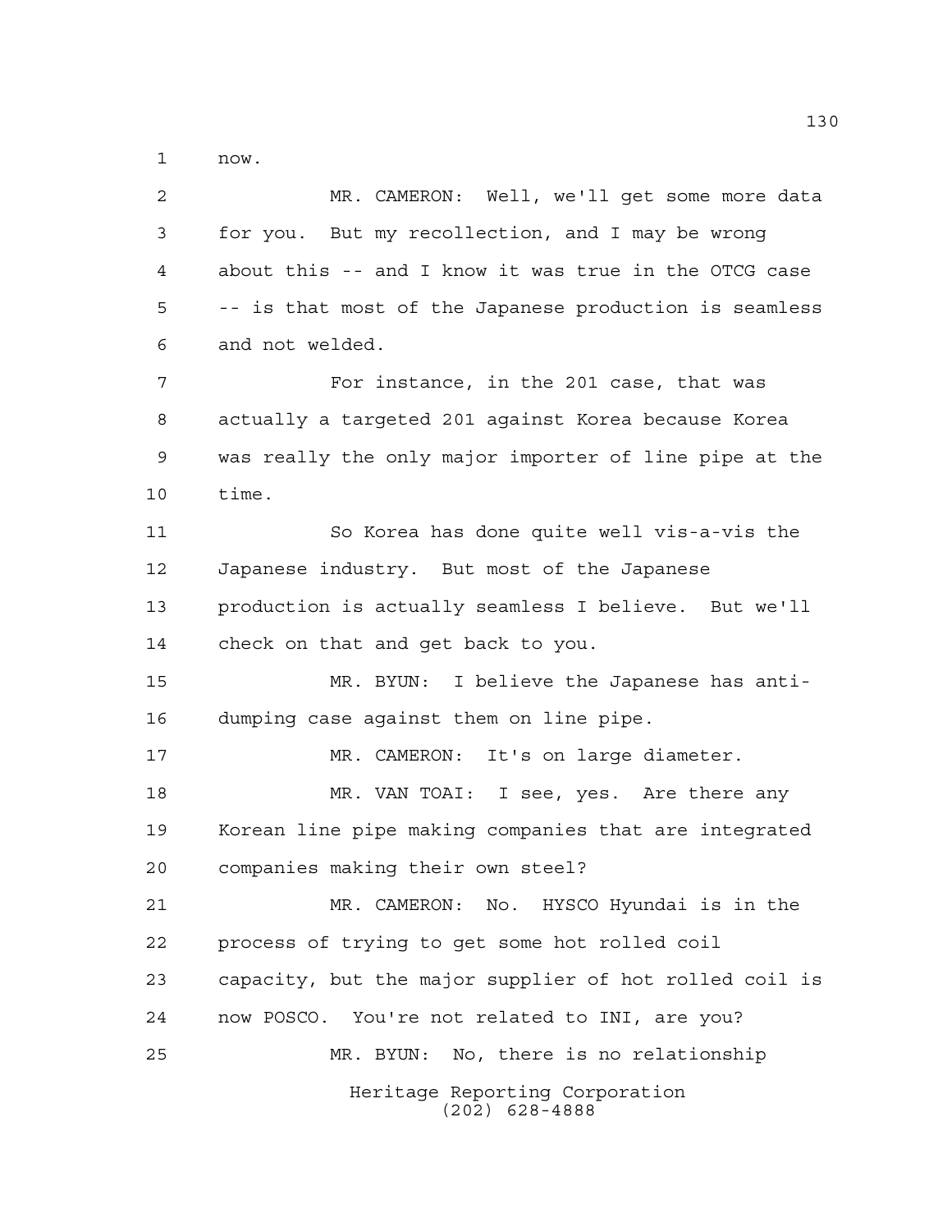now.

MR. CAMERON: Well, we'll get some more data for you. But my recollection, and I may be wrong about this -- and I know it was true in the OTCG case -- is that most of the Japanese production is seamless and not welded.

For instance, in the 201 case, that was actually a targeted 201 against Korea because Korea was really the only major importer of line pipe at the time.

So Korea has done quite well vis-a-vis the Japanese industry. But most of the Japanese production is actually seamless I believe. But we'll check on that and get back to you.

MR. BYUN: I believe the Japanese has anti-dumping case against them on line pipe.

MR. CAMERON: It's on large diameter.

MR. VAN TOAI: I see, yes. Are there any Korean line pipe making companies that are integrated companies making their own steel?

MR. CAMERON: No. HYSCO Hyundai is in the process of trying to get some hot rolled coil capacity, but the major supplier of hot rolled coil is now POSCO. You're not related to INI, are you?

MR. BYUN: No, there is no relationship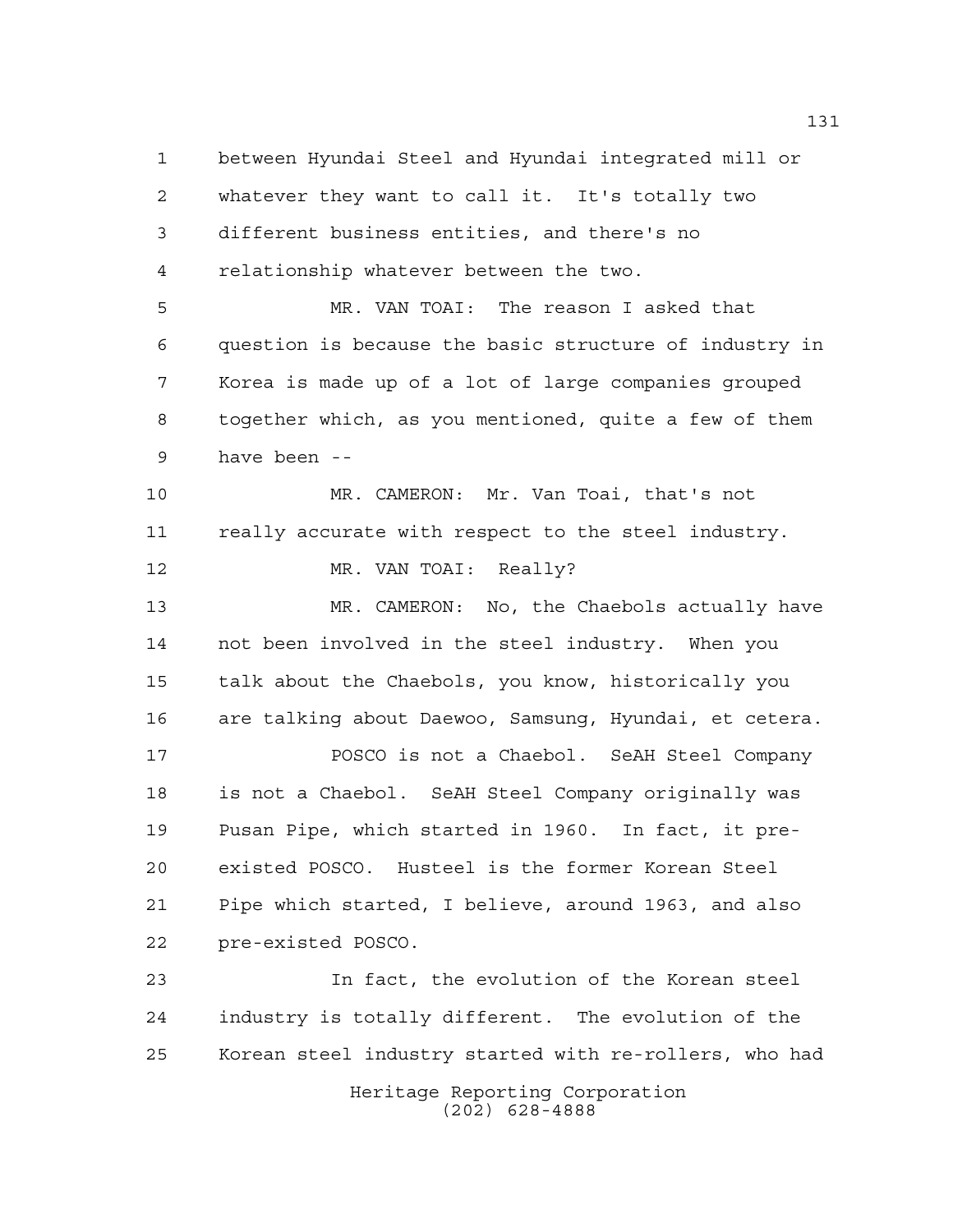between Hyundai Steel and Hyundai integrated mill or whatever they want to call it. It's totally two different business entities, and there's no relationship whatever between the two.

MR. VAN TOAI: The reason I asked that question is because the basic structure of industry in Korea is made up of a lot of large companies grouped together which, as you mentioned, quite a few of them have been --

MR. CAMERON: Mr. Van Toai, that's not really accurate with respect to the steel industry.

MR. VAN TOAI: Really?

MR. CAMERON: No, the Chaebols actually have not been involved in the steel industry. When you talk about the Chaebols, you know, historically you are talking about Daewoo, Samsung, Hyundai, et cetera.

POSCO is not a Chaebol. SeAH Steel Company is not a Chaebol. SeAH Steel Company originally was Pusan Pipe, which started in 1960. In fact, it pre-existed POSCO. Husteel is the former Korean Steel Pipe which started, I believe, around 1963, and also pre-existed POSCO.

In fact, the evolution of the Korean steel industry is totally different. The evolution of the Korean steel industry started with re-rollers, who had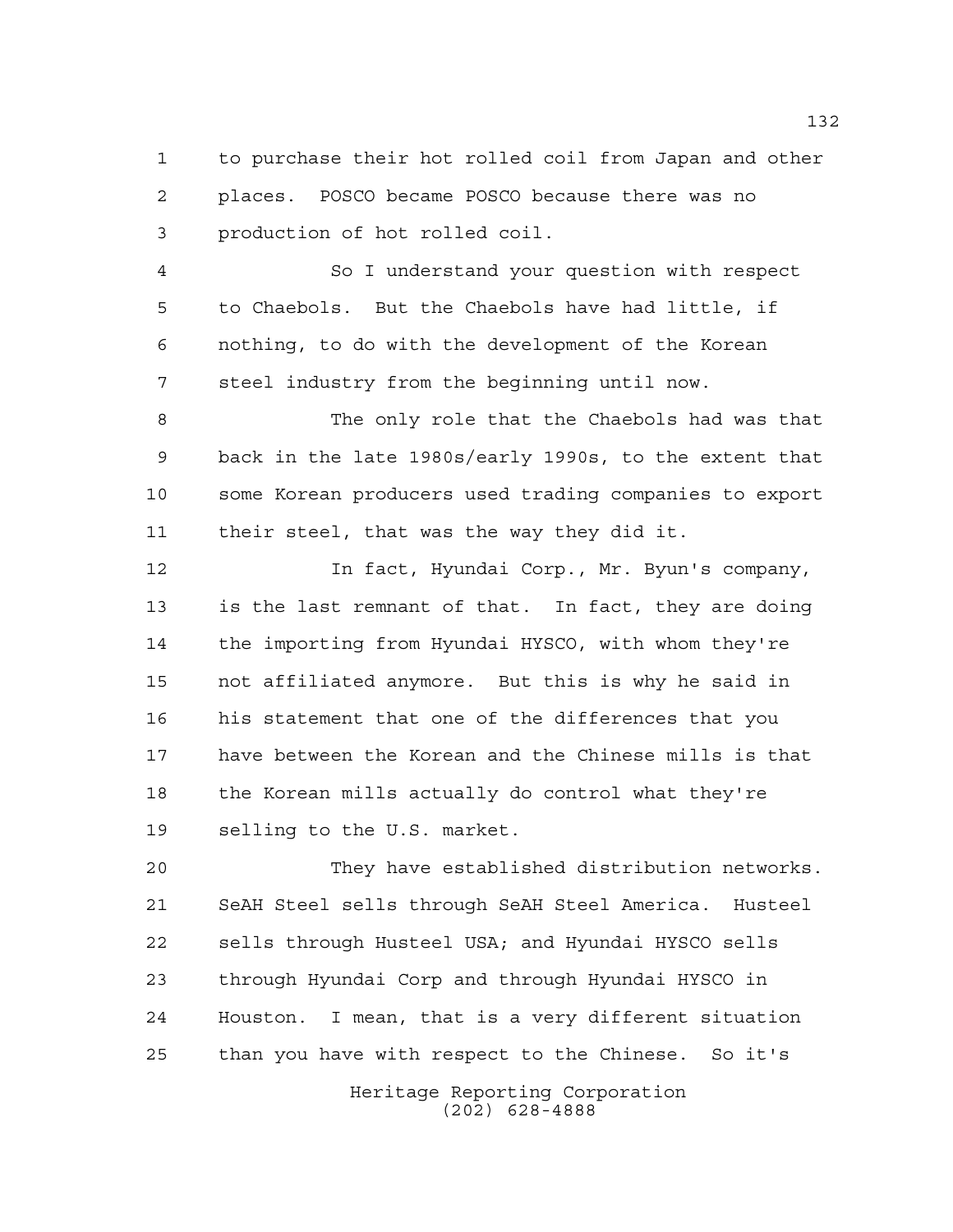to purchase their hot rolled coil from Japan and other places. POSCO became POSCO because there was no production of hot rolled coil.

So I understand your question with respect to Chaebols. But the Chaebols have had little, if nothing, to do with the development of the Korean steel industry from the beginning until now.

The only role that the Chaebols had was that back in the late 1980s/early 1990s, to the extent that some Korean producers used trading companies to export their steel, that was the way they did it.

In fact, Hyundai Corp., Mr. Byun's company, is the last remnant of that. In fact, they are doing the importing from Hyundai HYSCO, with whom they're not affiliated anymore. But this is why he said in his statement that one of the differences that you have between the Korean and the Chinese mills is that the Korean mills actually do control what they're selling to the U.S. market.

They have established distribution networks. SeAH Steel sells through SeAH Steel America. Husteel sells through Husteel USA; and Hyundai HYSCO sells through Hyundai Corp and through Hyundai HYSCO in Houston. I mean, that is a very different situation than you have with respect to the Chinese. So it's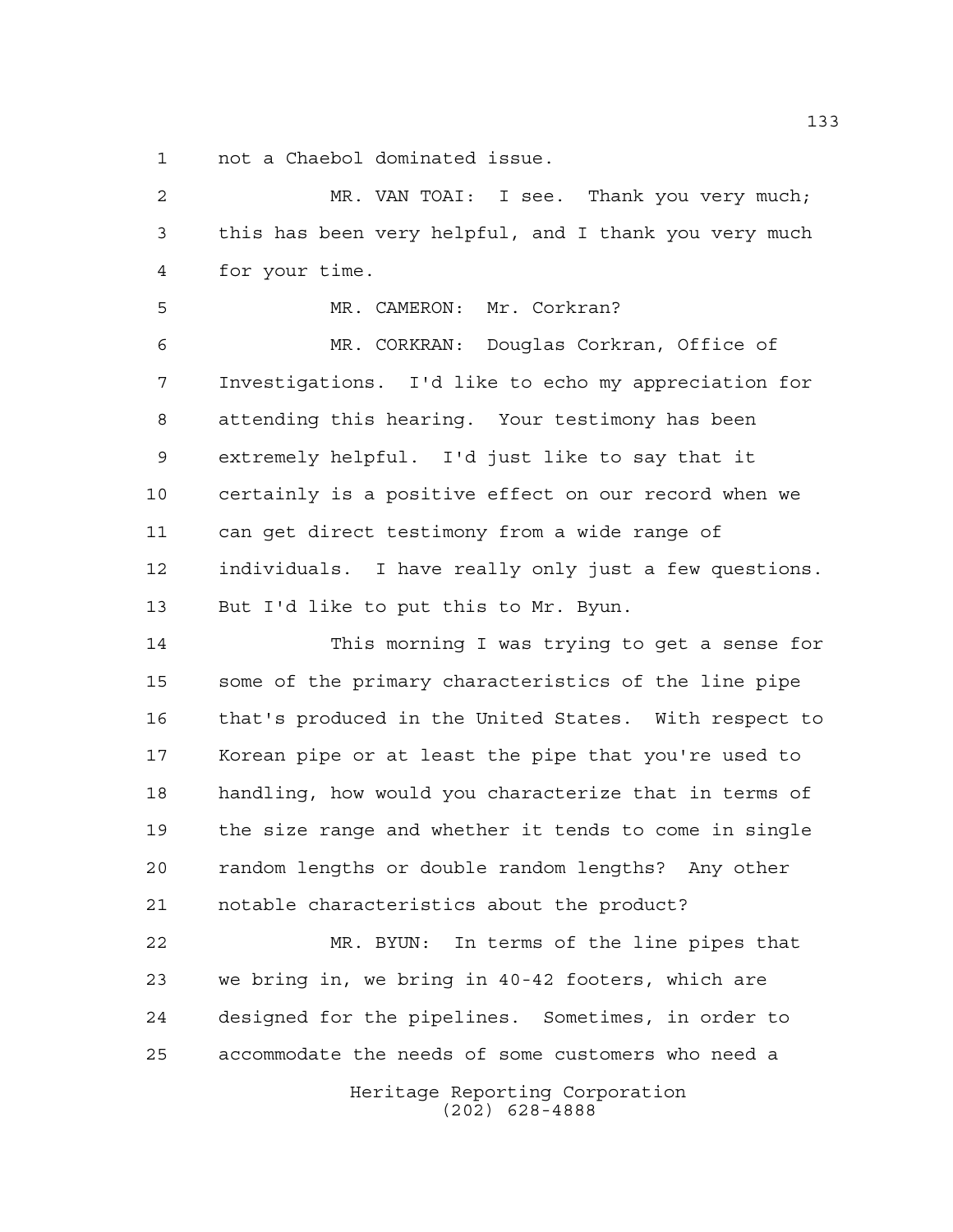not a Chaebol dominated issue.

MR. VAN TOAI: I see. Thank you very much; this has been very helpful, and I thank you very much for your time.

MR. CAMERON: Mr. Corkran?

MR. CORKRAN: Douglas Corkran, Office of Investigations. I'd like to echo my appreciation for attending this hearing. Your testimony has been extremely helpful. I'd just like to say that it certainly is a positive effect on our record when we can get direct testimony from a wide range of individuals. I have really only just a few questions. But I'd like to put this to Mr. Byun.

This morning I was trying to get a sense for some of the primary characteristics of the line pipe that's produced in the United States. With respect to Korean pipe or at least the pipe that you're used to handling, how would you characterize that in terms of the size range and whether it tends to come in single random lengths or double random lengths? Any other notable characteristics about the product?

MR. BYUN: In terms of the line pipes that we bring in, we bring in 40-42 footers, which are designed for the pipelines. Sometimes, in order to accommodate the needs of some customers who need a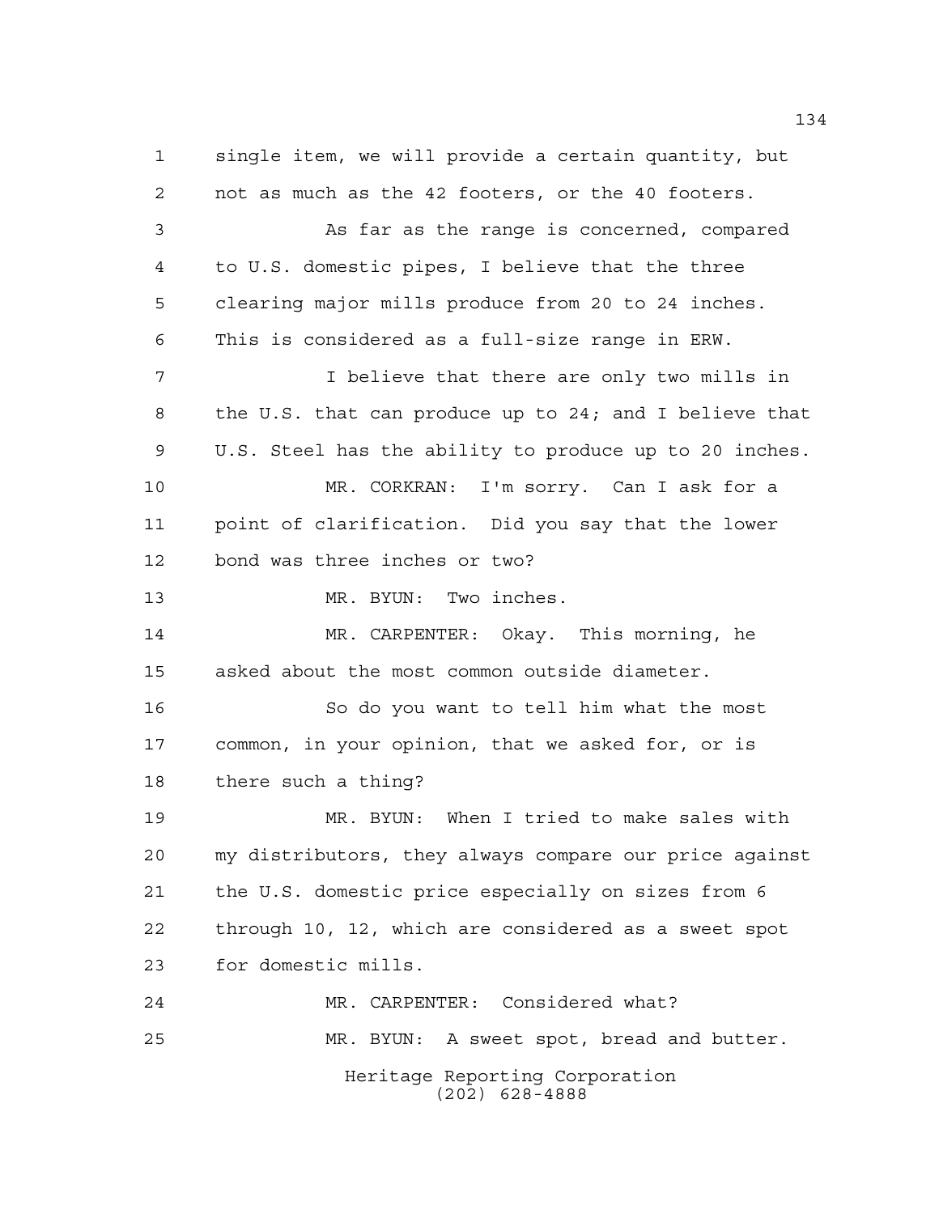single item, we will provide a certain quantity, but not as much as the 42 footers, or the 40 footers.

As far as the range is concerned, compared to U.S. domestic pipes, I believe that the three clearing major mills produce from 20 to 24 inches. This is considered as a full-size range in ERW.

I believe that there are only two mills in the U.S. that can produce up to 24; and I believe that U.S. Steel has the ability to produce up to 20 inches.

MR. CORKRAN: I'm sorry. Can I ask for a point of clarification. Did you say that the lower bond was three inches or two?

MR. BYUN: Two inches.

MR. CARPENTER: Okay. This morning, he asked about the most common outside diameter.

So do you want to tell him what the most common, in your opinion, that we asked for, or is there such a thing?

MR. BYUN: When I tried to make sales with my distributors, they always compare our price against the U.S. domestic price especially on sizes from 6 through 10, 12, which are considered as a sweet spot for domestic mills.

MR. CARPENTER: Considered what?

MR. BYUN: A sweet spot, bread and butter.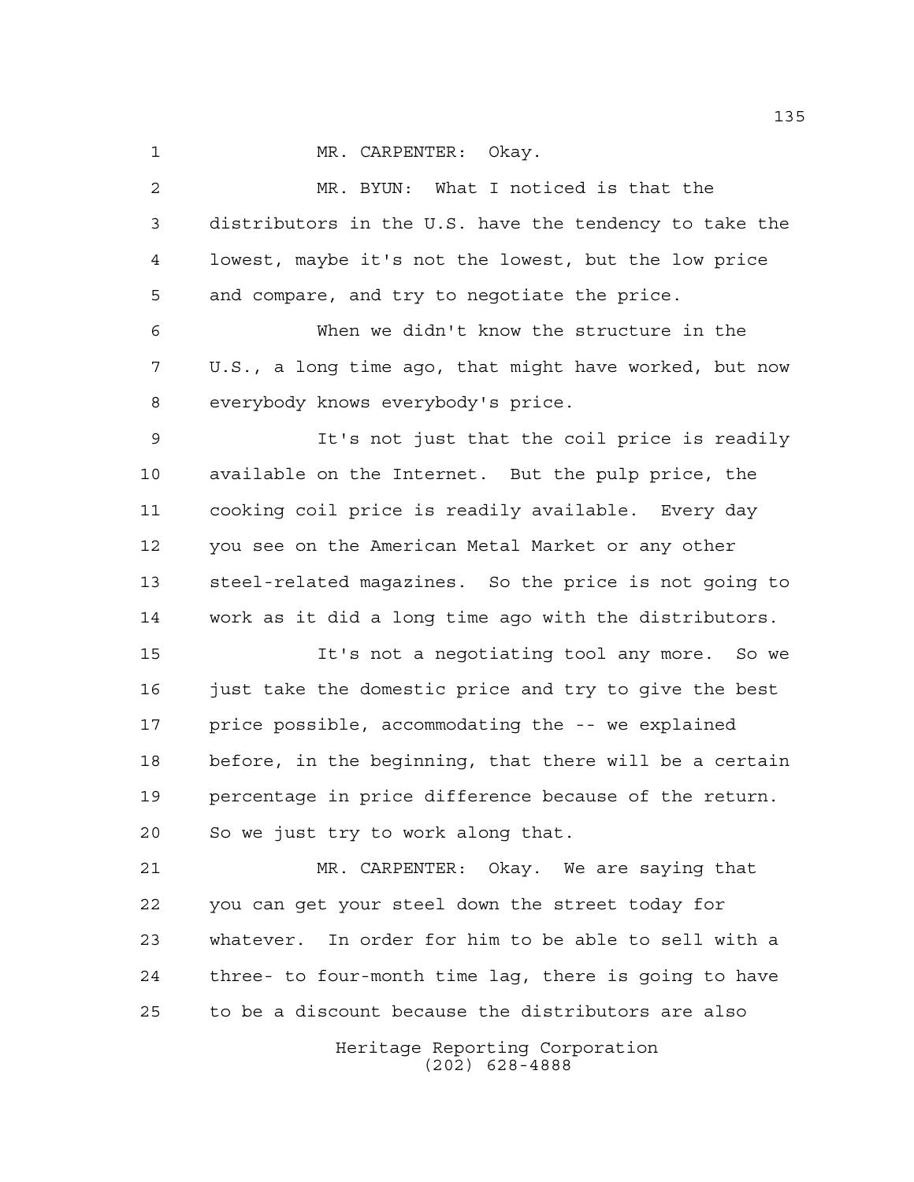MR. CARPENTER: Okay.

MR. BYUN: What I noticed is that the distributors in the U.S. have the tendency to take the lowest, maybe it's not the lowest, but the low price and compare, and try to negotiate the price.

When we didn't know the structure in the U.S., a long time ago, that might have worked, but now everybody knows everybody's price.

It's not just that the coil price is readily available on the Internet. But the pulp price, the cooking coil price is readily available. Every day you see on the American Metal Market or any other steel-related magazines. So the price is not going to work as it did a long time ago with the distributors.

It's not a negotiating tool any more. So we just take the domestic price and try to give the best price possible, accommodating the -- we explained before, in the beginning, that there will be a certain percentage in price difference because of the return. So we just try to work along that.

MR. CARPENTER: Okay. We are saying that you can get your steel down the street today for whatever. In order for him to be able to sell with a three- to four-month time lag, there is going to have to be a discount because the distributors are also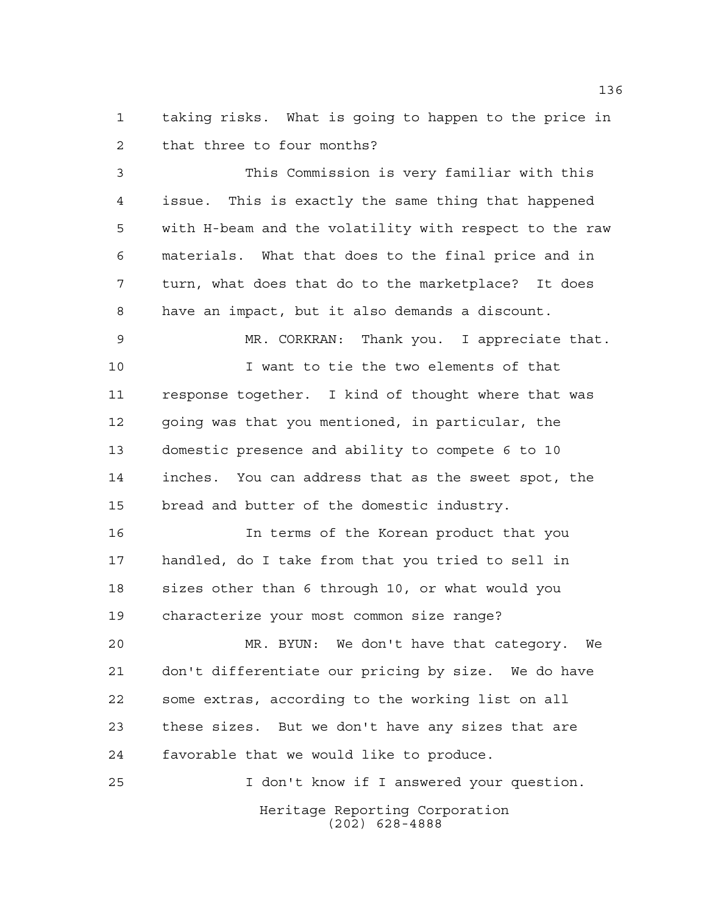taking risks. What is going to happen to the price in that three to four months?

This Commission is very familiar with this issue. This is exactly the same thing that happened with H-beam and the volatility with respect to the raw materials. What that does to the final price and in turn, what does that do to the marketplace? It does have an impact, but it also demands a discount.

MR. CORKRAN: Thank you. I appreciate that.

I want to tie the two elements of that response together. I kind of thought where that was going was that you mentioned, in particular, the domestic presence and ability to compete 6 to 10 inches. You can address that as the sweet spot, the bread and butter of the domestic industry.

In terms of the Korean product that you handled, do I take from that you tried to sell in sizes other than 6 through 10, or what would you characterize your most common size range?

MR. BYUN: We don't have that category. We don't differentiate our pricing by size. We do have some extras, according to the working list on all these sizes. But we don't have any sizes that are favorable that we would like to produce.

I don't know if I answered your question.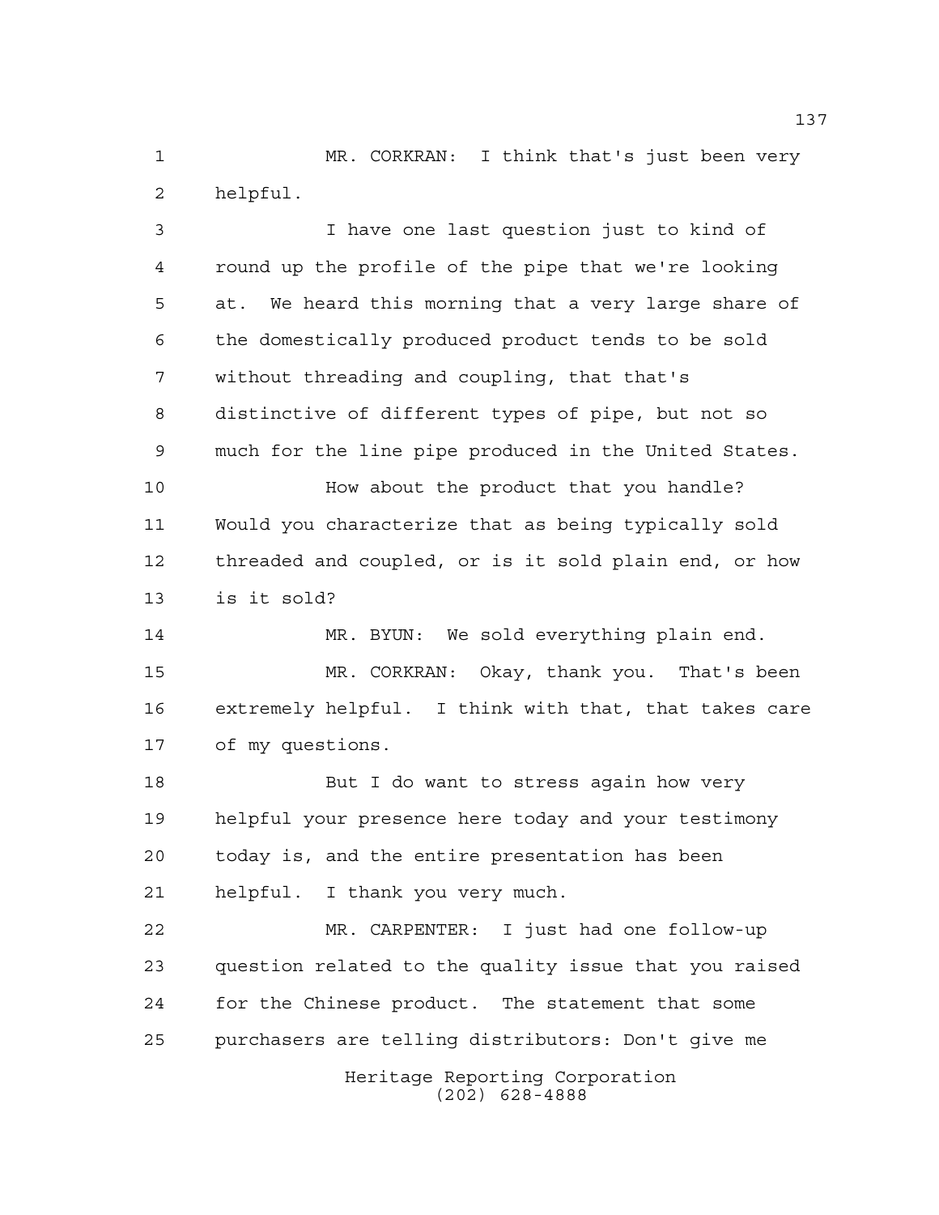MR. CORKRAN: I think that's just been very helpful.

I have one last question just to kind of round up the profile of the pipe that we're looking at. We heard this morning that a very large share of the domestically produced product tends to be sold without threading and coupling, that that's distinctive of different types of pipe, but not so much for the line pipe produced in the United States.

How about the product that you handle? Would you characterize that as being typically sold threaded and coupled, or is it sold plain end, or how is it sold?

MR. BYUN: We sold everything plain end.

MR. CORKRAN: Okay, thank you. That's been extremely helpful. I think with that, that takes care of my questions.

But I do want to stress again how very helpful your presence here today and your testimony today is, and the entire presentation has been helpful. I thank you very much.

MR. CARPENTER: I just had one follow-up question related to the quality issue that you raised for the Chinese product. The statement that some purchasers are telling distributors: Don't give me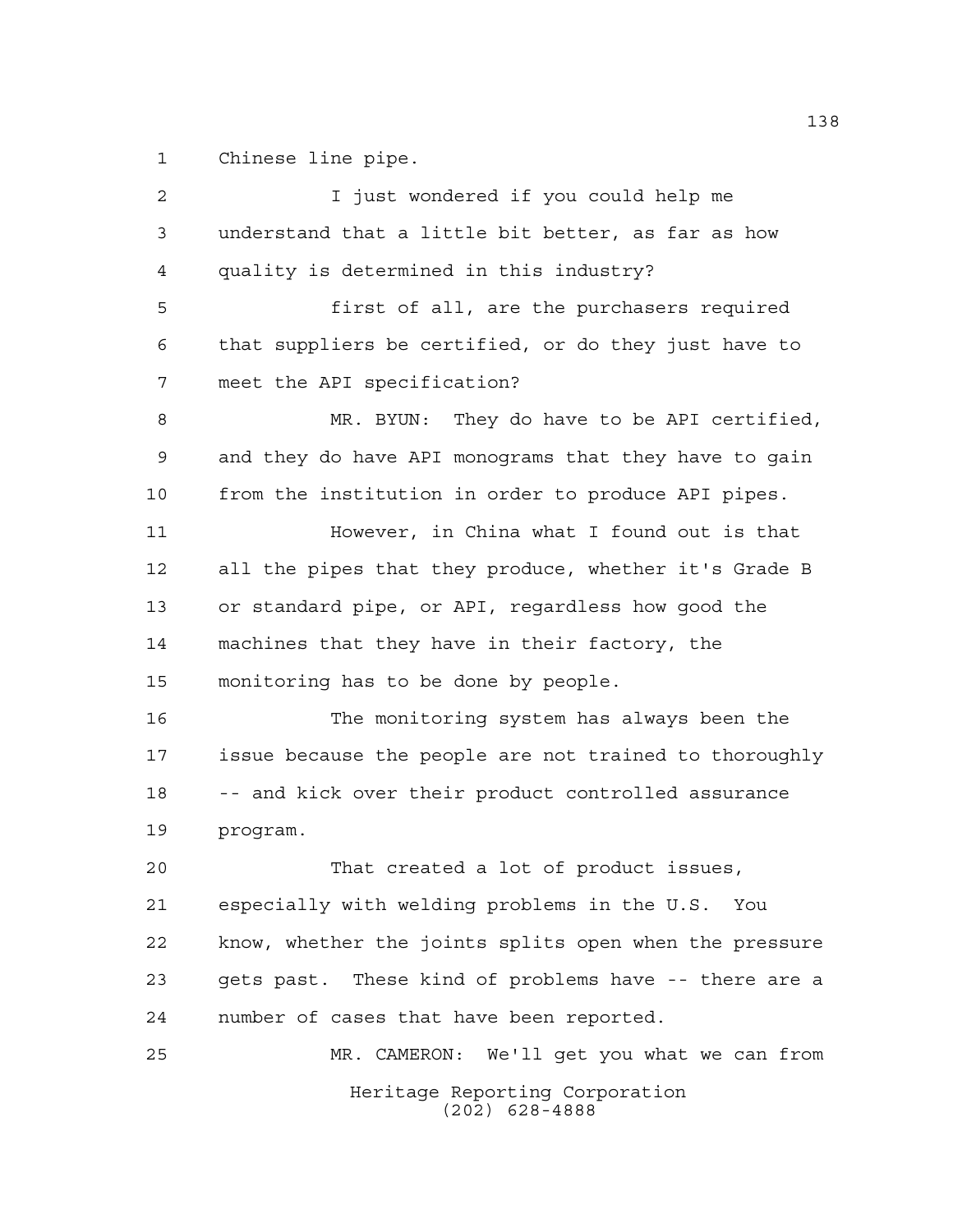Chinese line pipe.

I just wondered if you could help me understand that a little bit better, as far as how quality is determined in this industry?

first of all, are the purchasers required that suppliers be certified, or do they just have to meet the API specification?

MR. BYUN: They do have to be API certified, and they do have API monograms that they have to gain from the institution in order to produce API pipes.

However, in China what I found out is that all the pipes that they produce, whether it's Grade B or standard pipe, or API, regardless how good the machines that they have in their factory, the monitoring has to be done by people.

The monitoring system has always been the issue because the people are not trained to thoroughly -- and kick over their product controlled assurance program.

That created a lot of product issues, especially with welding problems in the U.S. You know, whether the joints splits open when the pressure gets past. These kind of problems have -- there are a number of cases that have been reported.

MR. CAMERON: We'll get you what we can from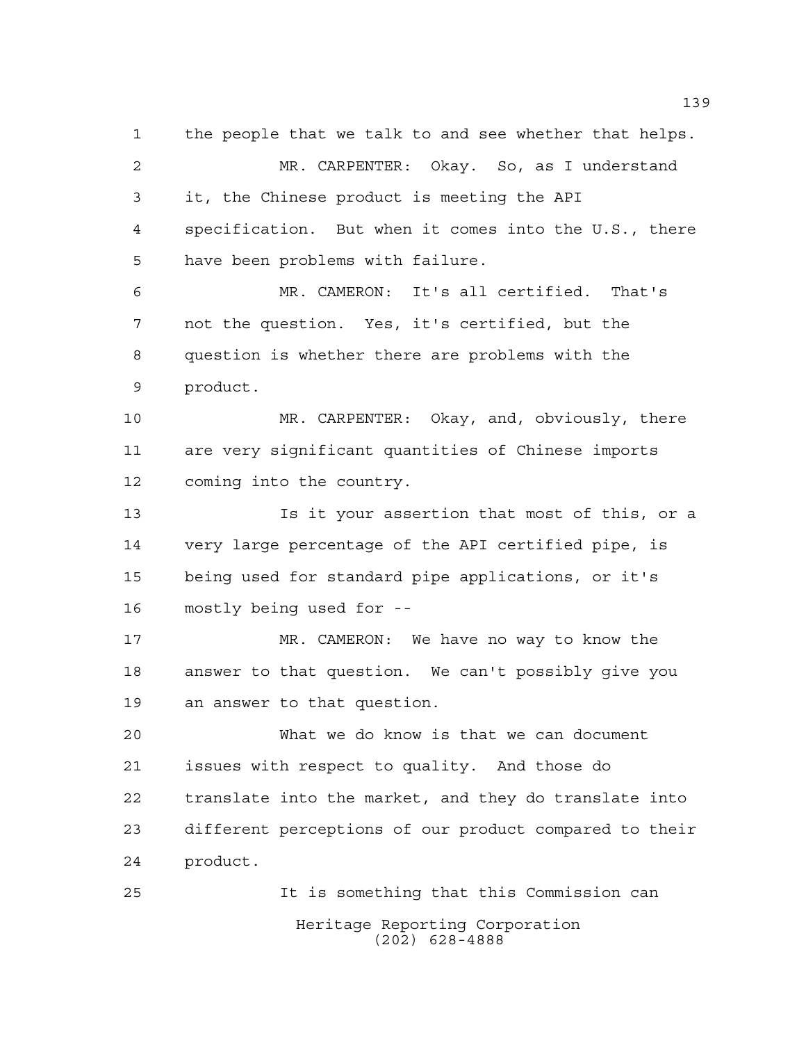the people that we talk to and see whether that helps.

MR. CARPENTER: Okay. So, as I understand it, the Chinese product is meeting the API specification. But when it comes into the U.S., there have been problems with failure.

MR. CAMERON: It's all certified. That's not the question. Yes, it's certified, but the question is whether there are problems with the product.

MR. CARPENTER: Okay, and, obviously, there are very significant quantities of Chinese imports coming into the country.

Is it your assertion that most of this, or a very large percentage of the API certified pipe, is being used for standard pipe applications, or it's mostly being used for --

MR. CAMERON: We have no way to know the answer to that question. We can't possibly give you an answer to that question.

What we do know is that we can document issues with respect to quality. And those do translate into the market, and they do translate into different perceptions of our product compared to their product.

It is something that this Commission can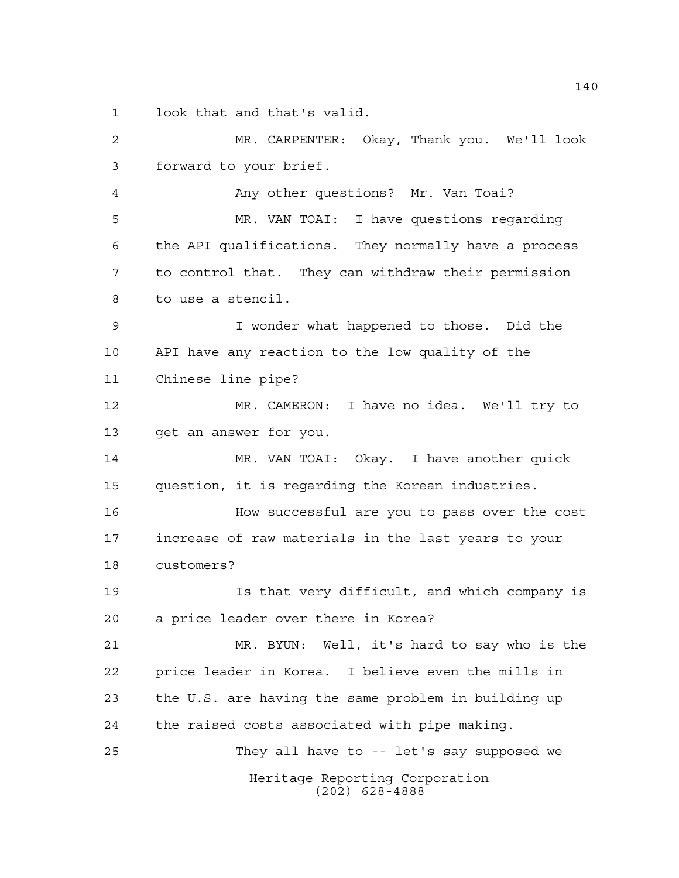look that and that's valid.

MR. CARPENTER: Okay, Thank you. We'll look forward to your brief.

Any other questions? Mr. Van Toai?

MR. VAN TOAI: I have questions regarding the API qualifications. They normally have a process to control that. They can withdraw their permission to use a stencil.

I wonder what happened to those. Did the API have any reaction to the low quality of the Chinese line pipe?

MR. CAMERON: I have no idea. We'll try to get an answer for you.

MR. VAN TOAI: Okay. I have another quick question, it is regarding the Korean industries.

How successful are you to pass over the cost increase of raw materials in the last years to your customers?

Is that very difficult, and which company is a price leader over there in Korea?

MR. BYUN: Well, it's hard to say who is the price leader in Korea. I believe even the mills in the U.S. are having the same problem in building up the raised costs associated with pipe making.

They all have to -- let's say supposed we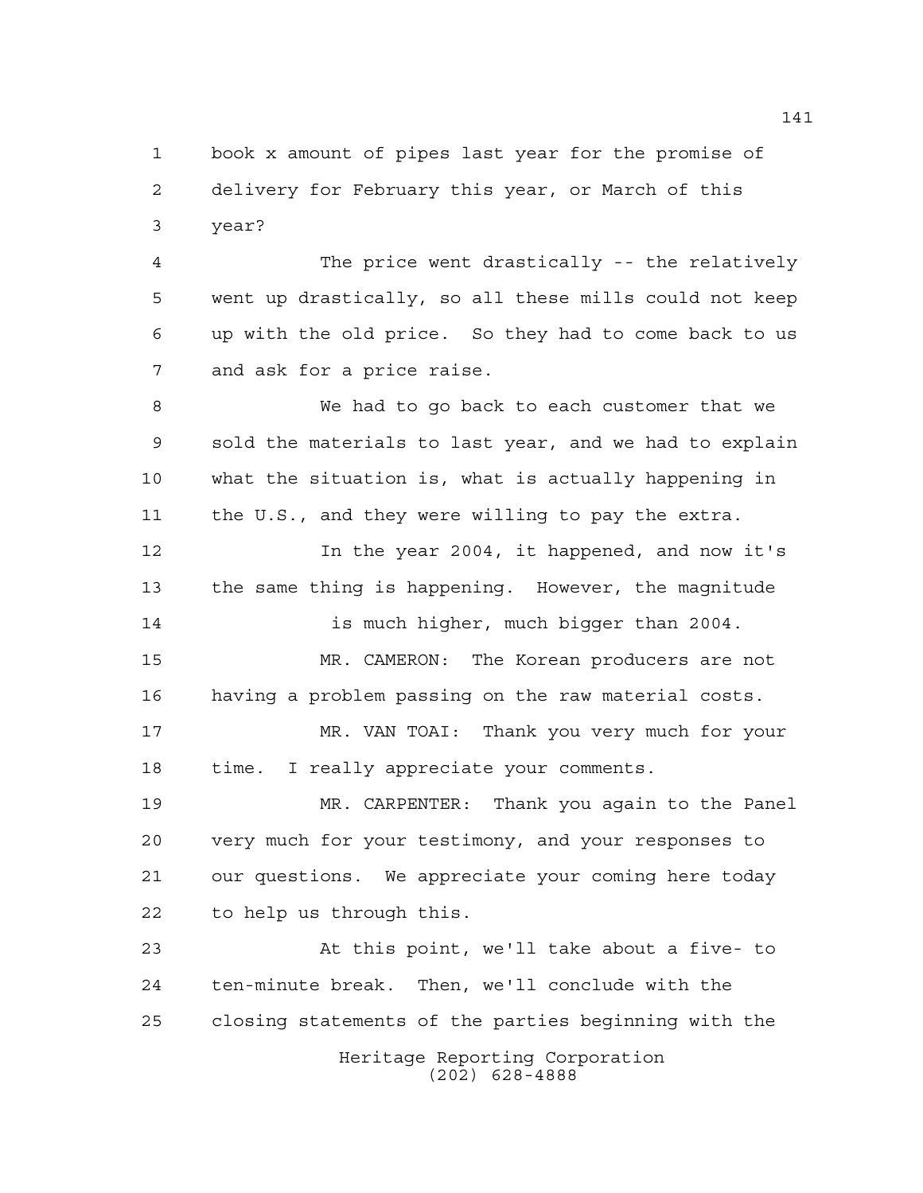book x amount of pipes last year for the promise of delivery for February this year, or March of this year?

The price went drastically -- the relatively went up drastically, so all these mills could not keep up with the old price. So they had to come back to us and ask for a price raise.

We had to go back to each customer that we sold the materials to last year, and we had to explain what the situation is, what is actually happening in the U.S., and they were willing to pay the extra.

In the year 2004, it happened, and now it's the same thing is happening. However, the magnitude is much higher, much bigger than 2004.

MR. CAMERON: The Korean producers are not having a problem passing on the raw material costs.

MR. VAN TOAI: Thank you very much for your time. I really appreciate your comments.

MR. CARPENTER: Thank you again to the Panel very much for your testimony, and your responses to our questions. We appreciate your coming here today to help us through this.

At this point, we'll take about a five- to ten-minute break. Then, we'll conclude with the closing statements of the parties beginning with the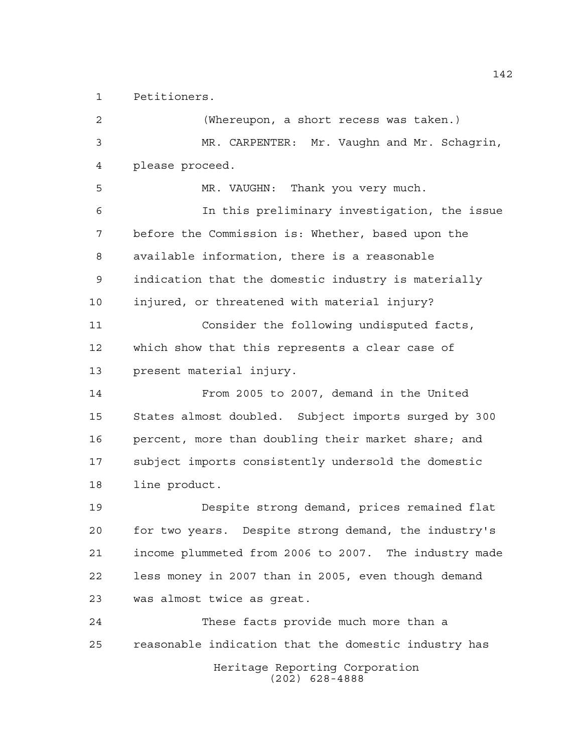Petitioners.

(Whereupon, a short recess was taken.)

MR. CARPENTER: Mr. Vaughn and Mr. Schagrin, please proceed.

MR. VAUGHN: Thank you very much.

In this preliminary investigation, the issue before the Commission is: Whether, based upon the available information, there is a reasonable indication that the domestic industry is materially injured, or threatened with material injury?

Consider the following undisputed facts, which show that this represents a clear case of present material injury.

From 2005 to 2007, demand in the United States almost doubled. Subject imports surged by 300 percent, more than doubling their market share; and subject imports consistently undersold the domestic line product.

Despite strong demand, prices remained flat for two years. Despite strong demand, the industry's income plummeted from 2006 to 2007. The industry made less money in 2007 than in 2005, even though demand was almost twice as great.

These facts provide much more than a reasonable indication that the domestic industry has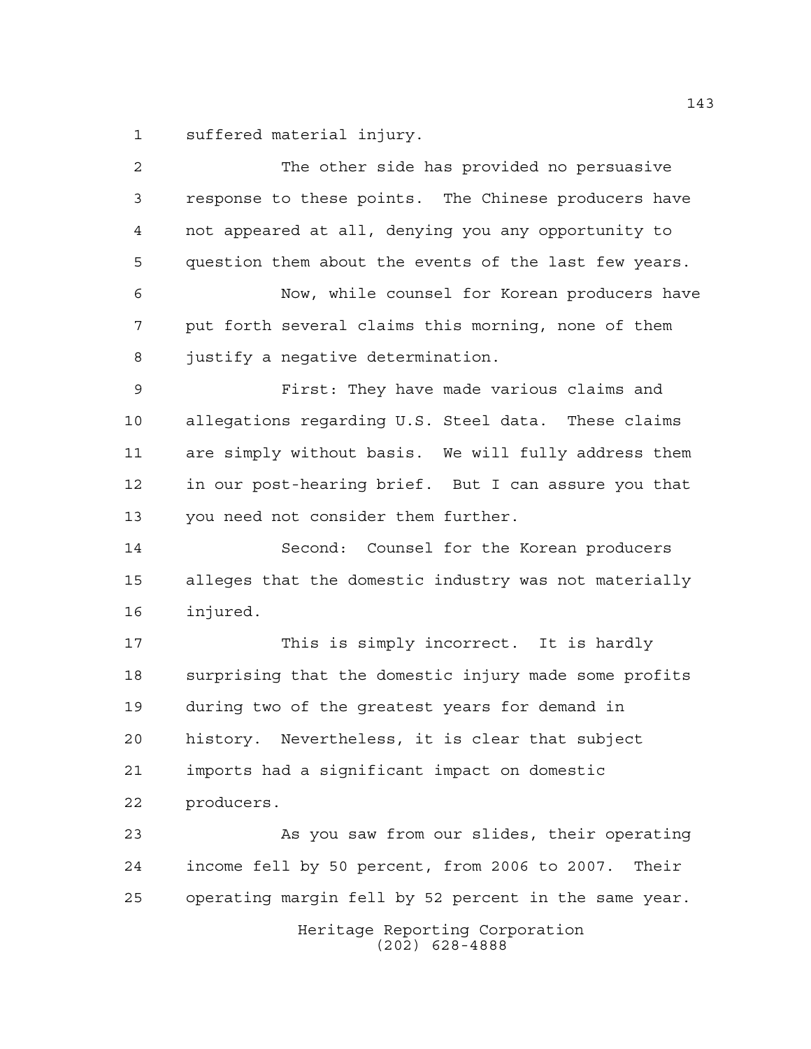suffered material injury.

The other side has provided no persuasive response to these points. The Chinese producers have not appeared at all, denying you any opportunity to question them about the events of the last few years.

Now, while counsel for Korean producers have put forth several claims this morning, none of them justify a negative determination.

First: They have made various claims and allegations regarding U.S. Steel data. These claims are simply without basis. We will fully address them in our post-hearing brief. But I can assure you that you need not consider them further.

Second: Counsel for the Korean producers alleges that the domestic industry was not materially injured.

This is simply incorrect. It is hardly surprising that the domestic injury made some profits during two of the greatest years for demand in history. Nevertheless, it is clear that subject imports had a significant impact on domestic producers.

As you saw from our slides, their operating income fell by 50 percent, from 2006 to 2007. Their operating margin fell by 52 percent in the same year.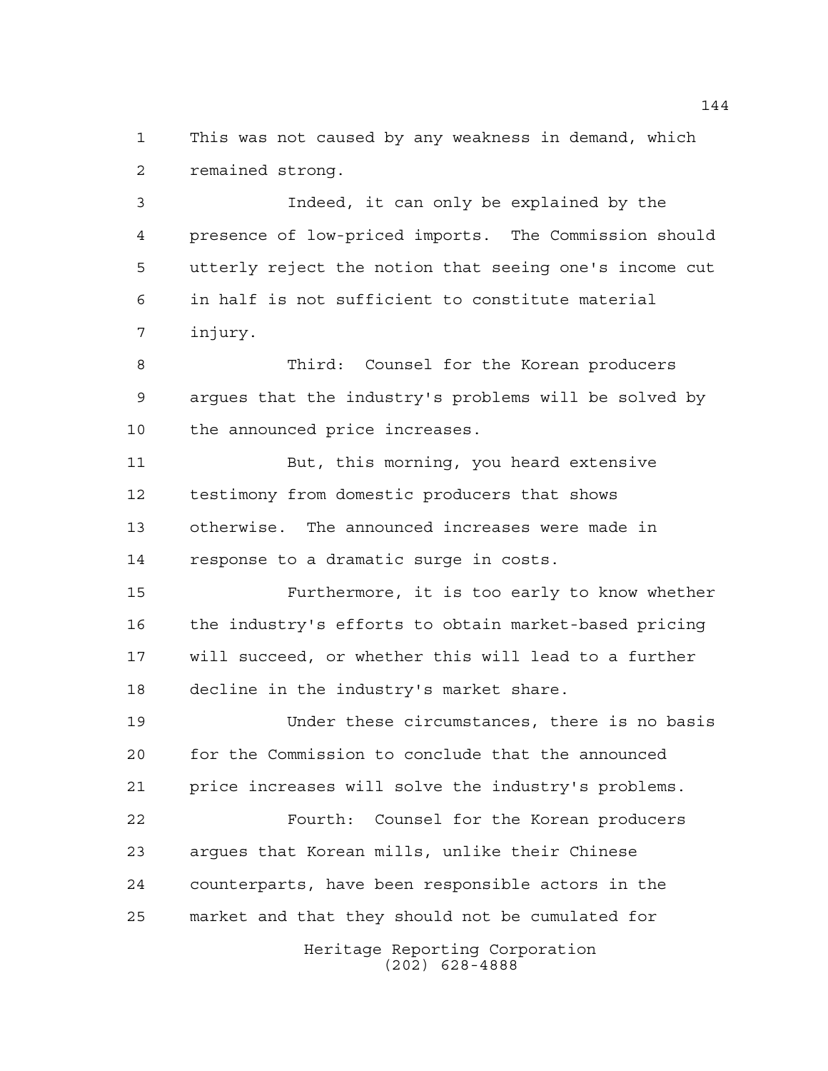This was not caused by any weakness in demand, which remained strong.

Indeed, it can only be explained by the presence of low-priced imports. The Commission should utterly reject the notion that seeing one's income cut in half is not sufficient to constitute material injury.

Third: Counsel for the Korean producers argues that the industry's problems will be solved by the announced price increases.

But, this morning, you heard extensive testimony from domestic producers that shows otherwise. The announced increases were made in response to a dramatic surge in costs.

Furthermore, it is too early to know whether the industry's efforts to obtain market-based pricing will succeed, or whether this will lead to a further decline in the industry's market share.

Under these circumstances, there is no basis for the Commission to conclude that the announced price increases will solve the industry's problems.

Fourth: Counsel for the Korean producers argues that Korean mills, unlike their Chinese counterparts, have been responsible actors in the market and that they should not be cumulated for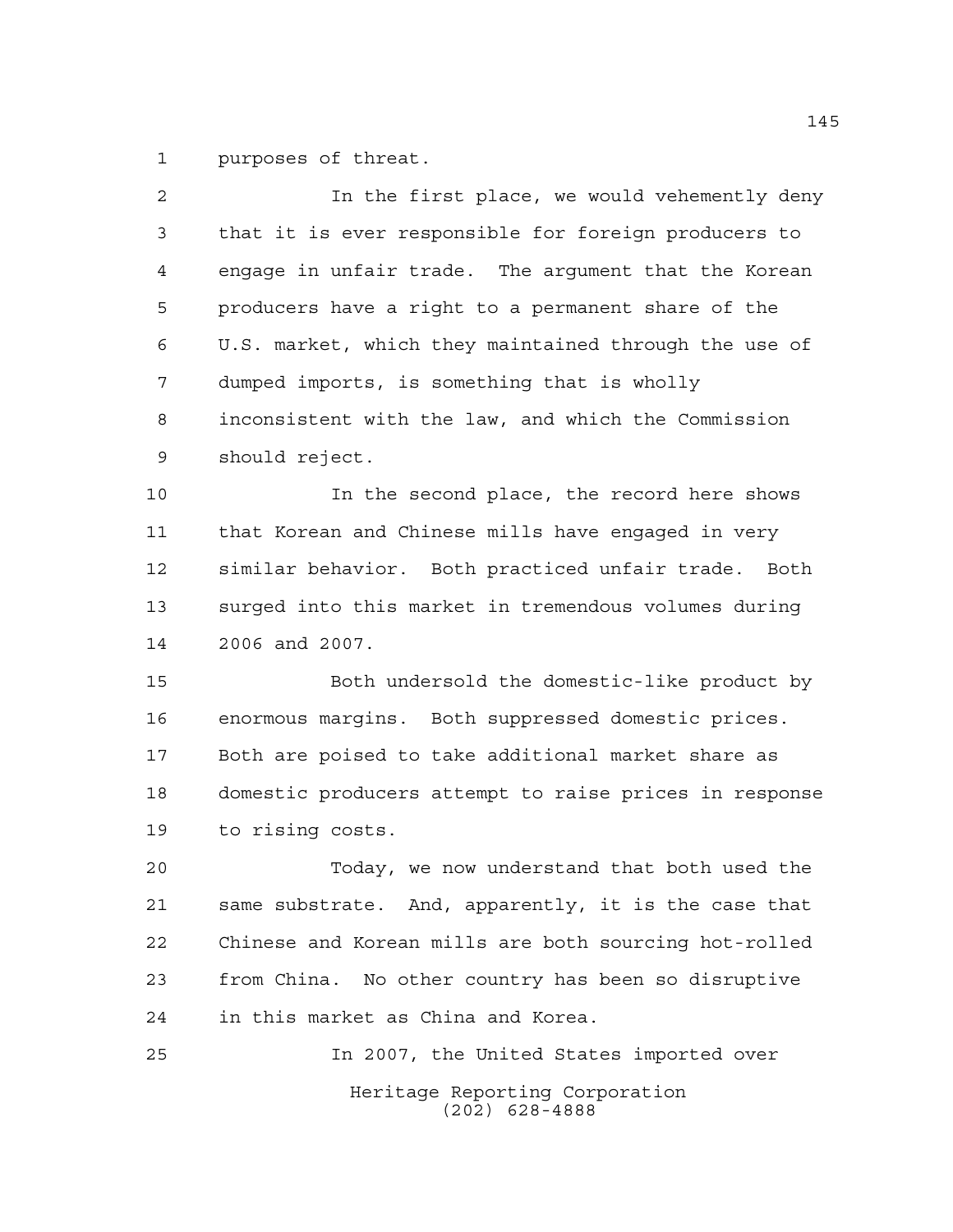purposes of threat.

In the first place, we would vehemently deny that it is ever responsible for foreign producers to engage in unfair trade. The argument that the Korean producers have a right to a permanent share of the U.S. market, which they maintained through the use of dumped imports, is something that is wholly inconsistent with the law, and which the Commission should reject.

In the second place, the record here shows that Korean and Chinese mills have engaged in very similar behavior. Both practiced unfair trade. Both surged into this market in tremendous volumes during 2006 and 2007.

Both undersold the domestic-like product by enormous margins. Both suppressed domestic prices. Both are poised to take additional market share as domestic producers attempt to raise prices in response to rising costs.

Today, we now understand that both used the same substrate. And, apparently, it is the case that Chinese and Korean mills are both sourcing hot-rolled from China. No other country has been so disruptive in this market as China and Korea.

In 2007, the United States imported over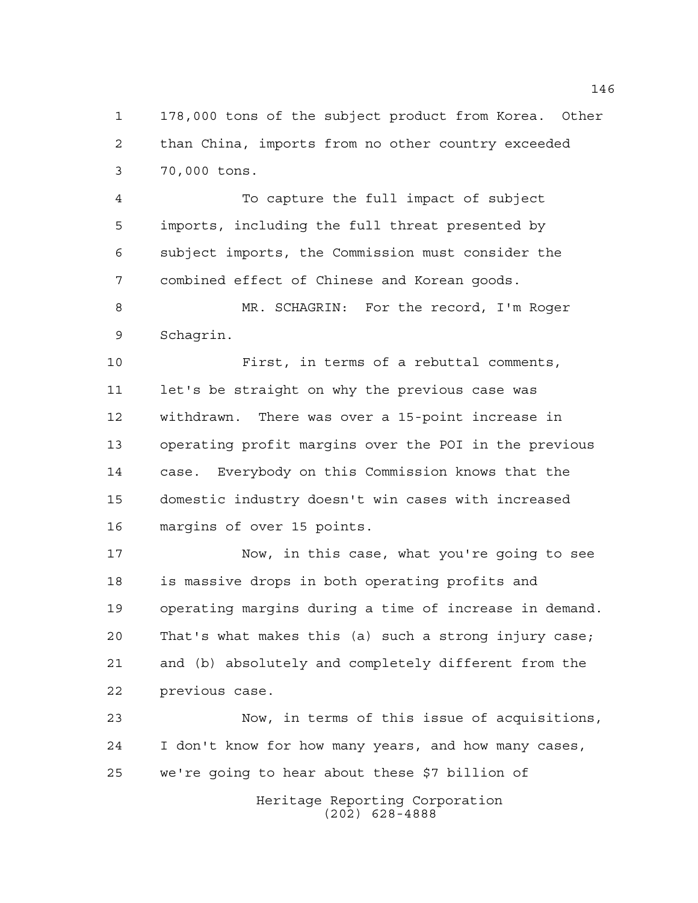178,000 tons of the subject product from Korea. Other than China, imports from no other country exceeded 70,000 tons.

To capture the full impact of subject imports, including the full threat presented by subject imports, the Commission must consider the combined effect of Chinese and Korean goods.

MR. SCHAGRIN: For the record, I'm Roger Schagrin.

First, in terms of a rebuttal comments, let's be straight on why the previous case was withdrawn. There was over a 15-point increase in operating profit margins over the POI in the previous case. Everybody on this Commission knows that the domestic industry doesn't win cases with increased margins of over 15 points.

Now, in this case, what you're going to see is massive drops in both operating profits and operating margins during a time of increase in demand. That's what makes this (a) such a strong injury case; and (b) absolutely and completely different from the previous case.

Now, in terms of this issue of acquisitions, I don't know for how many years, and how many cases, we're going to hear about these $7 billion of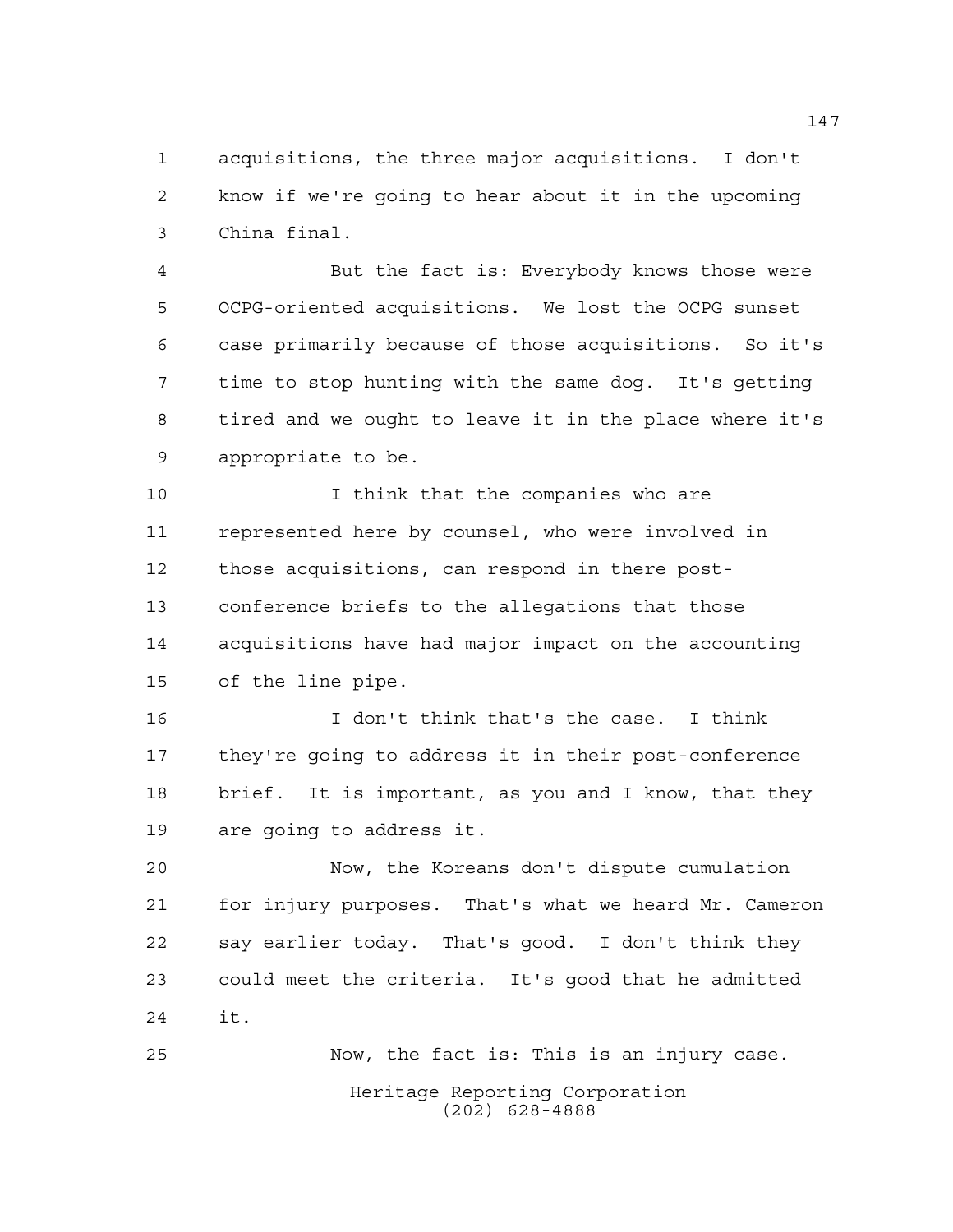acquisitions, the three major acquisitions. I don't know if we're going to hear about it in the upcoming China final.

But the fact is: Everybody knows those were OCPG-oriented acquisitions. We lost the OCPG sunset case primarily because of those acquisitions. So it's time to stop hunting with the same dog. It's getting tired and we ought to leave it in the place where it's appropriate to be.

I think that the companies who are represented here by counsel, who were involved in those acquisitions, can respond in there post-conference briefs to the allegations that those acquisitions have had major impact on the accounting of the line pipe.

I don't think that's the case. I think they're going to address it in their post-conference brief. It is important, as you and I know, that they are going to address it.

Now, the Koreans don't dispute cumulation for injury purposes. That's what we heard Mr. Cameron say earlier today. That's good. I don't think they could meet the criteria. It's good that he admitted it.

Now, the fact is: This is an injury case.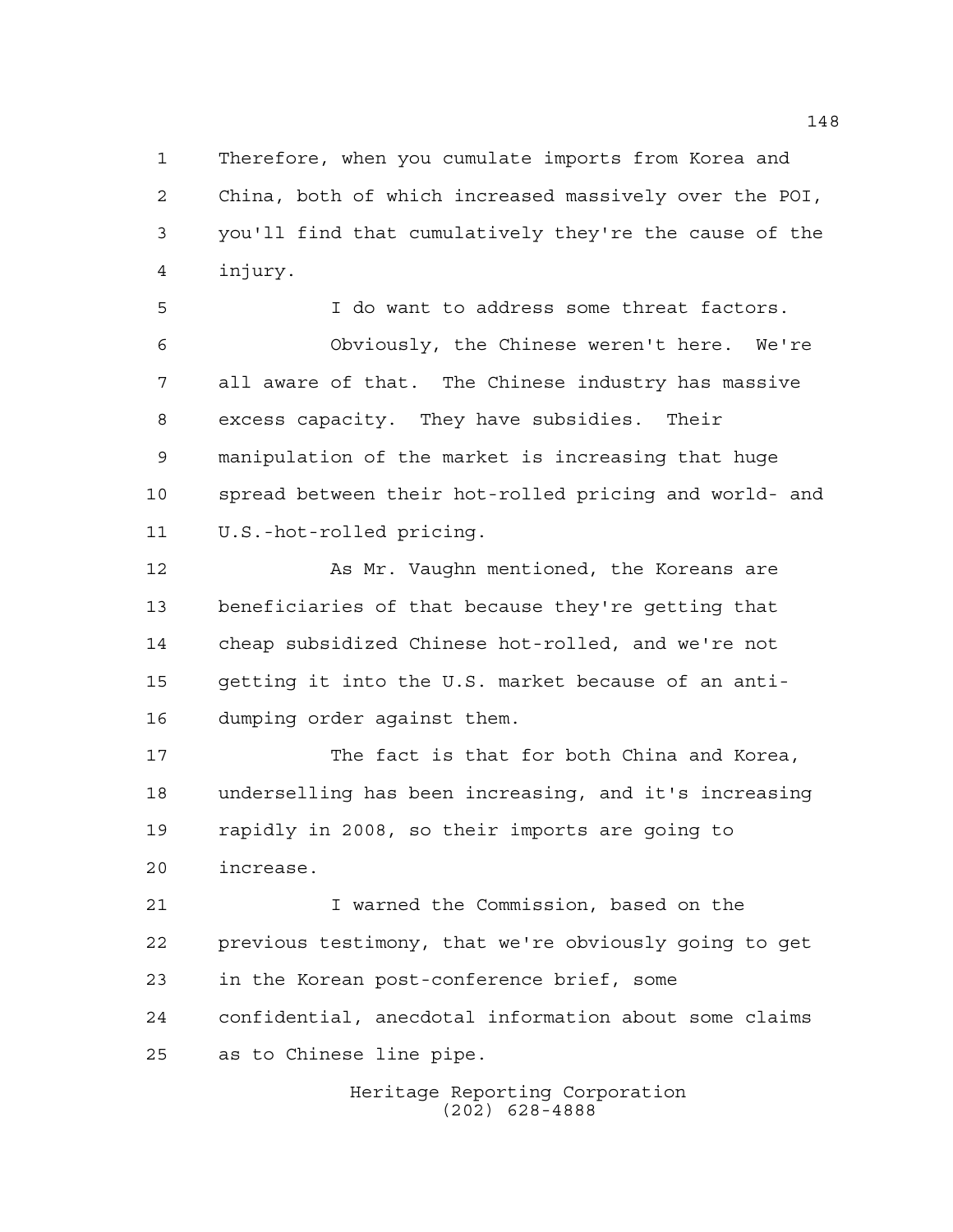Therefore, when you cumulate imports from Korea and China, both of which increased massively over the POI, you'll find that cumulatively they're the cause of the injury.

I do want to address some threat factors.

Obviously, the Chinese weren't here. We're all aware of that. The Chinese industry has massive excess capacity. They have subsidies. Their manipulation of the market is increasing that huge spread between their hot-rolled pricing and world- and U.S.-hot-rolled pricing.

As Mr. Vaughn mentioned, the Koreans are beneficiaries of that because they're getting that cheap subsidized Chinese hot-rolled, and we're not getting it into the U.S. market because of an anti-dumping order against them.

The fact is that for both China and Korea, underselling has been increasing, and it's increasing rapidly in 2008, so their imports are going to increase.

I warned the Commission, based on the previous testimony, that we're obviously going to get in the Korean post-conference brief, some confidential, anecdotal information about some claims as to Chinese line pipe.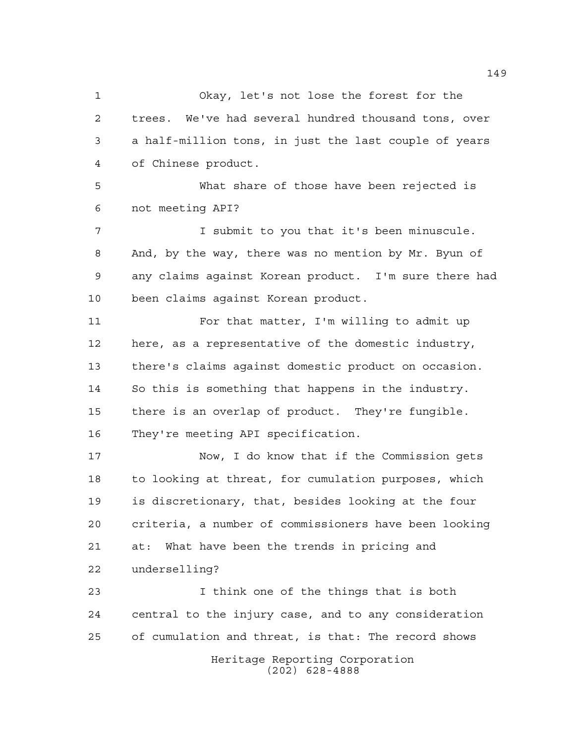Okay, let's not lose the forest for the trees. We've had several hundred thousand tons, over a half-million tons, in just the last couple of years of Chinese product.

What share of those have been rejected is not meeting API?

I submit to you that it's been minuscule. And, by the way, there was no mention by Mr. Byun of any claims against Korean product. I'm sure there had been claims against Korean product.

For that matter, I'm willing to admit up here, as a representative of the domestic industry, there's claims against domestic product on occasion. So this is something that happens in the industry. there is an overlap of product. They're fungible. They're meeting API specification.

Now, I do know that if the Commission gets to looking at threat, for cumulation purposes, which is discretionary, that, besides looking at the four criteria, a number of commissioners have been looking at: What have been the trends in pricing and underselling?

I think one of the things that is both central to the injury case, and to any consideration of cumulation and threat, is that: The record shows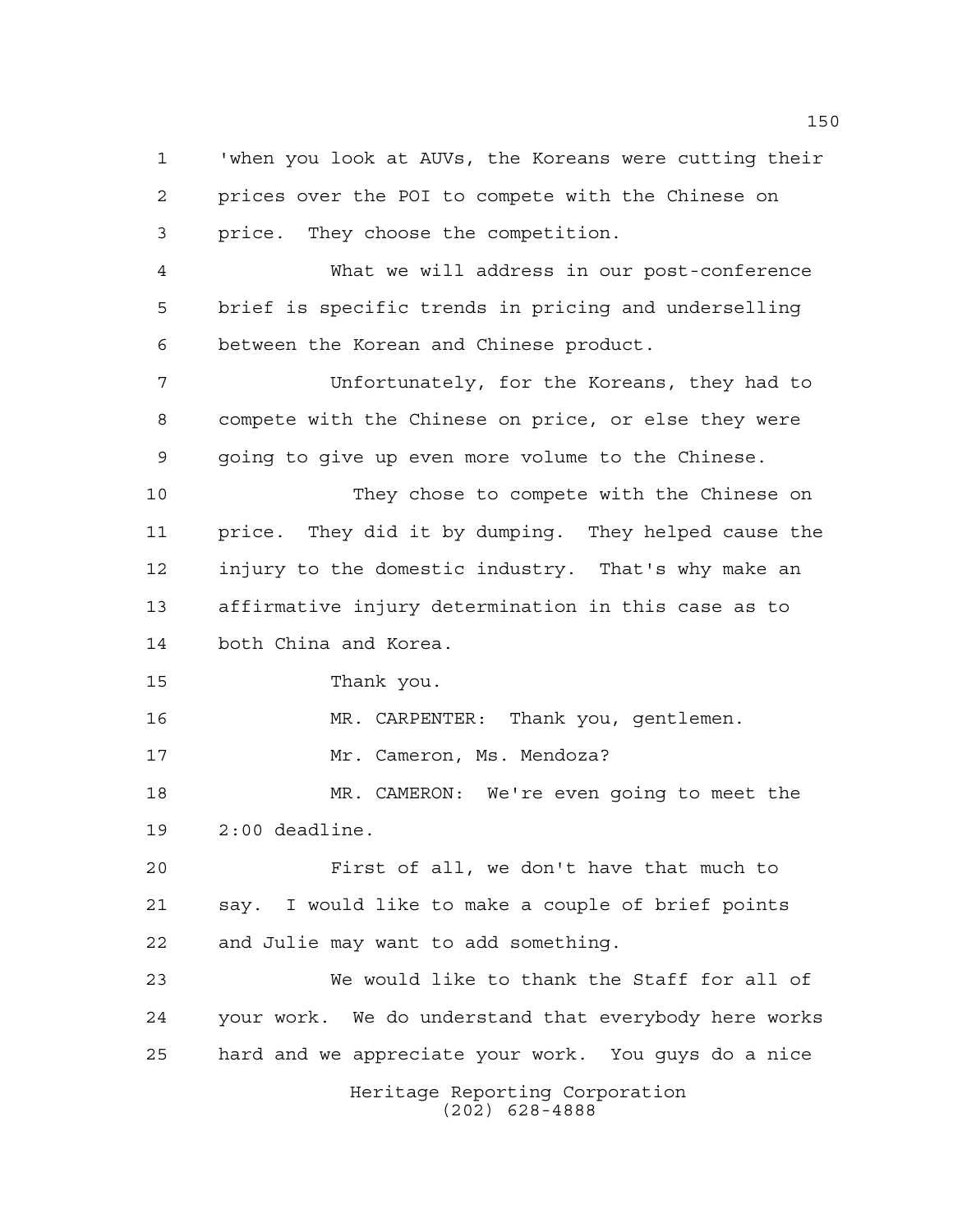'when you look at AUVs, the Koreans were cutting their prices over the POI to compete with the Chinese on price. They choose the competition.

What we will address in our post-conference brief is specific trends in pricing and underselling between the Korean and Chinese product.

Unfortunately, for the Koreans, they had to compete with the Chinese on price, or else they were going to give up even more volume to the Chinese.

They chose to compete with the Chinese on price. They did it by dumping. They helped cause the injury to the domestic industry. That's why make an affirmative injury determination in this case as to both China and Korea.

Thank you.

MR. CARPENTER: Thank you, gentlemen.

Mr. Cameron, Ms. Mendoza?

MR. CAMERON: We're even going to meet the 2:00 deadline.

First of all, we don't have that much to say. I would like to make a couple of brief points and Julie may want to add something.

We would like to thank the Staff for all of your work. We do understand that everybody here works hard and we appreciate your work. You guys do a nice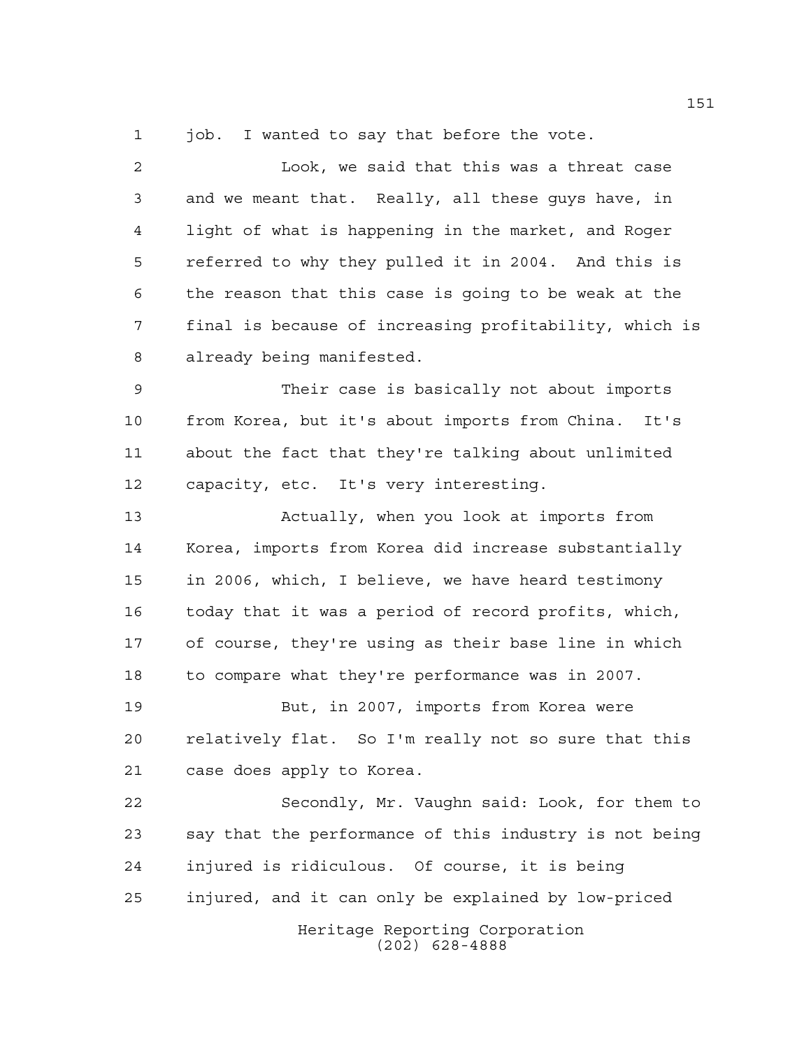job. I wanted to say that before the vote.

Look, we said that this was a threat case and we meant that. Really, all these guys have, in light of what is happening in the market, and Roger referred to why they pulled it in 2004. And this is the reason that this case is going to be weak at the final is because of increasing profitability, which is already being manifested.

Their case is basically not about imports from Korea, but it's about imports from China. It's about the fact that they're talking about unlimited capacity, etc. It's very interesting.

Actually, when you look at imports from Korea, imports from Korea did increase substantially in 2006, which, I believe, we have heard testimony today that it was a period of record profits, which, of course, they're using as their base line in which to compare what they're performance was in 2007.

But, in 2007, imports from Korea were relatively flat. So I'm really not so sure that this case does apply to Korea.

Secondly, Mr. Vaughn said: Look, for them to say that the performance of this industry is not being injured is ridiculous. Of course, it is being injured, and it can only be explained by low-priced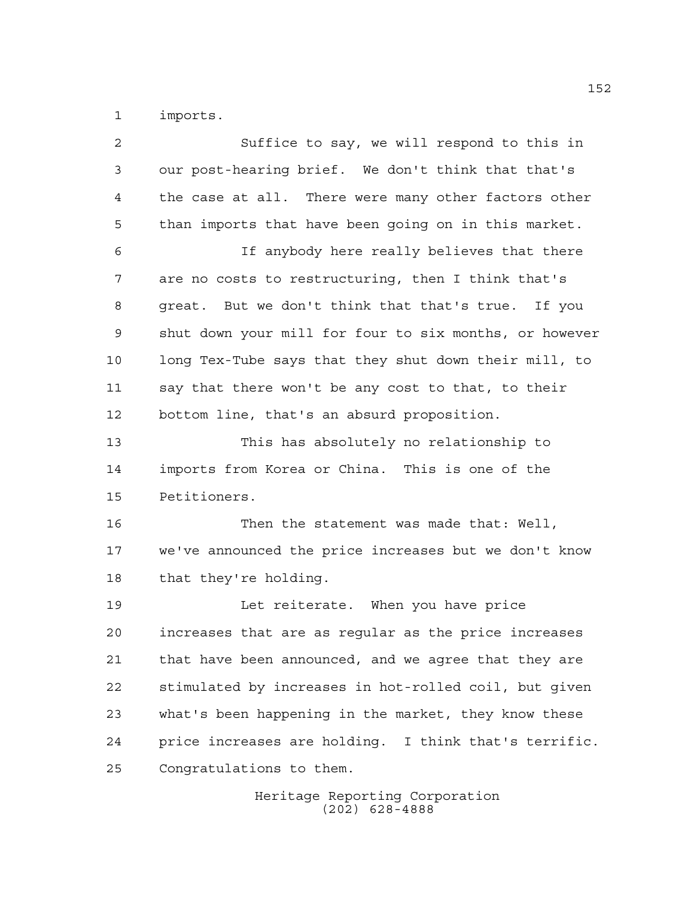imports.

Suffice to say, we will respond to this in our post-hearing brief. We don't think that that's the case at all. There were many other factors other than imports that have been going on in this market.

If anybody here really believes that there are no costs to restructuring, then I think that's great. But we don't think that that's true. If you shut down your mill for four to six months, or however long Tex-Tube says that they shut down their mill, to say that there won't be any cost to that, to their bottom line, that's an absurd proposition.

This has absolutely no relationship to imports from Korea or China. This is one of the Petitioners.

Then the statement was made that: Well, we've announced the price increases but we don't know that they're holding.

Let reiterate. When you have price increases that are as regular as the price increases that have been announced, and we agree that they are stimulated by increases in hot-rolled coil, but given what's been happening in the market, they know these price increases are holding. I think that's terrific. Congratulations to them.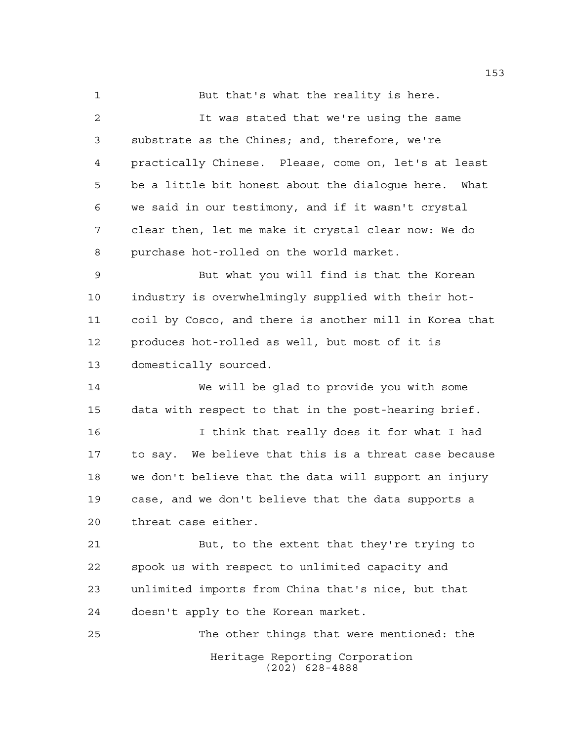But that's what the reality is here.

It was stated that we're using the same substrate as the Chines; and, therefore, we're practically Chinese. Please, come on, let's at least be a little bit honest about the dialogue here. What we said in our testimony, and if it wasn't crystal clear then, let me make it crystal clear now: We do purchase hot-rolled on the world market.

But what you will find is that the Korean industry is overwhelmingly supplied with their hot-coil by Cosco, and there is another mill in Korea that produces hot-rolled as well, but most of it is domestically sourced.

We will be glad to provide you with some data with respect to that in the post-hearing brief.

I think that really does it for what I had to say. We believe that this is a threat case because we don't believe that the data will support an injury case, and we don't believe that the data supports a threat case either.

But, to the extent that they're trying to spook us with respect to unlimited capacity and unlimited imports from China that's nice, but that doesn't apply to the Korean market.

The other things that were mentioned: the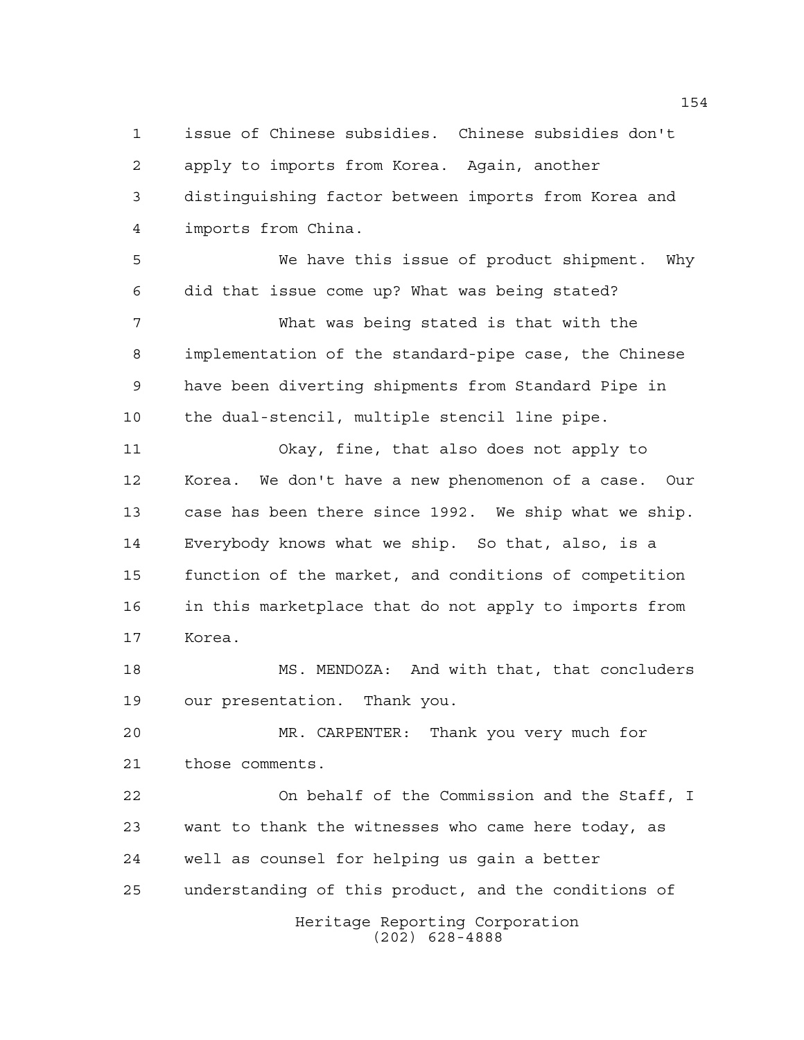issue of Chinese subsidies. Chinese subsidies don't apply to imports from Korea. Again, another distinguishing factor between imports from Korea and imports from China.

We have this issue of product shipment. Why did that issue come up? What was being stated?

What was being stated is that with the implementation of the standard-pipe case, the Chinese have been diverting shipments from Standard Pipe in the dual-stencil, multiple stencil line pipe.

Okay, fine, that also does not apply to Korea. We don't have a new phenomenon of a case. Our case has been there since 1992. We ship what we ship. Everybody knows what we ship. So that, also, is a function of the market, and conditions of competition in this marketplace that do not apply to imports from Korea.

MS. MENDOZA: And with that, that concluders our presentation. Thank you.

MR. CARPENTER: Thank you very much for those comments.

On behalf of the Commission and the Staff, I want to thank the witnesses who came here today, as well as counsel for helping us gain a better understanding of this product, and the conditions of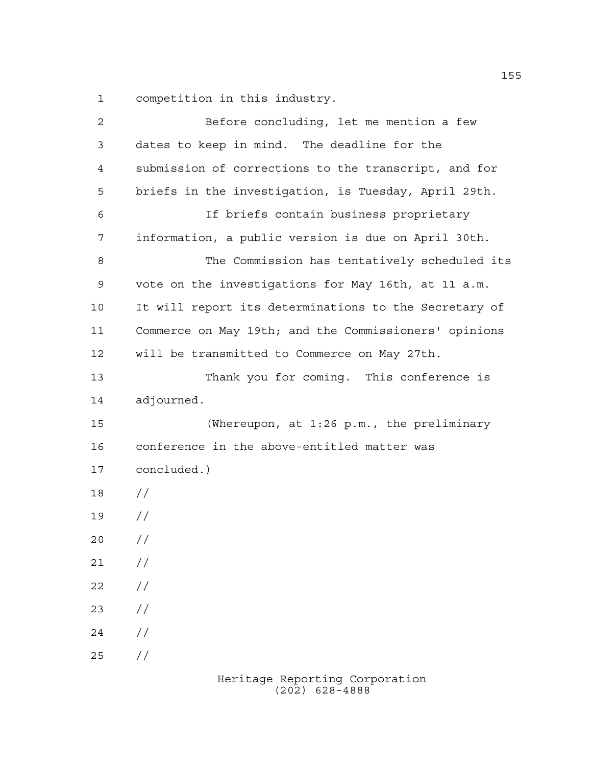competition in this industry.

Before concluding, let me mention a few dates to keep in mind. The deadline for the submission of corrections to the transcript, and for briefs in the investigation, is Tuesday, April 29th.

If briefs contain business proprietary information, a public version is due on April 30th.

The Commission has tentatively scheduled its vote on the investigations for May 16th, at 11 a.m. It will report its determinations to the Secretary of Commerce on May 19th; and the Commissioners' opinions will be transmitted to Commerce on May 27th.

Thank you for coming. This conference is adjourned.

(Whereupon, at 1:26 p.m., the preliminary conference in the above-entitled matter was concluded.)

//

//

//

//

//

//

//

//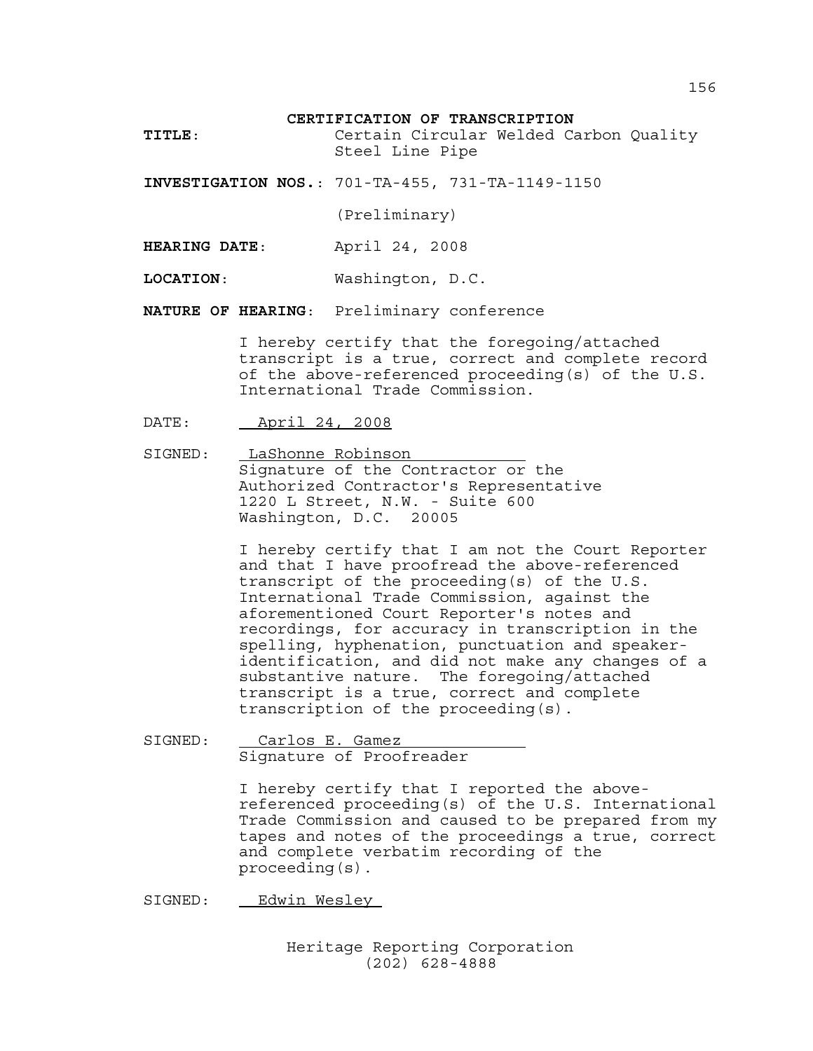# CERTIFICATION OF TRANSCRIPTION

**TITLE**: Certain Circular Welded Carbon Quality Steel Line Pipe

**INVESTIGATION NOS.**: 701-TA-455, 731-TA-1149-1150 (Preliminary)

**HEARING DATE**: April 24, 2008

**LOCATION**: Washington, D.C.

**NATURE OF HEARING**: Preliminary conference

I hereby certify that the foregoing/attached transcript is a true, correct and complete record of the above-referenced proceeding(s) of the U.S. International Trade Commission.

DATE: April 24, 2008

SIGNED: LaShonne Robinson
Signature of the Contractor or the Authorized Contractor's Representative
1220 L Street, N.W. - Suite 600
Washington, D.C. 20005

I hereby certify that I am not the Court Reporter and that I have proofread the above-referenced transcript of the proceeding(s) of the U.S. International Trade Commission, against the aforementioned Court Reporter's notes and recordings, for accuracy in transcription in the spelling, hyphenation, punctuation and speaker-identification, and did not make any changes of a substantive nature. The foregoing/attached transcript is a true, correct and complete transcription of the proceeding(s).

SIGNED: Carlos E. Gamez
Signature of Proofreader

I hereby certify that I reported the above-referenced proceeding(s) of the U.S. International Trade Commission and caused to be prepared from my tapes and notes of the proceedings a true, correct and complete verbatim recording of the proceeding(s).

SIGNED: Edwin Wesley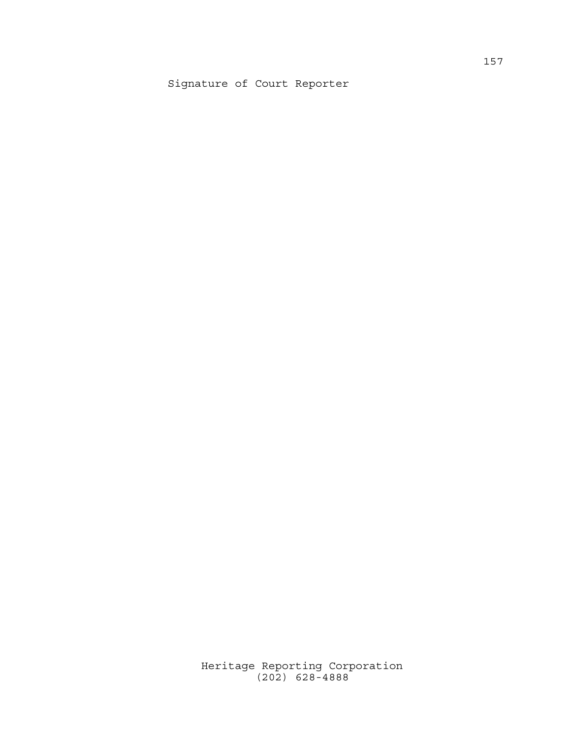Signature of Court Reporter